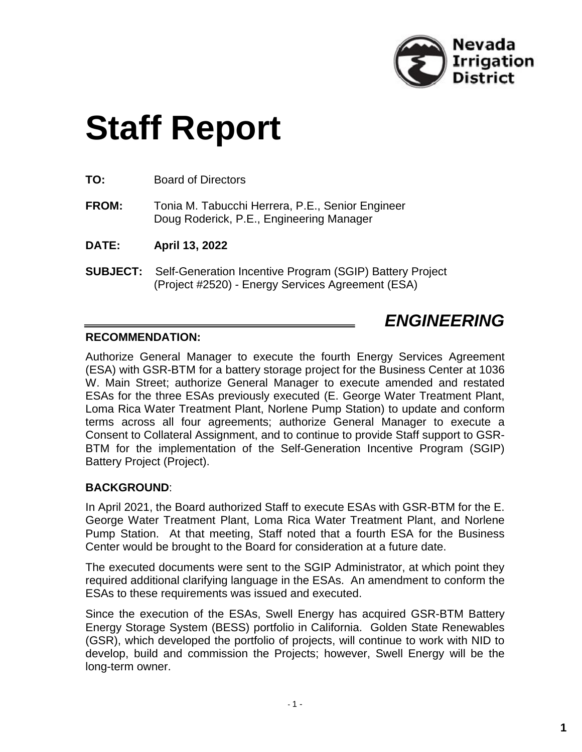Nevada Irrigation District

# Staff Report

**TO:** Board of Directors

**FROM:** Tonia M. Tabucchi Herrera, P.E., Senior Engineer
Doug Roderick, P.E., Engineering Manager

**DATE:** **April 13, 2022**

**SUBJECT:** Self-Generation Incentive Program (SGIP) Battery Project (Project #2520) - Energy Services Agreement (ESA)

## *ENGINEERING*

**RECOMMENDATION:**

Authorize General Manager to execute the fourth Energy Services Agreement (ESA) with GSR-BTM for a battery storage project for the Business Center at 1036 W. Main Street; authorize General Manager to execute amended and restated ESAs for the three ESAs previously executed (E. George Water Treatment Plant, Loma Rica Water Treatment Plant, Norlene Pump Station) to update and conform terms across all four agreements; authorize General Manager to execute a Consent to Collateral Assignment, and to continue to provide Staff support to GSR-BTM for the implementation of the Self-Generation Incentive Program (SGIP) Battery Project (Project).

**BACKGROUND**:

In April 2021, the Board authorized Staff to execute ESAs with GSR-BTM for the E. George Water Treatment Plant, Loma Rica Water Treatment Plant, and Norlene Pump Station. At that meeting, Staff noted that a fourth ESA for the Business Center would be brought to the Board for consideration at a future date.

The executed documents were sent to the SGIP Administrator, at which point they required additional clarifying language in the ESAs. An amendment to conform the ESAs to these requirements was issued and executed.

Since the execution of the ESAs, Swell Energy has acquired GSR-BTM Battery Energy Storage System (BESS) portfolio in California. Golden State Renewables (GSR), which developed the portfolio of projects, will continue to work with NID to develop, build and commission the Projects; however, Swell Energy will be the long-term owner.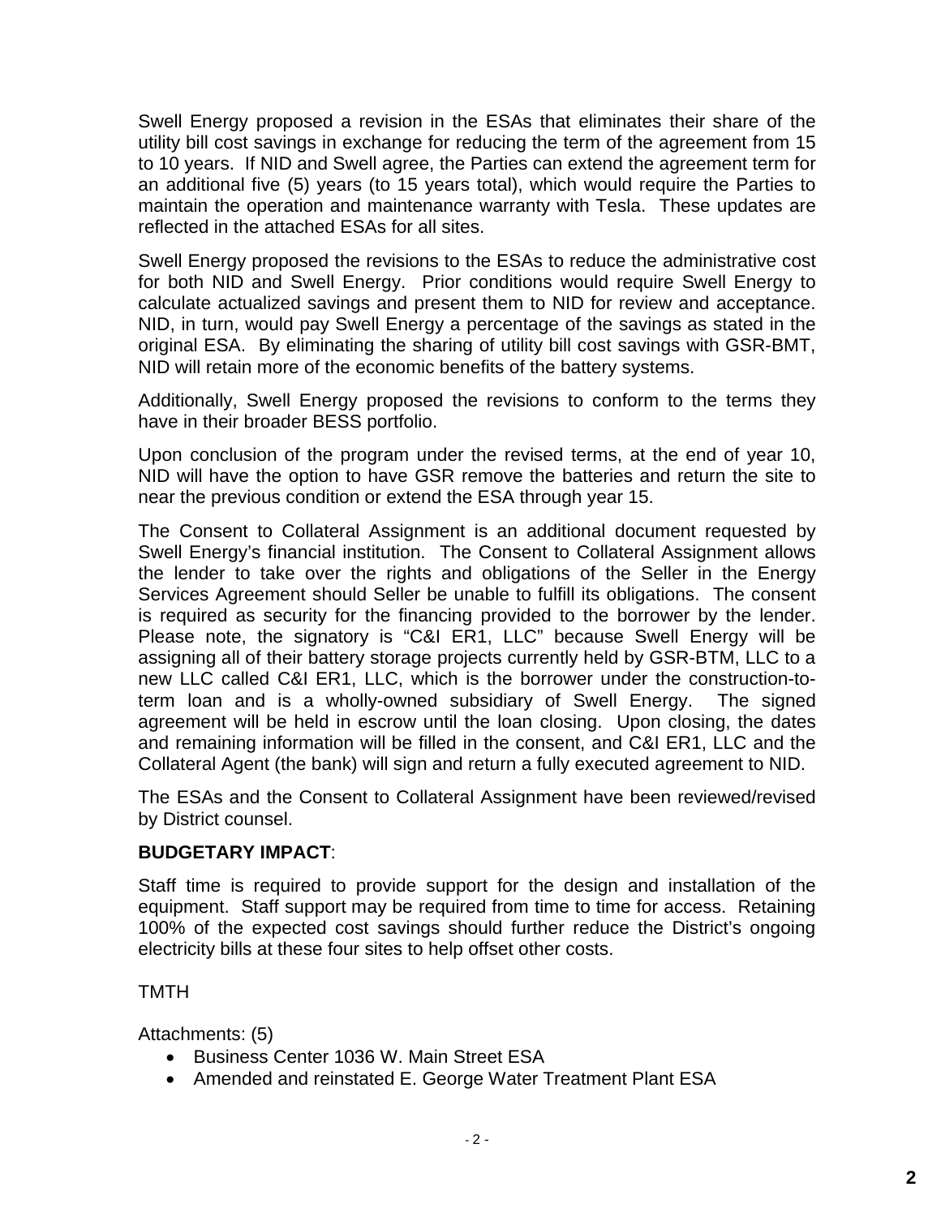Swell Energy proposed a revision in the ESAs that eliminates their share of the utility bill cost savings in exchange for reducing the term of the agreement from 15 to 10 years. If NID and Swell agree, the Parties can extend the agreement term for an additional five (5) years (to 15 years total), which would require the Parties to maintain the operation and maintenance warranty with Tesla. These updates are reflected in the attached ESAs for all sites.

Swell Energy proposed the revisions to the ESAs to reduce the administrative cost for both NID and Swell Energy. Prior conditions would require Swell Energy to calculate actualized savings and present them to NID for review and acceptance. NID, in turn, would pay Swell Energy a percentage of the savings as stated in the original ESA. By eliminating the sharing of utility bill cost savings with GSR-BMT, NID will retain more of the economic benefits of the battery systems.

Additionally, Swell Energy proposed the revisions to conform to the terms they have in their broader BESS portfolio.

Upon conclusion of the program under the revised terms, at the end of year 10, NID will have the option to have GSR remove the batteries and return the site to near the previous condition or extend the ESA through year 15.

The Consent to Collateral Assignment is an additional document requested by Swell Energy's financial institution. The Consent to Collateral Assignment allows the lender to take over the rights and obligations of the Seller in the Energy Services Agreement should Seller be unable to fulfill its obligations. The consent is required as security for the financing provided to the borrower by the lender. Please note, the signatory is "C&I ER1, LLC" because Swell Energy will be assigning all of their battery storage projects currently held by GSR-BTM, LLC to a new LLC called C&I ER1, LLC, which is the borrower under the construction-to-term loan and is a wholly-owned subsidiary of Swell Energy. The signed agreement will be held in escrow until the loan closing. Upon closing, the dates and remaining information will be filled in the consent, and C&I ER1, LLC and the Collateral Agent (the bank) will sign and return a fully executed agreement to NID.

The ESAs and the Consent to Collateral Assignment have been reviewed/revised by District counsel.

**BUDGETARY IMPACT**:

Staff time is required to provide support for the design and installation of the equipment. Staff support may be required from time to time for access. Retaining 100% of the expected cost savings should further reduce the District's ongoing electricity bills at these four sites to help offset other costs.

TMTH

Attachments: (5)

- Business Center 1036 W. Main Street ESA
- Amended and reinstated E. George Water Treatment Plant ESA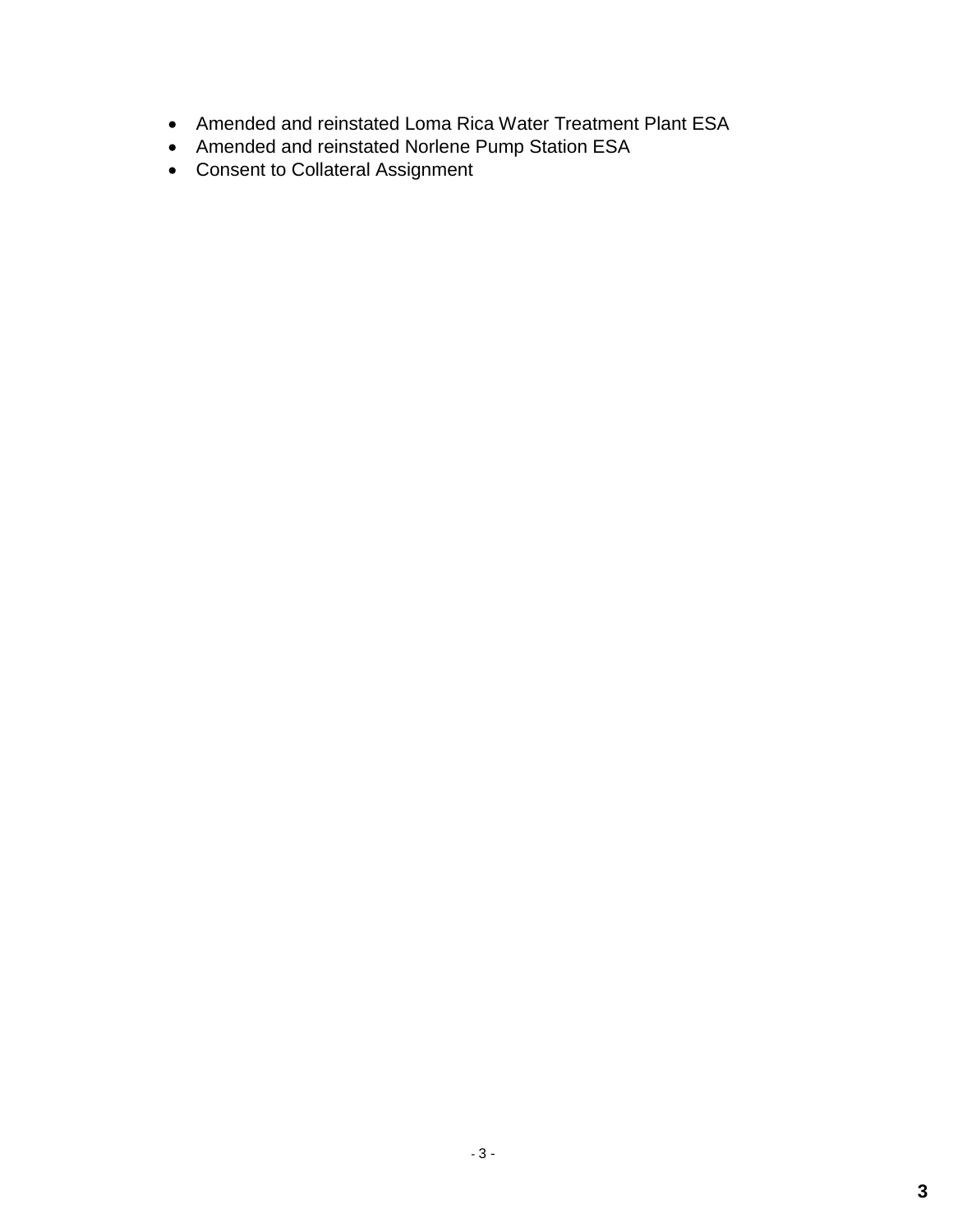- Amended and reinstated Loma Rica Water Treatment Plant ESA
- Amended and reinstated Norlene Pump Station ESA
- Consent to Collateral Assignment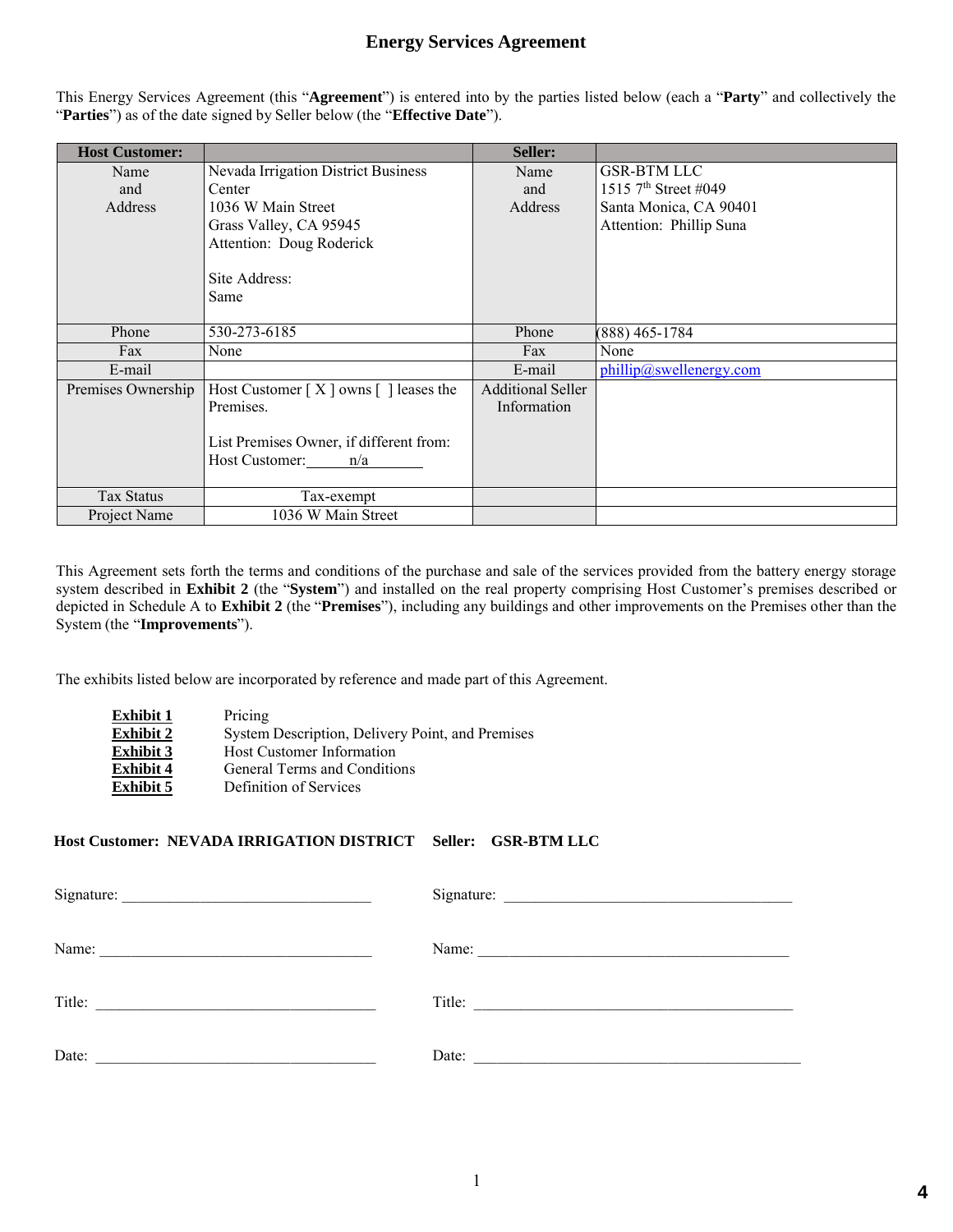# Energy Services Agreement

This Energy Services Agreement (this "**Agreement**") is entered into by the parties listed below (each a "**Party**" and collectively the "**Parties**") as of the date signed by Seller below (the "**Effective Date**").

| Host Customer: | | Seller: | |
|---|---|---|---|
| Name and Address | Nevada Irrigation District Business Center<br>1036 W Main Street<br>Grass Valley, CA 95945<br>Attention: Doug Roderick<br><br>Site Address:<br>Same | Name and Address | GSR-BTM LLC<br>1515 7th Street #049<br>Santa Monica, CA 90401<br>Attention: Phillip Suna |
| Phone | 530-273-6185 | Phone | (888) 465-1784 |
| Fax | None | Fax | None |
| E-mail | | E-mail | phillip@swellenergy.com |
| Premises Ownership | Host Customer [ X ] owns [ ] leases the Premises.<br><br>List Premises Owner, if different from: Host Customer: n/a | Additional Seller Information | |
| Tax Status | Tax-exempt | | |
| Project Name | 1036 W Main Street | | |

This Agreement sets forth the terms and conditions of the purchase and sale of the services provided from the battery energy storage system described in **Exhibit 2** (the "**System**") and installed on the real property comprising Host Customer's premises described or depicted in Schedule A to **Exhibit 2** (the "**Premises**"), including any buildings and other improvements on the Premises other than the System (the "**Improvements**").

The exhibits listed below are incorporated by reference and made part of this Agreement.

| | |
|---|---|
| **Exhibit 1** | Pricing |
| **Exhibit 2** | System Description, Delivery Point, and Premises |
| **Exhibit 3** | Host Customer Information |
| **Exhibit 4** | General Terms and Conditions |
| **Exhibit 5** | Definition of Services |

| **Host Customer: NEVADA IRRIGATION DISTRICT** | **Seller: GSR-BTM LLC** |
|---|---|
| Signature: ______________________________ | Signature: ______________________________ |
| Name: ______________________________ | Name: ______________________________ |
| Title: ______________________________ | Title: ______________________________ |
| Date: ______________________________ | Date: ______________________________ |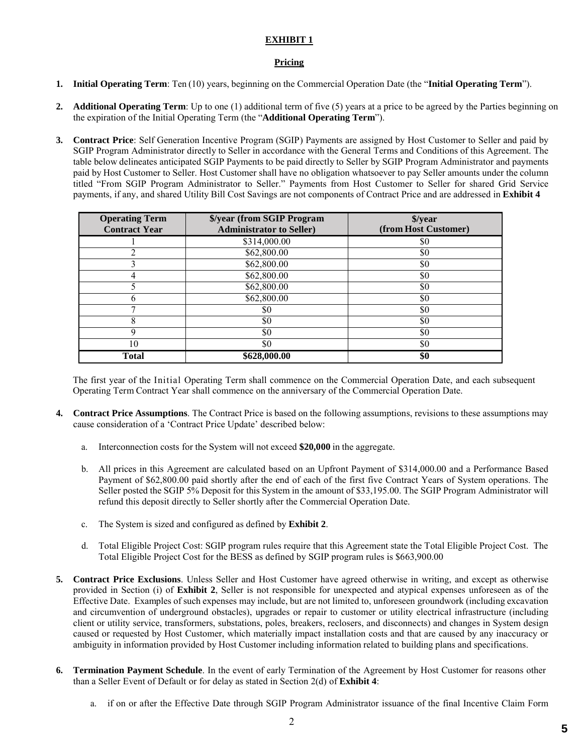**EXHIBIT 1**

**Pricing**

1. **Initial Operating Term**: Ten (10) years, beginning on the Commercial Operation Date (the "**Initial Operating Term**").

2. **Additional Operating Term**: Up to one (1) additional term of five (5) years at a price to be agreed by the Parties beginning on the expiration of the Initial Operating Term (the "**Additional Operating Term**").

3. **Contract Price**: Self Generation Incentive Program (SGIP) Payments are assigned by Host Customer to Seller and paid by SGIP Program Administrator directly to Seller in accordance with the General Terms and Conditions of this Agreement. The table below delineates anticipated SGIP Payments to be paid directly to Seller by SGIP Program Administrator and payments paid by Host Customer to Seller. Host Customer shall have no obligation whatsoever to pay Seller amounts under the column titled "From SGIP Program Administrator to Seller." Payments from Host Customer to Seller for shared Grid Service payments, if any, and shared Utility Bill Cost Savings are not components of Contract Price and are addressed in **Exhibit 4**

| Operating Term Contract Year | $/year (from SGIP Program Administrator to Seller) | $/year (from Host Customer) |
|---|---|---|
| 1 | $314,000.00 | $0 |
| 2 | $62,800.00 | $0 |
| 3 | $62,800.00 | $0 |
| 4 | $62,800.00 | $0 |
| 5 | $62,800.00 | $0 |
| 6 | $62,800.00 | $0 |
| 7 | $0 | $0 |
| 8 | $0 | $0 |
| 9 | $0 | $0 |
| 10 | $0 | $0 |
| **Total** | **$628,000.00** | **$0** |

The first year of the Initial Operating Term shall commence on the Commercial Operation Date, and each subsequent Operating Term Contract Year shall commence on the anniversary of the Commercial Operation Date.

4. **Contract Price Assumptions**. The Contract Price is based on the following assumptions, revisions to these assumptions may cause consideration of a 'Contract Price Update' described below:

   a. Interconnection costs for the System will not exceed **$20,000** in the aggregate.

   b. All prices in this Agreement are calculated based on an Upfront Payment of $314,000.00 and a Performance Based Payment of $62,800.00 paid shortly after the end of each of the first five Contract Years of System operations. The Seller posted the SGIP 5% Deposit for this System in the amount of $33,195.00. The SGIP Program Administrator will refund this deposit directly to Seller shortly after the Commercial Operation Date.

   c. The System is sized and configured as defined by **Exhibit 2**.

   d. Total Eligible Project Cost: SGIP program rules require that this Agreement state the Total Eligible Project Cost. The Total Eligible Project Cost for the BESS as defined by SGIP program rules is $663,900.00

5. **Contract Price Exclusions**. Unless Seller and Host Customer have agreed otherwise in writing, and except as otherwise provided in Section (i) of **Exhibit 2**, Seller is not responsible for unexpected and atypical expenses unforeseen as of the Effective Date. Examples of such expenses may include, but are not limited to, unforeseen groundwork (including excavation and circumvention of underground obstacles), upgrades or repair to customer or utility electrical infrastructure (including client or utility service, transformers, substations, poles, breakers, reclosers, and disconnects) and changes in System design caused or requested by Host Customer, which materially impact installation costs and that are caused by any inaccuracy or ambiguity in information provided by Host Customer including information related to building plans and specifications.

6. **Termination Payment Schedule**. In the event of early Termination of the Agreement by Host Customer for reasons other than a Seller Event of Default or for delay as stated in Section 2(d) of **Exhibit 4**:

   a. if on or after the Effective Date through SGIP Program Administrator issuance of the final Incentive Claim Form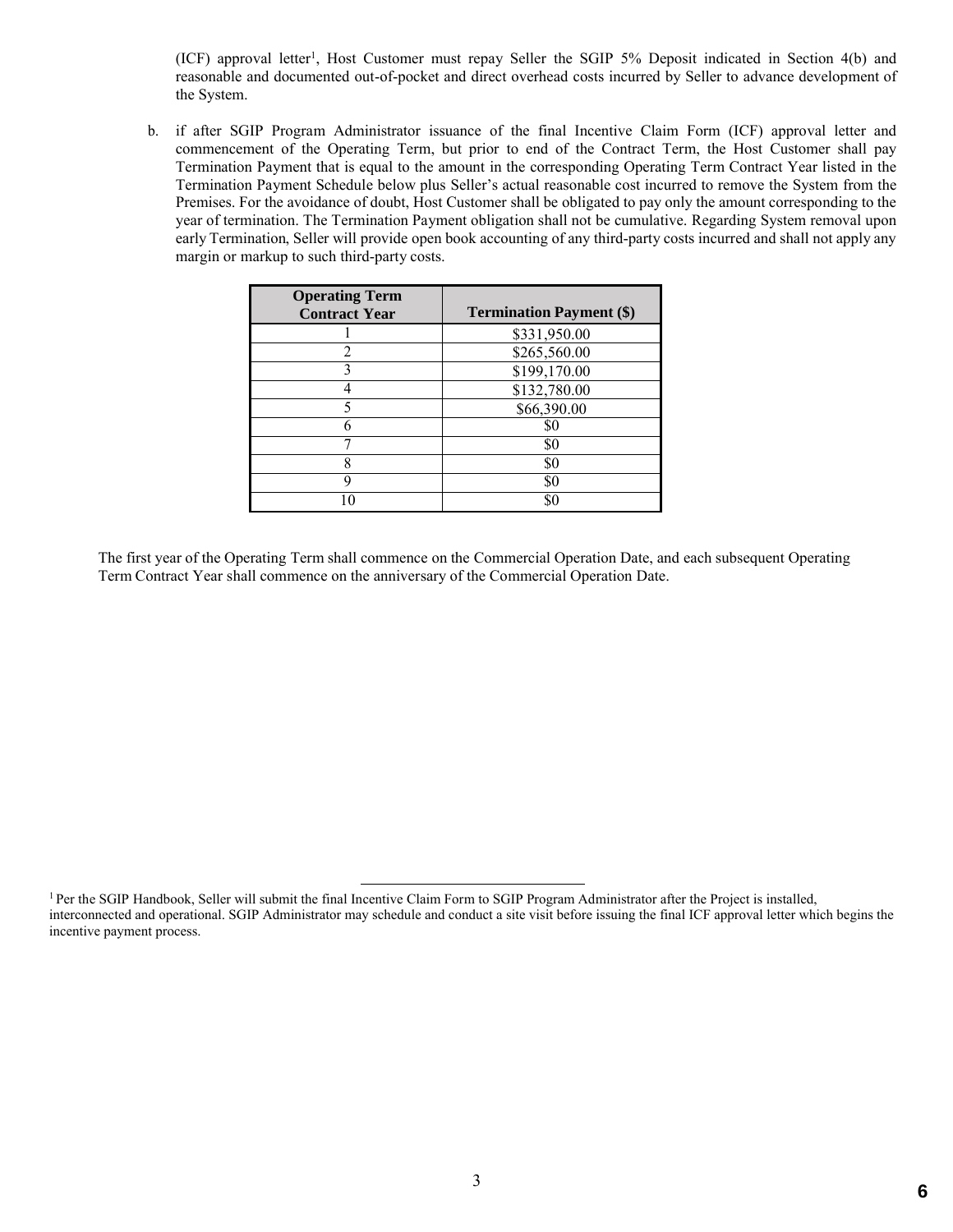(ICF) approval letter[1], Host Customer must repay Seller the SGIP 5% Deposit indicated in Section 4(b) and reasonable and documented out-of-pocket and direct overhead costs incurred by Seller to advance development of the System.

b. if after SGIP Program Administrator issuance of the final Incentive Claim Form (ICF) approval letter and commencement of the Operating Term, but prior to end of the Contract Term, the Host Customer shall pay Termination Payment that is equal to the amount in the corresponding Operating Term Contract Year listed in the Termination Payment Schedule below plus Seller's actual reasonable cost incurred to remove the System from the Premises. For the avoidance of doubt, Host Customer shall be obligated to pay only the amount corresponding to the year of termination. The Termination Payment obligation shall not be cumulative. Regarding System removal upon early Termination, Seller will provide open book accounting of any third-party costs incurred and shall not apply any margin or markup to such third-party costs.

| Operating Term Contract Year | Termination Payment ($) |
|---|---|
| 1 | $331,950.00 |
| 2 | $265,560.00 |
| 3 | $199,170.00 |
| 4 | $132,780.00 |
| 5 | $66,390.00 |
| 6 | $0 |
| 7 | $0 |
| 8 | $0 |
| 9 | $0 |
| 10 | $0 |

The first year of the Operating Term shall commence on the Commercial Operation Date, and each subsequent Operating Term Contract Year shall commence on the anniversary of the Commercial Operation Date.

[1] Per the SGIP Handbook, Seller will submit the final Incentive Claim Form to SGIP Program Administrator after the Project is installed, interconnected and operational. SGIP Administrator may schedule and conduct a site visit before issuing the final ICF approval letter which begins the incentive payment process.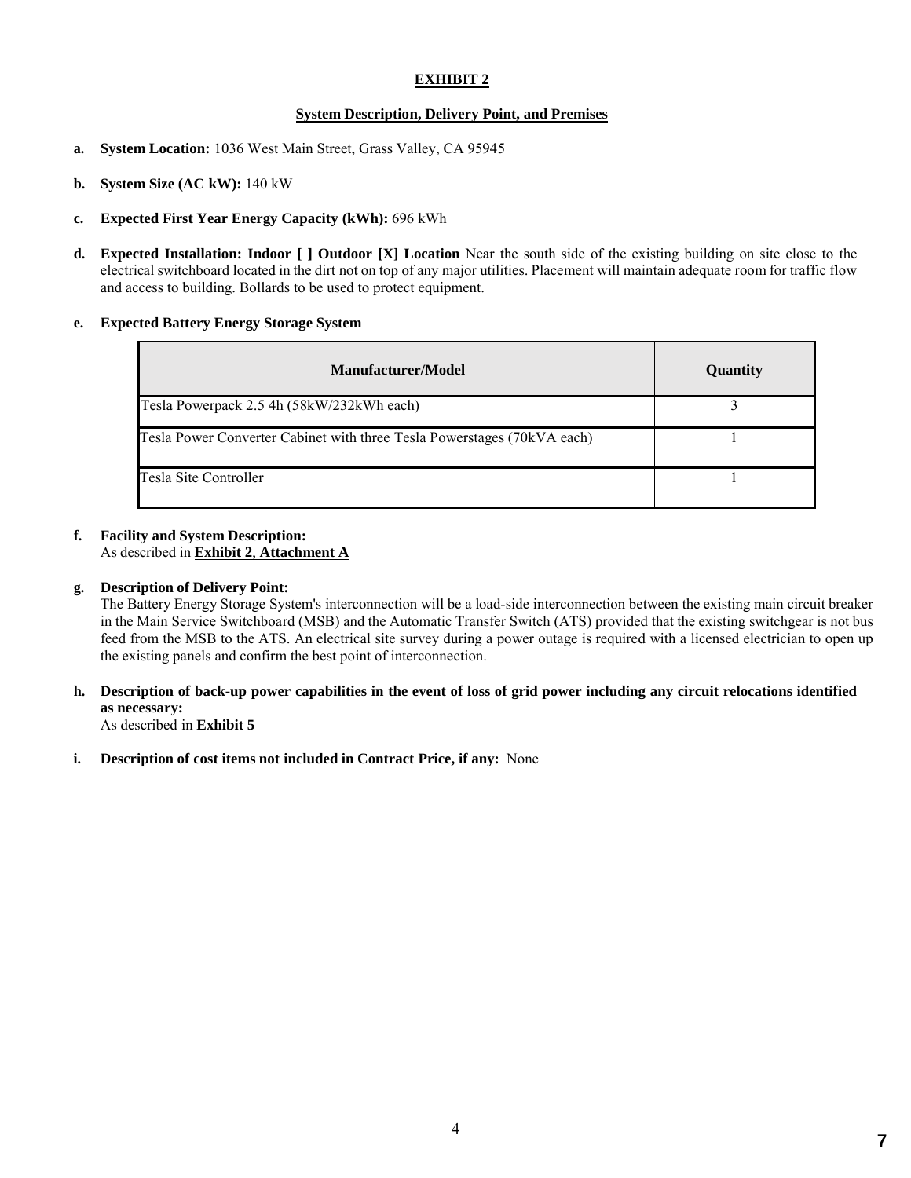## EXHIBIT 2

### System Description, Delivery Point, and Premises

**a. System Location:** 1036 West Main Street, Grass Valley, CA 95945

**b. System Size (AC kW):** 140 kW

**c. Expected First Year Energy Capacity (kWh):** 696 kWh

**d. Expected Installation: Indoor [ ] Outdoor [X] Location** Near the south side of the existing building on site close to the electrical switchboard located in the dirt not on top of any major utilities. Placement will maintain adequate room for traffic flow and access to building. Bollards to be used to protect equipment.

**e. Expected Battery Energy Storage System**

| Manufacturer/Model | Quantity |
|---|---|
| Tesla Powerpack 2.5 4h (58kW/232kWh each) | 3 |
| Tesla Power Converter Cabinet with three Tesla Powerstages (70kVA each) | 1 |
| Tesla Site Controller | 1 |

**f. Facility and System Description:**
As described in **Exhibit 2**, **Attachment A**

**g. Description of Delivery Point:**
The Battery Energy Storage System's interconnection will be a load-side interconnection between the existing main circuit breaker in the Main Service Switchboard (MSB) and the Automatic Transfer Switch (ATS) provided that the existing switchgear is not bus feed from the MSB to the ATS. An electrical site survey during a power outage is required with a licensed electrician to open up the existing panels and confirm the best point of interconnection.

**h. Description of back-up power capabilities in the event of loss of grid power including any circuit relocations identified as necessary:**
As described in **Exhibit 5**

**i. Description of cost items not included in Contract Price, if any:** None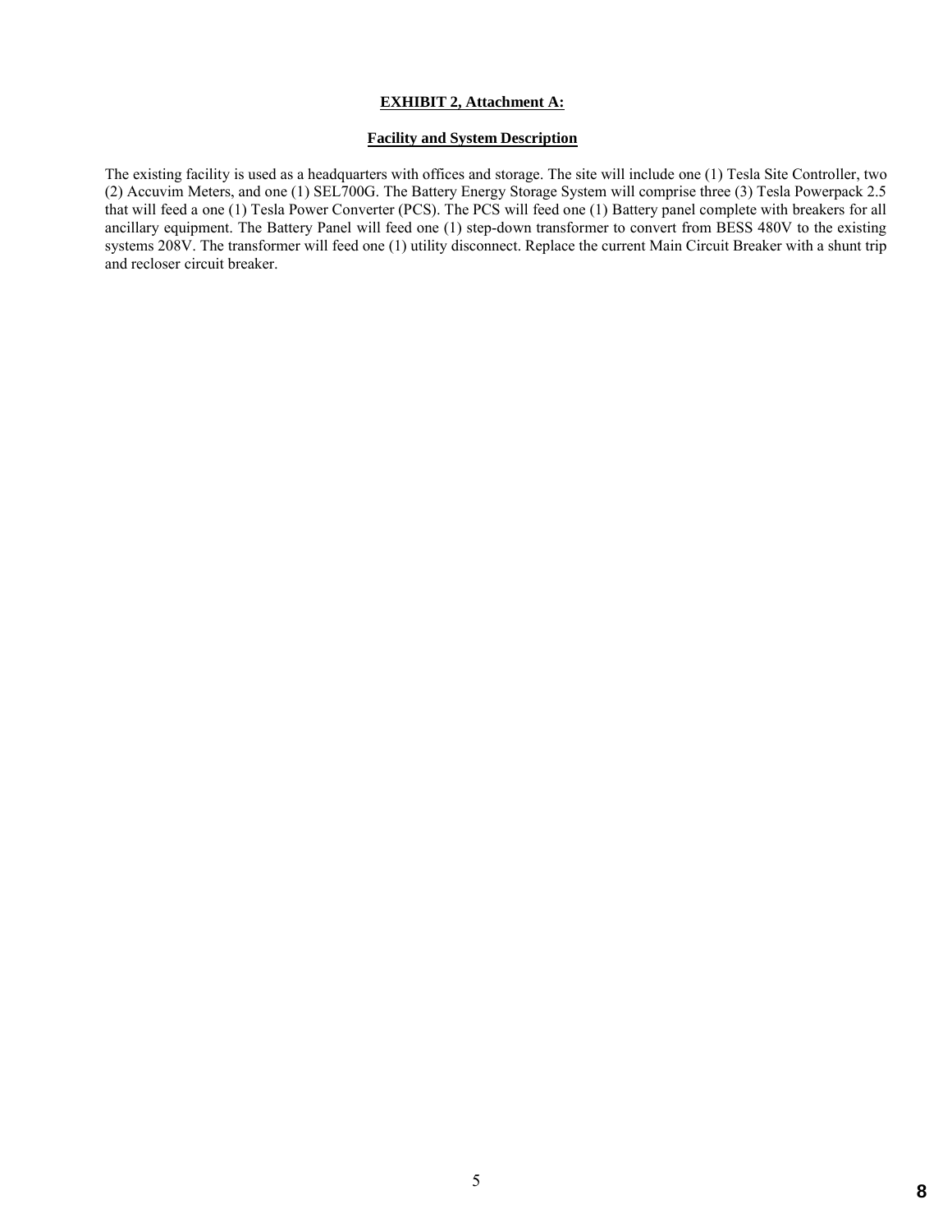**EXHIBIT 2, Attachment A:**

**Facility and System Description**

The existing facility is used as a headquarters with offices and storage. The site will include one (1) Tesla Site Controller, two (2) Accuvim Meters, and one (1) SEL700G. The Battery Energy Storage System will comprise three (3) Tesla Powerpack 2.5 that will feed a one (1) Tesla Power Converter (PCS). The PCS will feed one (1) Battery panel complete with breakers for all ancillary equipment. The Battery Panel will feed one (1) step-down transformer to convert from BESS 480V to the existing systems 208V. The transformer will feed one (1) utility disconnect. Replace the current Main Circuit Breaker with a shunt trip and recloser circuit breaker.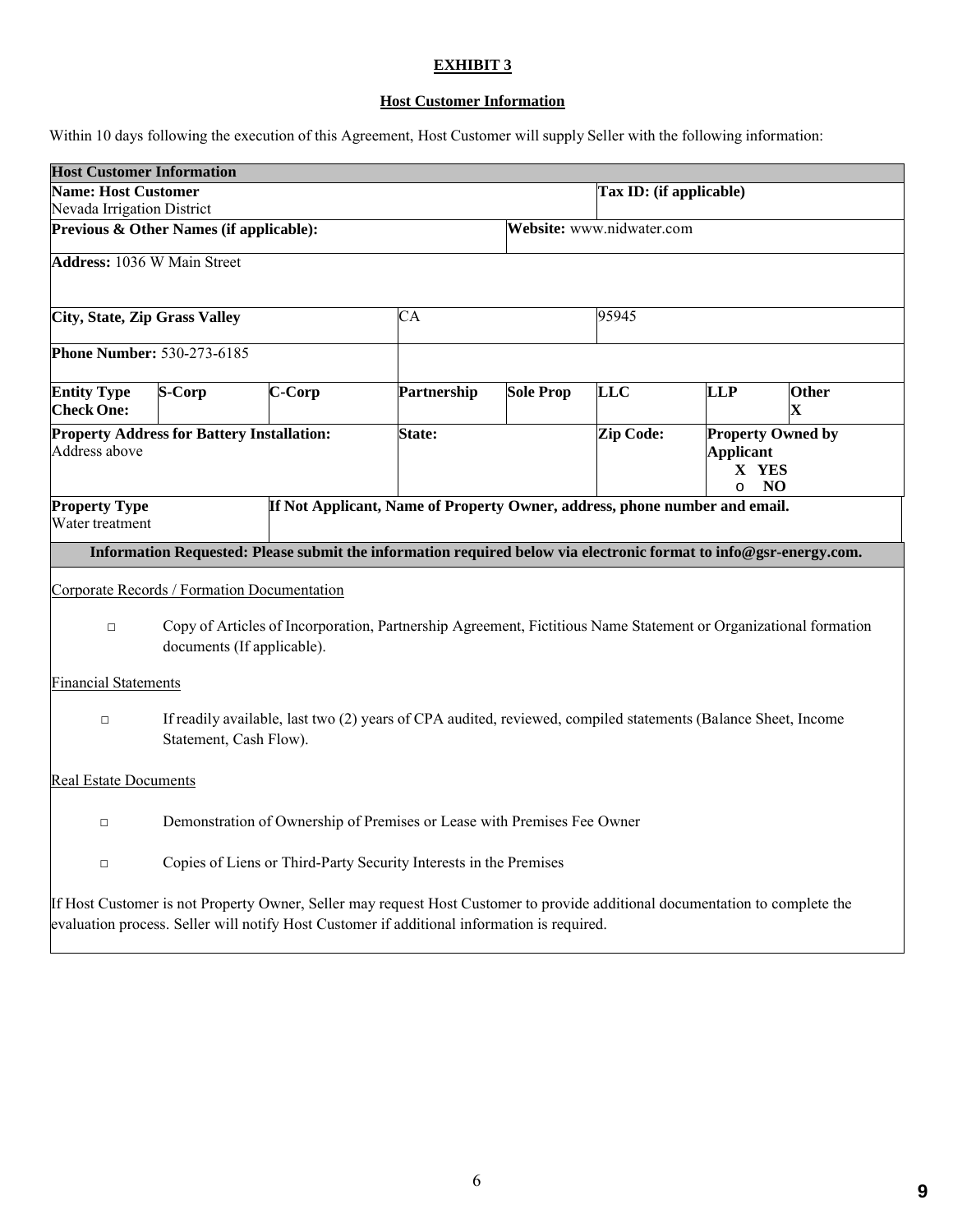# EXHIBIT 3

## Host Customer Information

Within 10 days following the execution of this Agreement, Host Customer will supply Seller with the following information:

| **Host Customer Information** | | | | | | | |
|---|---|---|---|---|---|---|---|
| **Name: Host Customer**<br>Nevada Irrigation District | | | | | **Tax ID: (if applicable)** | | |
| **Previous & Other Names (if applicable):** | | | | **Website:** www.nidwater.com | | | |
| **Address:** 1036 W Main Street | | | | | | | |
| **City, State, Zip Grass Valley** | | | CA | | 95945 | | |
| **Phone Number:** 530-273-6185 | | | | | | | |
| **Entity Type Check One:** | **S-Corp** | **C-Corp** | **Partnership** | **Sole Prop** | **LLC** | **LLP** | **Other**<br>**X** |
| **Property Address for Battery Installation:**<br>Address above | | | **State:** | | **Zip Code:** | **Property Owned by Applicant**<br>**X YES**<br>o **NO** | |
| **Property Type**<br>Water treatment | | **If Not Applicant, Name of Property Owner, address, phone number and email.** | | | | | |

**Information Requested: Please submit the information required below via electronic format to info@gsr-energy.com.**

Corporate Records / Formation Documentation

- □ Copy of Articles of Incorporation, Partnership Agreement, Fictitious Name Statement or Organizational formation documents (If applicable).

Financial Statements

- □ If readily available, last two (2) years of CPA audited, reviewed, compiled statements (Balance Sheet, Income Statement, Cash Flow).

Real Estate Documents

- □ Demonstration of Ownership of Premises or Lease with Premises Fee Owner
- □ Copies of Liens or Third-Party Security Interests in the Premises

If Host Customer is not Property Owner, Seller may request Host Customer to provide additional documentation to complete the evaluation process. Seller will notify Host Customer if additional information is required.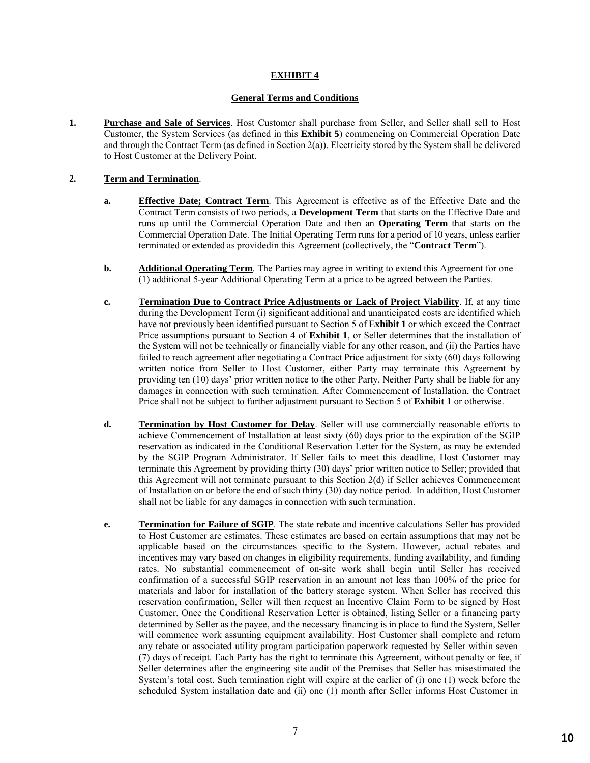**EXHIBIT 4**

**General Terms and Conditions**

**1. Purchase and Sale of Services**. Host Customer shall purchase from Seller, and Seller shall sell to Host Customer, the System Services (as defined in this **Exhibit 5**) commencing on Commercial Operation Date and through the Contract Term (as defined in Section 2(a)). Electricity stored by the System shall be delivered to Host Customer at the Delivery Point.

**2. Term and Termination**.

**a. Effective Date; Contract Term**. This Agreement is effective as of the Effective Date and the Contract Term consists of two periods, a **Development Term** that starts on the Effective Date and runs up until the Commercial Operation Date and then an **Operating Term** that starts on the Commercial Operation Date. The Initial Operating Term runs for a period of 10 years, unless earlier terminated or extended as providedin this Agreement (collectively, the "**Contract Term**").

**b. Additional Operating Term**. The Parties may agree in writing to extend this Agreement for one (1) additional 5-year Additional Operating Term at a price to be agreed between the Parties.

**c. Termination Due to Contract Price Adjustments or Lack of Project Viability**. If, at any time during the Development Term (i) significant additional and unanticipated costs are identified which have not previously been identified pursuant to Section 5 of **Exhibit 1** or which exceed the Contract Price assumptions pursuant to Section 4 of **Exhibit 1**, or Seller determines that the installation of the System will not be technically or financially viable for any other reason, and (ii) the Parties have failed to reach agreement after negotiating a Contract Price adjustment for sixty (60) days following written notice from Seller to Host Customer, either Party may terminate this Agreement by providing ten (10) days' prior written notice to the other Party. Neither Party shall be liable for any damages in connection with such termination. After Commencement of Installation, the Contract Price shall not be subject to further adjustment pursuant to Section 5 of **Exhibit 1** or otherwise.

**d. Termination by Host Customer for Delay**. Seller will use commercially reasonable efforts to achieve Commencement of Installation at least sixty (60) days prior to the expiration of the SGIP reservation as indicated in the Conditional Reservation Letter for the System, as may be extended by the SGIP Program Administrator. If Seller fails to meet this deadline, Host Customer may terminate this Agreement by providing thirty (30) days' prior written notice to Seller; provided that this Agreement will not terminate pursuant to this Section 2(d) if Seller achieves Commencement of Installation on or before the end of such thirty (30) day notice period. In addition, Host Customer shall not be liable for any damages in connection with such termination.

**e. Termination for Failure of SGIP**. The state rebate and incentive calculations Seller has provided to Host Customer are estimates. These estimates are based on certain assumptions that may not be applicable based on the circumstances specific to the System. However, actual rebates and incentives may vary based on changes in eligibility requirements, funding availability, and funding rates. No substantial commencement of on-site work shall begin until Seller has received confirmation of a successful SGIP reservation in an amount not less than 100% of the price for materials and labor for installation of the battery storage system. When Seller has received this reservation confirmation, Seller will then request an Incentive Claim Form to be signed by Host Customer. Once the Conditional Reservation Letter is obtained, listing Seller or a financing party determined by Seller as the payee, and the necessary financing is in place to fund the System, Seller will commence work assuming equipment availability. Host Customer shall complete and return any rebate or associated utility program participation paperwork requested by Seller within seven (7) days of receipt. Each Party has the right to terminate this Agreement, without penalty or fee, if Seller determines after the engineering site audit of the Premises that Seller has misestimated the System's total cost. Such termination right will expire at the earlier of (i) one (1) week before the scheduled System installation date and (ii) one (1) month after Seller informs Host Customer in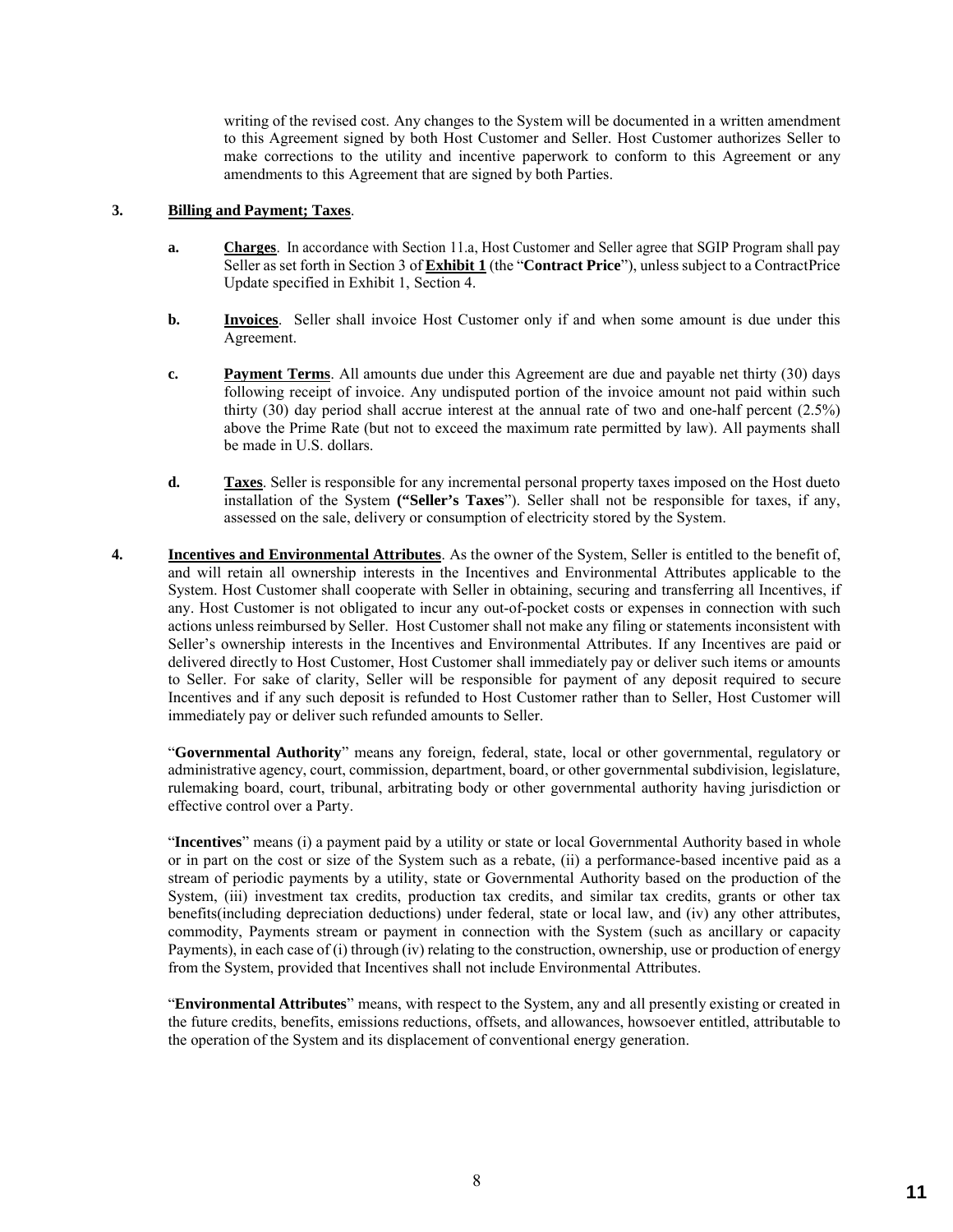writing of the revised cost. Any changes to the System will be documented in a written amendment to this Agreement signed by both Host Customer and Seller. Host Customer authorizes Seller to make corrections to the utility and incentive paperwork to conform to this Agreement or any amendments to this Agreement that are signed by both Parties.

**3. Billing and Payment; Taxes**.

**a. Charges**. In accordance with Section 11.a, Host Customer and Seller agree that SGIP Program shall pay Seller as set forth in Section 3 of **Exhibit 1** (the "**Contract Price**"), unless subject to a ContractPrice Update specified in Exhibit 1, Section 4.

**b. Invoices**. Seller shall invoice Host Customer only if and when some amount is due under this Agreement.

**c. Payment Terms**. All amounts due under this Agreement are due and payable net thirty (30) days following receipt of invoice. Any undisputed portion of the invoice amount not paid within such thirty (30) day period shall accrue interest at the annual rate of two and one-half percent (2.5%) above the Prime Rate (but not to exceed the maximum rate permitted by law). All payments shall be made in U.S. dollars.

**d. Taxes**. Seller is responsible for any incremental personal property taxes imposed on the Host dueto installation of the System **("Seller's Taxes**"). Seller shall not be responsible for taxes, if any, assessed on the sale, delivery or consumption of electricity stored by the System.

**4. Incentives and Environmental Attributes**. As the owner of the System, Seller is entitled to the benefit of, and will retain all ownership interests in the Incentives and Environmental Attributes applicable to the System. Host Customer shall cooperate with Seller in obtaining, securing and transferring all Incentives, if any. Host Customer is not obligated to incur any out-of-pocket costs or expenses in connection with such actions unless reimbursed by Seller. Host Customer shall not make any filing or statements inconsistent with Seller's ownership interests in the Incentives and Environmental Attributes. If any Incentives are paid or delivered directly to Host Customer, Host Customer shall immediately pay or deliver such items or amounts to Seller. For sake of clarity, Seller will be responsible for payment of any deposit required to secure Incentives and if any such deposit is refunded to Host Customer rather than to Seller, Host Customer will immediately pay or deliver such refunded amounts to Seller.

"**Governmental Authority**" means any foreign, federal, state, local or other governmental, regulatory or administrative agency, court, commission, department, board, or other governmental subdivision, legislature, rulemaking board, court, tribunal, arbitrating body or other governmental authority having jurisdiction or effective control over a Party.

"**Incentives**" means (i) a payment paid by a utility or state or local Governmental Authority based in whole or in part on the cost or size of the System such as a rebate, (ii) a performance-based incentive paid as a stream of periodic payments by a utility, state or Governmental Authority based on the production of the System, (iii) investment tax credits, production tax credits, and similar tax credits, grants or other tax benefits(including depreciation deductions) under federal, state or local law, and (iv) any other attributes, commodity, Payments stream or payment in connection with the System (such as ancillary or capacity Payments), in each case of (i) through (iv) relating to the construction, ownership, use or production of energy from the System, provided that Incentives shall not include Environmental Attributes.

"**Environmental Attributes**" means, with respect to the System, any and all presently existing or created in the future credits, benefits, emissions reductions, offsets, and allowances, howsoever entitled, attributable to the operation of the System and its displacement of conventional energy generation.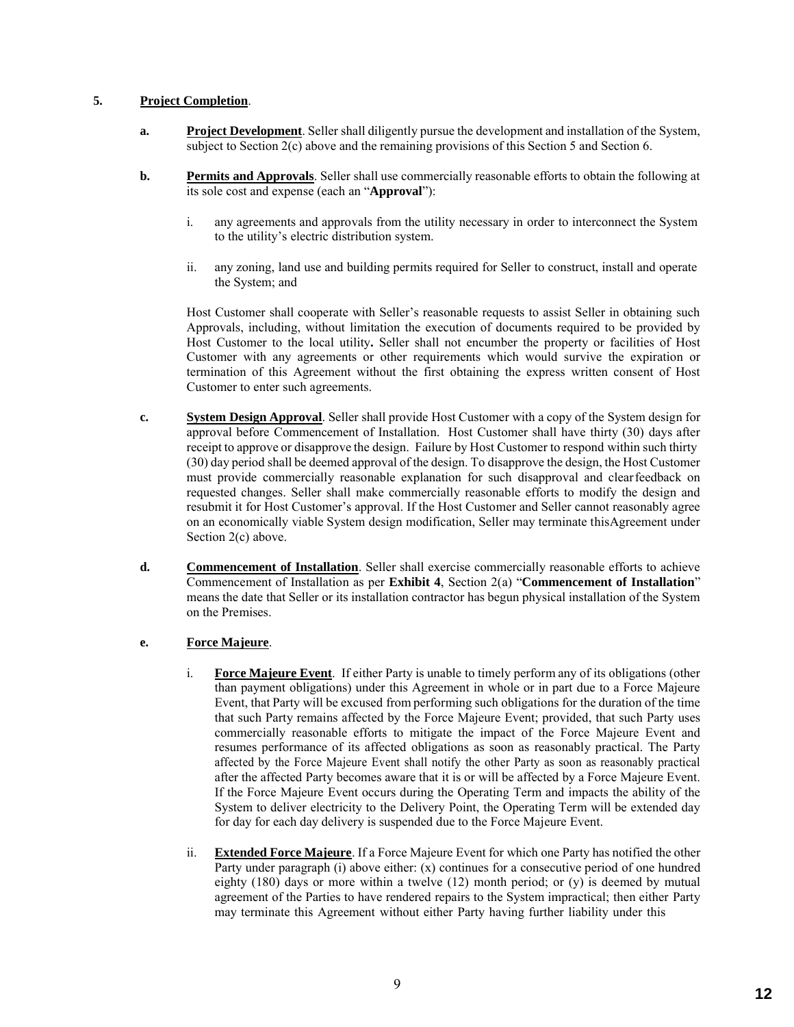**5. Project Completion**.

**a. Project Development**. Seller shall diligently pursue the development and installation of the System, subject to Section 2(c) above and the remaining provisions of this Section 5 and Section 6.

**b. Permits and Approvals**. Seller shall use commercially reasonable efforts to obtain the following at its sole cost and expense (each an "**Approval**"):

i. any agreements and approvals from the utility necessary in order to interconnect the System to the utility's electric distribution system.

ii. any zoning, land use and building permits required for Seller to construct, install and operate the System; and

Host Customer shall cooperate with Seller's reasonable requests to assist Seller in obtaining such Approvals, including, without limitation the execution of documents required to be provided by Host Customer to the local utility**.** Seller shall not encumber the property or facilities of Host Customer with any agreements or other requirements which would survive the expiration or termination of this Agreement without the first obtaining the express written consent of Host Customer to enter such agreements.

**c. System Design Approval**. Seller shall provide Host Customer with a copy of the System design for approval before Commencement of Installation. Host Customer shall have thirty (30) days after receipt to approve or disapprove the design. Failure by Host Customer to respond within such thirty (30) day period shall be deemed approval of the design. To disapprove the design, the Host Customer must provide commercially reasonable explanation for such disapproval and clear feedback on requested changes. Seller shall make commercially reasonable efforts to modify the design and resubmit it for Host Customer's approval. If the Host Customer and Seller cannot reasonably agree on an economically viable System design modification, Seller may terminate thisAgreement under Section 2(c) above.

**d. Commencement of Installation**. Seller shall exercise commercially reasonable efforts to achieve Commencement of Installation as per **Exhibit 4**, Section 2(a) "**Commencement of Installation**" means the date that Seller or its installation contractor has begun physical installation of the System on the Premises.

**e. Force Majeure**.

i. **Force Majeure Event**. If either Party is unable to timely perform any of its obligations (other than payment obligations) under this Agreement in whole or in part due to a Force Majeure Event, that Party will be excused from performing such obligations for the duration of the time that such Party remains affected by the Force Majeure Event; provided, that such Party uses commercially reasonable efforts to mitigate the impact of the Force Majeure Event and resumes performance of its affected obligations as soon as reasonably practical. The Party affected by the Force Majeure Event shall notify the other Party as soon as reasonably practical after the affected Party becomes aware that it is or will be affected by a Force Majeure Event. If the Force Majeure Event occurs during the Operating Term and impacts the ability of the System to deliver electricity to the Delivery Point, the Operating Term will be extended day for day for each day delivery is suspended due to the Force Majeure Event.

ii. **Extended Force Majeure**. If a Force Majeure Event for which one Party has notified the other Party under paragraph (i) above either: (x) continues for a consecutive period of one hundred eighty (180) days or more within a twelve (12) month period; or (y) is deemed by mutual agreement of the Parties to have rendered repairs to the System impractical; then either Party may terminate this Agreement without either Party having further liability under this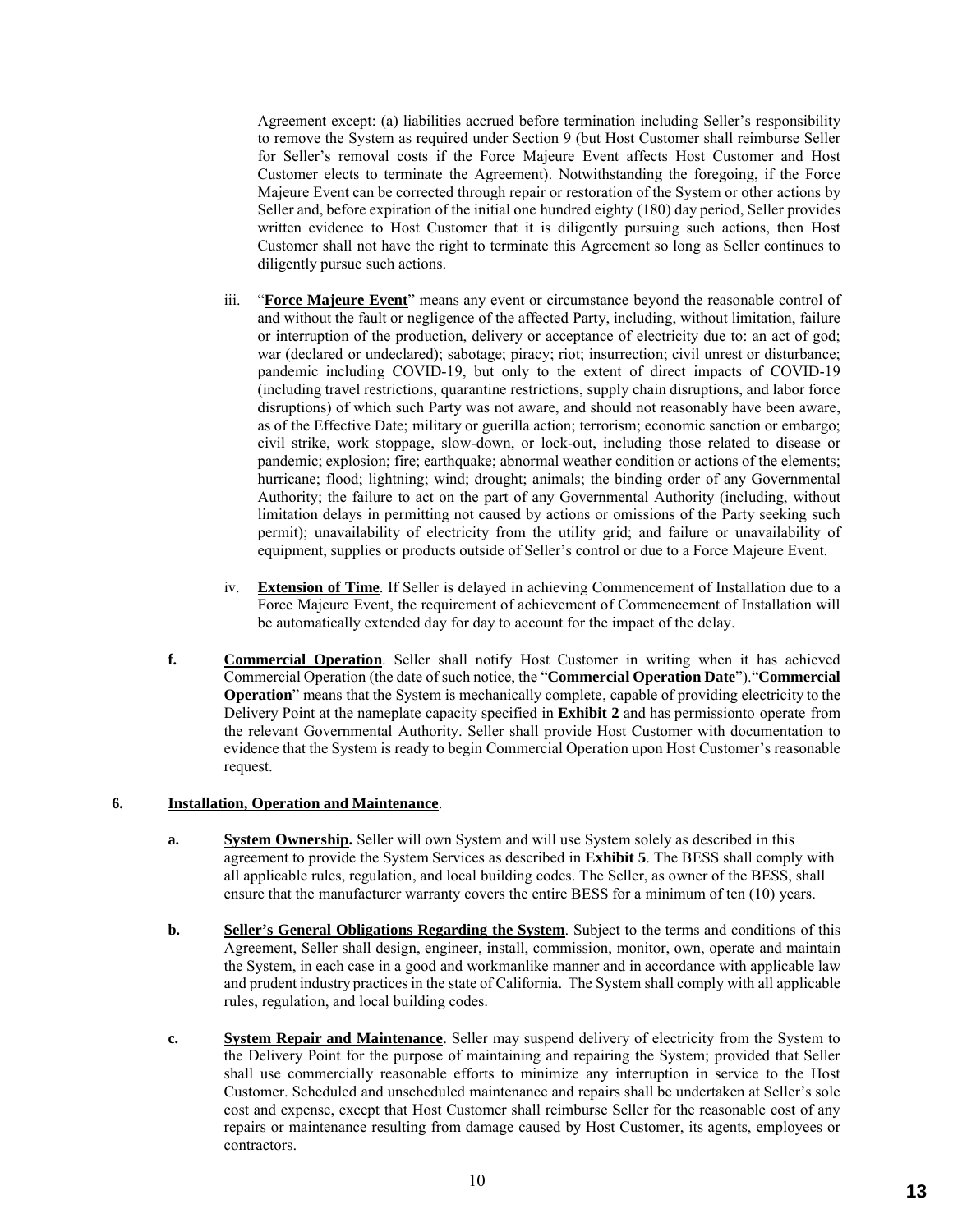Agreement except: (a) liabilities accrued before termination including Seller's responsibility to remove the System as required under Section 9 (but Host Customer shall reimburse Seller for Seller's removal costs if the Force Majeure Event affects Host Customer and Host Customer elects to terminate the Agreement). Notwithstanding the foregoing, if the Force Majeure Event can be corrected through repair or restoration of the System or other actions by Seller and, before expiration of the initial one hundred eighty (180) day period, Seller provides written evidence to Host Customer that it is diligently pursuing such actions, then Host Customer shall not have the right to terminate this Agreement so long as Seller continues to diligently pursue such actions.

iii. "**Force Majeure Event**" means any event or circumstance beyond the reasonable control of and without the fault or negligence of the affected Party, including, without limitation, failure or interruption of the production, delivery or acceptance of electricity due to: an act of god; war (declared or undeclared); sabotage; piracy; riot; insurrection; civil unrest or disturbance; pandemic including COVID-19, but only to the extent of direct impacts of COVID-19 (including travel restrictions, quarantine restrictions, supply chain disruptions, and labor force disruptions) of which such Party was not aware, and should not reasonably have been aware, as of the Effective Date; military or guerilla action; terrorism; economic sanction or embargo; civil strike, work stoppage, slow-down, or lock-out, including those related to disease or pandemic; explosion; fire; earthquake; abnormal weather condition or actions of the elements; hurricane; flood; lightning; wind; drought; animals; the binding order of any Governmental Authority; the failure to act on the part of any Governmental Authority (including, without limitation delays in permitting not caused by actions or omissions of the Party seeking such permit); unavailability of electricity from the utility grid; and failure or unavailability of equipment, supplies or products outside of Seller's control or due to a Force Majeure Event.

iv. **Extension of Time**. If Seller is delayed in achieving Commencement of Installation due to a Force Majeure Event, the requirement of achievement of Commencement of Installation will be automatically extended day for day to account for the impact of the delay.

**f. Commercial Operation**. Seller shall notify Host Customer in writing when it has achieved Commercial Operation (the date of such notice, the "**Commercial Operation Date**")."**Commercial Operation**" means that the System is mechanically complete, capable of providing electricity to the Delivery Point at the nameplate capacity specified in **Exhibit 2** and has permissionto operate from the relevant Governmental Authority. Seller shall provide Host Customer with documentation to evidence that the System is ready to begin Commercial Operation upon Host Customer's reasonable request.

## 6. Installation, Operation and Maintenance.

**a. System Ownership.** Seller will own System and will use System solely as described in this agreement to provide the System Services as described in **Exhibit 5**. The BESS shall comply with all applicable rules, regulation, and local building codes. The Seller, as owner of the BESS, shall ensure that the manufacturer warranty covers the entire BESS for a minimum of ten (10) years.

**b. Seller's General Obligations Regarding the System**. Subject to the terms and conditions of this Agreement, Seller shall design, engineer, install, commission, monitor, own, operate and maintain the System, in each case in a good and workmanlike manner and in accordance with applicable law and prudent industry practices in the state of California. The System shall comply with all applicable rules, regulation, and local building codes.

**c. System Repair and Maintenance**. Seller may suspend delivery of electricity from the System to the Delivery Point for the purpose of maintaining and repairing the System; provided that Seller shall use commercially reasonable efforts to minimize any interruption in service to the Host Customer. Scheduled and unscheduled maintenance and repairs shall be undertaken at Seller's sole cost and expense, except that Host Customer shall reimburse Seller for the reasonable cost of any repairs or maintenance resulting from damage caused by Host Customer, its agents, employees or contractors.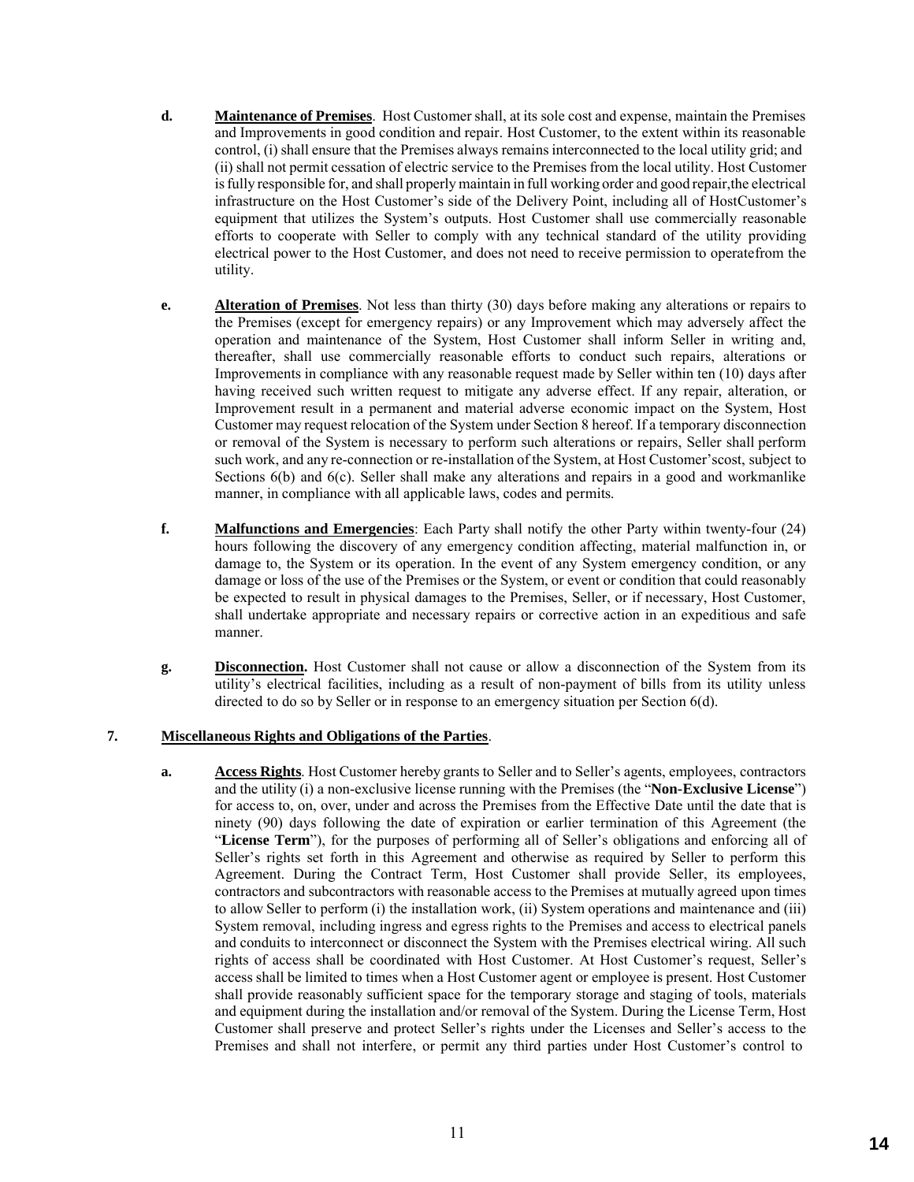**d.** **Maintenance of Premises**. Host Customer shall, at its sole cost and expense, maintain the Premises and Improvements in good condition and repair. Host Customer, to the extent within its reasonable control, (i) shall ensure that the Premises always remains interconnected to the local utility grid; and (ii) shall not permit cessation of electric service to the Premises from the local utility. Host Customer is fully responsible for, and shall properly maintain in full working order and good repair,the electrical infrastructure on the Host Customer's side of the Delivery Point, including all of HostCustomer's equipment that utilizes the System's outputs. Host Customer shall use commercially reasonable efforts to cooperate with Seller to comply with any technical standard of the utility providing electrical power to the Host Customer, and does not need to receive permission to operatefrom the utility.

**e.** **Alteration of Premises**. Not less than thirty (30) days before making any alterations or repairs to the Premises (except for emergency repairs) or any Improvement which may adversely affect the operation and maintenance of the System, Host Customer shall inform Seller in writing and, thereafter, shall use commercially reasonable efforts to conduct such repairs, alterations or Improvements in compliance with any reasonable request made by Seller within ten (10) days after having received such written request to mitigate any adverse effect. If any repair, alteration, or Improvement result in a permanent and material adverse economic impact on the System, Host Customer may request relocation of the System under Section 8 hereof. If a temporary disconnection or removal of the System is necessary to perform such alterations or repairs, Seller shall perform such work, and any re-connection or re-installation of the System, at Host Customer'scost, subject to Sections 6(b) and 6(c). Seller shall make any alterations and repairs in a good and workmanlike manner, in compliance with all applicable laws, codes and permits.

**f.** **Malfunctions and Emergencies**: Each Party shall notify the other Party within twenty-four (24) hours following the discovery of any emergency condition affecting, material malfunction in, or damage to, the System or its operation. In the event of any System emergency condition, or any damage or loss of the use of the Premises or the System, or event or condition that could reasonably be expected to result in physical damages to the Premises, Seller, or if necessary, Host Customer, shall undertake appropriate and necessary repairs or corrective action in an expeditious and safe manner.

**g.** **Disconnection.** Host Customer shall not cause or allow a disconnection of the System from its utility's electrical facilities, including as a result of non-payment of bills from its utility unless directed to do so by Seller or in response to an emergency situation per Section 6(d).

**7.** **Miscellaneous Rights and Obligations of the Parties**.

**a.** **Access Rights**. Host Customer hereby grants to Seller and to Seller's agents, employees, contractors and the utility (i) a non-exclusive license running with the Premises (the "**Non-Exclusive License**") for access to, on, over, under and across the Premises from the Effective Date until the date that is ninety (90) days following the date of expiration or earlier termination of this Agreement (the "**License Term**"), for the purposes of performing all of Seller's obligations and enforcing all of Seller's rights set forth in this Agreement and otherwise as required by Seller to perform this Agreement. During the Contract Term, Host Customer shall provide Seller, its employees, contractors and subcontractors with reasonable access to the Premises at mutually agreed upon times to allow Seller to perform (i) the installation work, (ii) System operations and maintenance and (iii) System removal, including ingress and egress rights to the Premises and access to electrical panels and conduits to interconnect or disconnect the System with the Premises electrical wiring. All such rights of access shall be coordinated with Host Customer. At Host Customer's request, Seller's access shall be limited to times when a Host Customer agent or employee is present. Host Customer shall provide reasonably sufficient space for the temporary storage and staging of tools, materials and equipment during the installation and/or removal of the System. During the License Term, Host Customer shall preserve and protect Seller's rights under the Licenses and Seller's access to the Premises and shall not interfere, or permit any third parties under Host Customer's control to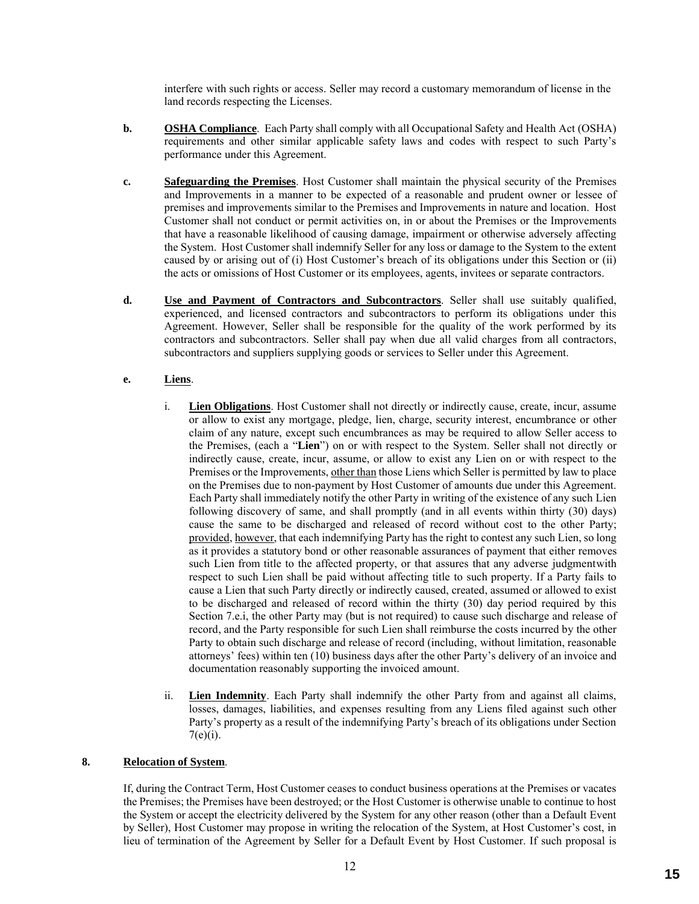interfere with such rights or access. Seller may record a customary memorandum of license in the land records respecting the Licenses.

**b.** **OSHA Compliance**. Each Party shall comply with all Occupational Safety and Health Act (OSHA) requirements and other similar applicable safety laws and codes with respect to such Party's performance under this Agreement.

**c.** **Safeguarding the Premises**. Host Customer shall maintain the physical security of the Premises and Improvements in a manner to be expected of a reasonable and prudent owner or lessee of premises and improvements similar to the Premises and Improvements in nature and location. Host Customer shall not conduct or permit activities on, in or about the Premises or the Improvements that have a reasonable likelihood of causing damage, impairment or otherwise adversely affecting the System. Host Customer shall indemnify Seller for any loss or damage to the System to the extent caused by or arising out of (i) Host Customer's breach of its obligations under this Section or (ii) the acts or omissions of Host Customer or its employees, agents, invitees or separate contractors.

**d.** **Use and Payment of Contractors and Subcontractors**. Seller shall use suitably qualified, experienced, and licensed contractors and subcontractors to perform its obligations under this Agreement. However, Seller shall be responsible for the quality of the work performed by its contractors and subcontractors. Seller shall pay when due all valid charges from all contractors, subcontractors and suppliers supplying goods or services to Seller under this Agreement.

**e.** **Liens**.

i. **Lien Obligations**. Host Customer shall not directly or indirectly cause, create, incur, assume or allow to exist any mortgage, pledge, lien, charge, security interest, encumbrance or other claim of any nature, except such encumbrances as may be required to allow Seller access to the Premises, (each a "**Lien**") on or with respect to the System. Seller shall not directly or indirectly cause, create, incur, assume, or allow to exist any Lien on or with respect to the Premises or the Improvements, other than those Liens which Seller is permitted by law to place on the Premises due to non-payment by Host Customer of amounts due under this Agreement. Each Party shall immediately notify the other Party in writing of the existence of any such Lien following discovery of same, and shall promptly (and in all events within thirty (30) days) cause the same to be discharged and released of record without cost to the other Party; provided, however, that each indemnifying Party has the right to contest any such Lien, so long as it provides a statutory bond or other reasonable assurances of payment that either removes such Lien from title to the affected property, or that assures that any adverse judgmentwith respect to such Lien shall be paid without affecting title to such property. If a Party fails to cause a Lien that such Party directly or indirectly caused, created, assumed or allowed to exist to be discharged and released of record within the thirty (30) day period required by this Section 7.e.i, the other Party may (but is not required) to cause such discharge and release of record, and the Party responsible for such Lien shall reimburse the costs incurred by the other Party to obtain such discharge and release of record (including, without limitation, reasonable attorneys' fees) within ten (10) business days after the other Party's delivery of an invoice and documentation reasonably supporting the invoiced amount.

ii. **Lien Indemnity**. Each Party shall indemnify the other Party from and against all claims, losses, damages, liabilities, and expenses resulting from any Liens filed against such other Party's property as a result of the indemnifying Party's breach of its obligations under Section 7(e)(i).

## 8. Relocation of System.

If, during the Contract Term, Host Customer ceases to conduct business operations at the Premises or vacates the Premises; the Premises have been destroyed; or the Host Customer is otherwise unable to continue to host the System or accept the electricity delivered by the System for any other reason (other than a Default Event by Seller), Host Customer may propose in writing the relocation of the System, at Host Customer's cost, in lieu of termination of the Agreement by Seller for a Default Event by Host Customer. If such proposal is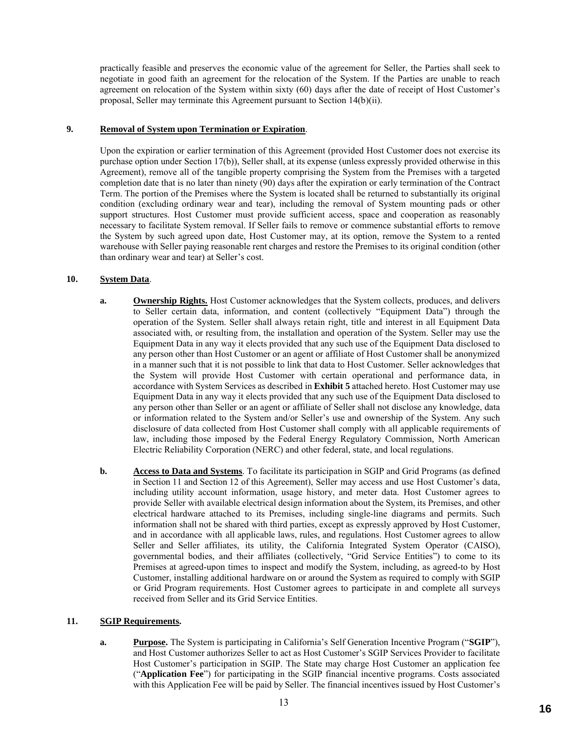practically feasible and preserves the economic value of the agreement for Seller, the Parties shall seek to negotiate in good faith an agreement for the relocation of the System. If the Parties are unable to reach agreement on relocation of the System within sixty (60) days after the date of receipt of Host Customer's proposal, Seller may terminate this Agreement pursuant to Section 14(b)(ii).

**9. Removal of System upon Termination or Expiration**.

Upon the expiration or earlier termination of this Agreement (provided Host Customer does not exercise its purchase option under Section 17(b)), Seller shall, at its expense (unless expressly provided otherwise in this Agreement), remove all of the tangible property comprising the System from the Premises with a targeted completion date that is no later than ninety (90) days after the expiration or early termination of the Contract Term. The portion of the Premises where the System is located shall be returned to substantially its original condition (excluding ordinary wear and tear), including the removal of System mounting pads or other support structures. Host Customer must provide sufficient access, space and cooperation as reasonably necessary to facilitate System removal. If Seller fails to remove or commence substantial efforts to remove the System by such agreed upon date, Host Customer may, at its option, remove the System to a rented warehouse with Seller paying reasonable rent charges and restore the Premises to its original condition (other than ordinary wear and tear) at Seller's cost.

**10. System Data**.

**a. Ownership Rights.** Host Customer acknowledges that the System collects, produces, and delivers to Seller certain data, information, and content (collectively "Equipment Data") through the operation of the System. Seller shall always retain right, title and interest in all Equipment Data associated with, or resulting from, the installation and operation of the System. Seller may use the Equipment Data in any way it elects provided that any such use of the Equipment Data disclosed to any person other than Host Customer or an agent or affiliate of Host Customer shall be anonymized in a manner such that it is not possible to link that data to Host Customer. Seller acknowledges that the System will provide Host Customer with certain operational and performance data, in accordance with System Services as described in **Exhibit 5** attached hereto. Host Customer may use Equipment Data in any way it elects provided that any such use of the Equipment Data disclosed to any person other than Seller or an agent or affiliate of Seller shall not disclose any knowledge, data or information related to the System and/or Seller's use and ownership of the System. Any such disclosure of data collected from Host Customer shall comply with all applicable requirements of law, including those imposed by the Federal Energy Regulatory Commission, North American Electric Reliability Corporation (NERC) and other federal, state, and local regulations.

**b. Access to Data and Systems**. To facilitate its participation in SGIP and Grid Programs (as defined in Section 11 and Section 12 of this Agreement), Seller may access and use Host Customer's data, including utility account information, usage history, and meter data. Host Customer agrees to provide Seller with available electrical design information about the System, its Premises, and other electrical hardware attached to its Premises, including single-line diagrams and permits. Such information shall not be shared with third parties, except as expressly approved by Host Customer, and in accordance with all applicable laws, rules, and regulations. Host Customer agrees to allow Seller and Seller affiliates, its utility, the California Integrated System Operator (CAISO), governmental bodies, and their affiliates (collectively, "Grid Service Entities") to come to its Premises at agreed-upon times to inspect and modify the System, including, as agreed-to by Host Customer, installing additional hardware on or around the System as required to comply with SGIP or Grid Program requirements. Host Customer agrees to participate in and complete all surveys received from Seller and its Grid Service Entities.

**11. SGIP Requirements.**

**a. Purpose.** The System is participating in California's Self Generation Incentive Program ("**SGIP**"), and Host Customer authorizes Seller to act as Host Customer's SGIP Services Provider to facilitate Host Customer's participation in SGIP. The State may charge Host Customer an application fee ("**Application Fee**") for participating in the SGIP financial incentive programs. Costs associated with this Application Fee will be paid by Seller. The financial incentives issued by Host Customer's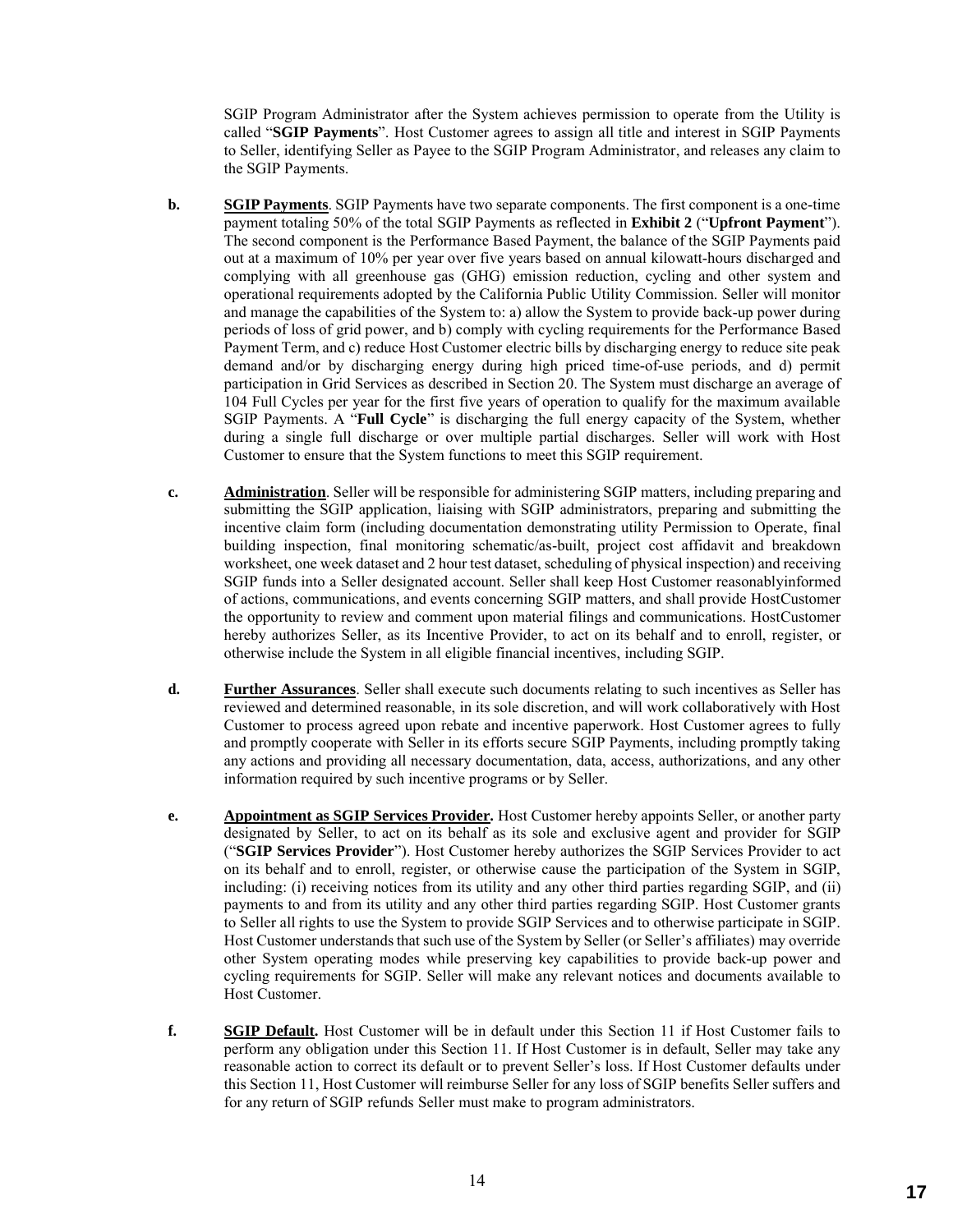SGIP Program Administrator after the System achieves permission to operate from the Utility is called "**SGIP Payments**". Host Customer agrees to assign all title and interest in SGIP Payments to Seller, identifying Seller as Payee to the SGIP Program Administrator, and releases any claim to the SGIP Payments.

**b.** **SGIP Payments**. SGIP Payments have two separate components. The first component is a one-time payment totaling 50% of the total SGIP Payments as reflected in **Exhibit 2** ("**Upfront Payment**"). The second component is the Performance Based Payment, the balance of the SGIP Payments paid out at a maximum of 10% per year over five years based on annual kilowatt-hours discharged and complying with all greenhouse gas (GHG) emission reduction, cycling and other system and operational requirements adopted by the California Public Utility Commission. Seller will monitor and manage the capabilities of the System to: a) allow the System to provide back-up power during periods of loss of grid power, and b) comply with cycling requirements for the Performance Based Payment Term, and c) reduce Host Customer electric bills by discharging energy to reduce site peak demand and/or by discharging energy during high priced time-of-use periods, and d) permit participation in Grid Services as described in Section 20. The System must discharge an average of 104 Full Cycles per year for the first five years of operation to qualify for the maximum available SGIP Payments. A "**Full Cycle**" is discharging the full energy capacity of the System, whether during a single full discharge or over multiple partial discharges. Seller will work with Host Customer to ensure that the System functions to meet this SGIP requirement.

**c.** **Administration**. Seller will be responsible for administering SGIP matters, including preparing and submitting the SGIP application, liaising with SGIP administrators, preparing and submitting the incentive claim form (including documentation demonstrating utility Permission to Operate, final building inspection, final monitoring schematic/as-built, project cost affidavit and breakdown worksheet, one week dataset and 2 hour test dataset, scheduling of physical inspection) and receiving SGIP funds into a Seller designated account. Seller shall keep Host Customer reasonablyinformed of actions, communications, and events concerning SGIP matters, and shall provide HostCustomer the opportunity to review and comment upon material filings and communications. HostCustomer hereby authorizes Seller, as its Incentive Provider, to act on its behalf and to enroll, register, or otherwise include the System in all eligible financial incentives, including SGIP.

**d.** **Further Assurances**. Seller shall execute such documents relating to such incentives as Seller has reviewed and determined reasonable, in its sole discretion, and will work collaboratively with Host Customer to process agreed upon rebate and incentive paperwork. Host Customer agrees to fully and promptly cooperate with Seller in its efforts secure SGIP Payments, including promptly taking any actions and providing all necessary documentation, data, access, authorizations, and any other information required by such incentive programs or by Seller.

**e.** **Appointment as SGIP Services Provider.** Host Customer hereby appoints Seller, or another party designated by Seller, to act on its behalf as its sole and exclusive agent and provider for SGIP ("**SGIP Services Provider**"). Host Customer hereby authorizes the SGIP Services Provider to act on its behalf and to enroll, register, or otherwise cause the participation of the System in SGIP, including: (i) receiving notices from its utility and any other third parties regarding SGIP, and (ii) payments to and from its utility and any other third parties regarding SGIP. Host Customer grants to Seller all rights to use the System to provide SGIP Services and to otherwise participate in SGIP. Host Customer understands that such use of the System by Seller (or Seller's affiliates) may override other System operating modes while preserving key capabilities to provide back-up power and cycling requirements for SGIP. Seller will make any relevant notices and documents available to Host Customer.

**f.** **SGIP Default.** Host Customer will be in default under this Section 11 if Host Customer fails to perform any obligation under this Section 11. If Host Customer is in default, Seller may take any reasonable action to correct its default or to prevent Seller's loss. If Host Customer defaults under this Section 11, Host Customer will reimburse Seller for any loss of SGIP benefits Seller suffers and for any return of SGIP refunds Seller must make to program administrators.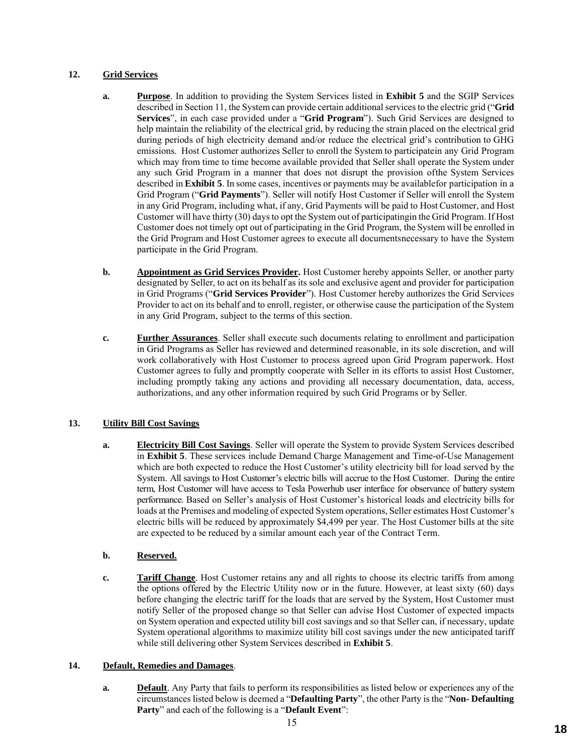## 12. Grid Services

**a. Purpose**. In addition to providing the System Services listed in **Exhibit 5** and the SGIP Services described in Section 11, the System can provide certain additional services to the electric grid ("**Grid Services**", in each case provided under a "**Grid Program**"). Such Grid Services are designed to help maintain the reliability of the electrical grid, by reducing the strain placed on the electrical grid during periods of high electricity demand and/or reduce the electrical grid's contribution to GHG emissions. Host Customer authorizes Seller to enroll the System to participatein any Grid Program which may from time to time become available provided that Seller shall operate the System under any such Grid Program in a manner that does not disrupt the provision ofthe System Services described in **Exhibit 5**. In some cases, incentives or payments may be availablefor participation in a Grid Program ("**Grid Payments**"). Seller will notify Host Customer if Seller will enroll the System in any Grid Program, including what, if any, Grid Payments will be paid to Host Customer, and Host Customer will have thirty (30) days to opt the System out of participatingin the Grid Program. If Host Customer does not timely opt out of participating in the Grid Program, the System will be enrolled in the Grid Program and Host Customer agrees to execute all documentsnecessary to have the System participate in the Grid Program.

**b. Appointment as Grid Services Provider.** Host Customer hereby appoints Seller, or another party designated by Seller, to act on its behalf as its sole and exclusive agent and provider for participation in Grid Programs ("**Grid Services Provider**"). Host Customer hereby authorizes the Grid Services Provider to act on its behalf and to enroll, register, or otherwise cause the participation of the System in any Grid Program, subject to the terms of this section.

**c. Further Assurances**. Seller shall execute such documents relating to enrollment and participation in Grid Programs as Seller has reviewed and determined reasonable, in its sole discretion, and will work collaboratively with Host Customer to process agreed upon Grid Program paperwork. Host Customer agrees to fully and promptly cooperate with Seller in its efforts to assist Host Customer, including promptly taking any actions and providing all necessary documentation, data, access, authorizations, and any other information required by such Grid Programs or by Seller.

## 13. Utility Bill Cost Savings

**a. Electricity Bill Cost Savings**. Seller will operate the System to provide System Services described in **Exhibit 5**. These services include Demand Charge Management and Time-of-Use Management which are both expected to reduce the Host Customer's utility electricity bill for load served by the System. All savings to Host Customer's electric bills will accrue to the Host Customer. During the entire term, Host Customer will have access to Tesla Powerhub user interface for observance of battery system performance. Based on Seller's analysis of Host Customer's historical loads and electricity bills for loads at the Premises and modeling of expected System operations, Seller estimates Host Customer's electric bills will be reduced by approximately $4,499 per year. The Host Customer bills at the site are expected to be reduced by a similar amount each year of the Contract Term.

**b. Reserved.**

**c. Tariff Change**. Host Customer retains any and all rights to choose its electric tariffs from among the options offered by the Electric Utility now or in the future. However, at least sixty (60) days before changing the electric tariff for the loads that are served by the System, Host Customer must notify Seller of the proposed change so that Seller can advise Host Customer of expected impacts on System operation and expected utility bill cost savings and so that Seller can, if necessary, update System operational algorithms to maximize utility bill cost savings under the new anticipated tariff while still delivering other System Services described in **Exhibit 5**.

## 14. Default, Remedies and Damages.

**a. Default**. Any Party that fails to perform its responsibilities as listed below or experiences any of the circumstances listed below is deemed a "**Defaulting Party**", the other Party is the "**Non- Defaulting Party**" and each of the following is a "**Default Event**":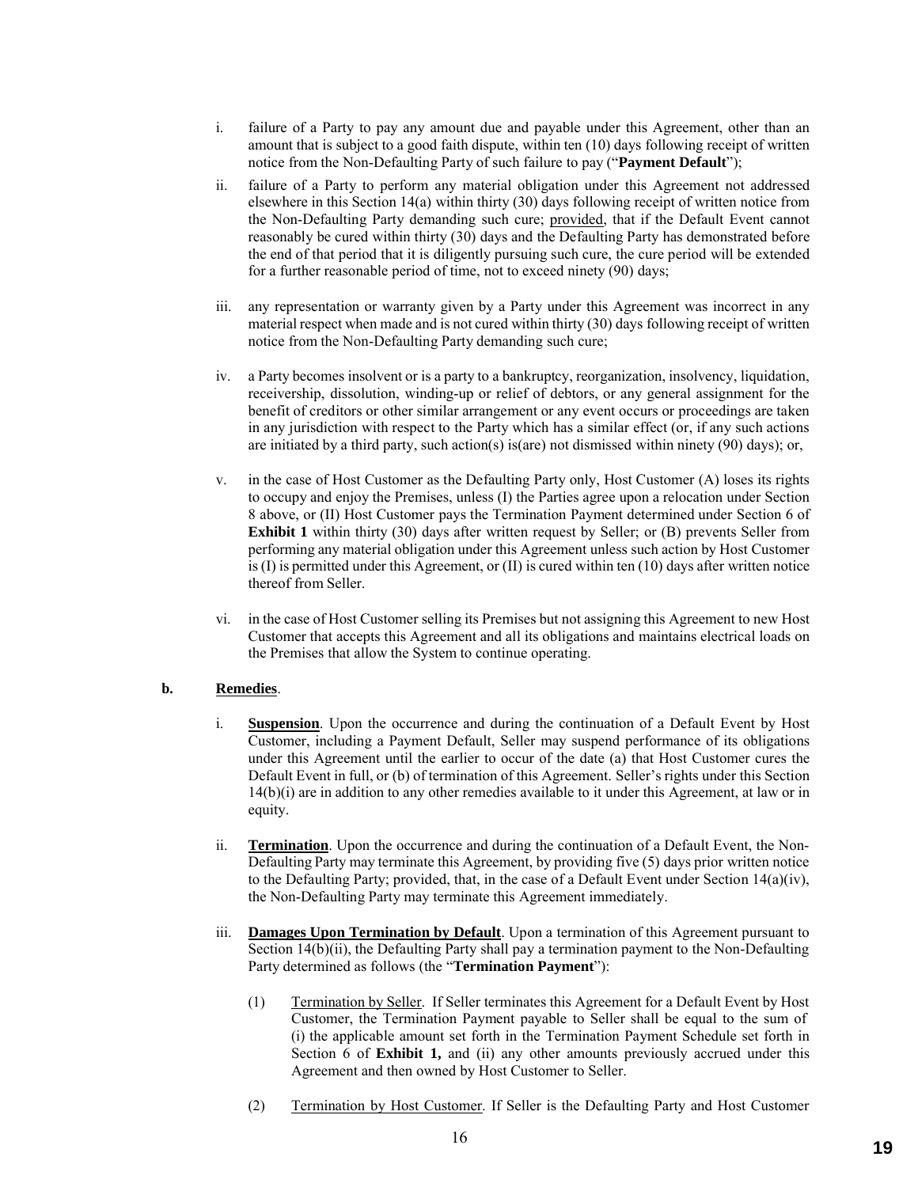i. failure of a Party to pay any amount due and payable under this Agreement, other than an amount that is subject to a good faith dispute, within ten (10) days following receipt of written notice from the Non-Defaulting Party of such failure to pay ("**Payment Default**");

ii. failure of a Party to perform any material obligation under this Agreement not addressed elsewhere in this Section 14(a) within thirty (30) days following receipt of written notice from the Non-Defaulting Party demanding such cure; provided, that if the Default Event cannot reasonably be cured within thirty (30) days and the Defaulting Party has demonstrated before the end of that period that it is diligently pursuing such cure, the cure period will be extended for a further reasonable period of time, not to exceed ninety (90) days;

iii. any representation or warranty given by a Party under this Agreement was incorrect in any material respect when made and is not cured within thirty (30) days following receipt of written notice from the Non-Defaulting Party demanding such cure;

iv. a Party becomes insolvent or is a party to a bankruptcy, reorganization, insolvency, liquidation, receivership, dissolution, winding-up or relief of debtors, or any general assignment for the benefit of creditors or other similar arrangement or any event occurs or proceedings are taken in any jurisdiction with respect to the Party which has a similar effect (or, if any such actions are initiated by a third party, such action(s) is(are) not dismissed within ninety (90) days); or,

v. in the case of Host Customer as the Defaulting Party only, Host Customer (A) loses its rights to occupy and enjoy the Premises, unless (I) the Parties agree upon a relocation under Section 8 above, or (II) Host Customer pays the Termination Payment determined under Section 6 of **Exhibit 1** within thirty (30) days after written request by Seller; or (B) prevents Seller from performing any material obligation under this Agreement unless such action by Host Customer is (I) is permitted under this Agreement, or (II) is cured within ten (10) days after written notice thereof from Seller.

vi. in the case of Host Customer selling its Premises but not assigning this Agreement to new Host Customer that accepts this Agreement and all its obligations and maintains electrical loads on the Premises that allow the System to continue operating.

**b. Remedies**.

i. **Suspension**. Upon the occurrence and during the continuation of a Default Event by Host Customer, including a Payment Default, Seller may suspend performance of its obligations under this Agreement until the earlier to occur of the date (a) that Host Customer cures the Default Event in full, or (b) of termination of this Agreement. Seller's rights under this Section 14(b)(i) are in addition to any other remedies available to it under this Agreement, at law or in equity.

ii. **Termination**. Upon the occurrence and during the continuation of a Default Event, the Non-Defaulting Party may terminate this Agreement, by providing five (5) days prior written notice to the Defaulting Party; provided, that, in the case of a Default Event under Section 14(a)(iv), the Non-Defaulting Party may terminate this Agreement immediately.

iii. **Damages Upon Termination by Default**. Upon a termination of this Agreement pursuant to Section 14(b)(ii), the Defaulting Party shall pay a termination payment to the Non-Defaulting Party determined as follows (the "**Termination Payment**"):

(1) Termination by Seller. If Seller terminates this Agreement for a Default Event by Host Customer, the Termination Payment payable to Seller shall be equal to the sum of (i) the applicable amount set forth in the Termination Payment Schedule set forth in Section 6 of **Exhibit 1,** and (ii) any other amounts previously accrued under this Agreement and then owned by Host Customer to Seller.

(2) Termination by Host Customer. If Seller is the Defaulting Party and Host Customer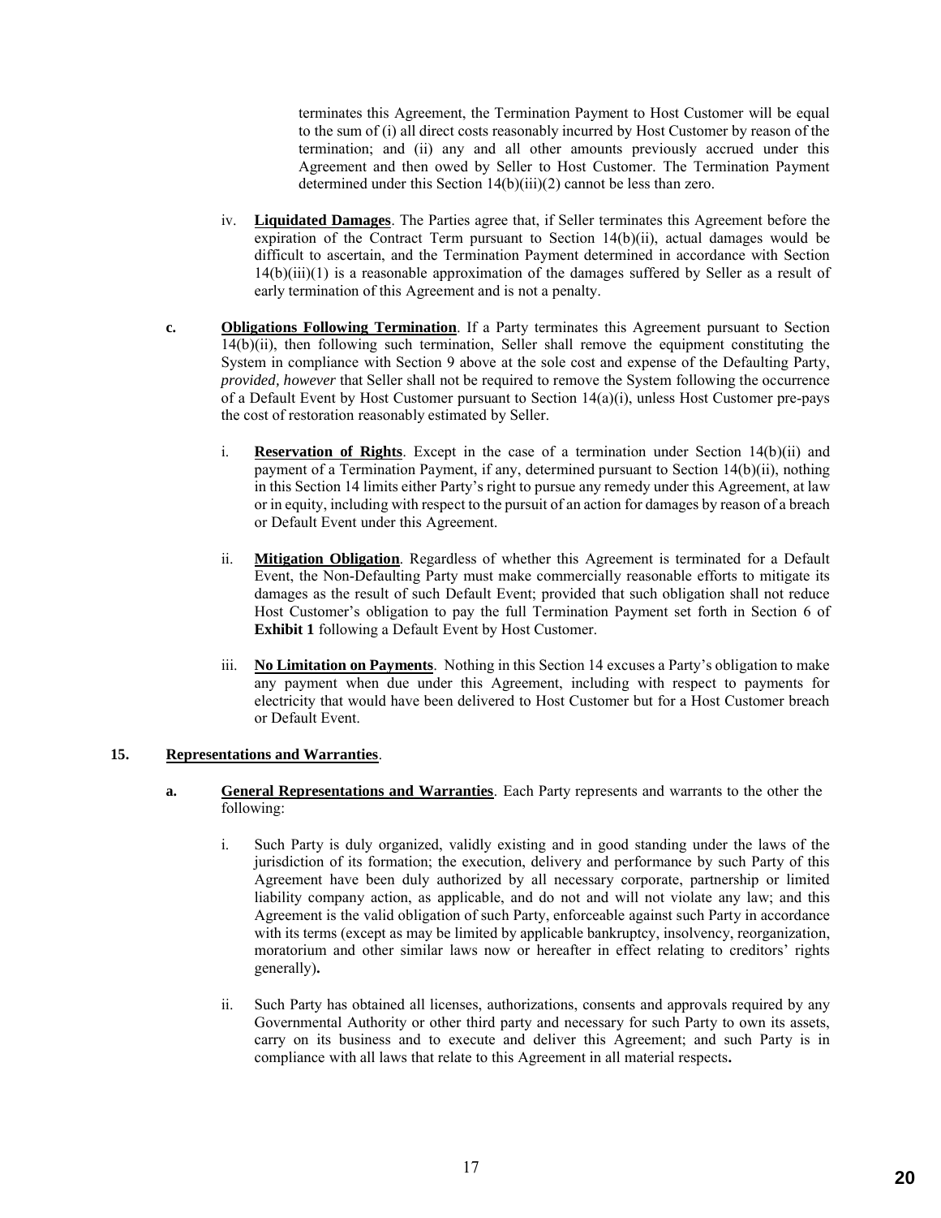terminates this Agreement, the Termination Payment to Host Customer will be equal to the sum of (i) all direct costs reasonably incurred by Host Customer by reason of the termination; and (ii) any and all other amounts previously accrued under this Agreement and then owed by Seller to Host Customer. The Termination Payment determined under this Section 14(b)(iii)(2) cannot be less than zero.

iv. **Liquidated Damages**. The Parties agree that, if Seller terminates this Agreement before the expiration of the Contract Term pursuant to Section 14(b)(ii), actual damages would be difficult to ascertain, and the Termination Payment determined in accordance with Section 14(b)(iii)(1) is a reasonable approximation of the damages suffered by Seller as a result of early termination of this Agreement and is not a penalty.

**c. Obligations Following Termination**. If a Party terminates this Agreement pursuant to Section 14(b)(ii), then following such termination, Seller shall remove the equipment constituting the System in compliance with Section 9 above at the sole cost and expense of the Defaulting Party, *provided, however* that Seller shall not be required to remove the System following the occurrence of a Default Event by Host Customer pursuant to Section 14(a)(i), unless Host Customer pre-pays the cost of restoration reasonably estimated by Seller.

i. **Reservation of Rights**. Except in the case of a termination under Section 14(b)(ii) and payment of a Termination Payment, if any, determined pursuant to Section 14(b)(ii), nothing in this Section 14 limits either Party's right to pursue any remedy under this Agreement, at law or in equity, including with respect to the pursuit of an action for damages by reason of a breach or Default Event under this Agreement.

ii. **Mitigation Obligation**. Regardless of whether this Agreement is terminated for a Default Event, the Non-Defaulting Party must make commercially reasonable efforts to mitigate its damages as the result of such Default Event; provided that such obligation shall not reduce Host Customer's obligation to pay the full Termination Payment set forth in Section 6 of **Exhibit 1** following a Default Event by Host Customer.

iii. **No Limitation on Payments**. Nothing in this Section 14 excuses a Party's obligation to make any payment when due under this Agreement, including with respect to payments for electricity that would have been delivered to Host Customer but for a Host Customer breach or Default Event.

## 15. Representations and Warranties.

**a. General Representations and Warranties**. Each Party represents and warrants to the other the following:

i. Such Party is duly organized, validly existing and in good standing under the laws of the jurisdiction of its formation; the execution, delivery and performance by such Party of this Agreement have been duly authorized by all necessary corporate, partnership or limited liability company action, as applicable, and do not and will not violate any law; and this Agreement is the valid obligation of such Party, enforceable against such Party in accordance with its terms (except as may be limited by applicable bankruptcy, insolvency, reorganization, moratorium and other similar laws now or hereafter in effect relating to creditors' rights generally).

ii. Such Party has obtained all licenses, authorizations, consents and approvals required by any Governmental Authority or other third party and necessary for such Party to own its assets, carry on its business and to execute and deliver this Agreement; and such Party is in compliance with all laws that relate to this Agreement in all material respects.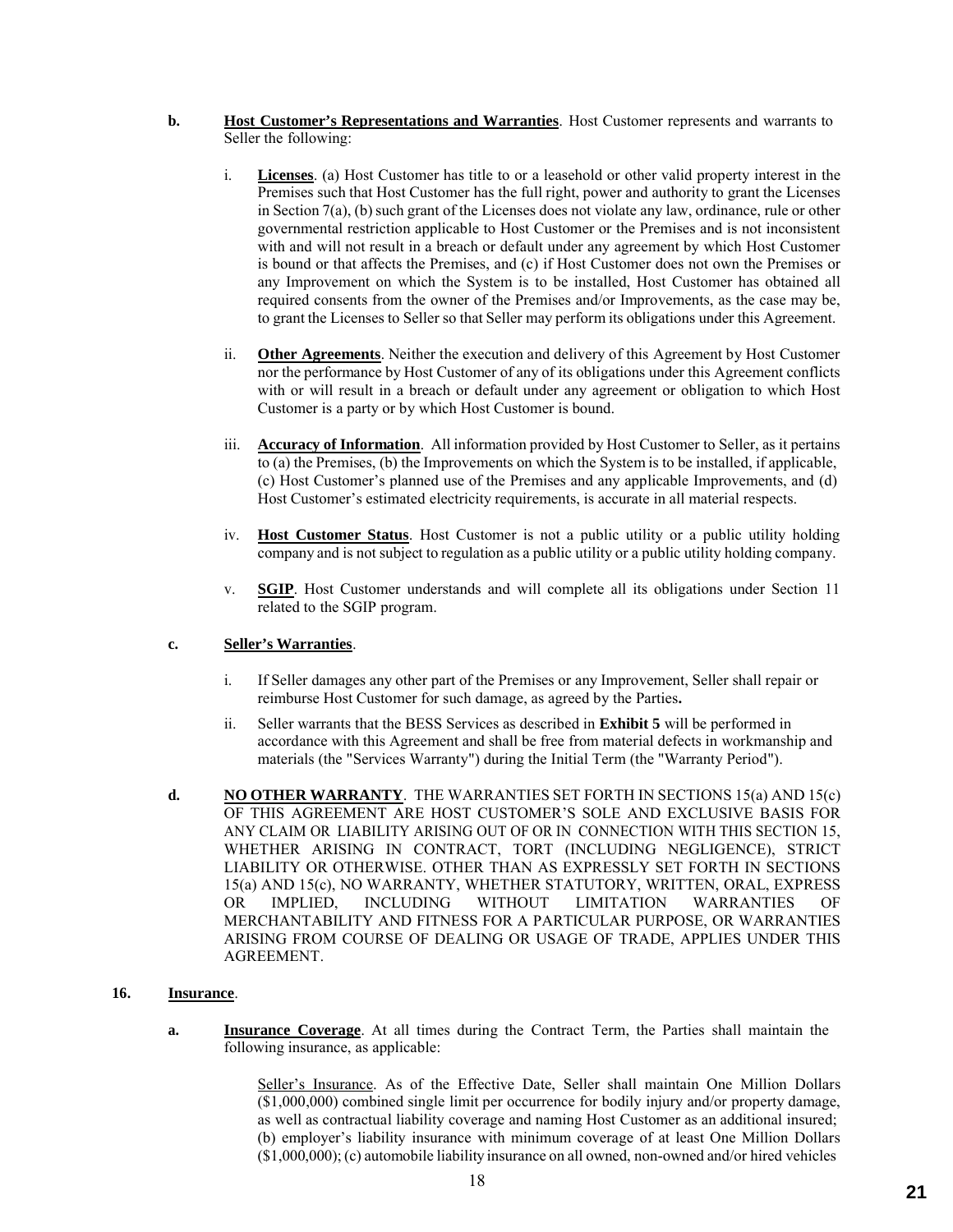**b. Host Customer's Representations and Warranties**. Host Customer represents and warrants to Seller the following:

i. **Licenses**. (a) Host Customer has title to or a leasehold or other valid property interest in the Premises such that Host Customer has the full right, power and authority to grant the Licenses in Section 7(a), (b) such grant of the Licenses does not violate any law, ordinance, rule or other governmental restriction applicable to Host Customer or the Premises and is not inconsistent with and will not result in a breach or default under any agreement by which Host Customer is bound or that affects the Premises, and (c) if Host Customer does not own the Premises or any Improvement on which the System is to be installed, Host Customer has obtained all required consents from the owner of the Premises and/or Improvements, as the case may be, to grant the Licenses to Seller so that Seller may perform its obligations under this Agreement.

ii. **Other Agreements**. Neither the execution and delivery of this Agreement by Host Customer nor the performance by Host Customer of any of its obligations under this Agreement conflicts with or will result in a breach or default under any agreement or obligation to which Host Customer is a party or by which Host Customer is bound.

iii. **Accuracy of Information**. All information provided by Host Customer to Seller, as it pertains to (a) the Premises, (b) the Improvements on which the System is to be installed, if applicable, (c) Host Customer's planned use of the Premises and any applicable Improvements, and (d) Host Customer's estimated electricity requirements, is accurate in all material respects.

iv. **Host Customer Status**. Host Customer is not a public utility or a public utility holding company and is not subject to regulation as a public utility or a public utility holding company.

v. **SGIP**. Host Customer understands and will complete all its obligations under Section 11 related to the SGIP program.

**c. Seller's Warranties**.

i. If Seller damages any other part of the Premises or any Improvement, Seller shall repair or reimburse Host Customer for such damage, as agreed by the Parties**.**

ii. Seller warrants that the BESS Services as described in **Exhibit 5** will be performed in accordance with this Agreement and shall be free from material defects in workmanship and materials (the "Services Warranty") during the Initial Term (the "Warranty Period").

**d. NO OTHER WARRANTY**. THE WARRANTIES SET FORTH IN SECTIONS 15(a) AND 15(c) OF THIS AGREEMENT ARE HOST CUSTOMER'S SOLE AND EXCLUSIVE BASIS FOR ANY CLAIM OR LIABILITY ARISING OUT OF OR IN CONNECTION WITH THIS SECTION 15, WHETHER ARISING IN CONTRACT, TORT (INCLUDING NEGLIGENCE), STRICT LIABILITY OR OTHERWISE. OTHER THAN AS EXPRESSLY SET FORTH IN SECTIONS 15(a) AND 15(c), NO WARRANTY, WHETHER STATUTORY, WRITTEN, ORAL, EXPRESS OR IMPLIED, INCLUDING WITHOUT LIMITATION WARRANTIES OF MERCHANTABILITY AND FITNESS FOR A PARTICULAR PURPOSE, OR WARRANTIES ARISING FROM COURSE OF DEALING OR USAGE OF TRADE, APPLIES UNDER THIS AGREEMENT.

**16. Insurance**.

**a. Insurance Coverage**. At all times during the Contract Term, the Parties shall maintain the following insurance, as applicable:

Seller's Insurance. As of the Effective Date, Seller shall maintain One Million Dollars ($1,000,000) combined single limit per occurrence for bodily injury and/or property damage, as well as contractual liability coverage and naming Host Customer as an additional insured; (b) employer's liability insurance with minimum coverage of at least One Million Dollars ($1,000,000); (c) automobile liability insurance on all owned, non-owned and/or hired vehicles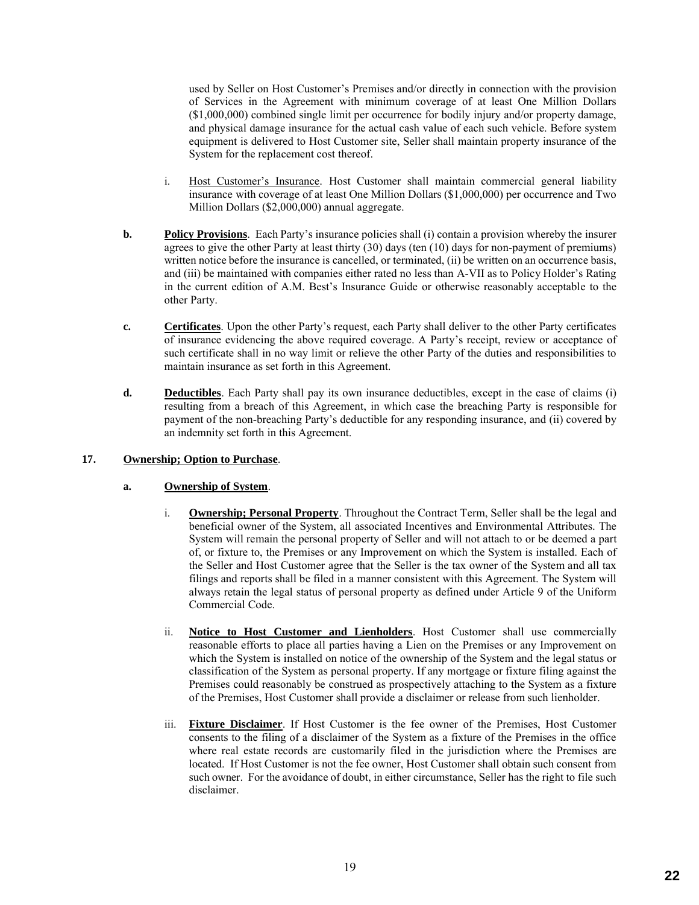used by Seller on Host Customer's Premises and/or directly in connection with the provision of Services in the Agreement with minimum coverage of at least One Million Dollars ($1,000,000) combined single limit per occurrence for bodily injury and/or property damage, and physical damage insurance for the actual cash value of each such vehicle. Before system equipment is delivered to Host Customer site, Seller shall maintain property insurance of the System for the replacement cost thereof.

i. Host Customer's Insurance. Host Customer shall maintain commercial general liability insurance with coverage of at least One Million Dollars ($1,000,000) per occurrence and Two Million Dollars ($2,000,000) annual aggregate.

**b.** **Policy Provisions**. Each Party's insurance policies shall (i) contain a provision whereby the insurer agrees to give the other Party at least thirty (30) days (ten (10) days for non-payment of premiums) written notice before the insurance is cancelled, or terminated, (ii) be written on an occurrence basis, and (iii) be maintained with companies either rated no less than A-VII as to Policy Holder's Rating in the current edition of A.M. Best's Insurance Guide or otherwise reasonably acceptable to the other Party.

**c.** **Certificates**. Upon the other Party's request, each Party shall deliver to the other Party certificates of insurance evidencing the above required coverage. A Party's receipt, review or acceptance of such certificate shall in no way limit or relieve the other Party of the duties and responsibilities to maintain insurance as set forth in this Agreement.

**d.** **Deductibles**. Each Party shall pay its own insurance deductibles, except in the case of claims (i) resulting from a breach of this Agreement, in which case the breaching Party is responsible for payment of the non-breaching Party's deductible for any responding insurance, and (ii) covered by an indemnity set forth in this Agreement.

**17.** **Ownership; Option to Purchase**.

**a.** **Ownership of System**.

i. **Ownership; Personal Property**. Throughout the Contract Term, Seller shall be the legal and beneficial owner of the System, all associated Incentives and Environmental Attributes. The System will remain the personal property of Seller and will not attach to or be deemed a part of, or fixture to, the Premises or any Improvement on which the System is installed. Each of the Seller and Host Customer agree that the Seller is the tax owner of the System and all tax filings and reports shall be filed in a manner consistent with this Agreement. The System will always retain the legal status of personal property as defined under Article 9 of the Uniform Commercial Code.

ii. **Notice to Host Customer and Lienholders**. Host Customer shall use commercially reasonable efforts to place all parties having a Lien on the Premises or any Improvement on which the System is installed on notice of the ownership of the System and the legal status or classification of the System as personal property. If any mortgage or fixture filing against the Premises could reasonably be construed as prospectively attaching to the System as a fixture of the Premises, Host Customer shall provide a disclaimer or release from such lienholder.

iii. **Fixture Disclaimer**. If Host Customer is the fee owner of the Premises, Host Customer consents to the filing of a disclaimer of the System as a fixture of the Premises in the office where real estate records are customarily filed in the jurisdiction where the Premises are located. If Host Customer is not the fee owner, Host Customer shall obtain such consent from such owner. For the avoidance of doubt, in either circumstance, Seller has the right to file such disclaimer.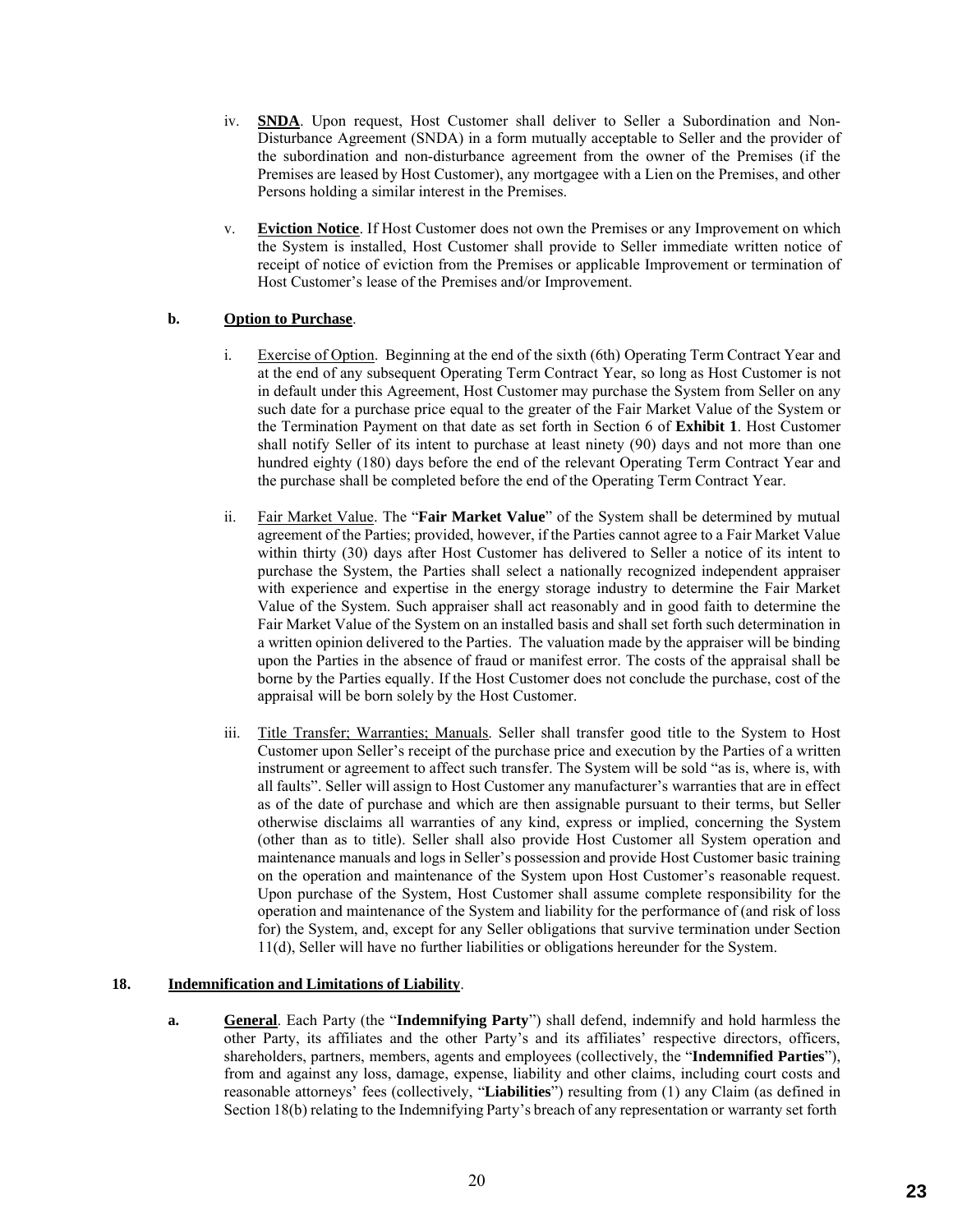iv. **SNDA**. Upon request, Host Customer shall deliver to Seller a Subordination and Non-Disturbance Agreement (SNDA) in a form mutually acceptable to Seller and the provider of the subordination and non-disturbance agreement from the owner of the Premises (if the Premises are leased by Host Customer), any mortgagee with a Lien on the Premises, and other Persons holding a similar interest in the Premises.

v. **Eviction Notice**. If Host Customer does not own the Premises or any Improvement on which the System is installed, Host Customer shall provide to Seller immediate written notice of receipt of notice of eviction from the Premises or applicable Improvement or termination of Host Customer's lease of the Premises and/or Improvement.

**b. Option to Purchase**.

i. Exercise of Option. Beginning at the end of the sixth (6th) Operating Term Contract Year and at the end of any subsequent Operating Term Contract Year, so long as Host Customer is not in default under this Agreement, Host Customer may purchase the System from Seller on any such date for a purchase price equal to the greater of the Fair Market Value of the System or the Termination Payment on that date as set forth in Section 6 of **Exhibit 1**. Host Customer shall notify Seller of its intent to purchase at least ninety (90) days and not more than one hundred eighty (180) days before the end of the relevant Operating Term Contract Year and the purchase shall be completed before the end of the Operating Term Contract Year.

ii. Fair Market Value. The "**Fair Market Value**" of the System shall be determined by mutual agreement of the Parties; provided, however, if the Parties cannot agree to a Fair Market Value within thirty (30) days after Host Customer has delivered to Seller a notice of its intent to purchase the System, the Parties shall select a nationally recognized independent appraiser with experience and expertise in the energy storage industry to determine the Fair Market Value of the System. Such appraiser shall act reasonably and in good faith to determine the Fair Market Value of the System on an installed basis and shall set forth such determination in a written opinion delivered to the Parties. The valuation made by the appraiser will be binding upon the Parties in the absence of fraud or manifest error. The costs of the appraisal shall be borne by the Parties equally. If the Host Customer does not conclude the purchase, cost of the appraisal will be born solely by the Host Customer.

iii. Title Transfer; Warranties; Manuals. Seller shall transfer good title to the System to Host Customer upon Seller's receipt of the purchase price and execution by the Parties of a written instrument or agreement to affect such transfer. The System will be sold "as is, where is, with all faults". Seller will assign to Host Customer any manufacturer's warranties that are in effect as of the date of purchase and which are then assignable pursuant to their terms, but Seller otherwise disclaims all warranties of any kind, express or implied, concerning the System (other than as to title). Seller shall also provide Host Customer all System operation and maintenance manuals and logs in Seller's possession and provide Host Customer basic training on the operation and maintenance of the System upon Host Customer's reasonable request. Upon purchase of the System, Host Customer shall assume complete responsibility for the operation and maintenance of the System and liability for the performance of (and risk of loss for) the System, and, except for any Seller obligations that survive termination under Section 11(d), Seller will have no further liabilities or obligations hereunder for the System.

**18. Indemnification and Limitations of Liability**.

**a. General**. Each Party (the "**Indemnifying Party**") shall defend, indemnify and hold harmless the other Party, its affiliates and the other Party's and its affiliates' respective directors, officers, shareholders, partners, members, agents and employees (collectively, the "**Indemnified Parties**"), from and against any loss, damage, expense, liability and other claims, including court costs and reasonable attorneys' fees (collectively, "**Liabilities**") resulting from (1) any Claim (as defined in Section 18(b) relating to the Indemnifying Party's breach of any representation or warranty set forth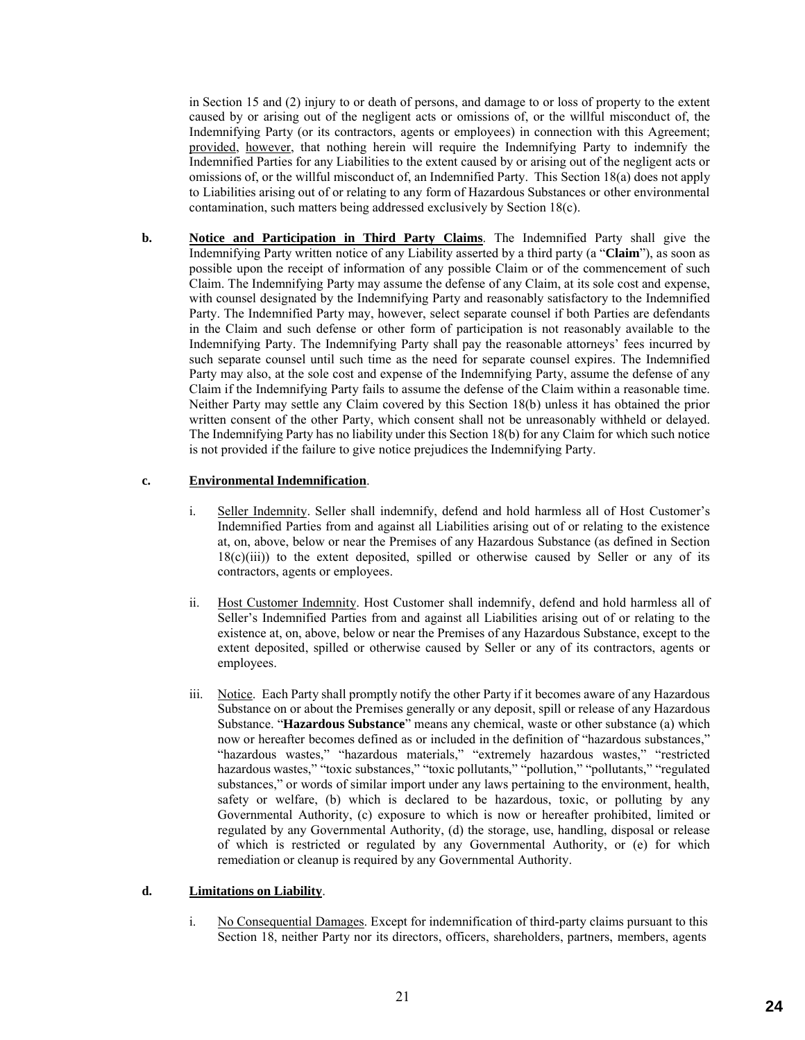in Section 15 and (2) injury to or death of persons, and damage to or loss of property to the extent caused by or arising out of the negligent acts or omissions of, or the willful misconduct of, the Indemnifying Party (or its contractors, agents or employees) in connection with this Agreement; provided, however, that nothing herein will require the Indemnifying Party to indemnify the Indemnified Parties for any Liabilities to the extent caused by or arising out of the negligent acts or omissions of, or the willful misconduct of, an Indemnified Party. This Section 18(a) does not apply to Liabilities arising out of or relating to any form of Hazardous Substances or other environmental contamination, such matters being addressed exclusively by Section 18(c).

**b. Notice and Participation in Third Party Claims**. The Indemnified Party shall give the Indemnifying Party written notice of any Liability asserted by a third party (a "**Claim**"), as soon as possible upon the receipt of information of any possible Claim or of the commencement of such Claim. The Indemnifying Party may assume the defense of any Claim, at its sole cost and expense, with counsel designated by the Indemnifying Party and reasonably satisfactory to the Indemnified Party. The Indemnified Party may, however, select separate counsel if both Parties are defendants in the Claim and such defense or other form of participation is not reasonably available to the Indemnifying Party. The Indemnifying Party shall pay the reasonable attorneys' fees incurred by such separate counsel until such time as the need for separate counsel expires. The Indemnified Party may also, at the sole cost and expense of the Indemnifying Party, assume the defense of any Claim if the Indemnifying Party fails to assume the defense of the Claim within a reasonable time. Neither Party may settle any Claim covered by this Section 18(b) unless it has obtained the prior written consent of the other Party, which consent shall not be unreasonably withheld or delayed. The Indemnifying Party has no liability under this Section 18(b) for any Claim for which such notice is not provided if the failure to give notice prejudices the Indemnifying Party.

**c. Environmental Indemnification**.

i. Seller Indemnity. Seller shall indemnify, defend and hold harmless all of Host Customer's Indemnified Parties from and against all Liabilities arising out of or relating to the existence at, on, above, below or near the Premises of any Hazardous Substance (as defined in Section 18(c)(iii)) to the extent deposited, spilled or otherwise caused by Seller or any of its contractors, agents or employees.

ii. Host Customer Indemnity. Host Customer shall indemnify, defend and hold harmless all of Seller's Indemnified Parties from and against all Liabilities arising out of or relating to the existence at, on, above, below or near the Premises of any Hazardous Substance, except to the extent deposited, spilled or otherwise caused by Seller or any of its contractors, agents or employees.

iii. Notice. Each Party shall promptly notify the other Party if it becomes aware of any Hazardous Substance on or about the Premises generally or any deposit, spill or release of any Hazardous Substance. "**Hazardous Substance**" means any chemical, waste or other substance (a) which now or hereafter becomes defined as or included in the definition of "hazardous substances," "hazardous wastes," "hazardous materials," "extremely hazardous wastes," "restricted hazardous wastes," "toxic substances," "toxic pollutants," "pollution," "pollutants," "regulated substances," or words of similar import under any laws pertaining to the environment, health, safety or welfare, (b) which is declared to be hazardous, toxic, or polluting by any Governmental Authority, (c) exposure to which is now or hereafter prohibited, limited or regulated by any Governmental Authority, (d) the storage, use, handling, disposal or release of which is restricted or regulated by any Governmental Authority, or (e) for which remediation or cleanup is required by any Governmental Authority.

**d. Limitations on Liability**.

i. No Consequential Damages. Except for indemnification of third-party claims pursuant to this Section 18, neither Party nor its directors, officers, shareholders, partners, members, agents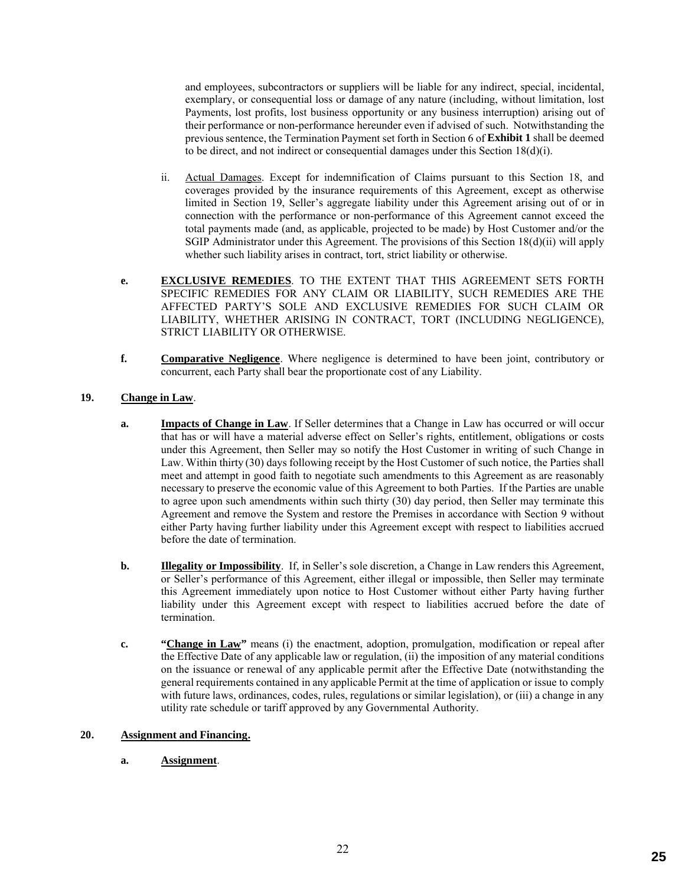and employees, subcontractors or suppliers will be liable for any indirect, special, incidental, exemplary, or consequential loss or damage of any nature (including, without limitation, lost Payments, lost profits, lost business opportunity or any business interruption) arising out of their performance or non-performance hereunder even if advised of such. Notwithstanding the previous sentence, the Termination Payment set forth in Section 6 of **Exhibit 1** shall be deemed to be direct, and not indirect or consequential damages under this Section 18(d)(i).

ii. Actual Damages. Except for indemnification of Claims pursuant to this Section 18, and coverages provided by the insurance requirements of this Agreement, except as otherwise limited in Section 19, Seller's aggregate liability under this Agreement arising out of or in connection with the performance or non-performance of this Agreement cannot exceed the total payments made (and, as applicable, projected to be made) by Host Customer and/or the SGIP Administrator under this Agreement. The provisions of this Section 18(d)(ii) will apply whether such liability arises in contract, tort, strict liability or otherwise.

**e.** **EXCLUSIVE REMEDIES**. TO THE EXTENT THAT THIS AGREEMENT SETS FORTH SPECIFIC REMEDIES FOR ANY CLAIM OR LIABILITY, SUCH REMEDIES ARE THE AFFECTED PARTY'S SOLE AND EXCLUSIVE REMEDIES FOR SUCH CLAIM OR LIABILITY, WHETHER ARISING IN CONTRACT, TORT (INCLUDING NEGLIGENCE), STRICT LIABILITY OR OTHERWISE.

**f.** **Comparative Negligence**. Where negligence is determined to have been joint, contributory or concurrent, each Party shall bear the proportionate cost of any Liability.

**19.** **Change in Law**.

**a.** **Impacts of Change in Law**. If Seller determines that a Change in Law has occurred or will occur that has or will have a material adverse effect on Seller's rights, entitlement, obligations or costs under this Agreement, then Seller may so notify the Host Customer in writing of such Change in Law. Within thirty (30) days following receipt by the Host Customer of such notice, the Parties shall meet and attempt in good faith to negotiate such amendments to this Agreement as are reasonably necessary to preserve the economic value of this Agreement to both Parties. If the Parties are unable to agree upon such amendments within such thirty (30) day period, then Seller may terminate this Agreement and remove the System and restore the Premises in accordance with Section 9 without either Party having further liability under this Agreement except with respect to liabilities accrued before the date of termination.

**b.** **Illegality or Impossibility**. If, in Seller's sole discretion, a Change in Law renders this Agreement, or Seller's performance of this Agreement, either illegal or impossible, then Seller may terminate this Agreement immediately upon notice to Host Customer without either Party having further liability under this Agreement except with respect to liabilities accrued before the date of termination.

**c.** **"Change in Law"** means (i) the enactment, adoption, promulgation, modification or repeal after the Effective Date of any applicable law or regulation, (ii) the imposition of any material conditions on the issuance or renewal of any applicable permit after the Effective Date (notwithstanding the general requirements contained in any applicable Permit at the time of application or issue to comply with future laws, ordinances, codes, rules, regulations or similar legislation), or (iii) a change in any utility rate schedule or tariff approved by any Governmental Authority.

**20.** **Assignment and Financing.**

**a.** **Assignment**.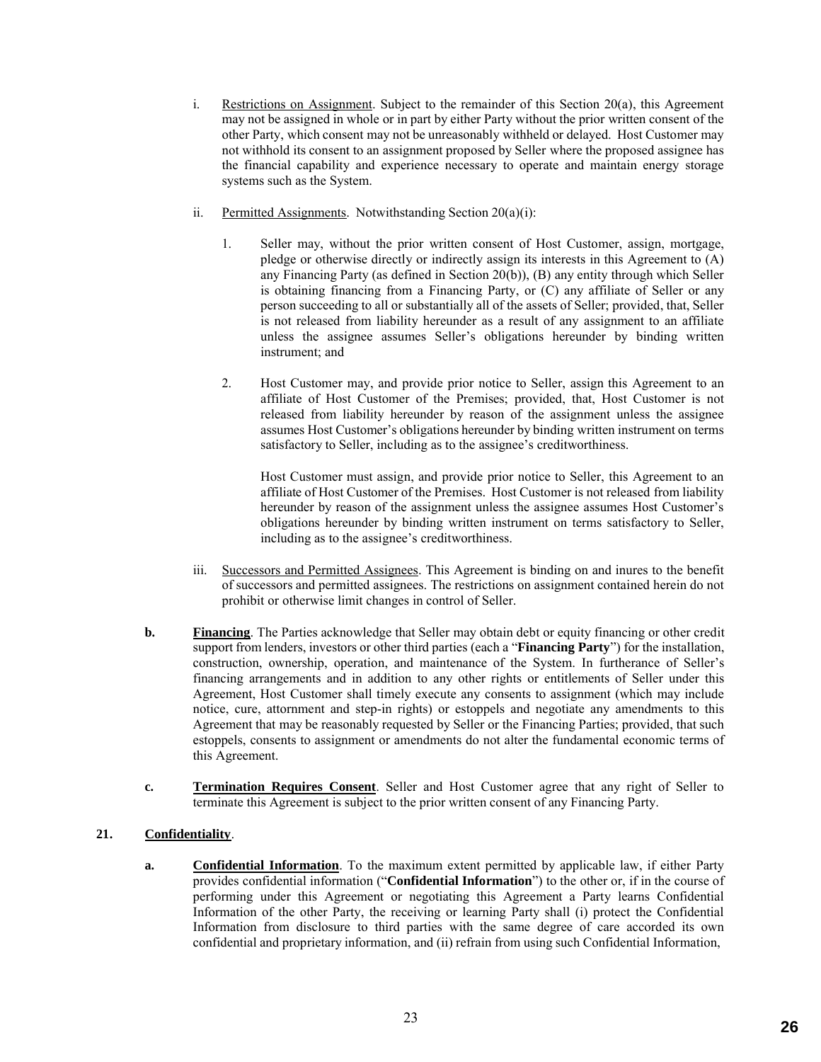i. Restrictions on Assignment. Subject to the remainder of this Section 20(a), this Agreement may not be assigned in whole or in part by either Party without the prior written consent of the other Party, which consent may not be unreasonably withheld or delayed. Host Customer may not withhold its consent to an assignment proposed by Seller where the proposed assignee has the financial capability and experience necessary to operate and maintain energy storage systems such as the System.

ii. Permitted Assignments. Notwithstanding Section 20(a)(i):

1. Seller may, without the prior written consent of Host Customer, assign, mortgage, pledge or otherwise directly or indirectly assign its interests in this Agreement to (A) any Financing Party (as defined in Section 20(b)), (B) any entity through which Seller is obtaining financing from a Financing Party, or (C) any affiliate of Seller or any person succeeding to all or substantially all of the assets of Seller; provided, that, Seller is not released from liability hereunder as a result of any assignment to an affiliate unless the assignee assumes Seller's obligations hereunder by binding written instrument; and

2. Host Customer may, and provide prior notice to Seller, assign this Agreement to an affiliate of Host Customer of the Premises; provided, that, Host Customer is not released from liability hereunder by reason of the assignment unless the assignee assumes Host Customer's obligations hereunder by binding written instrument on terms satisfactory to Seller, including as to the assignee's creditworthiness.

   Host Customer must assign, and provide prior notice to Seller, this Agreement to an affiliate of Host Customer of the Premises. Host Customer is not released from liability hereunder by reason of the assignment unless the assignee assumes Host Customer's obligations hereunder by binding written instrument on terms satisfactory to Seller, including as to the assignee's creditworthiness.

iii. Successors and Permitted Assignees. This Agreement is binding on and inures to the benefit of successors and permitted assignees. The restrictions on assignment contained herein do not prohibit or otherwise limit changes in control of Seller.

**b.** **Financing**. The Parties acknowledge that Seller may obtain debt or equity financing or other credit support from lenders, investors or other third parties (each a "**Financing Party**") for the installation, construction, ownership, operation, and maintenance of the System. In furtherance of Seller's financing arrangements and in addition to any other rights or entitlements of Seller under this Agreement, Host Customer shall timely execute any consents to assignment (which may include notice, cure, attornment and step-in rights) or estoppels and negotiate any amendments to this Agreement that may be reasonably requested by Seller or the Financing Parties; provided, that such estoppels, consents to assignment or amendments do not alter the fundamental economic terms of this Agreement.

**c.** **Termination Requires Consent**. Seller and Host Customer agree that any right of Seller to terminate this Agreement is subject to the prior written consent of any Financing Party.

**21. Confidentiality**.

**a.** **Confidential Information**. To the maximum extent permitted by applicable law, if either Party provides confidential information ("**Confidential Information**") to the other or, if in the course of performing under this Agreement or negotiating this Agreement a Party learns Confidential Information of the other Party, the receiving or learning Party shall (i) protect the Confidential Information from disclosure to third parties with the same degree of care accorded its own confidential and proprietary information, and (ii) refrain from using such Confidential Information,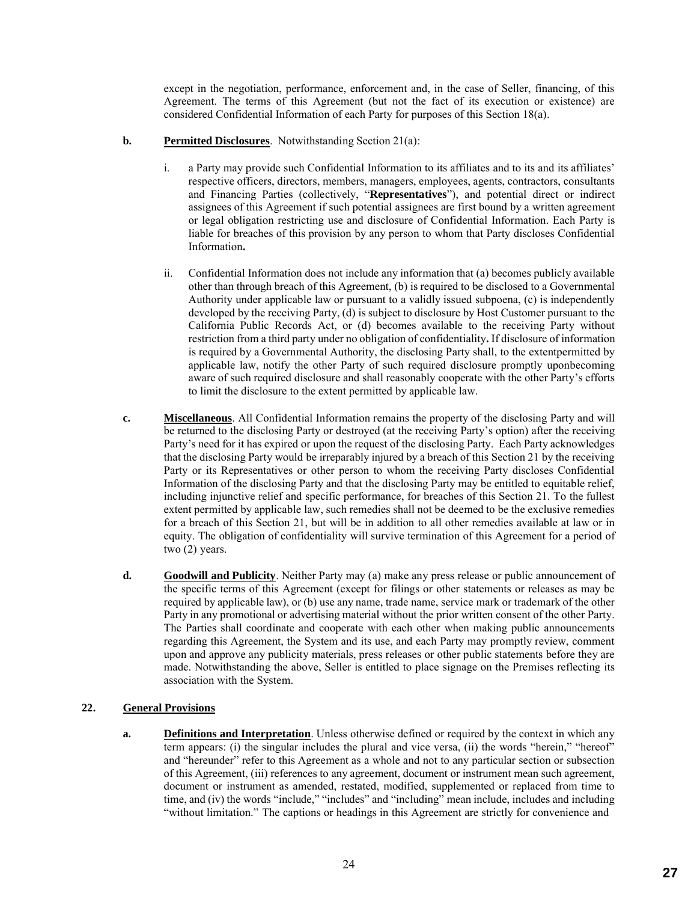except in the negotiation, performance, enforcement and, in the case of Seller, financing, of this Agreement. The terms of this Agreement (but not the fact of its execution or existence) are considered Confidential Information of each Party for purposes of this Section 18(a).

**b.** **Permitted Disclosures**. Notwithstanding Section 21(a):

i. a Party may provide such Confidential Information to its affiliates and to its and its affiliates' respective officers, directors, members, managers, employees, agents, contractors, consultants and Financing Parties (collectively, "**Representatives**"), and potential direct or indirect assignees of this Agreement if such potential assignees are first bound by a written agreement or legal obligation restricting use and disclosure of Confidential Information. Each Party is liable for breaches of this provision by any person to whom that Party discloses Confidential Information**.**

ii. Confidential Information does not include any information that (a) becomes publicly available other than through breach of this Agreement, (b) is required to be disclosed to a Governmental Authority under applicable law or pursuant to a validly issued subpoena, (c) is independently developed by the receiving Party, (d) is subject to disclosure by Host Customer pursuant to the California Public Records Act, or (d) becomes available to the receiving Party without restriction from a third party under no obligation of confidentiality**.** If disclosure of information is required by a Governmental Authority, the disclosing Party shall, to the extentpermitted by applicable law, notify the other Party of such required disclosure promptly uponbecoming aware of such required disclosure and shall reasonably cooperate with the other Party's efforts to limit the disclosure to the extent permitted by applicable law.

**c.** **Miscellaneous**. All Confidential Information remains the property of the disclosing Party and will be returned to the disclosing Party or destroyed (at the receiving Party's option) after the receiving Party's need for it has expired or upon the request of the disclosing Party. Each Party acknowledges that the disclosing Party would be irreparably injured by a breach of this Section 21 by the receiving Party or its Representatives or other person to whom the receiving Party discloses Confidential Information of the disclosing Party and that the disclosing Party may be entitled to equitable relief, including injunctive relief and specific performance, for breaches of this Section 21. To the fullest extent permitted by applicable law, such remedies shall not be deemed to be the exclusive remedies for a breach of this Section 21, but will be in addition to all other remedies available at law or in equity. The obligation of confidentiality will survive termination of this Agreement for a period of two (2) years.

**d.** **Goodwill and Publicity**. Neither Party may (a) make any press release or public announcement of the specific terms of this Agreement (except for filings or other statements or releases as may be required by applicable law), or (b) use any name, trade name, service mark or trademark of the other Party in any promotional or advertising material without the prior written consent of the other Party. The Parties shall coordinate and cooperate with each other when making public announcements regarding this Agreement, the System and its use, and each Party may promptly review, comment upon and approve any publicity materials, press releases or other public statements before they are made. Notwithstanding the above, Seller is entitled to place signage on the Premises reflecting its association with the System.

## 22. General Provisions

**a.** **Definitions and Interpretation**. Unless otherwise defined or required by the context in which any term appears: (i) the singular includes the plural and vice versa, (ii) the words "herein," "hereof" and "hereunder" refer to this Agreement as a whole and not to any particular section or subsection of this Agreement, (iii) references to any agreement, document or instrument mean such agreement, document or instrument as amended, restated, modified, supplemented or replaced from time to time, and (iv) the words "include," "includes" and "including" mean include, includes and including "without limitation." The captions or headings in this Agreement are strictly for convenience and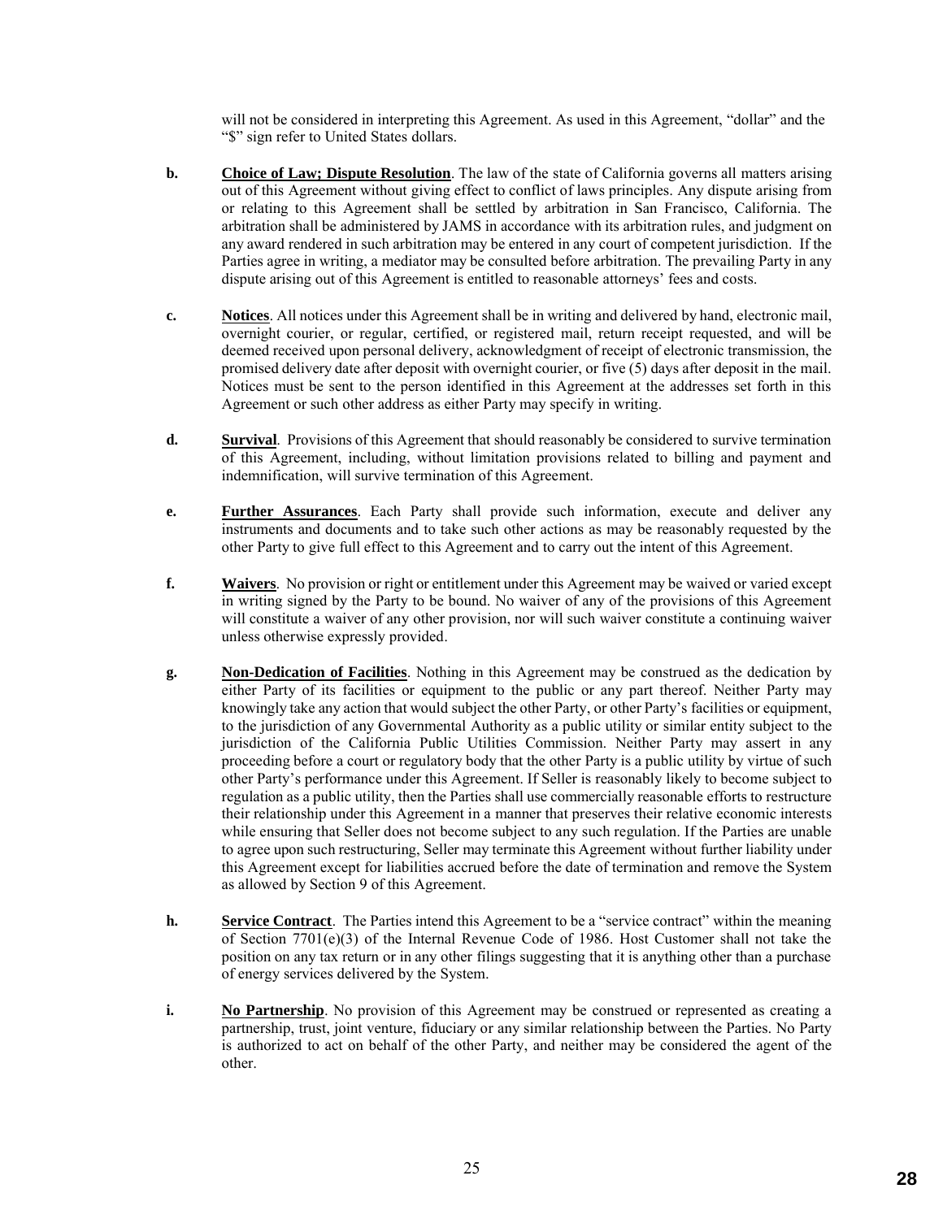will not be considered in interpreting this Agreement. As used in this Agreement, "dollar" and the "$" sign refer to United States dollars.

**b.** **Choice of Law; Dispute Resolution**. The law of the state of California governs all matters arising out of this Agreement without giving effect to conflict of laws principles. Any dispute arising from or relating to this Agreement shall be settled by arbitration in San Francisco, California. The arbitration shall be administered by JAMS in accordance with its arbitration rules, and judgment on any award rendered in such arbitration may be entered in any court of competent jurisdiction. If the Parties agree in writing, a mediator may be consulted before arbitration. The prevailing Party in any dispute arising out of this Agreement is entitled to reasonable attorneys' fees and costs.

**c.** **Notices**. All notices under this Agreement shall be in writing and delivered by hand, electronic mail, overnight courier, or regular, certified, or registered mail, return receipt requested, and will be deemed received upon personal delivery, acknowledgment of receipt of electronic transmission, the promised delivery date after deposit with overnight courier, or five (5) days after deposit in the mail. Notices must be sent to the person identified in this Agreement at the addresses set forth in this Agreement or such other address as either Party may specify in writing.

**d.** **Survival**. Provisions of this Agreement that should reasonably be considered to survive termination of this Agreement, including, without limitation provisions related to billing and payment and indemnification, will survive termination of this Agreement.

**e.** **Further Assurances**. Each Party shall provide such information, execute and deliver any instruments and documents and to take such other actions as may be reasonably requested by the other Party to give full effect to this Agreement and to carry out the intent of this Agreement.

**f.** **Waivers**. No provision or right or entitlement under this Agreement may be waived or varied except in writing signed by the Party to be bound. No waiver of any of the provisions of this Agreement will constitute a waiver of any other provision, nor will such waiver constitute a continuing waiver unless otherwise expressly provided.

**g.** **Non-Dedication of Facilities**. Nothing in this Agreement may be construed as the dedication by either Party of its facilities or equipment to the public or any part thereof. Neither Party may knowingly take any action that would subject the other Party, or other Party's facilities or equipment, to the jurisdiction of any Governmental Authority as a public utility or similar entity subject to the jurisdiction of the California Public Utilities Commission. Neither Party may assert in any proceeding before a court or regulatory body that the other Party is a public utility by virtue of such other Party's performance under this Agreement. If Seller is reasonably likely to become subject to regulation as a public utility, then the Parties shall use commercially reasonable efforts to restructure their relationship under this Agreement in a manner that preserves their relative economic interests while ensuring that Seller does not become subject to any such regulation. If the Parties are unable to agree upon such restructuring, Seller may terminate this Agreement without further liability under this Agreement except for liabilities accrued before the date of termination and remove the System as allowed by Section 9 of this Agreement.

**h.** **Service Contract**. The Parties intend this Agreement to be a "service contract" within the meaning of Section 7701(e)(3) of the Internal Revenue Code of 1986. Host Customer shall not take the position on any tax return or in any other filings suggesting that it is anything other than a purchase of energy services delivered by the System.

**i.** **No Partnership**. No provision of this Agreement may be construed or represented as creating a partnership, trust, joint venture, fiduciary or any similar relationship between the Parties. No Party is authorized to act on behalf of the other Party, and neither may be considered the agent of the other.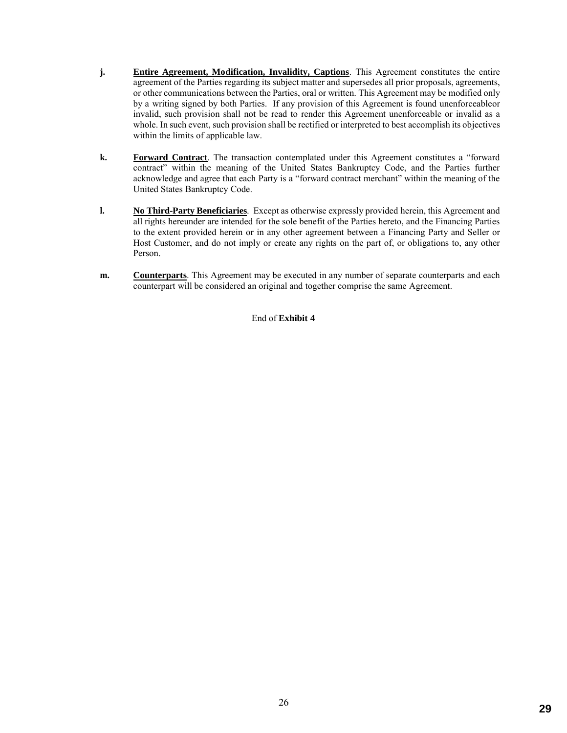**j.** **Entire Agreement, Modification, Invalidity, Captions**. This Agreement constitutes the entire agreement of the Parties regarding its subject matter and supersedes all prior proposals, agreements, or other communications between the Parties, oral or written. This Agreement may be modified only by a writing signed by both Parties. If any provision of this Agreement is found unenforceableor invalid, such provision shall not be read to render this Agreement unenforceable or invalid as a whole. In such event, such provision shall be rectified or interpreted to best accomplish its objectives within the limits of applicable law.

**k.** **Forward Contract**. The transaction contemplated under this Agreement constitutes a "forward contract" within the meaning of the United States Bankruptcy Code, and the Parties further acknowledge and agree that each Party is a "forward contract merchant" within the meaning of the United States Bankruptcy Code.

**l.** **No Third-Party Beneficiaries**. Except as otherwise expressly provided herein, this Agreement and all rights hereunder are intended for the sole benefit of the Parties hereto, and the Financing Parties to the extent provided herein or in any other agreement between a Financing Party and Seller or Host Customer, and do not imply or create any rights on the part of, or obligations to, any other Person.

**m.** **Counterparts**. This Agreement may be executed in any number of separate counterparts and each counterpart will be considered an original and together comprise the same Agreement.

End of **Exhibit 4**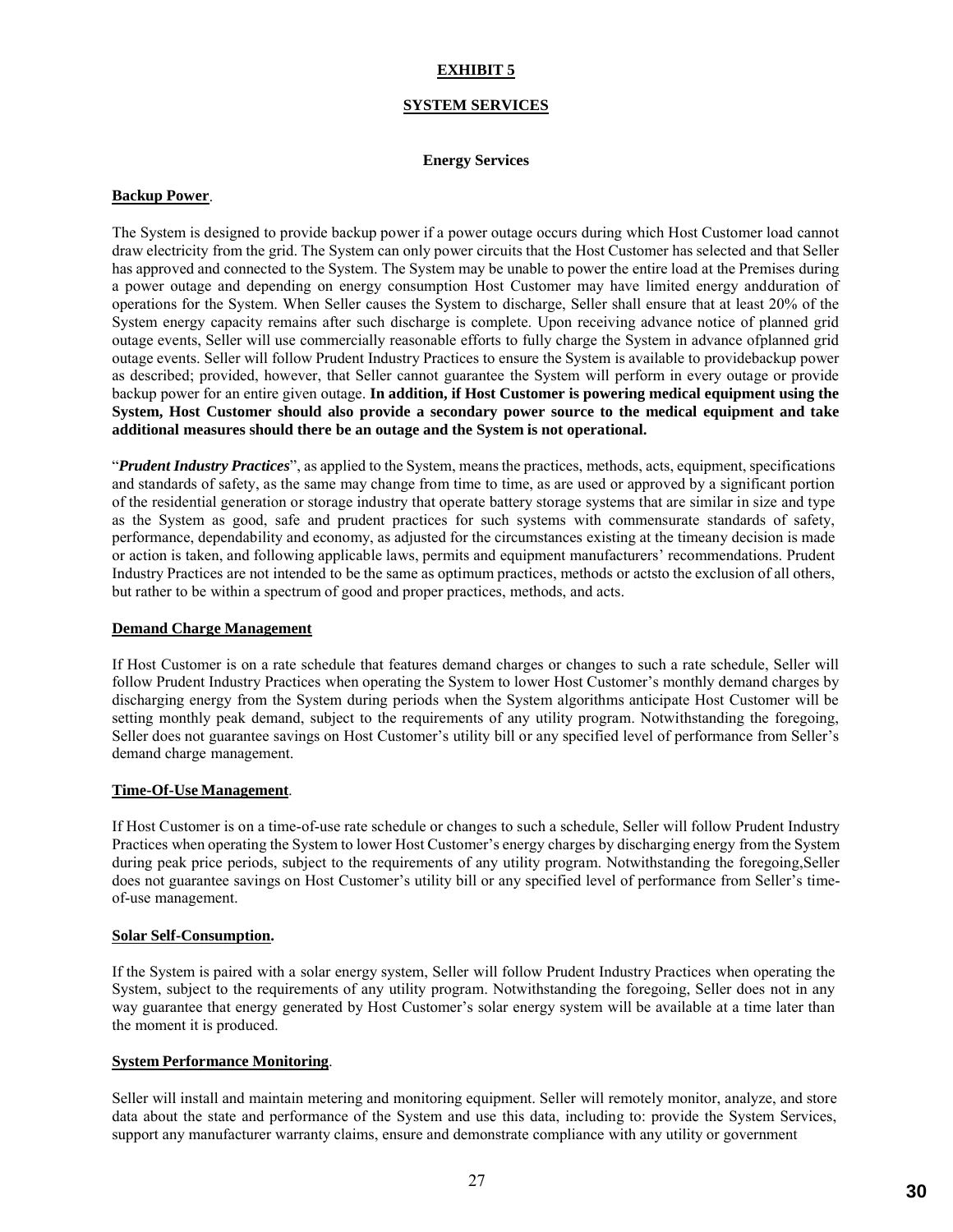**EXHIBIT 5**

**SYSTEM SERVICES**

**Energy Services**

**Backup Power**.

The System is designed to provide backup power if a power outage occurs during which Host Customer load cannot draw electricity from the grid. The System can only power circuits that the Host Customer has selected and that Seller has approved and connected to the System. The System may be unable to power the entire load at the Premises during a power outage and depending on energy consumption Host Customer may have limited energy andduration of operations for the System. When Seller causes the System to discharge, Seller shall ensure that at least 20% of the System energy capacity remains after such discharge is complete. Upon receiving advance notice of planned grid outage events, Seller will use commercially reasonable efforts to fully charge the System in advance ofplanned grid outage events. Seller will follow Prudent Industry Practices to ensure the System is available to providebackup power as described; provided, however, that Seller cannot guarantee the System will perform in every outage or provide backup power for an entire given outage. **In addition, if Host Customer is powering medical equipment using the System, Host Customer should also provide a secondary power source to the medical equipment and take additional measures should there be an outage and the System is not operational.**

"***Prudent Industry Practices***", as applied to the System, means the practices, methods, acts, equipment, specifications and standards of safety, as the same may change from time to time, as are used or approved by a significant portion of the residential generation or storage industry that operate battery storage systems that are similar in size and type as the System as good, safe and prudent practices for such systems with commensurate standards of safety, performance, dependability and economy, as adjusted for the circumstances existing at the timeany decision is made or action is taken, and following applicable laws, permits and equipment manufacturers' recommendations. Prudent Industry Practices are not intended to be the same as optimum practices, methods or actsto the exclusion of all others, but rather to be within a spectrum of good and proper practices, methods, and acts.

**Demand Charge Management**

If Host Customer is on a rate schedule that features demand charges or changes to such a rate schedule, Seller will follow Prudent Industry Practices when operating the System to lower Host Customer's monthly demand charges by discharging energy from the System during periods when the System algorithms anticipate Host Customer will be setting monthly peak demand, subject to the requirements of any utility program. Notwithstanding the foregoing, Seller does not guarantee savings on Host Customer's utility bill or any specified level of performance from Seller's demand charge management.

**Time-Of-Use Management**.

If Host Customer is on a time-of-use rate schedule or changes to such a schedule, Seller will follow Prudent Industry Practices when operating the System to lower Host Customer's energy charges by discharging energy from the System during peak price periods, subject to the requirements of any utility program. Notwithstanding the foregoing,Seller does not guarantee savings on Host Customer's utility bill or any specified level of performance from Seller's time-of-use management.

**Solar Self-Consumption.**

If the System is paired with a solar energy system, Seller will follow Prudent Industry Practices when operating the System, subject to the requirements of any utility program. Notwithstanding the foregoing, Seller does not in any way guarantee that energy generated by Host Customer's solar energy system will be available at a time later than the moment it is produced.

**System Performance Monitoring**.

Seller will install and maintain metering and monitoring equipment. Seller will remotely monitor, analyze, and store data about the state and performance of the System and use this data, including to: provide the System Services, support any manufacturer warranty claims, ensure and demonstrate compliance with any utility or government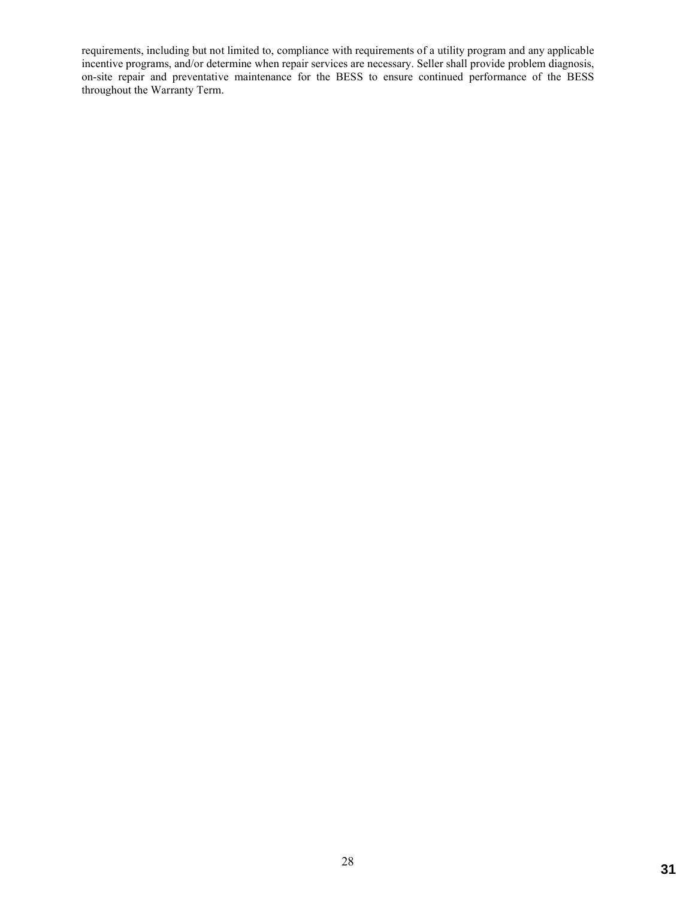requirements, including but not limited to, compliance with requirements of a utility program and any applicable incentive programs, and/or determine when repair services are necessary. Seller shall provide problem diagnosis, on-site repair and preventative maintenance for the BESS to ensure continued performance of the BESS throughout the Warranty Term.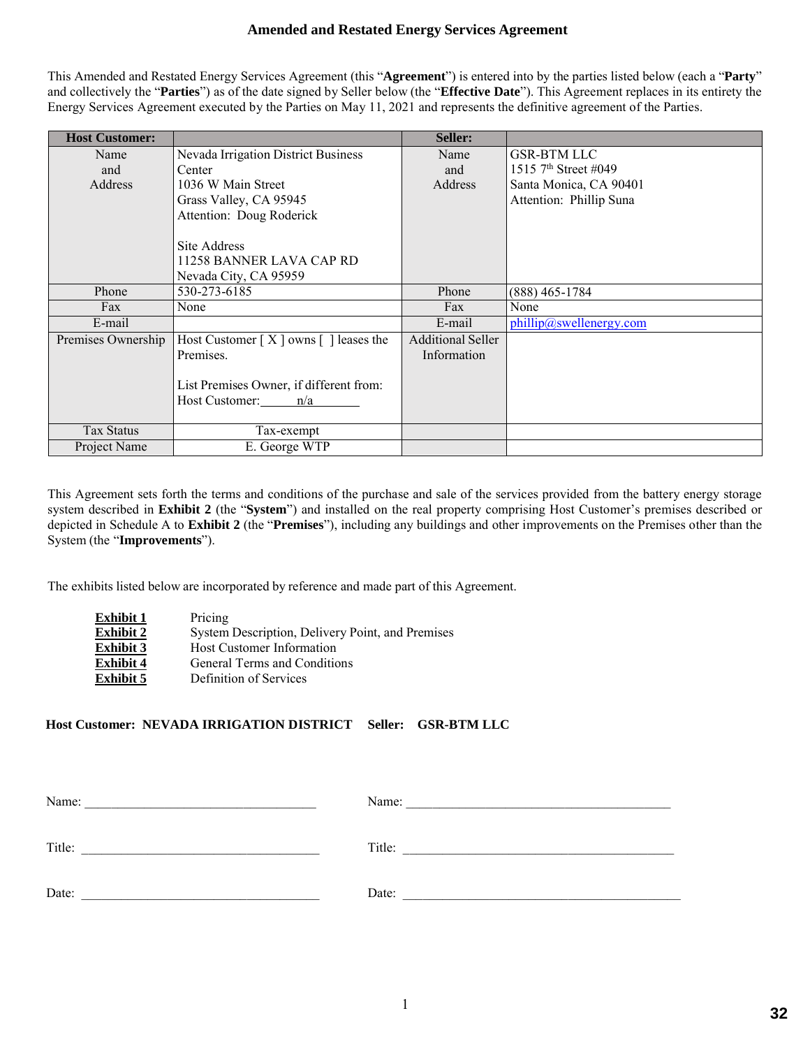# Amended and Restated Energy Services Agreement

This Amended and Restated Energy Services Agreement (this "**Agreement**") is entered into by the parties listed below (each a "**Party**" and collectively the "**Parties**") as of the date signed by Seller below (the "**Effective Date**"). This Agreement replaces in its entirety the Energy Services Agreement executed by the Parties on May 11, 2021 and represents the definitive agreement of the Parties.

| **Host Customer:** | | **Seller:** | |
|---|---|---|---|
| Name and Address | Nevada Irrigation District Business Center<br>1036 W Main Street<br>Grass Valley, CA 95945<br>Attention: Doug Roderick<br><br>Site Address<br>11258 BANNER LAVA CAP RD<br>Nevada City, CA 95959 | Name and Address | GSR-BTM LLC<br>1515 7th Street #049<br>Santa Monica, CA 90401<br>Attention: Phillip Suna |
| Phone | 530-273-6185 | Phone | (888) 465-1784 |
| Fax | None | Fax | None |
| E-mail | | E-mail | phillip@swellenergy.com |
| Premises Ownership | Host Customer [ X ] owns [ ] leases the Premises.<br><br>List Premises Owner, if different from: Host Customer: n/a | Additional Seller Information | |
| Tax Status | Tax-exempt | | |
| Project Name | E. George WTP | | |

This Agreement sets forth the terms and conditions of the purchase and sale of the services provided from the battery energy storage system described in **Exhibit 2** (the "**System**") and installed on the real property comprising Host Customer's premises described or depicted in Schedule A to **Exhibit 2** (the "**Premises**"), including any buildings and other improvements on the Premises other than the System (the "**Improvements**").

The exhibits listed below are incorporated by reference and made part of this Agreement.

| | |
|---|---|
| **Exhibit 1** | Pricing |
| **Exhibit 2** | System Description, Delivery Point, and Premises |
| **Exhibit 3** | Host Customer Information |
| **Exhibit 4** | General Terms and Conditions |
| **Exhibit 5** | Definition of Services |

**Host Customer: NEVADA IRRIGATION DISTRICT** **Seller: GSR-BTM LLC**

| | |
|---|---|
| Name: ______________________ | Name: ______________________ |
| Title: ______________________ | Title: ______________________ |
| Date: ______________________ | Date: ______________________ |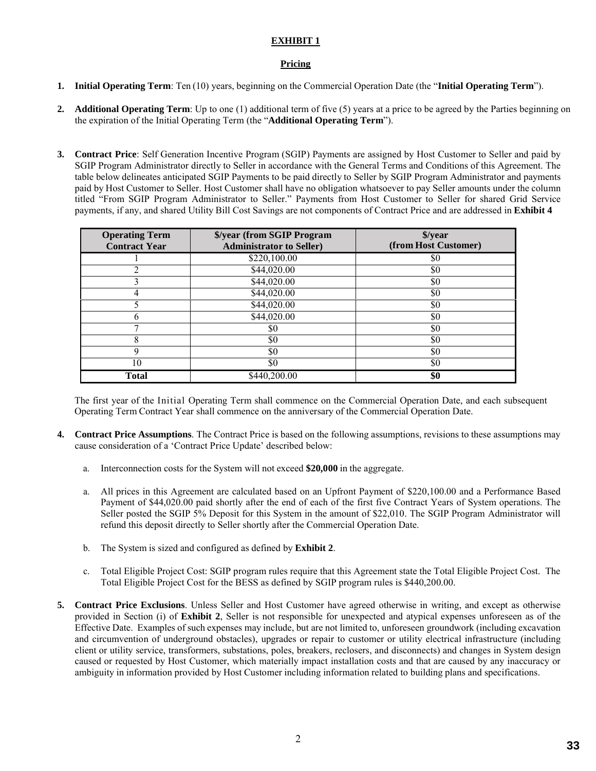**EXHIBIT 1**

**Pricing**

1. **Initial Operating Term**: Ten (10) years, beginning on the Commercial Operation Date (the "**Initial Operating Term**").

2. **Additional Operating Term**: Up to one (1) additional term of five (5) years at a price to be agreed by the Parties beginning on the expiration of the Initial Operating Term (the "**Additional Operating Term**").

3. **Contract Price**: Self Generation Incentive Program (SGIP) Payments are assigned by Host Customer to Seller and paid by SGIP Program Administrator directly to Seller in accordance with the General Terms and Conditions of this Agreement. The table below delineates anticipated SGIP Payments to be paid directly to Seller by SGIP Program Administrator and payments paid by Host Customer to Seller. Host Customer shall have no obligation whatsoever to pay Seller amounts under the column titled "From SGIP Program Administrator to Seller." Payments from Host Customer to Seller for shared Grid Service payments, if any, and shared Utility Bill Cost Savings are not components of Contract Price and are addressed in **Exhibit 4**

| Operating Term Contract Year | $/year (from SGIP Program Administrator to Seller) | $/year (from Host Customer) |
|---|---|---|
| 1 | $220,100.00 | $0 |
| 2 | $44,020.00 | $0 |
| 3 | $44,020.00 | $0 |
| 4 | $44,020.00 | $0 |
| 5 | $44,020.00 | $0 |
| 6 | $44,020.00 | $0 |
| 7 | $0 | $0 |
| 8 | $0 | $0 |
| 9 | $0 | $0 |
| 10 | $0 | $0 |
| **Total** | $440,200.00 | **$0** |

The first year of the Initial Operating Term shall commence on the Commercial Operation Date, and each subsequent Operating Term Contract Year shall commence on the anniversary of the Commercial Operation Date.

4. **Contract Price Assumptions**. The Contract Price is based on the following assumptions, revisions to these assumptions may cause consideration of a 'Contract Price Update' described below:

   a. Interconnection costs for the System will not exceed **$20,000** in the aggregate.

   a. All prices in this Agreement are calculated based on an Upfront Payment of $220,100.00 and a Performance Based Payment of $44,020.00 paid shortly after the end of each of the first five Contract Years of System operations. The Seller posted the SGIP 5% Deposit for this System in the amount of $22,010. The SGIP Program Administrator will refund this deposit directly to Seller shortly after the Commercial Operation Date.

   b. The System is sized and configured as defined by **Exhibit 2**.

   c. Total Eligible Project Cost: SGIP program rules require that this Agreement state the Total Eligible Project Cost. The Total Eligible Project Cost for the BESS as defined by SGIP program rules is $440,200.00.

5. **Contract Price Exclusions**. Unless Seller and Host Customer have agreed otherwise in writing, and except as otherwise provided in Section (i) of **Exhibit 2**, Seller is not responsible for unexpected and atypical expenses unforeseen as of the Effective Date. Examples of such expenses may include, but are not limited to, unforeseen groundwork (including excavation and circumvention of underground obstacles), upgrades or repair to customer or utility electrical infrastructure (including client or utility service, transformers, substations, poles, breakers, reclosers, and disconnects) and changes in System design caused or requested by Host Customer, which materially impact installation costs and that are caused by any inaccuracy or ambiguity in information provided by Host Customer including information related to building plans and specifications.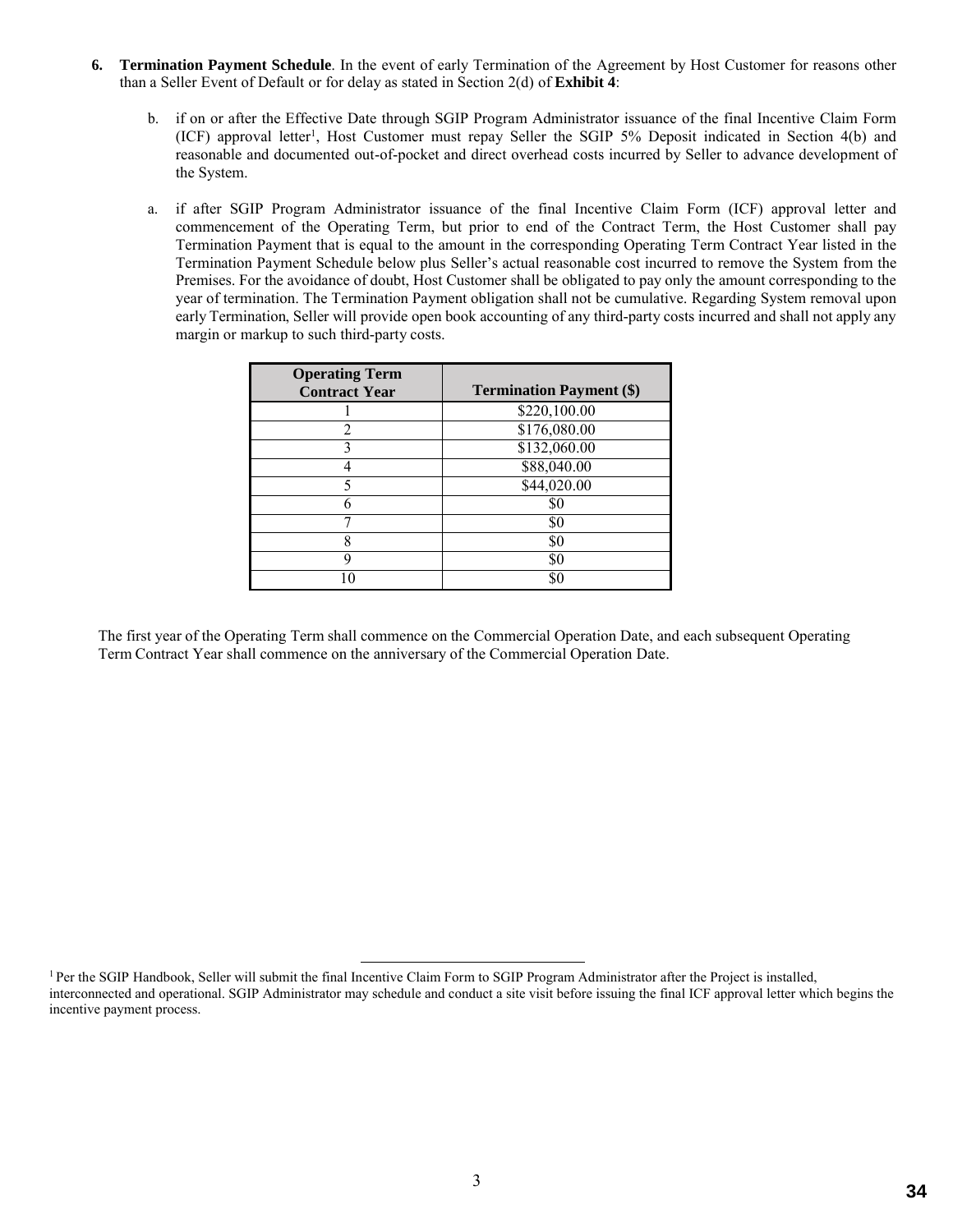6. **Termination Payment Schedule**. In the event of early Termination of the Agreement by Host Customer for reasons other than a Seller Event of Default or for delay as stated in Section 2(d) of **Exhibit 4**:

   b. if on or after the Effective Date through SGIP Program Administrator issuance of the final Incentive Claim Form (ICF) approval letter[1], Host Customer must repay Seller the SGIP 5% Deposit indicated in Section 4(b) and reasonable and documented out-of-pocket and direct overhead costs incurred by Seller to advance development of the System.

   a. if after SGIP Program Administrator issuance of the final Incentive Claim Form (ICF) approval letter and commencement of the Operating Term, but prior to end of the Contract Term, the Host Customer shall pay Termination Payment that is equal to the amount in the corresponding Operating Term Contract Year listed in the Termination Payment Schedule below plus Seller's actual reasonable cost incurred to remove the System from the Premises. For the avoidance of doubt, Host Customer shall be obligated to pay only the amount corresponding to the year of termination. The Termination Payment obligation shall not be cumulative. Regarding System removal upon early Termination, Seller will provide open book accounting of any third-party costs incurred and shall not apply any margin or markup to such third-party costs.

| Operating Term Contract Year | Termination Payment ($) |
|---|---|
| 1 | $220,100.00 |
| 2 | $176,080.00 |
| 3 | $132,060.00 |
| 4 | $88,040.00 |
| 5 | $44,020.00 |
| 6 | $0 |
| 7 | $0 |
| 8 | $0 |
| 9 | $0 |
| 10 | $0 |

The first year of the Operating Term shall commence on the Commercial Operation Date, and each subsequent Operating Term Contract Year shall commence on the anniversary of the Commercial Operation Date.

[1] Per the SGIP Handbook, Seller will submit the final Incentive Claim Form to SGIP Program Administrator after the Project is installed, interconnected and operational. SGIP Administrator may schedule and conduct a site visit before issuing the final ICF approval letter which begins the incentive payment process.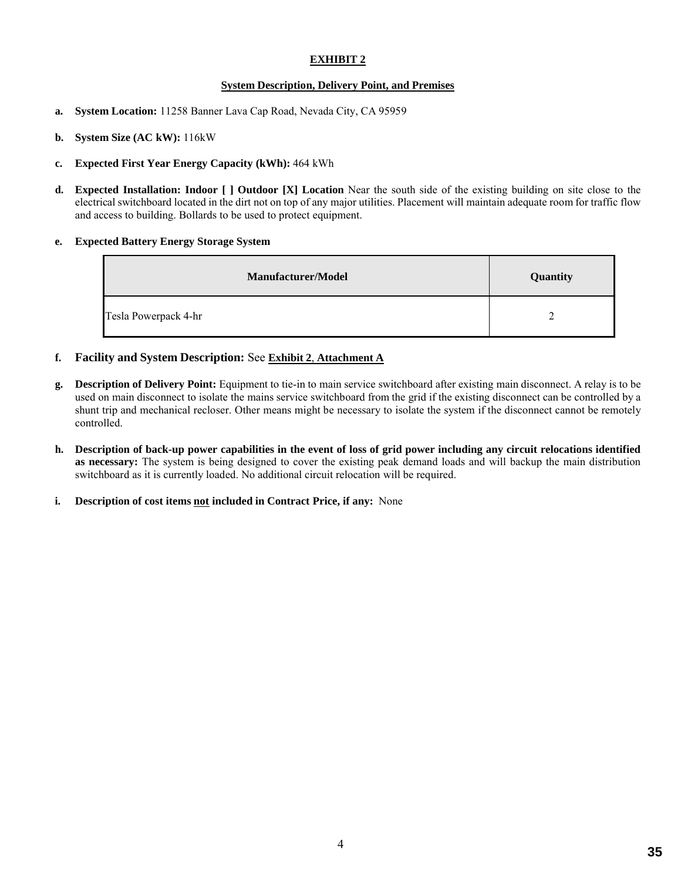# EXHIBIT 2

## System Description, Delivery Point, and Premises

**a. System Location:** 11258 Banner Lava Cap Road, Nevada City, CA 95959

**b. System Size (AC kW):** 116kW

**c. Expected First Year Energy Capacity (kWh):** 464 kWh

**d. Expected Installation: Indoor [ ] Outdoor [X] Location** Near the south side of the existing building on site close to the electrical switchboard located in the dirt not on top of any major utilities. Placement will maintain adequate room for traffic flow and access to building. Bollards to be used to protect equipment.

**e. Expected Battery Energy Storage System**

| Manufacturer/Model | Quantity |
|---|---|
| Tesla Powerpack 4-hr | 2 |

**f. Facility and System Description:** See **Exhibit 2**, **Attachment A**

**g. Description of Delivery Point:** Equipment to tie-in to main service switchboard after existing main disconnect. A relay is to be used on main disconnect to isolate the mains service switchboard from the grid if the existing disconnect can be controlled by a shunt trip and mechanical recloser. Other means might be necessary to isolate the system if the disconnect cannot be remotely controlled.

**h. Description of back-up power capabilities in the event of loss of grid power including any circuit relocations identified as necessary:** The system is being designed to cover the existing peak demand loads and will backup the main distribution switchboard as it is currently loaded. No additional circuit relocation will be required.

**i. Description of cost items not included in Contract Price, if any:** None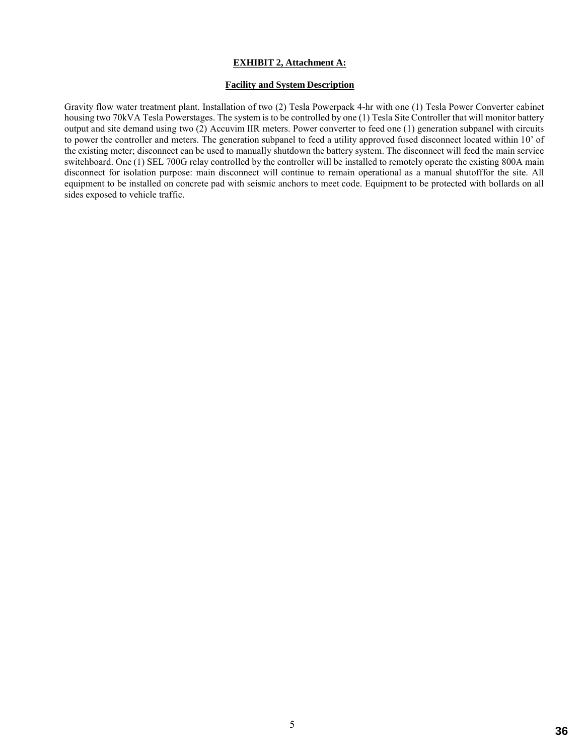**EXHIBIT 2, Attachment A:**

**Facility and System Description**

Gravity flow water treatment plant. Installation of two (2) Tesla Powerpack 4-hr with one (1) Tesla Power Converter cabinet housing two 70kVA Tesla Powerstages. The system is to be controlled by one (1) Tesla Site Controller that will monitor battery output and site demand using two (2) Accuvim IIR meters. Power converter to feed one (1) generation subpanel with circuits to power the controller and meters. The generation subpanel to feed a utility approved fused disconnect located within 10' of the existing meter; disconnect can be used to manually shutdown the battery system. The disconnect will feed the main service switchboard. One (1) SEL 700G relay controlled by the controller will be installed to remotely operate the existing 800A main disconnect for isolation purpose: main disconnect will continue to remain operational as a manual shutofffor the site. All equipment to be installed on concrete pad with seismic anchors to meet code. Equipment to be protected with bollards on all sides exposed to vehicle traffic.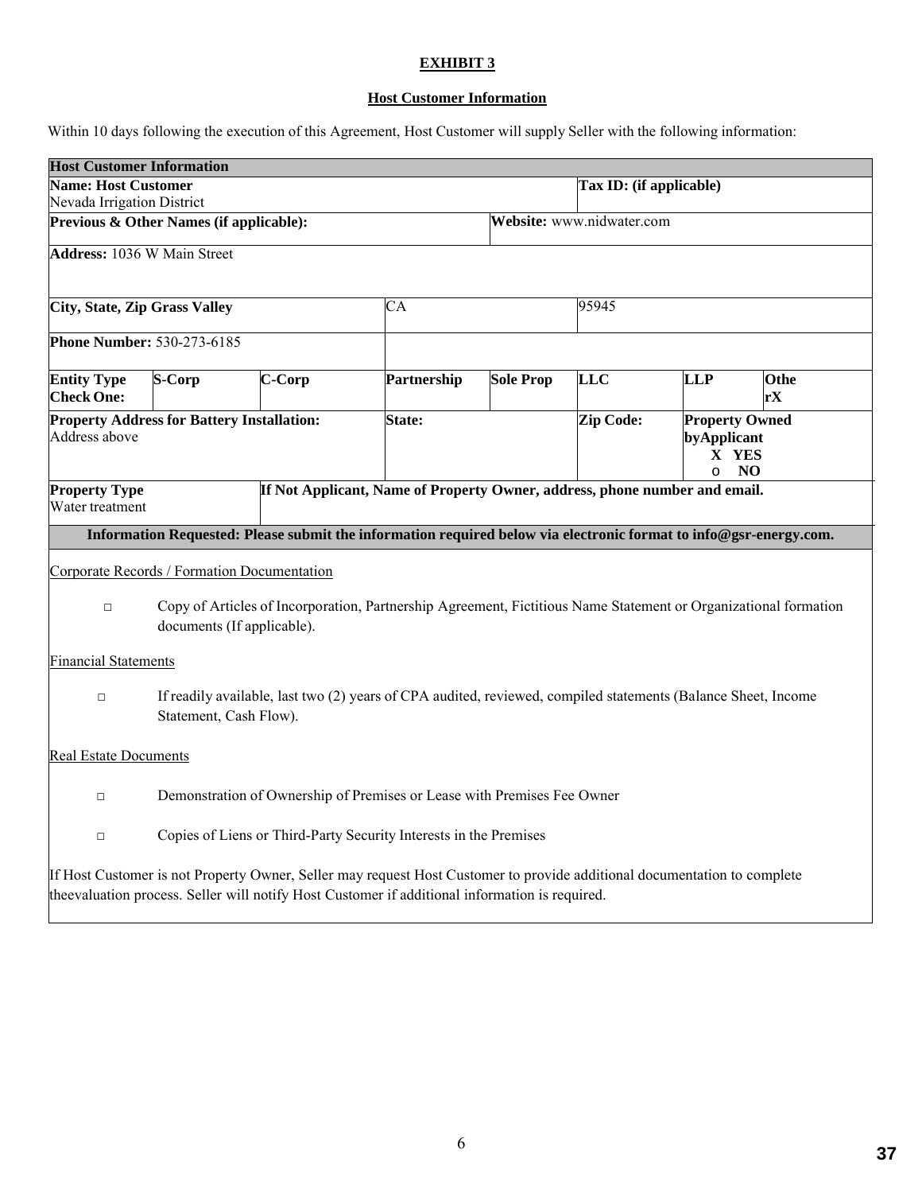**EXHIBIT 3**

**Host Customer Information**

Within 10 days following the execution of this Agreement, Host Customer will supply Seller with the following information:

| **Host Customer Information** | | | | | | | |
|---|---|---|---|---|---|---|---|
| **Name: Host Customer**<br>Nevada Irrigation District | | | | | **Tax ID: (if applicable)** | | |
| **Previous & Other Names (if applicable):** | | | | **Website:** www.nidwater.com | | | |
| **Address:** 1036 W Main Street | | | | | | | |
| **City, State, Zip Grass Valley** | | | CA | | 95945 | | |
| **Phone Number:** 530-273-6185 | | | | | | | |
| **Entity Type Check One:** | **S-Corp** | **C-Corp** | **Partnership** | **Sole Prop** | **LLC** | **LLP** | **Othe rX** |
| **Property Address for Battery Installation:**<br>Address above | | | **State:** | | **Zip Code:** | **Property Owned byApplicant**<br>**X YES**<br>o **NO** | |
| **Property Type**<br>Water treatment | | **If Not Applicant, Name of Property Owner, address, phone number and email.** | | | | | |
| **Information Requested: Please submit the information required below via electronic format to info@gsr-energy.com.** | | | | | | | |

Corporate Records / Formation Documentation

- □ Copy of Articles of Incorporation, Partnership Agreement, Fictitious Name Statement or Organizational formation documents (If applicable).

Financial Statements

- □ If readily available, last two (2) years of CPA audited, reviewed, compiled statements (Balance Sheet, Income Statement, Cash Flow).

Real Estate Documents

- □ Demonstration of Ownership of Premises or Lease with Premises Fee Owner
- □ Copies of Liens or Third-Party Security Interests in the Premises

If Host Customer is not Property Owner, Seller may request Host Customer to provide additional documentation to complete theevaluation process. Seller will notify Host Customer if additional information is required.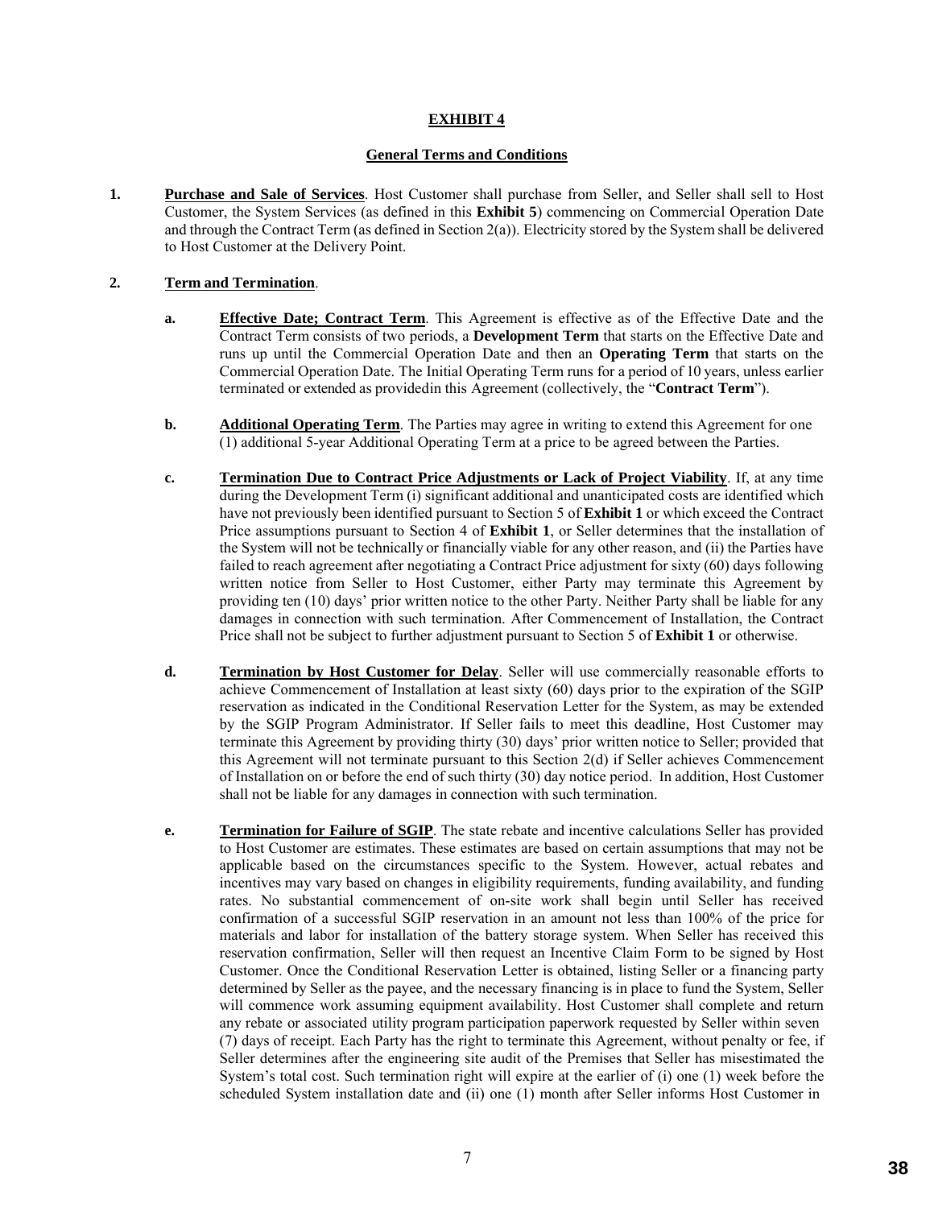**EXHIBIT 4**

**General Terms and Conditions**

1. **Purchase and Sale of Services**. Host Customer shall purchase from Seller, and Seller shall sell to Host Customer, the System Services (as defined in this **Exhibit 5**) commencing on Commercial Operation Date and through the Contract Term (as defined in Section 2(a)). Electricity stored by the System shall be delivered to Host Customer at the Delivery Point.

2. **Term and Termination**.

   a. **Effective Date; Contract Term**. This Agreement is effective as of the Effective Date and the Contract Term consists of two periods, a **Development Term** that starts on the Effective Date and runs up until the Commercial Operation Date and then an **Operating Term** that starts on the Commercial Operation Date. The Initial Operating Term runs for a period of 10 years, unless earlier terminated or extended as providedin this Agreement (collectively, the "**Contract Term**").

   b. **Additional Operating Term**. The Parties may agree in writing to extend this Agreement for one (1) additional 5-year Additional Operating Term at a price to be agreed between the Parties.

   c. **Termination Due to Contract Price Adjustments or Lack of Project Viability**. If, at any time during the Development Term (i) significant additional and unanticipated costs are identified which have not previously been identified pursuant to Section 5 of **Exhibit 1** or which exceed the Contract Price assumptions pursuant to Section 4 of **Exhibit 1**, or Seller determines that the installation of the System will not be technically or financially viable for any other reason, and (ii) the Parties have failed to reach agreement after negotiating a Contract Price adjustment for sixty (60) days following written notice from Seller to Host Customer, either Party may terminate this Agreement by providing ten (10) days' prior written notice to the other Party. Neither Party shall be liable for any damages in connection with such termination. After Commencement of Installation, the Contract Price shall not be subject to further adjustment pursuant to Section 5 of **Exhibit 1** or otherwise.

   d. **Termination by Host Customer for Delay**. Seller will use commercially reasonable efforts to achieve Commencement of Installation at least sixty (60) days prior to the expiration of the SGIP reservation as indicated in the Conditional Reservation Letter for the System, as may be extended by the SGIP Program Administrator. If Seller fails to meet this deadline, Host Customer may terminate this Agreement by providing thirty (30) days' prior written notice to Seller; provided that this Agreement will not terminate pursuant to this Section 2(d) if Seller achieves Commencement of Installation on or before the end of such thirty (30) day notice period. In addition, Host Customer shall not be liable for any damages in connection with such termination.

   e. **Termination for Failure of SGIP**. The state rebate and incentive calculations Seller has provided to Host Customer are estimates. These estimates are based on certain assumptions that may not be applicable based on the circumstances specific to the System. However, actual rebates and incentives may vary based on changes in eligibility requirements, funding availability, and funding rates. No substantial commencement of on-site work shall begin until Seller has received confirmation of a successful SGIP reservation in an amount not less than 100% of the price for materials and labor for installation of the battery storage system. When Seller has received this reservation confirmation, Seller will then request an Incentive Claim Form to be signed by Host Customer. Once the Conditional Reservation Letter is obtained, listing Seller or a financing party determined by Seller as the payee, and the necessary financing is in place to fund the System, Seller will commence work assuming equipment availability. Host Customer shall complete and return any rebate or associated utility program participation paperwork requested by Seller within seven (7) days of receipt. Each Party has the right to terminate this Agreement, without penalty or fee, if Seller determines after the engineering site audit of the Premises that Seller has misestimated the System's total cost. Such termination right will expire at the earlier of (i) one (1) week before the scheduled System installation date and (ii) one (1) month after Seller informs Host Customer in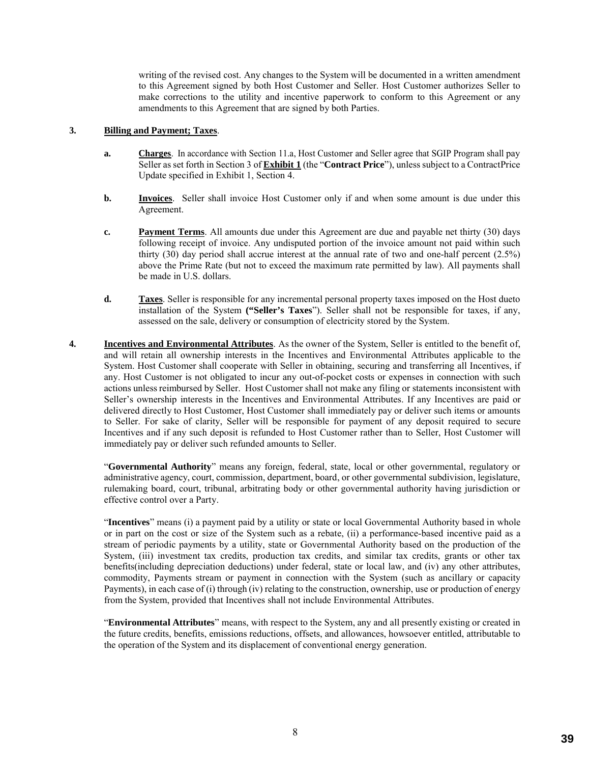writing of the revised cost. Any changes to the System will be documented in a written amendment to this Agreement signed by both Host Customer and Seller. Host Customer authorizes Seller to make corrections to the utility and incentive paperwork to conform to this Agreement or any amendments to this Agreement that are signed by both Parties.

**3. Billing and Payment; Taxes**.

**a. Charges**. In accordance with Section 11.a, Host Customer and Seller agree that SGIP Program shall pay Seller as set forth in Section 3 of **Exhibit 1** (the "**Contract Price**"), unless subject to a ContractPrice Update specified in Exhibit 1, Section 4.

**b. Invoices**. Seller shall invoice Host Customer only if and when some amount is due under this Agreement.

**c. Payment Terms**. All amounts due under this Agreement are due and payable net thirty (30) days following receipt of invoice. Any undisputed portion of the invoice amount not paid within such thirty (30) day period shall accrue interest at the annual rate of two and one-half percent (2.5%) above the Prime Rate (but not to exceed the maximum rate permitted by law). All payments shall be made in U.S. dollars.

**d. Taxes**. Seller is responsible for any incremental personal property taxes imposed on the Host dueto installation of the System **("Seller's Taxes**"). Seller shall not be responsible for taxes, if any, assessed on the sale, delivery or consumption of electricity stored by the System.

**4. Incentives and Environmental Attributes**. As the owner of the System, Seller is entitled to the benefit of, and will retain all ownership interests in the Incentives and Environmental Attributes applicable to the System. Host Customer shall cooperate with Seller in obtaining, securing and transferring all Incentives, if any. Host Customer is not obligated to incur any out-of-pocket costs or expenses in connection with such actions unless reimbursed by Seller. Host Customer shall not make any filing or statements inconsistent with Seller's ownership interests in the Incentives and Environmental Attributes. If any Incentives are paid or delivered directly to Host Customer, Host Customer shall immediately pay or deliver such items or amounts to Seller. For sake of clarity, Seller will be responsible for payment of any deposit required to secure Incentives and if any such deposit is refunded to Host Customer rather than to Seller, Host Customer will immediately pay or deliver such refunded amounts to Seller.

"**Governmental Authority**" means any foreign, federal, state, local or other governmental, regulatory or administrative agency, court, commission, department, board, or other governmental subdivision, legislature, rulemaking board, court, tribunal, arbitrating body or other governmental authority having jurisdiction or effective control over a Party.

"**Incentives**" means (i) a payment paid by a utility or state or local Governmental Authority based in whole or in part on the cost or size of the System such as a rebate, (ii) a performance-based incentive paid as a stream of periodic payments by a utility, state or Governmental Authority based on the production of the System, (iii) investment tax credits, production tax credits, and similar tax credits, grants or other tax benefits(including depreciation deductions) under federal, state or local law, and (iv) any other attributes, commodity, Payments stream or payment in connection with the System (such as ancillary or capacity Payments), in each case of (i) through (iv) relating to the construction, ownership, use or production of energy from the System, provided that Incentives shall not include Environmental Attributes.

"**Environmental Attributes**" means, with respect to the System, any and all presently existing or created in the future credits, benefits, emissions reductions, offsets, and allowances, howsoever entitled, attributable to the operation of the System and its displacement of conventional energy generation.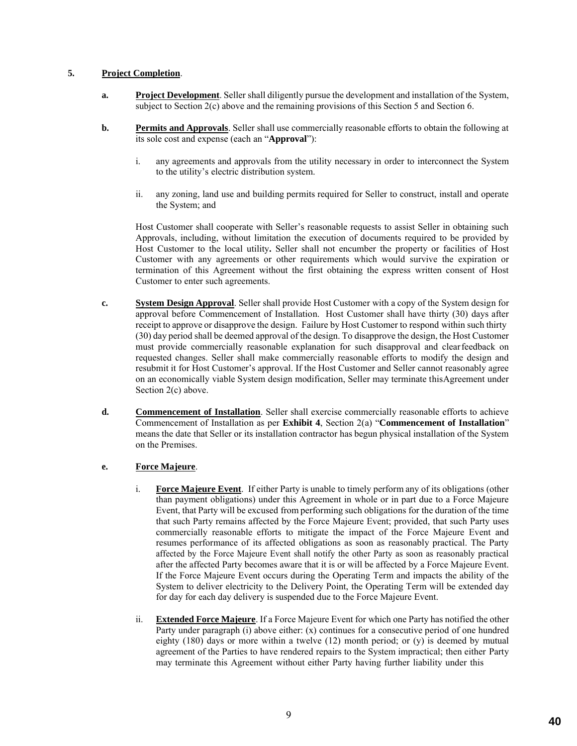**5. Project Completion**.

**a. Project Development**. Seller shall diligently pursue the development and installation of the System, subject to Section 2(c) above and the remaining provisions of this Section 5 and Section 6.

**b. Permits and Approvals**. Seller shall use commercially reasonable efforts to obtain the following at its sole cost and expense (each an "**Approval**"):

i. any agreements and approvals from the utility necessary in order to interconnect the System to the utility's electric distribution system.

ii. any zoning, land use and building permits required for Seller to construct, install and operate the System; and

Host Customer shall cooperate with Seller's reasonable requests to assist Seller in obtaining such Approvals, including, without limitation the execution of documents required to be provided by Host Customer to the local utility**.** Seller shall not encumber the property or facilities of Host Customer with any agreements or other requirements which would survive the expiration or termination of this Agreement without the first obtaining the express written consent of Host Customer to enter such agreements.

**c. System Design Approval**. Seller shall provide Host Customer with a copy of the System design for approval before Commencement of Installation. Host Customer shall have thirty (30) days after receipt to approve or disapprove the design. Failure by Host Customer to respond within such thirty (30) day period shall be deemed approval of the design. To disapprove the design, the Host Customer must provide commercially reasonable explanation for such disapproval and clear feedback on requested changes. Seller shall make commercially reasonable efforts to modify the design and resubmit it for Host Customer's approval. If the Host Customer and Seller cannot reasonably agree on an economically viable System design modification, Seller may terminate this Agreement under Section 2(c) above.

**d. Commencement of Installation**. Seller shall exercise commercially reasonable efforts to achieve Commencement of Installation as per **Exhibit 4**, Section 2(a) "**Commencement of Installation**" means the date that Seller or its installation contractor has begun physical installation of the System on the Premises.

**e. Force Majeure**.

i. **Force Majeure Event**. If either Party is unable to timely perform any of its obligations (other than payment obligations) under this Agreement in whole or in part due to a Force Majeure Event, that Party will be excused from performing such obligations for the duration of the time that such Party remains affected by the Force Majeure Event; provided, that such Party uses commercially reasonable efforts to mitigate the impact of the Force Majeure Event and resumes performance of its affected obligations as soon as reasonably practical. The Party affected by the Force Majeure Event shall notify the other Party as soon as reasonably practical after the affected Party becomes aware that it is or will be affected by a Force Majeure Event. If the Force Majeure Event occurs during the Operating Term and impacts the ability of the System to deliver electricity to the Delivery Point, the Operating Term will be extended day for day for each day delivery is suspended due to the Force Majeure Event.

ii. **Extended Force Majeure**. If a Force Majeure Event for which one Party has notified the other Party under paragraph (i) above either: (x) continues for a consecutive period of one hundred eighty (180) days or more within a twelve (12) month period; or (y) is deemed by mutual agreement of the Parties to have rendered repairs to the System impractical; then either Party may terminate this Agreement without either Party having further liability under this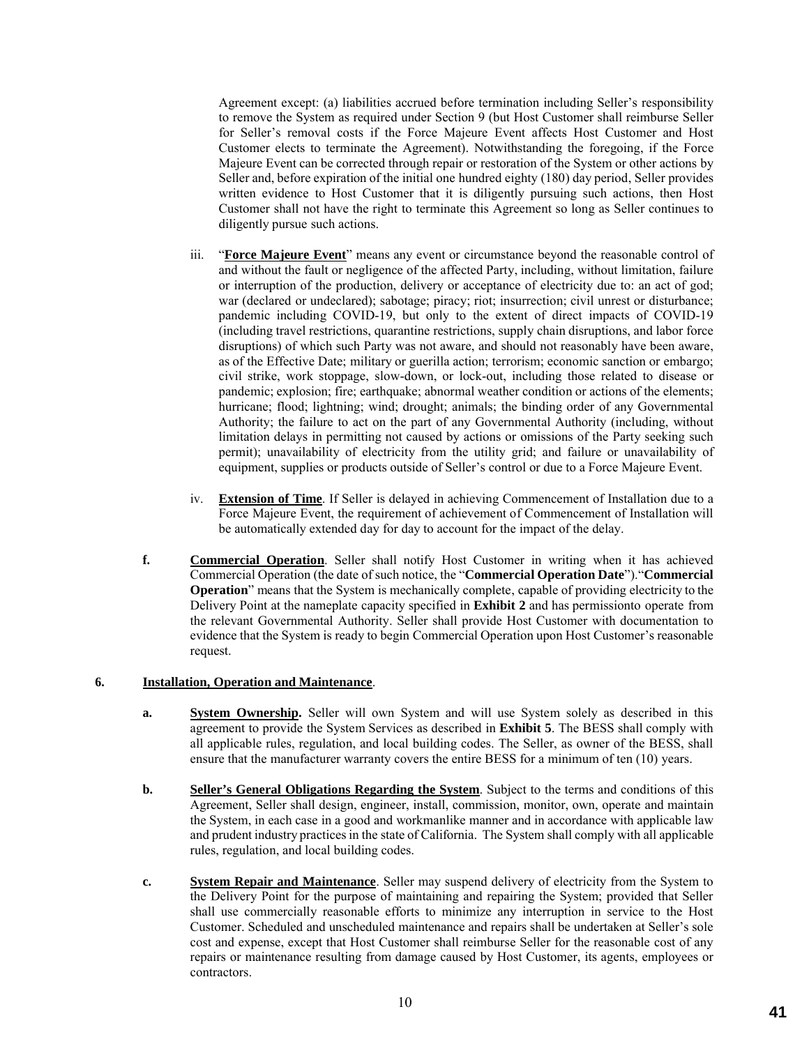Agreement except: (a) liabilities accrued before termination including Seller's responsibility to remove the System as required under Section 9 (but Host Customer shall reimburse Seller for Seller's removal costs if the Force Majeure Event affects Host Customer and Host Customer elects to terminate the Agreement). Notwithstanding the foregoing, if the Force Majeure Event can be corrected through repair or restoration of the System or other actions by Seller and, before expiration of the initial one hundred eighty (180) day period, Seller provides written evidence to Host Customer that it is diligently pursuing such actions, then Host Customer shall not have the right to terminate this Agreement so long as Seller continues to diligently pursue such actions.

iii. "**Force Majeure Event**" means any event or circumstance beyond the reasonable control of and without the fault or negligence of the affected Party, including, without limitation, failure or interruption of the production, delivery or acceptance of electricity due to: an act of god; war (declared or undeclared); sabotage; piracy; riot; insurrection; civil unrest or disturbance; pandemic including COVID-19, but only to the extent of direct impacts of COVID-19 (including travel restrictions, quarantine restrictions, supply chain disruptions, and labor force disruptions) of which such Party was not aware, and should not reasonably have been aware, as of the Effective Date; military or guerilla action; terrorism; economic sanction or embargo; civil strike, work stoppage, slow-down, or lock-out, including those related to disease or pandemic; explosion; fire; earthquake; abnormal weather condition or actions of the elements; hurricane; flood; lightning; wind; drought; animals; the binding order of any Governmental Authority; the failure to act on the part of any Governmental Authority (including, without limitation delays in permitting not caused by actions or omissions of the Party seeking such permit); unavailability of electricity from the utility grid; and failure or unavailability of equipment, supplies or products outside of Seller's control or due to a Force Majeure Event.

iv. **Extension of Time**. If Seller is delayed in achieving Commencement of Installation due to a Force Majeure Event, the requirement of achievement of Commencement of Installation will be automatically extended day for day to account for the impact of the delay.

**f.** **Commercial Operation**. Seller shall notify Host Customer in writing when it has achieved Commercial Operation (the date of such notice, the "**Commercial Operation Date**")."**Commercial Operation**" means that the System is mechanically complete, capable of providing electricity to the Delivery Point at the nameplate capacity specified in **Exhibit 2** and has permissionto operate from the relevant Governmental Authority. Seller shall provide Host Customer with documentation to evidence that the System is ready to begin Commercial Operation upon Host Customer's reasonable request.

**6. Installation, Operation and Maintenance**.

**a.** **System Ownership.** Seller will own System and will use System solely as described in this agreement to provide the System Services as described in **Exhibit 5**. The BESS shall comply with all applicable rules, regulation, and local building codes. The Seller, as owner of the BESS, shall ensure that the manufacturer warranty covers the entire BESS for a minimum of ten (10) years.

**b.** **Seller's General Obligations Regarding the System**. Subject to the terms and conditions of this Agreement, Seller shall design, engineer, install, commission, monitor, own, operate and maintain the System, in each case in a good and workmanlike manner and in accordance with applicable law and prudent industry practices in the state of California. The System shall comply with all applicable rules, regulation, and local building codes.

**c.** **System Repair and Maintenance**. Seller may suspend delivery of electricity from the System to the Delivery Point for the purpose of maintaining and repairing the System; provided that Seller shall use commercially reasonable efforts to minimize any interruption in service to the Host Customer. Scheduled and unscheduled maintenance and repairs shall be undertaken at Seller's sole cost and expense, except that Host Customer shall reimburse Seller for the reasonable cost of any repairs or maintenance resulting from damage caused by Host Customer, its agents, employees or contractors.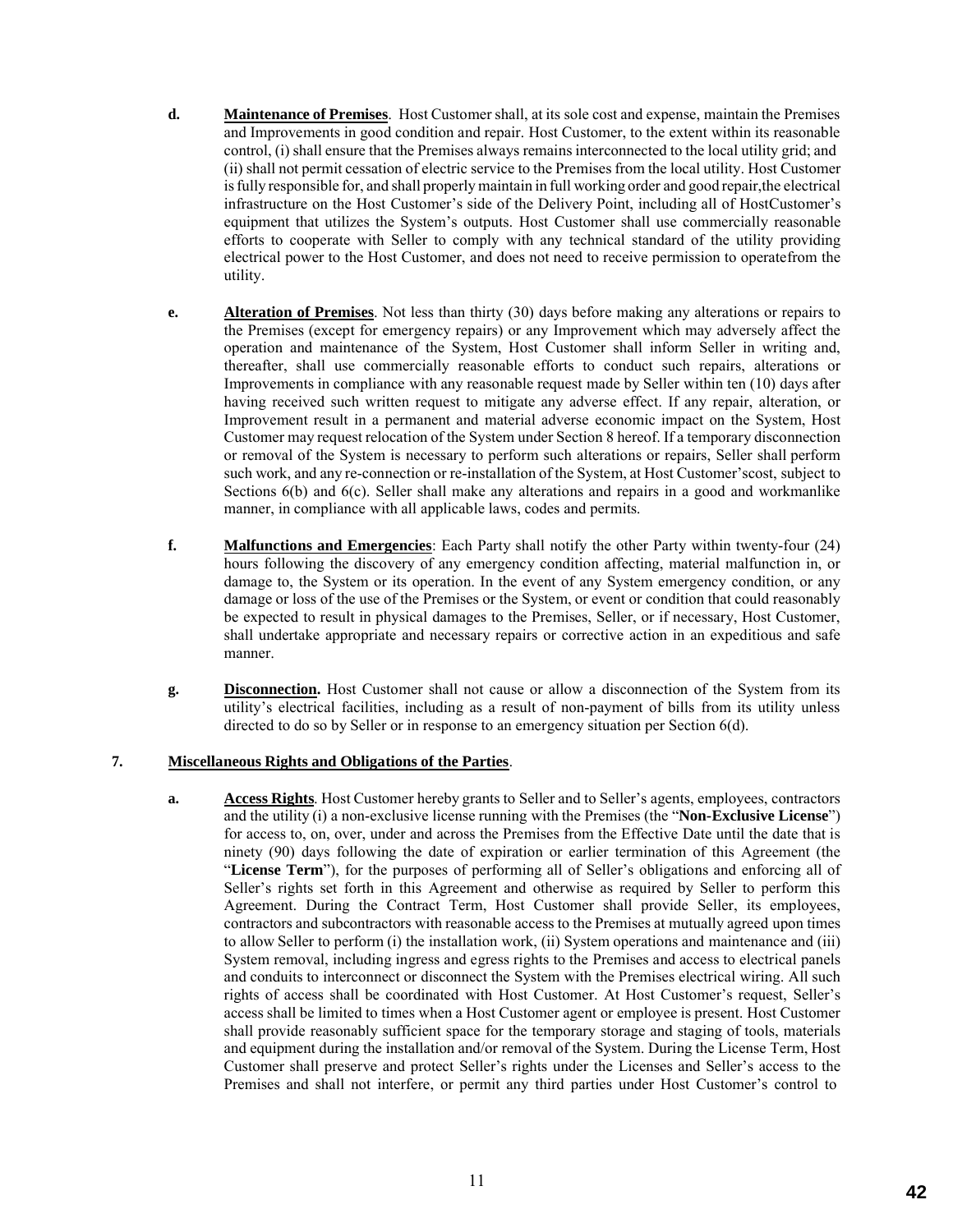**d.** **Maintenance of Premises**. Host Customer shall, at its sole cost and expense, maintain the Premises and Improvements in good condition and repair. Host Customer, to the extent within its reasonable control, (i) shall ensure that the Premises always remains interconnected to the local utility grid; and (ii) shall not permit cessation of electric service to the Premises from the local utility. Host Customer is fully responsible for, and shall properly maintain in full working order and good repair,the electrical infrastructure on the Host Customer's side of the Delivery Point, including all of HostCustomer's equipment that utilizes the System's outputs. Host Customer shall use commercially reasonable efforts to cooperate with Seller to comply with any technical standard of the utility providing electrical power to the Host Customer, and does not need to receive permission to operatefrom the utility.

**e.** **Alteration of Premises**. Not less than thirty (30) days before making any alterations or repairs to the Premises (except for emergency repairs) or any Improvement which may adversely affect the operation and maintenance of the System, Host Customer shall inform Seller in writing and, thereafter, shall use commercially reasonable efforts to conduct such repairs, alterations or Improvements in compliance with any reasonable request made by Seller within ten (10) days after having received such written request to mitigate any adverse effect. If any repair, alteration, or Improvement result in a permanent and material adverse economic impact on the System, Host Customer may request relocation of the System under Section 8 hereof. If a temporary disconnection or removal of the System is necessary to perform such alterations or repairs, Seller shall perform such work, and any re-connection or re-installation of the System, at Host Customer'scost, subject to Sections 6(b) and 6(c). Seller shall make any alterations and repairs in a good and workmanlike manner, in compliance with all applicable laws, codes and permits.

**f.** **Malfunctions and Emergencies**: Each Party shall notify the other Party within twenty-four (24) hours following the discovery of any emergency condition affecting, material malfunction in, or damage to, the System or its operation. In the event of any System emergency condition, or any damage or loss of the use of the Premises or the System, or event or condition that could reasonably be expected to result in physical damages to the Premises, Seller, or if necessary, Host Customer, shall undertake appropriate and necessary repairs or corrective action in an expeditious and safe manner.

**g.** **Disconnection.** Host Customer shall not cause or allow a disconnection of the System from its utility's electrical facilities, including as a result of non-payment of bills from its utility unless directed to do so by Seller or in response to an emergency situation per Section 6(d).

**7.** **Miscellaneous Rights and Obligations of the Parties**.

**a.** **Access Rights**. Host Customer hereby grants to Seller and to Seller's agents, employees, contractors and the utility (i) a non-exclusive license running with the Premises (the "**Non-Exclusive License**") for access to, on, over, under and across the Premises from the Effective Date until the date that is ninety (90) days following the date of expiration or earlier termination of this Agreement (the "**License Term**"), for the purposes of performing all of Seller's obligations and enforcing all of Seller's rights set forth in this Agreement and otherwise as required by Seller to perform this Agreement. During the Contract Term, Host Customer shall provide Seller, its employees, contractors and subcontractors with reasonable access to the Premises at mutually agreed upon times to allow Seller to perform (i) the installation work, (ii) System operations and maintenance and (iii) System removal, including ingress and egress rights to the Premises and access to electrical panels and conduits to interconnect or disconnect the System with the Premises electrical wiring. All such rights of access shall be coordinated with Host Customer. At Host Customer's request, Seller's access shall be limited to times when a Host Customer agent or employee is present. Host Customer shall provide reasonably sufficient space for the temporary storage and staging of tools, materials and equipment during the installation and/or removal of the System. During the License Term, Host Customer shall preserve and protect Seller's rights under the Licenses and Seller's access to the Premises and shall not interfere, or permit any third parties under Host Customer's control to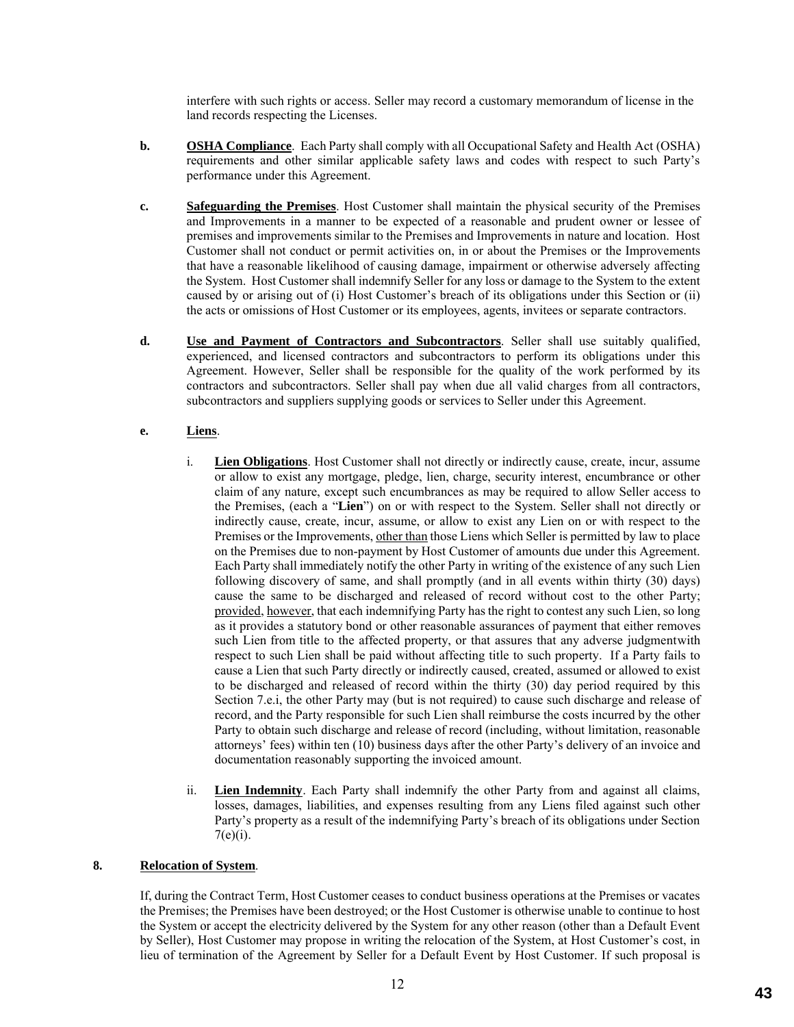interfere with such rights or access. Seller may record a customary memorandum of license in the land records respecting the Licenses.

**b.** **OSHA Compliance**. Each Party shall comply with all Occupational Safety and Health Act (OSHA) requirements and other similar applicable safety laws and codes with respect to such Party's performance under this Agreement.

**c.** **Safeguarding the Premises**. Host Customer shall maintain the physical security of the Premises and Improvements in a manner to be expected of a reasonable and prudent owner or lessee of premises and improvements similar to the Premises and Improvements in nature and location. Host Customer shall not conduct or permit activities on, in or about the Premises or the Improvements that have a reasonable likelihood of causing damage, impairment or otherwise adversely affecting the System. Host Customer shall indemnify Seller for any loss or damage to the System to the extent caused by or arising out of (i) Host Customer's breach of its obligations under this Section or (ii) the acts or omissions of Host Customer or its employees, agents, invitees or separate contractors.

**d.** **Use and Payment of Contractors and Subcontractors**. Seller shall use suitably qualified, experienced, and licensed contractors and subcontractors to perform its obligations under this Agreement. However, Seller shall be responsible for the quality of the work performed by its contractors and subcontractors. Seller shall pay when due all valid charges from all contractors, subcontractors and suppliers supplying goods or services to Seller under this Agreement.

**e.** **Liens**.

i. **Lien Obligations**. Host Customer shall not directly or indirectly cause, create, incur, assume or allow to exist any mortgage, pledge, lien, charge, security interest, encumbrance or other claim of any nature, except such encumbrances as may be required to allow Seller access to the Premises, (each a "**Lien**") on or with respect to the System. Seller shall not directly or indirectly cause, create, incur, assume, or allow to exist any Lien on or with respect to the Premises or the Improvements, other than those Liens which Seller is permitted by law to place on the Premises due to non-payment by Host Customer of amounts due under this Agreement. Each Party shall immediately notify the other Party in writing of the existence of any such Lien following discovery of same, and shall promptly (and in all events within thirty (30) days) cause the same to be discharged and released of record without cost to the other Party; provided, however, that each indemnifying Party has the right to contest any such Lien, so long as it provides a statutory bond or other reasonable assurances of payment that either removes such Lien from title to the affected property, or that assures that any adverse judgmentwith respect to such Lien shall be paid without affecting title to such property. If a Party fails to cause a Lien that such Party directly or indirectly caused, created, assumed or allowed to exist to be discharged and released of record within the thirty (30) day period required by this Section 7.e.i, the other Party may (but is not required) to cause such discharge and release of record, and the Party responsible for such Lien shall reimburse the costs incurred by the other Party to obtain such discharge and release of record (including, without limitation, reasonable attorneys' fees) within ten (10) business days after the other Party's delivery of an invoice and documentation reasonably supporting the invoiced amount.

ii. **Lien Indemnity**. Each Party shall indemnify the other Party from and against all claims, losses, damages, liabilities, and expenses resulting from any Liens filed against such other Party's property as a result of the indemnifying Party's breach of its obligations under Section 7(e)(i).

**8. Relocation of System**.

If, during the Contract Term, Host Customer ceases to conduct business operations at the Premises or vacates the Premises; the Premises have been destroyed; or the Host Customer is otherwise unable to continue to host the System or accept the electricity delivered by the System for any other reason (other than a Default Event by Seller), Host Customer may propose in writing the relocation of the System, at Host Customer's cost, in lieu of termination of the Agreement by Seller for a Default Event by Host Customer. If such proposal is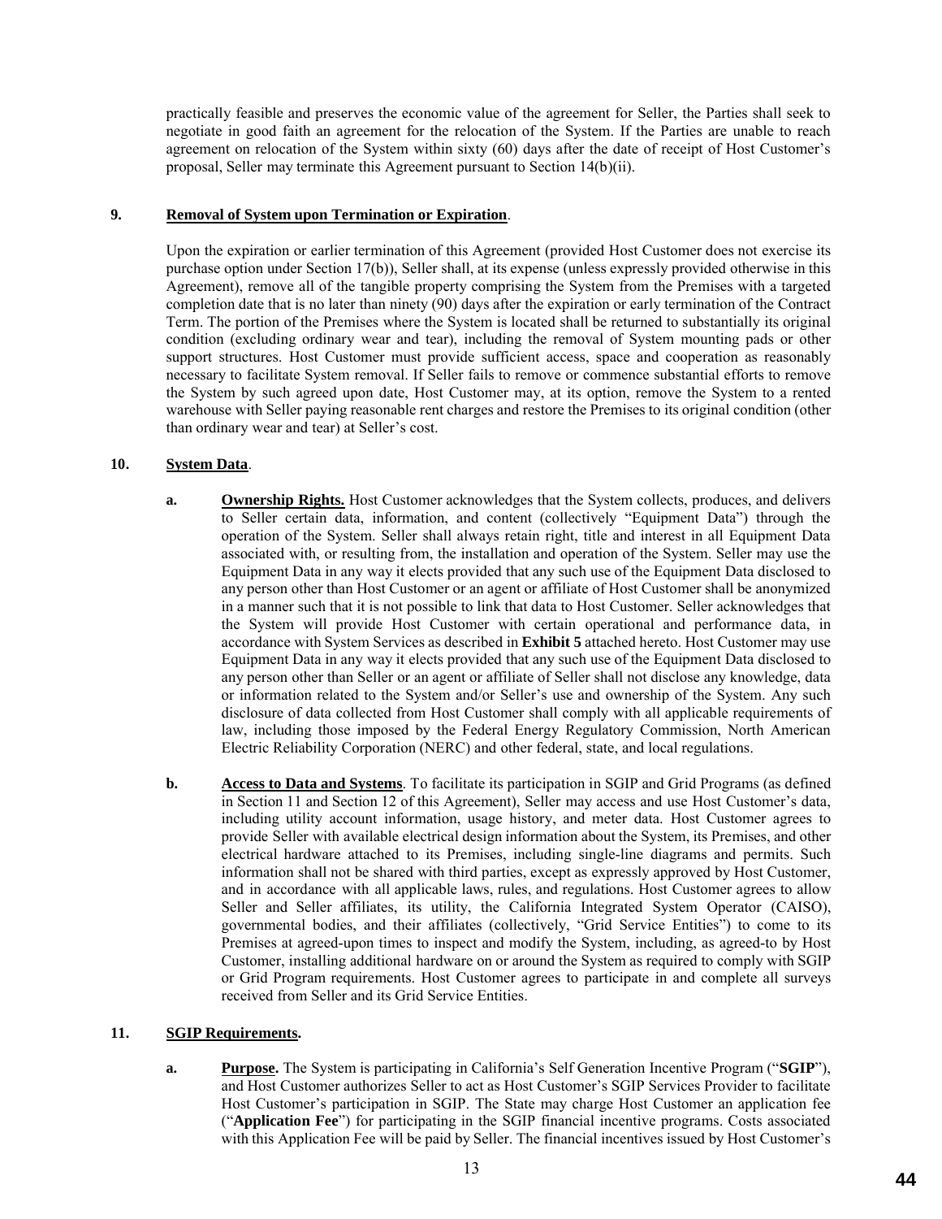practically feasible and preserves the economic value of the agreement for Seller, the Parties shall seek to negotiate in good faith an agreement for the relocation of the System. If the Parties are unable to reach agreement on relocation of the System within sixty (60) days after the date of receipt of Host Customer's proposal, Seller may terminate this Agreement pursuant to Section 14(b)(ii).

**9. Removal of System upon Termination or Expiration**.

Upon the expiration or earlier termination of this Agreement (provided Host Customer does not exercise its purchase option under Section 17(b)), Seller shall, at its expense (unless expressly provided otherwise in this Agreement), remove all of the tangible property comprising the System from the Premises with a targeted completion date that is no later than ninety (90) days after the expiration or early termination of the Contract Term. The portion of the Premises where the System is located shall be returned to substantially its original condition (excluding ordinary wear and tear), including the removal of System mounting pads or other support structures. Host Customer must provide sufficient access, space and cooperation as reasonably necessary to facilitate System removal. If Seller fails to remove or commence substantial efforts to remove the System by such agreed upon date, Host Customer may, at its option, remove the System to a rented warehouse with Seller paying reasonable rent charges and restore the Premises to its original condition (other than ordinary wear and tear) at Seller's cost.

**10. System Data**.

**a. Ownership Rights.** Host Customer acknowledges that the System collects, produces, and delivers to Seller certain data, information, and content (collectively "Equipment Data") through the operation of the System. Seller shall always retain right, title and interest in all Equipment Data associated with, or resulting from, the installation and operation of the System. Seller may use the Equipment Data in any way it elects provided that any such use of the Equipment Data disclosed to any person other than Host Customer or an agent or affiliate of Host Customer shall be anonymized in a manner such that it is not possible to link that data to Host Customer. Seller acknowledges that the System will provide Host Customer with certain operational and performance data, in accordance with System Services as described in **Exhibit 5** attached hereto. Host Customer may use Equipment Data in any way it elects provided that any such use of the Equipment Data disclosed to any person other than Seller or an agent or affiliate of Seller shall not disclose any knowledge, data or information related to the System and/or Seller's use and ownership of the System. Any such disclosure of data collected from Host Customer shall comply with all applicable requirements of law, including those imposed by the Federal Energy Regulatory Commission, North American Electric Reliability Corporation (NERC) and other federal, state, and local regulations.

**b. Access to Data and Systems**. To facilitate its participation in SGIP and Grid Programs (as defined in Section 11 and Section 12 of this Agreement), Seller may access and use Host Customer's data, including utility account information, usage history, and meter data. Host Customer agrees to provide Seller with available electrical design information about the System, its Premises, and other electrical hardware attached to its Premises, including single-line diagrams and permits. Such information shall not be shared with third parties, except as expressly approved by Host Customer, and in accordance with all applicable laws, rules, and regulations. Host Customer agrees to allow Seller and Seller affiliates, its utility, the California Integrated System Operator (CAISO), governmental bodies, and their affiliates (collectively, "Grid Service Entities") to come to its Premises at agreed-upon times to inspect and modify the System, including, as agreed-to by Host Customer, installing additional hardware on or around the System as required to comply with SGIP or Grid Program requirements. Host Customer agrees to participate in and complete all surveys received from Seller and its Grid Service Entities.

**11. SGIP Requirements.**

**a. Purpose.** The System is participating in California's Self Generation Incentive Program ("**SGIP**"), and Host Customer authorizes Seller to act as Host Customer's SGIP Services Provider to facilitate Host Customer's participation in SGIP. The State may charge Host Customer an application fee ("**Application Fee**") for participating in the SGIP financial incentive programs. Costs associated with this Application Fee will be paid by Seller. The financial incentives issued by Host Customer's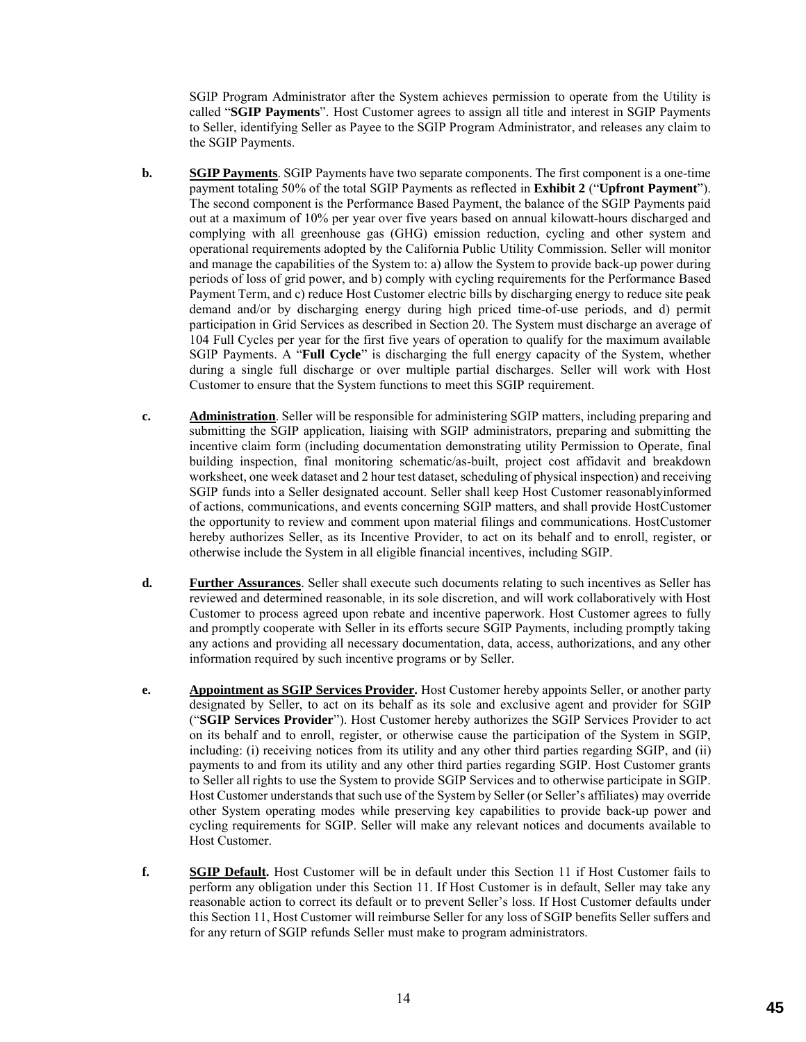SGIP Program Administrator after the System achieves permission to operate from the Utility is called "**SGIP Payments**". Host Customer agrees to assign all title and interest in SGIP Payments to Seller, identifying Seller as Payee to the SGIP Program Administrator, and releases any claim to the SGIP Payments.

**b.** **SGIP Payments**. SGIP Payments have two separate components. The first component is a one-time payment totaling 50% of the total SGIP Payments as reflected in **Exhibit 2** ("**Upfront Payment**"). The second component is the Performance Based Payment, the balance of the SGIP Payments paid out at a maximum of 10% per year over five years based on annual kilowatt-hours discharged and complying with all greenhouse gas (GHG) emission reduction, cycling and other system and operational requirements adopted by the California Public Utility Commission. Seller will monitor and manage the capabilities of the System to: a) allow the System to provide back-up power during periods of loss of grid power, and b) comply with cycling requirements for the Performance Based Payment Term, and c) reduce Host Customer electric bills by discharging energy to reduce site peak demand and/or by discharging energy during high priced time-of-use periods, and d) permit participation in Grid Services as described in Section 20. The System must discharge an average of 104 Full Cycles per year for the first five years of operation to qualify for the maximum available SGIP Payments. A "**Full Cycle**" is discharging the full energy capacity of the System, whether during a single full discharge or over multiple partial discharges. Seller will work with Host Customer to ensure that the System functions to meet this SGIP requirement.

**c.** **Administration**. Seller will be responsible for administering SGIP matters, including preparing and submitting the SGIP application, liaising with SGIP administrators, preparing and submitting the incentive claim form (including documentation demonstrating utility Permission to Operate, final building inspection, final monitoring schematic/as-built, project cost affidavit and breakdown worksheet, one week dataset and 2 hour test dataset, scheduling of physical inspection) and receiving SGIP funds into a Seller designated account. Seller shall keep Host Customer reasonablyinformed of actions, communications, and events concerning SGIP matters, and shall provide HostCustomer the opportunity to review and comment upon material filings and communications. HostCustomer hereby authorizes Seller, as its Incentive Provider, to act on its behalf and to enroll, register, or otherwise include the System in all eligible financial incentives, including SGIP.

**d.** **Further Assurances**. Seller shall execute such documents relating to such incentives as Seller has reviewed and determined reasonable, in its sole discretion, and will work collaboratively with Host Customer to process agreed upon rebate and incentive paperwork. Host Customer agrees to fully and promptly cooperate with Seller in its efforts secure SGIP Payments, including promptly taking any actions and providing all necessary documentation, data, access, authorizations, and any other information required by such incentive programs or by Seller.

**e.** **Appointment as SGIP Services Provider.** Host Customer hereby appoints Seller, or another party designated by Seller, to act on its behalf as its sole and exclusive agent and provider for SGIP ("**SGIP Services Provider**"). Host Customer hereby authorizes the SGIP Services Provider to act on its behalf and to enroll, register, or otherwise cause the participation of the System in SGIP, including: (i) receiving notices from its utility and any other third parties regarding SGIP, and (ii) payments to and from its utility and any other third parties regarding SGIP. Host Customer grants to Seller all rights to use the System to provide SGIP Services and to otherwise participate in SGIP. Host Customer understands that such use of the System by Seller (or Seller's affiliates) may override other System operating modes while preserving key capabilities to provide back-up power and cycling requirements for SGIP. Seller will make any relevant notices and documents available to Host Customer.

**f.** **SGIP Default.** Host Customer will be in default under this Section 11 if Host Customer fails to perform any obligation under this Section 11. If Host Customer is in default, Seller may take any reasonable action to correct its default or to prevent Seller's loss. If Host Customer defaults under this Section 11, Host Customer will reimburse Seller for any loss of SGIP benefits Seller suffers and for any return of SGIP refunds Seller must make to program administrators.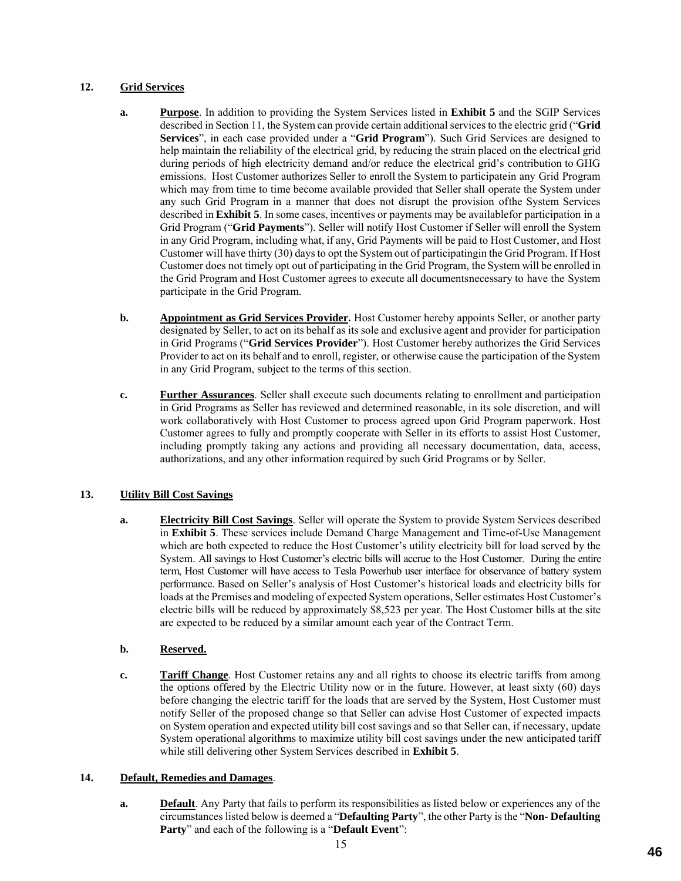## 12. Grid Services

**a. Purpose**. In addition to providing the System Services listed in **Exhibit 5** and the SGIP Services described in Section 11, the System can provide certain additional services to the electric grid ("**Grid Services**", in each case provided under a "**Grid Program**"). Such Grid Services are designed to help maintain the reliability of the electrical grid, by reducing the strain placed on the electrical grid during periods of high electricity demand and/or reduce the electrical grid's contribution to GHG emissions. Host Customer authorizes Seller to enroll the System to participatein any Grid Program which may from time to time become available provided that Seller shall operate the System under any such Grid Program in a manner that does not disrupt the provision ofthe System Services described in **Exhibit 5**. In some cases, incentives or payments may be availablefor participation in a Grid Program ("**Grid Payments**"). Seller will notify Host Customer if Seller will enroll the System in any Grid Program, including what, if any, Grid Payments will be paid to Host Customer, and Host Customer will have thirty (30) days to opt the System out of participatingin the Grid Program. If Host Customer does not timely opt out of participating in the Grid Program, the System will be enrolled in the Grid Program and Host Customer agrees to execute all documentsnecessary to have the System participate in the Grid Program.

**b. Appointment as Grid Services Provider.** Host Customer hereby appoints Seller, or another party designated by Seller, to act on its behalf as its sole and exclusive agent and provider for participation in Grid Programs ("**Grid Services Provider**"). Host Customer hereby authorizes the Grid Services Provider to act on its behalf and to enroll, register, or otherwise cause the participation of the System in any Grid Program, subject to the terms of this section.

**c. Further Assurances**. Seller shall execute such documents relating to enrollment and participation in Grid Programs as Seller has reviewed and determined reasonable, in its sole discretion, and will work collaboratively with Host Customer to process agreed upon Grid Program paperwork. Host Customer agrees to fully and promptly cooperate with Seller in its efforts to assist Host Customer, including promptly taking any actions and providing all necessary documentation, data, access, authorizations, and any other information required by such Grid Programs or by Seller.

## 13. Utility Bill Cost Savings

**a. Electricity Bill Cost Savings**. Seller will operate the System to provide System Services described in **Exhibit 5**. These services include Demand Charge Management and Time-of-Use Management which are both expected to reduce the Host Customer's utility electricity bill for load served by the System. All savings to Host Customer's electric bills will accrue to the Host Customer. During the entire term, Host Customer will have access to Tesla Powerhub user interface for observance of battery system performance. Based on Seller's analysis of Host Customer's historical loads and electricity bills for loads at the Premises and modeling of expected System operations, Seller estimates Host Customer's electric bills will be reduced by approximately $8,523 per year. The Host Customer bills at the site are expected to be reduced by a similar amount each year of the Contract Term.

**b. Reserved.**

**c. Tariff Change**. Host Customer retains any and all rights to choose its electric tariffs from among the options offered by the Electric Utility now or in the future. However, at least sixty (60) days before changing the electric tariff for the loads that are served by the System, Host Customer must notify Seller of the proposed change so that Seller can advise Host Customer of expected impacts on System operation and expected utility bill cost savings and so that Seller can, if necessary, update System operational algorithms to maximize utility bill cost savings under the new anticipated tariff while still delivering other System Services described in **Exhibit 5**.

## 14. Default, Remedies and Damages.

**a. Default**. Any Party that fails to perform its responsibilities as listed below or experiences any of the circumstances listed below is deemed a "**Defaulting Party**", the other Party is the "**Non- Defaulting Party**" and each of the following is a "**Default Event**":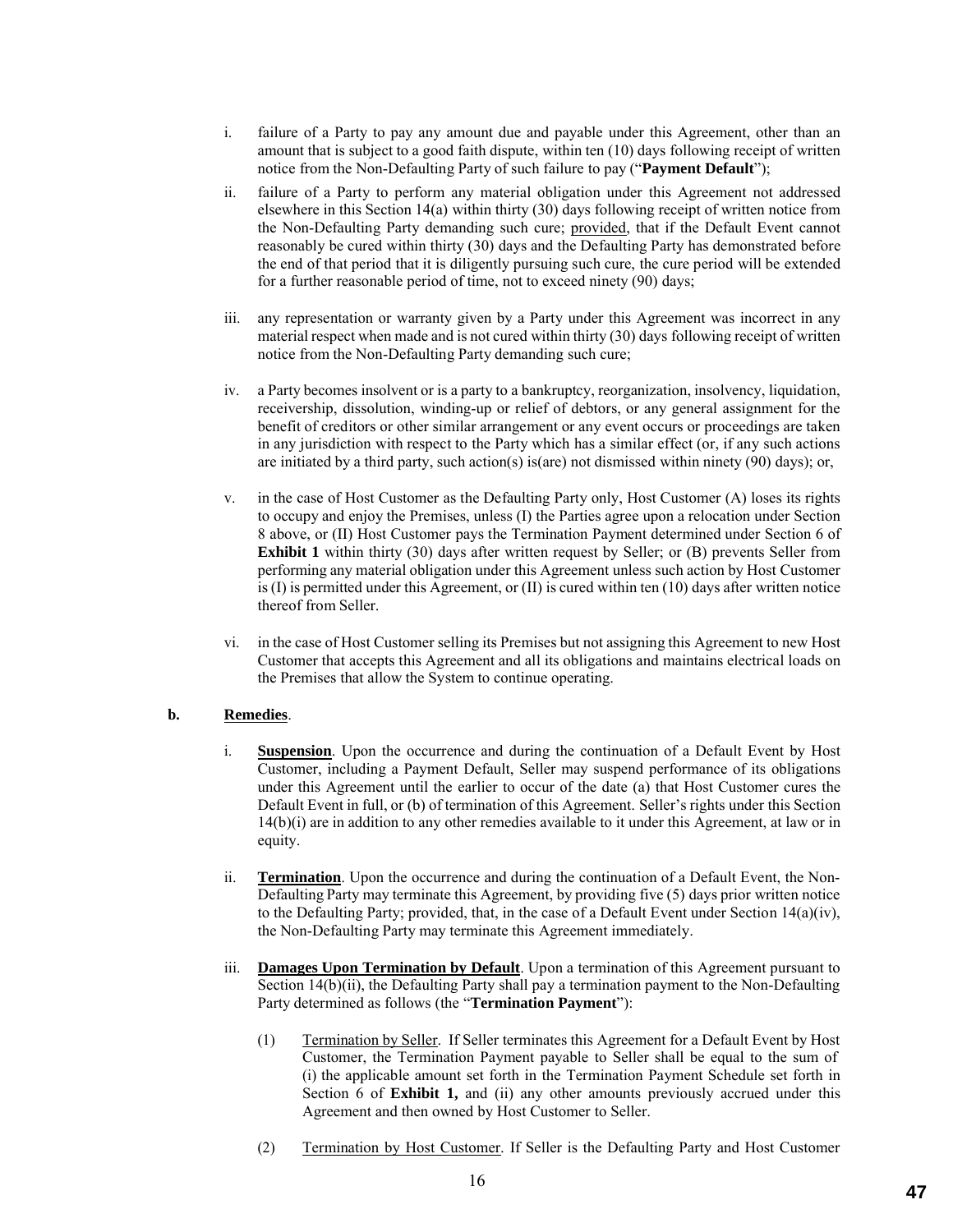i. failure of a Party to pay any amount due and payable under this Agreement, other than an amount that is subject to a good faith dispute, within ten (10) days following receipt of written notice from the Non-Defaulting Party of such failure to pay ("**Payment Default**");

ii. failure of a Party to perform any material obligation under this Agreement not addressed elsewhere in this Section 14(a) within thirty (30) days following receipt of written notice from the Non-Defaulting Party demanding such cure; provided, that if the Default Event cannot reasonably be cured within thirty (30) days and the Defaulting Party has demonstrated before the end of that period that it is diligently pursuing such cure, the cure period will be extended for a further reasonable period of time, not to exceed ninety (90) days;

iii. any representation or warranty given by a Party under this Agreement was incorrect in any material respect when made and is not cured within thirty (30) days following receipt of written notice from the Non-Defaulting Party demanding such cure;

iv. a Party becomes insolvent or is a party to a bankruptcy, reorganization, insolvency, liquidation, receivership, dissolution, winding-up or relief of debtors, or any general assignment for the benefit of creditors or other similar arrangement or any event occurs or proceedings are taken in any jurisdiction with respect to the Party which has a similar effect (or, if any such actions are initiated by a third party, such action(s) is(are) not dismissed within ninety (90) days); or,

v. in the case of Host Customer as the Defaulting Party only, Host Customer (A) loses its rights to occupy and enjoy the Premises, unless (I) the Parties agree upon a relocation under Section 8 above, or (II) Host Customer pays the Termination Payment determined under Section 6 of **Exhibit 1** within thirty (30) days after written request by Seller; or (B) prevents Seller from performing any material obligation under this Agreement unless such action by Host Customer is (I) is permitted under this Agreement, or (II) is cured within ten (10) days after written notice thereof from Seller.

vi. in the case of Host Customer selling its Premises but not assigning this Agreement to new Host Customer that accepts this Agreement and all its obligations and maintains electrical loads on the Premises that allow the System to continue operating.

**b. Remedies**.

i. **Suspension**. Upon the occurrence and during the continuation of a Default Event by Host Customer, including a Payment Default, Seller may suspend performance of its obligations under this Agreement until the earlier to occur of the date (a) that Host Customer cures the Default Event in full, or (b) of termination of this Agreement. Seller's rights under this Section 14(b)(i) are in addition to any other remedies available to it under this Agreement, at law or in equity.

ii. **Termination**. Upon the occurrence and during the continuation of a Default Event, the Non-Defaulting Party may terminate this Agreement, by providing five (5) days prior written notice to the Defaulting Party; provided, that, in the case of a Default Event under Section 14(a)(iv), the Non-Defaulting Party may terminate this Agreement immediately.

iii. **Damages Upon Termination by Default**. Upon a termination of this Agreement pursuant to Section 14(b)(ii), the Defaulting Party shall pay a termination payment to the Non-Defaulting Party determined as follows (the "**Termination Payment**"):

(1) Termination by Seller. If Seller terminates this Agreement for a Default Event by Host Customer, the Termination Payment payable to Seller shall be equal to the sum of (i) the applicable amount set forth in the Termination Payment Schedule set forth in Section 6 of **Exhibit 1,** and (ii) any other amounts previously accrued under this Agreement and then owned by Host Customer to Seller.

(2) Termination by Host Customer. If Seller is the Defaulting Party and Host Customer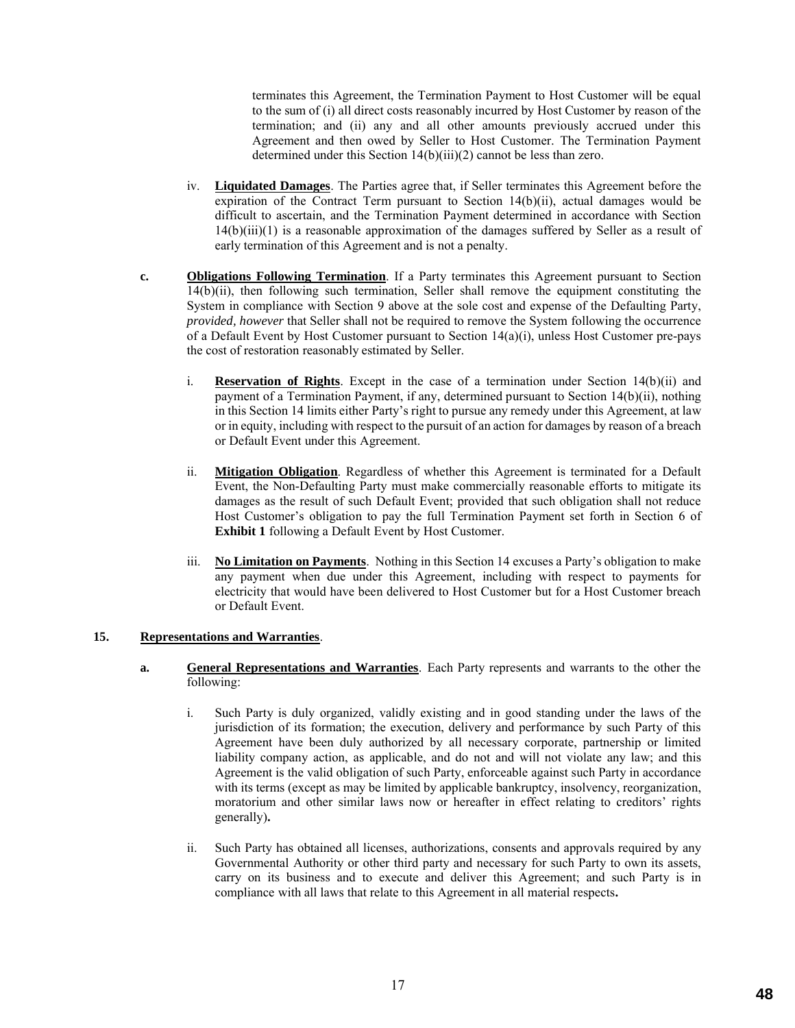terminates this Agreement, the Termination Payment to Host Customer will be equal to the sum of (i) all direct costs reasonably incurred by Host Customer by reason of the termination; and (ii) any and all other amounts previously accrued under this Agreement and then owed by Seller to Host Customer. The Termination Payment determined under this Section 14(b)(iii)(2) cannot be less than zero.

iv. **Liquidated Damages**. The Parties agree that, if Seller terminates this Agreement before the expiration of the Contract Term pursuant to Section 14(b)(ii), actual damages would be difficult to ascertain, and the Termination Payment determined in accordance with Section 14(b)(iii)(1) is a reasonable approximation of the damages suffered by Seller as a result of early termination of this Agreement and is not a penalty.

**c.** **Obligations Following Termination**. If a Party terminates this Agreement pursuant to Section 14(b)(ii), then following such termination, Seller shall remove the equipment constituting the System in compliance with Section 9 above at the sole cost and expense of the Defaulting Party, *provided, however* that Seller shall not be required to remove the System following the occurrence of a Default Event by Host Customer pursuant to Section 14(a)(i), unless Host Customer pre-pays the cost of restoration reasonably estimated by Seller.

i. **Reservation of Rights**. Except in the case of a termination under Section 14(b)(ii) and payment of a Termination Payment, if any, determined pursuant to Section 14(b)(ii), nothing in this Section 14 limits either Party's right to pursue any remedy under this Agreement, at law or in equity, including with respect to the pursuit of an action for damages by reason of a breach or Default Event under this Agreement.

ii. **Mitigation Obligation**. Regardless of whether this Agreement is terminated for a Default Event, the Non-Defaulting Party must make commercially reasonable efforts to mitigate its damages as the result of such Default Event; provided that such obligation shall not reduce Host Customer's obligation to pay the full Termination Payment set forth in Section 6 of **Exhibit 1** following a Default Event by Host Customer.

iii. **No Limitation on Payments**. Nothing in this Section 14 excuses a Party's obligation to make any payment when due under this Agreement, including with respect to payments for electricity that would have been delivered to Host Customer but for a Host Customer breach or Default Event.

**15.** **Representations and Warranties**.

**a.** **General Representations and Warranties**. Each Party represents and warrants to the other the following:

i. Such Party is duly organized, validly existing and in good standing under the laws of the jurisdiction of its formation; the execution, delivery and performance by such Party of this Agreement have been duly authorized by all necessary corporate, partnership or limited liability company action, as applicable, and do not and will not violate any law; and this Agreement is the valid obligation of such Party, enforceable against such Party in accordance with its terms (except as may be limited by applicable bankruptcy, insolvency, reorganization, moratorium and other similar laws now or hereafter in effect relating to creditors' rights generally)**.**

ii. Such Party has obtained all licenses, authorizations, consents and approvals required by any Governmental Authority or other third party and necessary for such Party to own its assets, carry on its business and to execute and deliver this Agreement; and such Party is in compliance with all laws that relate to this Agreement in all material respects**.**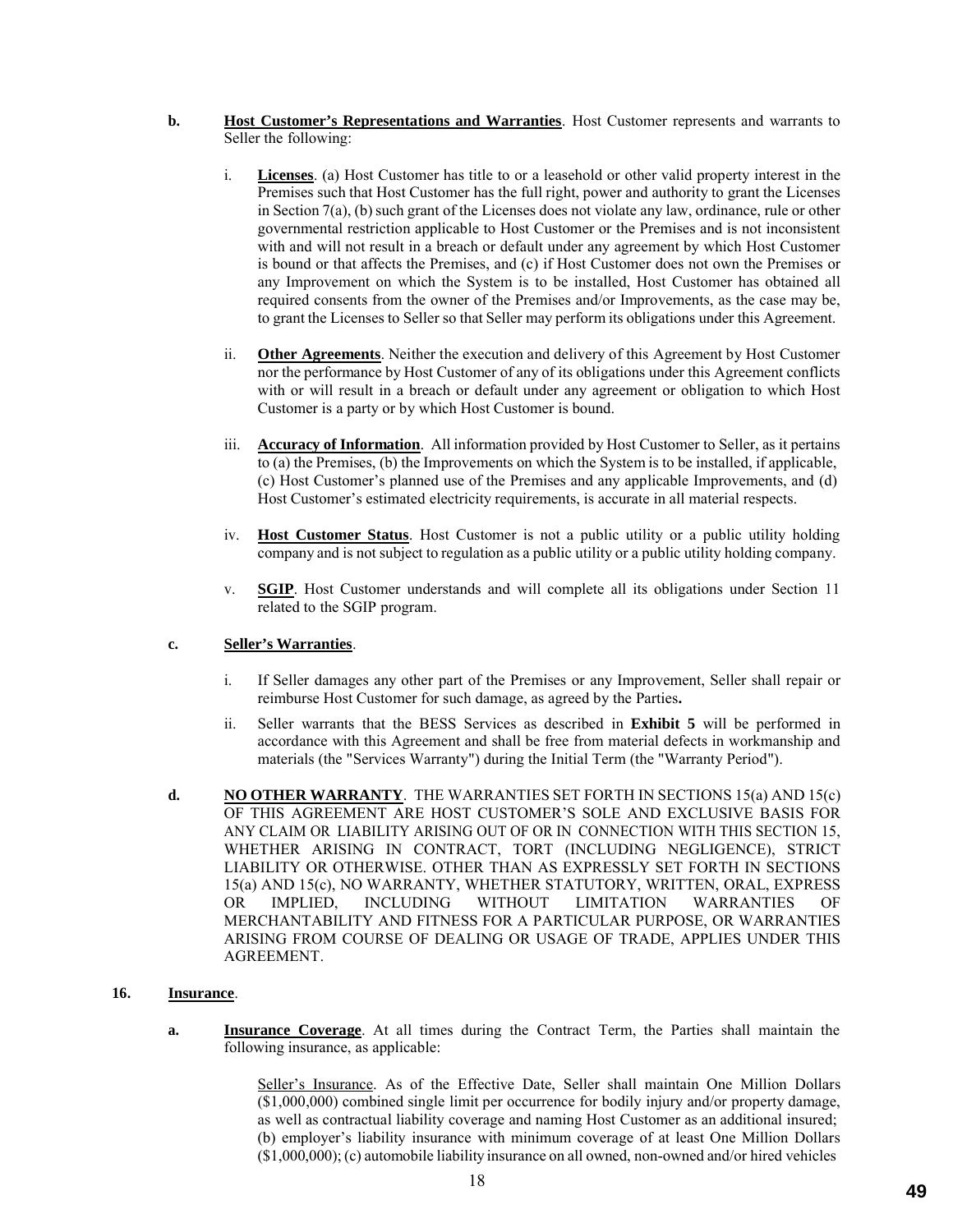**b. Host Customer's Representations and Warranties**. Host Customer represents and warrants to Seller the following:

i. **Licenses**. (a) Host Customer has title to or a leasehold or other valid property interest in the Premises such that Host Customer has the full right, power and authority to grant the Licenses in Section 7(a), (b) such grant of the Licenses does not violate any law, ordinance, rule or other governmental restriction applicable to Host Customer or the Premises and is not inconsistent with and will not result in a breach or default under any agreement by which Host Customer is bound or that affects the Premises, and (c) if Host Customer does not own the Premises or any Improvement on which the System is to be installed, Host Customer has obtained all required consents from the owner of the Premises and/or Improvements, as the case may be, to grant the Licenses to Seller so that Seller may perform its obligations under this Agreement.

ii. **Other Agreements**. Neither the execution and delivery of this Agreement by Host Customer nor the performance by Host Customer of any of its obligations under this Agreement conflicts with or will result in a breach or default under any agreement or obligation to which Host Customer is a party or by which Host Customer is bound.

iii. **Accuracy of Information**. All information provided by Host Customer to Seller, as it pertains to (a) the Premises, (b) the Improvements on which the System is to be installed, if applicable, (c) Host Customer's planned use of the Premises and any applicable Improvements, and (d) Host Customer's estimated electricity requirements, is accurate in all material respects.

iv. **Host Customer Status**. Host Customer is not a public utility or a public utility holding company and is not subject to regulation as a public utility or a public utility holding company.

v. **SGIP**. Host Customer understands and will complete all its obligations under Section 11 related to the SGIP program.

**c. Seller's Warranties**.

i. If Seller damages any other part of the Premises or any Improvement, Seller shall repair or reimburse Host Customer for such damage, as agreed by the Parties**.**

ii. Seller warrants that the BESS Services as described in **Exhibit 5** will be performed in accordance with this Agreement and shall be free from material defects in workmanship and materials (the "Services Warranty") during the Initial Term (the "Warranty Period").

**d. NO OTHER WARRANTY**. THE WARRANTIES SET FORTH IN SECTIONS 15(a) AND 15(c) OF THIS AGREEMENT ARE HOST CUSTOMER'S SOLE AND EXCLUSIVE BASIS FOR ANY CLAIM OR LIABILITY ARISING OUT OF OR IN CONNECTION WITH THIS SECTION 15, WHETHER ARISING IN CONTRACT, TORT (INCLUDING NEGLIGENCE), STRICT LIABILITY OR OTHERWISE. OTHER THAN AS EXPRESSLY SET FORTH IN SECTIONS 15(a) AND 15(c), NO WARRANTY, WHETHER STATUTORY, WRITTEN, ORAL, EXPRESS OR IMPLIED, INCLUDING WITHOUT LIMITATION WARRANTIES OF MERCHANTABILITY AND FITNESS FOR A PARTICULAR PURPOSE, OR WARRANTIES ARISING FROM COURSE OF DEALING OR USAGE OF TRADE, APPLIES UNDER THIS AGREEMENT.

**16. Insurance**.

**a. Insurance Coverage**. At all times during the Contract Term, the Parties shall maintain the following insurance, as applicable:

Seller's Insurance. As of the Effective Date, Seller shall maintain One Million Dollars ($1,000,000) combined single limit per occurrence for bodily injury and/or property damage, as well as contractual liability coverage and naming Host Customer as an additional insured; (b) employer's liability insurance with minimum coverage of at least One Million Dollars ($1,000,000); (c) automobile liability insurance on all owned, non-owned and/or hired vehicles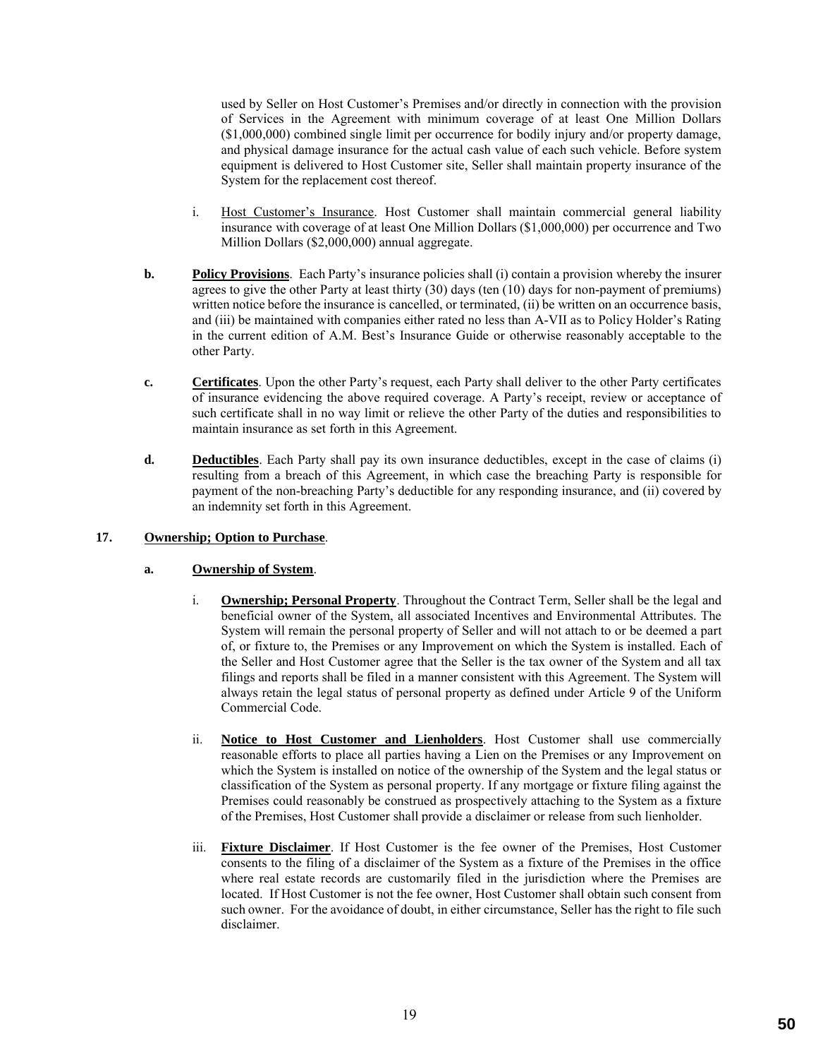used by Seller on Host Customer's Premises and/or directly in connection with the provision of Services in the Agreement with minimum coverage of at least One Million Dollars ($1,000,000) combined single limit per occurrence for bodily injury and/or property damage, and physical damage insurance for the actual cash value of each such vehicle. Before system equipment is delivered to Host Customer site, Seller shall maintain property insurance of the System for the replacement cost thereof.

i. Host Customer's Insurance. Host Customer shall maintain commercial general liability insurance with coverage of at least One Million Dollars ($1,000,000) per occurrence and Two Million Dollars ($2,000,000) annual aggregate.

**b. Policy Provisions**. Each Party's insurance policies shall (i) contain a provision whereby the insurer agrees to give the other Party at least thirty (30) days (ten (10) days for non-payment of premiums) written notice before the insurance is cancelled, or terminated, (ii) be written on an occurrence basis, and (iii) be maintained with companies either rated no less than A-VII as to Policy Holder's Rating in the current edition of A.M. Best's Insurance Guide or otherwise reasonably acceptable to the other Party.

**c. Certificates**. Upon the other Party's request, each Party shall deliver to the other Party certificates of insurance evidencing the above required coverage. A Party's receipt, review or acceptance of such certificate shall in no way limit or relieve the other Party of the duties and responsibilities to maintain insurance as set forth in this Agreement.

**d. Deductibles**. Each Party shall pay its own insurance deductibles, except in the case of claims (i) resulting from a breach of this Agreement, in which case the breaching Party is responsible for payment of the non-breaching Party's deductible for any responding insurance, and (ii) covered by an indemnity set forth in this Agreement.

**17. Ownership; Option to Purchase**.

**a. Ownership of System**.

i. **Ownership; Personal Property**. Throughout the Contract Term, Seller shall be the legal and beneficial owner of the System, all associated Incentives and Environmental Attributes. The System will remain the personal property of Seller and will not attach to or be deemed a part of, or fixture to, the Premises or any Improvement on which the System is installed. Each of the Seller and Host Customer agree that the Seller is the tax owner of the System and all tax filings and reports shall be filed in a manner consistent with this Agreement. The System will always retain the legal status of personal property as defined under Article 9 of the Uniform Commercial Code.

ii. **Notice to Host Customer and Lienholders**. Host Customer shall use commercially reasonable efforts to place all parties having a Lien on the Premises or any Improvement on which the System is installed on notice of the ownership of the System and the legal status or classification of the System as personal property. If any mortgage or fixture filing against the Premises could reasonably be construed as prospectively attaching to the System as a fixture of the Premises, Host Customer shall provide a disclaimer or release from such lienholder.

iii. **Fixture Disclaimer**. If Host Customer is the fee owner of the Premises, Host Customer consents to the filing of a disclaimer of the System as a fixture of the Premises in the office where real estate records are customarily filed in the jurisdiction where the Premises are located. If Host Customer is not the fee owner, Host Customer shall obtain such consent from such owner. For the avoidance of doubt, in either circumstance, Seller has the right to file such disclaimer.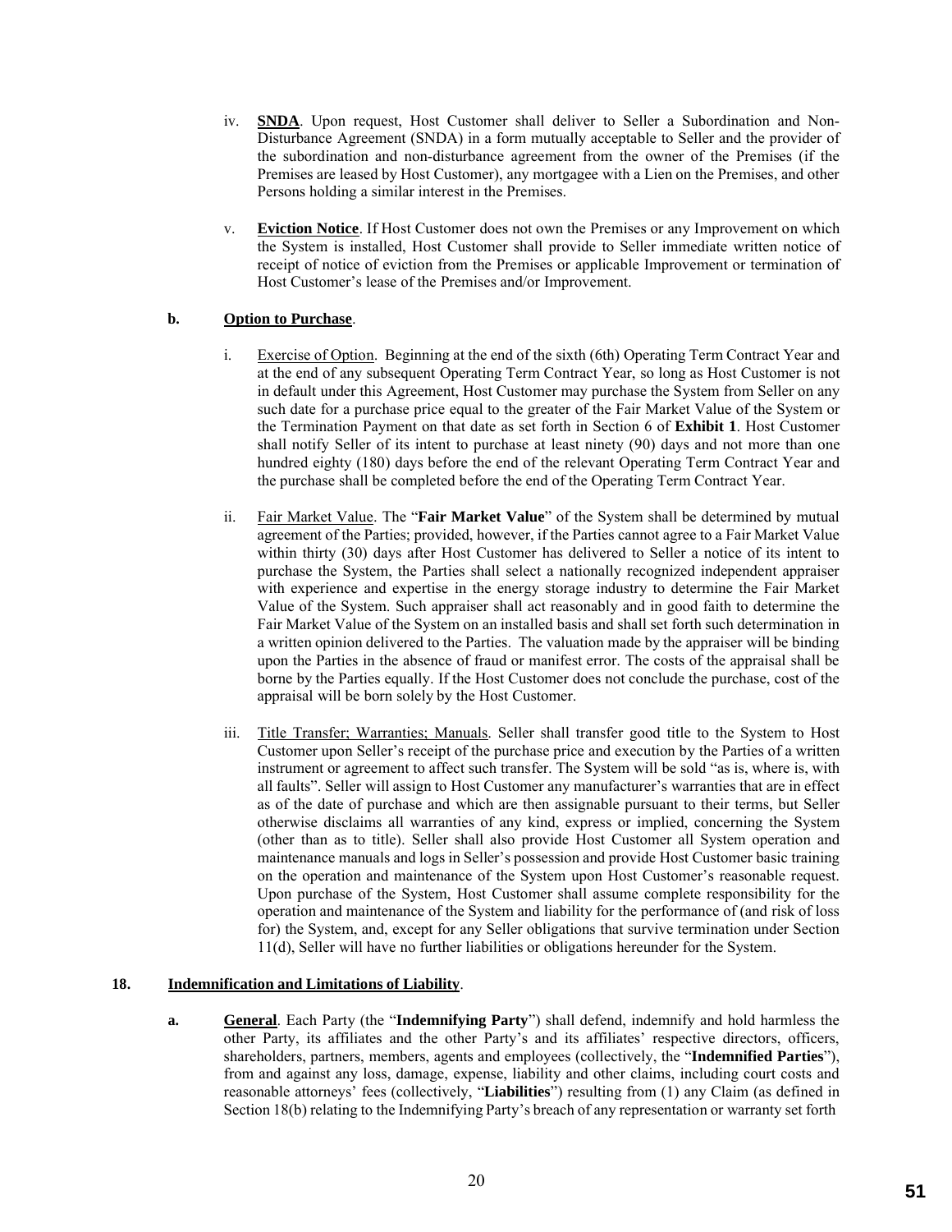iv. **SNDA**. Upon request, Host Customer shall deliver to Seller a Subordination and Non-Disturbance Agreement (SNDA) in a form mutually acceptable to Seller and the provider of the subordination and non-disturbance agreement from the owner of the Premises (if the Premises are leased by Host Customer), any mortgagee with a Lien on the Premises, and other Persons holding a similar interest in the Premises.

v. **Eviction Notice**. If Host Customer does not own the Premises or any Improvement on which the System is installed, Host Customer shall provide to Seller immediate written notice of receipt of notice of eviction from the Premises or applicable Improvement or termination of Host Customer's lease of the Premises and/or Improvement.

**b. Option to Purchase**.

i. Exercise of Option. Beginning at the end of the sixth (6th) Operating Term Contract Year and at the end of any subsequent Operating Term Contract Year, so long as Host Customer is not in default under this Agreement, Host Customer may purchase the System from Seller on any such date for a purchase price equal to the greater of the Fair Market Value of the System or the Termination Payment on that date as set forth in Section 6 of **Exhibit 1**. Host Customer shall notify Seller of its intent to purchase at least ninety (90) days and not more than one hundred eighty (180) days before the end of the relevant Operating Term Contract Year and the purchase shall be completed before the end of the Operating Term Contract Year.

ii. Fair Market Value. The "**Fair Market Value**" of the System shall be determined by mutual agreement of the Parties; provided, however, if the Parties cannot agree to a Fair Market Value within thirty (30) days after Host Customer has delivered to Seller a notice of its intent to purchase the System, the Parties shall select a nationally recognized independent appraiser with experience and expertise in the energy storage industry to determine the Fair Market Value of the System. Such appraiser shall act reasonably and in good faith to determine the Fair Market Value of the System on an installed basis and shall set forth such determination in a written opinion delivered to the Parties. The valuation made by the appraiser will be binding upon the Parties in the absence of fraud or manifest error. The costs of the appraisal shall be borne by the Parties equally. If the Host Customer does not conclude the purchase, cost of the appraisal will be born solely by the Host Customer.

iii. Title Transfer; Warranties; Manuals. Seller shall transfer good title to the System to Host Customer upon Seller's receipt of the purchase price and execution by the Parties of a written instrument or agreement to affect such transfer. The System will be sold "as is, where is, with all faults". Seller will assign to Host Customer any manufacturer's warranties that are in effect as of the date of purchase and which are then assignable pursuant to their terms, but Seller otherwise disclaims all warranties of any kind, express or implied, concerning the System (other than as to title). Seller shall also provide Host Customer all System operation and maintenance manuals and logs in Seller's possession and provide Host Customer basic training on the operation and maintenance of the System upon Host Customer's reasonable request. Upon purchase of the System, Host Customer shall assume complete responsibility for the operation and maintenance of the System and liability for the performance of (and risk of loss for) the System, and, except for any Seller obligations that survive termination under Section 11(d), Seller will have no further liabilities or obligations hereunder for the System.

## 18. Indemnification and Limitations of Liability.

**a. General**. Each Party (the "**Indemnifying Party**") shall defend, indemnify and hold harmless the other Party, its affiliates and the other Party's and its affiliates' respective directors, officers, shareholders, partners, members, agents and employees (collectively, the "**Indemnified Parties**"), from and against any loss, damage, expense, liability and other claims, including court costs and reasonable attorneys' fees (collectively, "**Liabilities**") resulting from (1) any Claim (as defined in Section 18(b) relating to the Indemnifying Party's breach of any representation or warranty set forth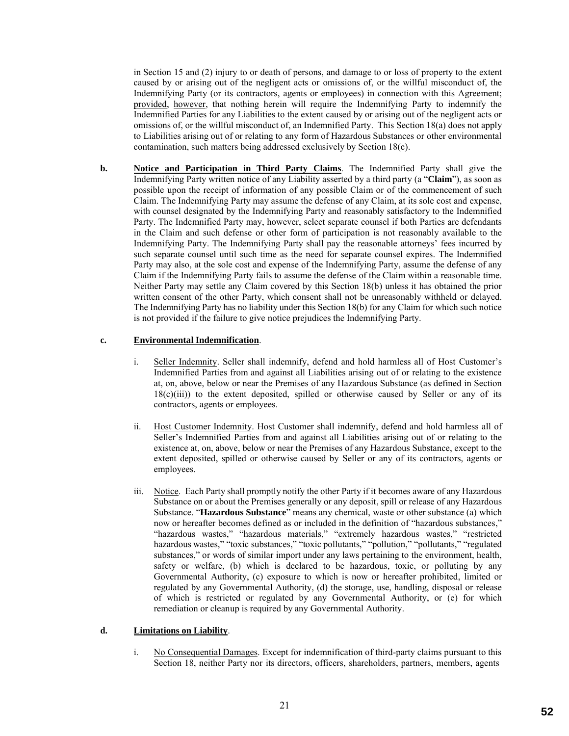in Section 15 and (2) injury to or death of persons, and damage to or loss of property to the extent caused by or arising out of the negligent acts or omissions of, or the willful misconduct of, the Indemnifying Party (or its contractors, agents or employees) in connection with this Agreement; provided, however, that nothing herein will require the Indemnifying Party to indemnify the Indemnified Parties for any Liabilities to the extent caused by or arising out of the negligent acts or omissions of, or the willful misconduct of, an Indemnified Party. This Section 18(a) does not apply to Liabilities arising out of or relating to any form of Hazardous Substances or other environmental contamination, such matters being addressed exclusively by Section 18(c).

**b. Notice and Participation in Third Party Claims**. The Indemnified Party shall give the Indemnifying Party written notice of any Liability asserted by a third party (a "**Claim**"), as soon as possible upon the receipt of information of any possible Claim or of the commencement of such Claim. The Indemnifying Party may assume the defense of any Claim, at its sole cost and expense, with counsel designated by the Indemnifying Party and reasonably satisfactory to the Indemnified Party. The Indemnified Party may, however, select separate counsel if both Parties are defendants in the Claim and such defense or other form of participation is not reasonably available to the Indemnifying Party. The Indemnifying Party shall pay the reasonable attorneys' fees incurred by such separate counsel until such time as the need for separate counsel expires. The Indemnified Party may also, at the sole cost and expense of the Indemnifying Party, assume the defense of any Claim if the Indemnifying Party fails to assume the defense of the Claim within a reasonable time. Neither Party may settle any Claim covered by this Section 18(b) unless it has obtained the prior written consent of the other Party, which consent shall not be unreasonably withheld or delayed. The Indemnifying Party has no liability under this Section 18(b) for any Claim for which such notice is not provided if the failure to give notice prejudices the Indemnifying Party.

**c. Environmental Indemnification**.

i. Seller Indemnity. Seller shall indemnify, defend and hold harmless all of Host Customer's Indemnified Parties from and against all Liabilities arising out of or relating to the existence at, on, above, below or near the Premises of any Hazardous Substance (as defined in Section 18(c)(iii)) to the extent deposited, spilled or otherwise caused by Seller or any of its contractors, agents or employees.

ii. Host Customer Indemnity. Host Customer shall indemnify, defend and hold harmless all of Seller's Indemnified Parties from and against all Liabilities arising out of or relating to the existence at, on, above, below or near the Premises of any Hazardous Substance, except to the extent deposited, spilled or otherwise caused by Seller or any of its contractors, agents or employees.

iii. Notice. Each Party shall promptly notify the other Party if it becomes aware of any Hazardous Substance on or about the Premises generally or any deposit, spill or release of any Hazardous Substance. "**Hazardous Substance**" means any chemical, waste or other substance (a) which now or hereafter becomes defined as or included in the definition of "hazardous substances," "hazardous wastes," "hazardous materials," "extremely hazardous wastes," "restricted hazardous wastes," "toxic substances," "toxic pollutants," "pollution," "pollutants," "regulated substances," or words of similar import under any laws pertaining to the environment, health, safety or welfare, (b) which is declared to be hazardous, toxic, or polluting by any Governmental Authority, (c) exposure to which is now or hereafter prohibited, limited or regulated by any Governmental Authority, (d) the storage, use, handling, disposal or release of which is restricted or regulated by any Governmental Authority, or (e) for which remediation or cleanup is required by any Governmental Authority.

**d. Limitations on Liability**.

i. No Consequential Damages. Except for indemnification of third-party claims pursuant to this Section 18, neither Party nor its directors, officers, shareholders, partners, members, agents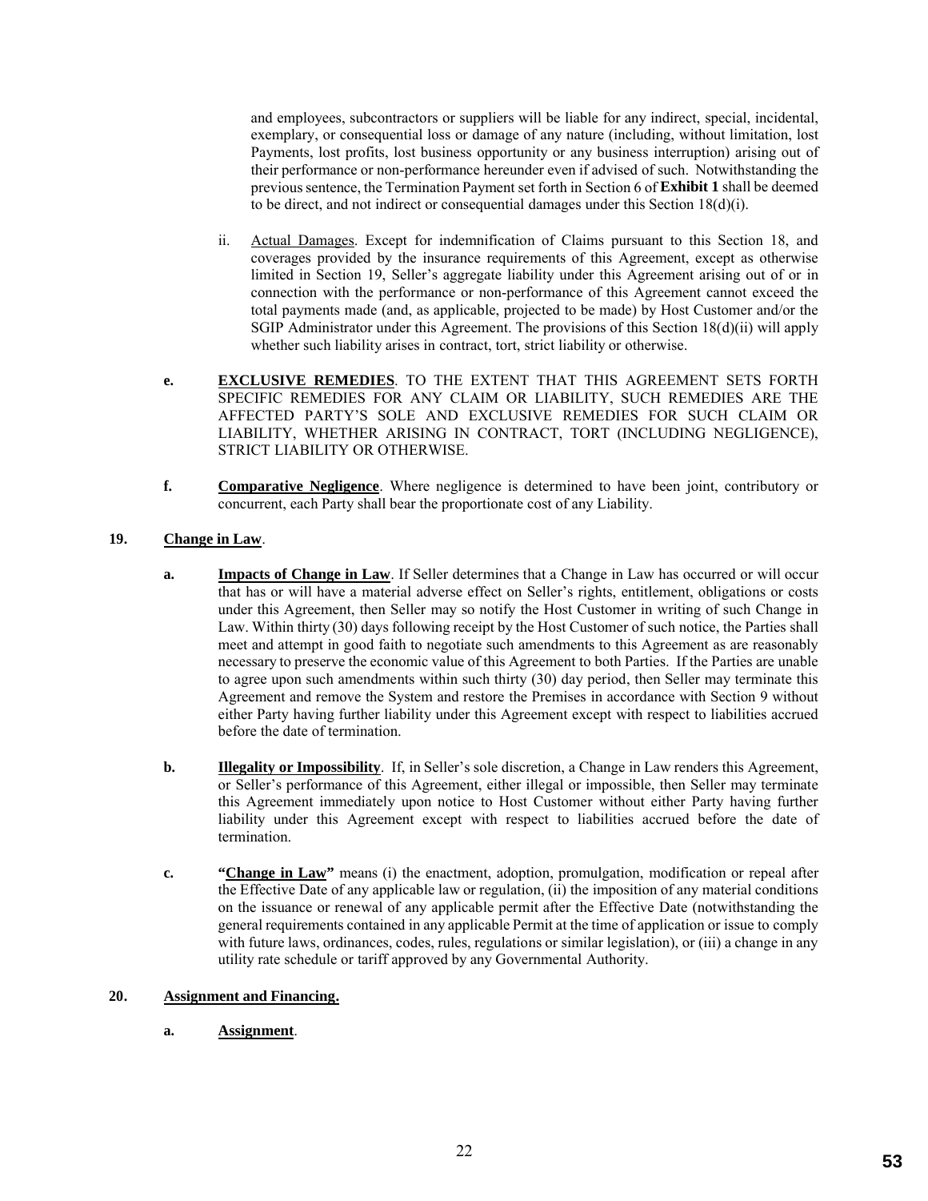and employees, subcontractors or suppliers will be liable for any indirect, special, incidental, exemplary, or consequential loss or damage of any nature (including, without limitation, lost Payments, lost profits, lost business opportunity or any business interruption) arising out of their performance or non-performance hereunder even if advised of such. Notwithstanding the previous sentence, the Termination Payment set forth in Section 6 of **Exhibit 1** shall be deemed to be direct, and not indirect or consequential damages under this Section 18(d)(i).

ii. Actual Damages. Except for indemnification of Claims pursuant to this Section 18, and coverages provided by the insurance requirements of this Agreement, except as otherwise limited in Section 19, Seller's aggregate liability under this Agreement arising out of or in connection with the performance or non-performance of this Agreement cannot exceed the total payments made (and, as applicable, projected to be made) by Host Customer and/or the SGIP Administrator under this Agreement. The provisions of this Section 18(d)(ii) will apply whether such liability arises in contract, tort, strict liability or otherwise.

**e. EXCLUSIVE REMEDIES**. TO THE EXTENT THAT THIS AGREEMENT SETS FORTH SPECIFIC REMEDIES FOR ANY CLAIM OR LIABILITY, SUCH REMEDIES ARE THE AFFECTED PARTY'S SOLE AND EXCLUSIVE REMEDIES FOR SUCH CLAIM OR LIABILITY, WHETHER ARISING IN CONTRACT, TORT (INCLUDING NEGLIGENCE), STRICT LIABILITY OR OTHERWISE.

**f. Comparative Negligence**. Where negligence is determined to have been joint, contributory or concurrent, each Party shall bear the proportionate cost of any Liability.

**19. Change in Law**.

**a. Impacts of Change in Law**. If Seller determines that a Change in Law has occurred or will occur that has or will have a material adverse effect on Seller's rights, entitlement, obligations or costs under this Agreement, then Seller may so notify the Host Customer in writing of such Change in Law. Within thirty (30) days following receipt by the Host Customer of such notice, the Parties shall meet and attempt in good faith to negotiate such amendments to this Agreement as are reasonably necessary to preserve the economic value of this Agreement to both Parties. If the Parties are unable to agree upon such amendments within such thirty (30) day period, then Seller may terminate this Agreement and remove the System and restore the Premises in accordance with Section 9 without either Party having further liability under this Agreement except with respect to liabilities accrued before the date of termination.

**b. Illegality or Impossibility**. If, in Seller's sole discretion, a Change in Law renders this Agreement, or Seller's performance of this Agreement, either illegal or impossible, then Seller may terminate this Agreement immediately upon notice to Host Customer without either Party having further liability under this Agreement except with respect to liabilities accrued before the date of termination.

**c. "Change in Law"** means (i) the enactment, adoption, promulgation, modification or repeal after the Effective Date of any applicable law or regulation, (ii) the imposition of any material conditions on the issuance or renewal of any applicable permit after the Effective Date (notwithstanding the general requirements contained in any applicable Permit at the time of application or issue to comply with future laws, ordinances, codes, rules, regulations or similar legislation), or (iii) a change in any utility rate schedule or tariff approved by any Governmental Authority.

**20. Assignment and Financing.**

**a. Assignment**.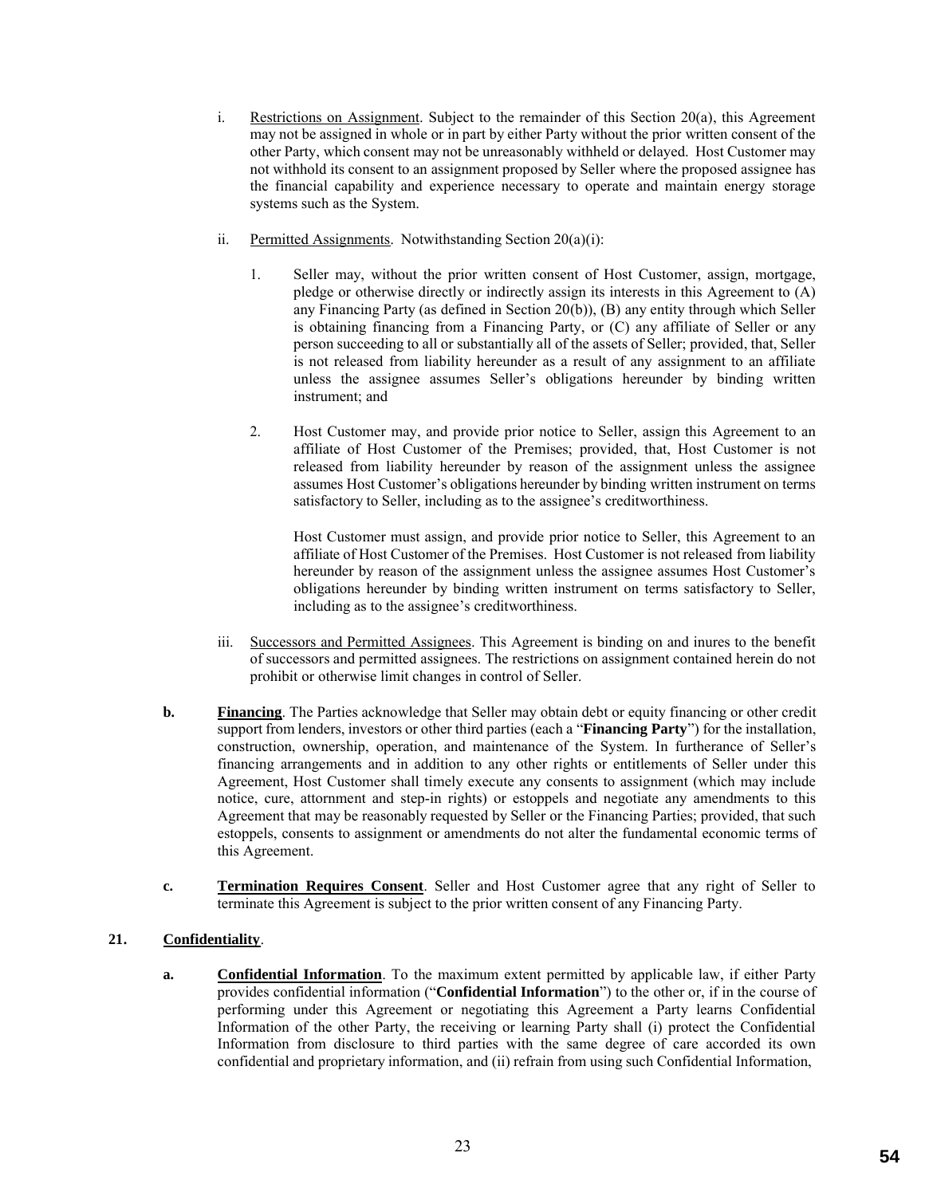i. Restrictions on Assignment. Subject to the remainder of this Section 20(a), this Agreement may not be assigned in whole or in part by either Party without the prior written consent of the other Party, which consent may not be unreasonably withheld or delayed. Host Customer may not withhold its consent to an assignment proposed by Seller where the proposed assignee has the financial capability and experience necessary to operate and maintain energy storage systems such as the System.

ii. Permitted Assignments. Notwithstanding Section 20(a)(i):

1. Seller may, without the prior written consent of Host Customer, assign, mortgage, pledge or otherwise directly or indirectly assign its interests in this Agreement to (A) any Financing Party (as defined in Section 20(b)), (B) any entity through which Seller is obtaining financing from a Financing Party, or (C) any affiliate of Seller or any person succeeding to all or substantially all of the assets of Seller; provided, that, Seller is not released from liability hereunder as a result of any assignment to an affiliate unless the assignee assumes Seller's obligations hereunder by binding written instrument; and

2. Host Customer may, and provide prior notice to Seller, assign this Agreement to an affiliate of Host Customer of the Premises; provided, that, Host Customer is not released from liability hereunder by reason of the assignment unless the assignee assumes Host Customer's obligations hereunder by binding written instrument on terms satisfactory to Seller, including as to the assignee's creditworthiness.

   Host Customer must assign, and provide prior notice to Seller, this Agreement to an affiliate of Host Customer of the Premises. Host Customer is not released from liability hereunder by reason of the assignment unless the assignee assumes Host Customer's obligations hereunder by binding written instrument on terms satisfactory to Seller, including as to the assignee's creditworthiness.

iii. Successors and Permitted Assignees. This Agreement is binding on and inures to the benefit of successors and permitted assignees. The restrictions on assignment contained herein do not prohibit or otherwise limit changes in control of Seller.

**b.** **Financing**. The Parties acknowledge that Seller may obtain debt or equity financing or other credit support from lenders, investors or other third parties (each a "**Financing Party**") for the installation, construction, ownership, operation, and maintenance of the System. In furtherance of Seller's financing arrangements and in addition to any other rights or entitlements of Seller under this Agreement, Host Customer shall timely execute any consents to assignment (which may include notice, cure, attornment and step-in rights) or estoppels and negotiate any amendments to this Agreement that may be reasonably requested by Seller or the Financing Parties; provided, that such estoppels, consents to assignment or amendments do not alter the fundamental economic terms of this Agreement.

**c.** **Termination Requires Consent**. Seller and Host Customer agree that any right of Seller to terminate this Agreement is subject to the prior written consent of any Financing Party.

## 21. Confidentiality.

**a.** **Confidential Information**. To the maximum extent permitted by applicable law, if either Party provides confidential information ("**Confidential Information**") to the other or, if in the course of performing under this Agreement or negotiating this Agreement a Party learns Confidential Information of the other Party, the receiving or learning Party shall (i) protect the Confidential Information from disclosure to third parties with the same degree of care accorded its own confidential and proprietary information, and (ii) refrain from using such Confidential Information,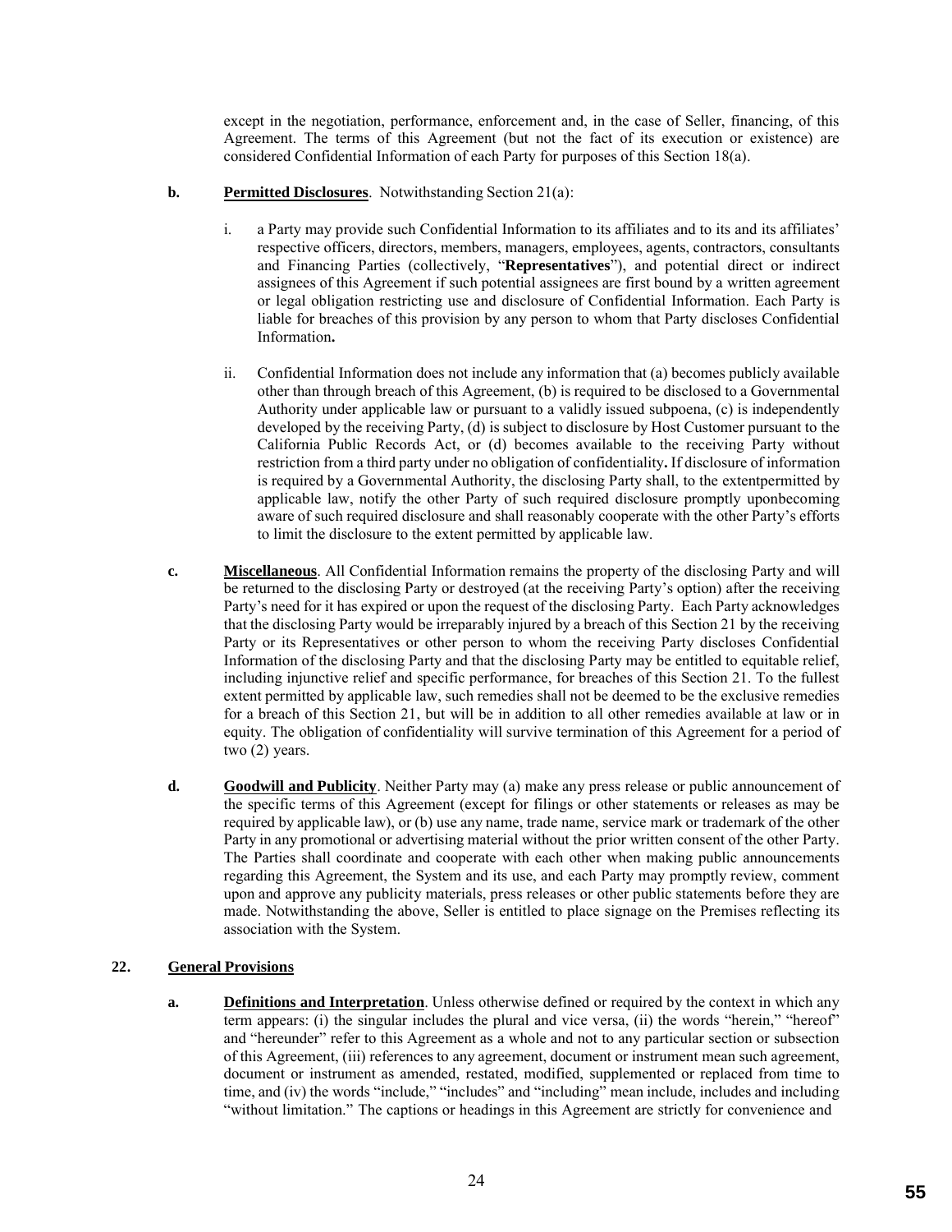except in the negotiation, performance, enforcement and, in the case of Seller, financing, of this Agreement. The terms of this Agreement (but not the fact of its execution or existence) are considered Confidential Information of each Party for purposes of this Section 18(a).

**b. Permitted Disclosures**. Notwithstanding Section 21(a):

i. a Party may provide such Confidential Information to its affiliates and to its and its affiliates' respective officers, directors, members, managers, employees, agents, contractors, consultants and Financing Parties (collectively, "**Representatives**"), and potential direct or indirect assignees of this Agreement if such potential assignees are first bound by a written agreement or legal obligation restricting use and disclosure of Confidential Information. Each Party is liable for breaches of this provision by any person to whom that Party discloses Confidential Information**.**

ii. Confidential Information does not include any information that (a) becomes publicly available other than through breach of this Agreement, (b) is required to be disclosed to a Governmental Authority under applicable law or pursuant to a validly issued subpoena, (c) is independently developed by the receiving Party, (d) is subject to disclosure by Host Customer pursuant to the California Public Records Act, or (d) becomes available to the receiving Party without restriction from a third party under no obligation of confidentiality**.** If disclosure of information is required by a Governmental Authority, the disclosing Party shall, to the extentpermitted by applicable law, notify the other Party of such required disclosure promptly uponbecoming aware of such required disclosure and shall reasonably cooperate with the other Party's efforts to limit the disclosure to the extent permitted by applicable law.

**c. Miscellaneous**. All Confidential Information remains the property of the disclosing Party and will be returned to the disclosing Party or destroyed (at the receiving Party's option) after the receiving Party's need for it has expired or upon the request of the disclosing Party. Each Party acknowledges that the disclosing Party would be irreparably injured by a breach of this Section 21 by the receiving Party or its Representatives or other person to whom the receiving Party discloses Confidential Information of the disclosing Party and that the disclosing Party may be entitled to equitable relief, including injunctive relief and specific performance, for breaches of this Section 21. To the fullest extent permitted by applicable law, such remedies shall not be deemed to be the exclusive remedies for a breach of this Section 21, but will be in addition to all other remedies available at law or in equity. The obligation of confidentiality will survive termination of this Agreement for a period of two (2) years.

**d. Goodwill and Publicity**. Neither Party may (a) make any press release or public announcement of the specific terms of this Agreement (except for filings or other statements or releases as may be required by applicable law), or (b) use any name, trade name, service mark or trademark of the other Party in any promotional or advertising material without the prior written consent of the other Party. The Parties shall coordinate and cooperate with each other when making public announcements regarding this Agreement, the System and its use, and each Party may promptly review, comment upon and approve any publicity materials, press releases or other public statements before they are made. Notwithstanding the above, Seller is entitled to place signage on the Premises reflecting its association with the System.

## 22. General Provisions

**a. Definitions and Interpretation**. Unless otherwise defined or required by the context in which any term appears: (i) the singular includes the plural and vice versa, (ii) the words "herein," "hereof" and "hereunder" refer to this Agreement as a whole and not to any particular section or subsection of this Agreement, (iii) references to any agreement, document or instrument mean such agreement, document or instrument as amended, restated, modified, supplemented or replaced from time to time, and (iv) the words "include," "includes" and "including" mean include, includes and including "without limitation." The captions or headings in this Agreement are strictly for convenience and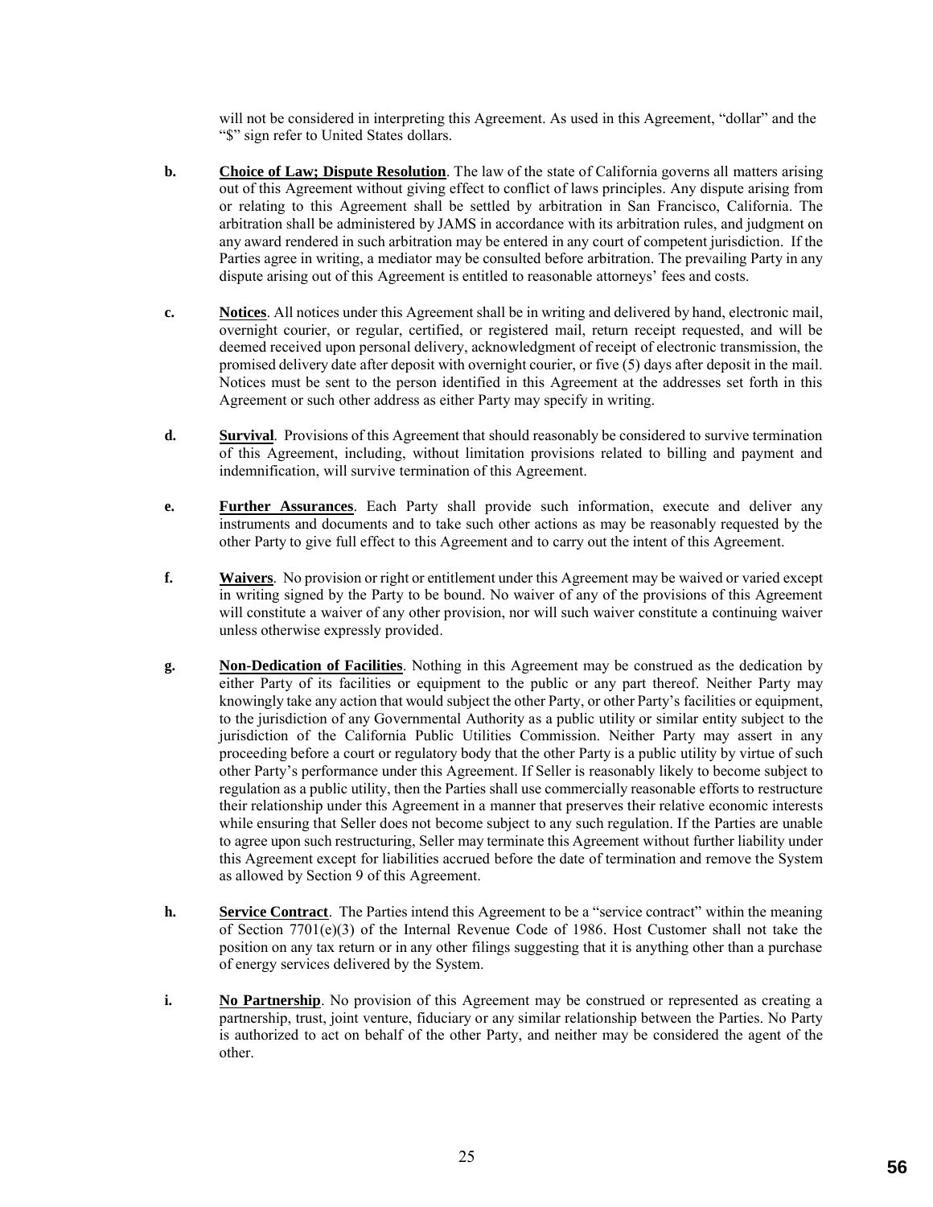will not be considered in interpreting this Agreement. As used in this Agreement, "dollar" and the "$" sign refer to United States dollars.

**b.** **Choice of Law; Dispute Resolution**. The law of the state of California governs all matters arising out of this Agreement without giving effect to conflict of laws principles. Any dispute arising from or relating to this Agreement shall be settled by arbitration in San Francisco, California. The arbitration shall be administered by JAMS in accordance with its arbitration rules, and judgment on any award rendered in such arbitration may be entered in any court of competent jurisdiction. If the Parties agree in writing, a mediator may be consulted before arbitration. The prevailing Party in any dispute arising out of this Agreement is entitled to reasonable attorneys' fees and costs.

**c.** **Notices**. All notices under this Agreement shall be in writing and delivered by hand, electronic mail, overnight courier, or regular, certified, or registered mail, return receipt requested, and will be deemed received upon personal delivery, acknowledgment of receipt of electronic transmission, the promised delivery date after deposit with overnight courier, or five (5) days after deposit in the mail. Notices must be sent to the person identified in this Agreement at the addresses set forth in this Agreement or such other address as either Party may specify in writing.

**d.** **Survival**. Provisions of this Agreement that should reasonably be considered to survive termination of this Agreement, including, without limitation provisions related to billing and payment and indemnification, will survive termination of this Agreement.

**e.** **Further Assurances**. Each Party shall provide such information, execute and deliver any instruments and documents and to take such other actions as may be reasonably requested by the other Party to give full effect to this Agreement and to carry out the intent of this Agreement.

**f.** **Waivers**. No provision or right or entitlement under this Agreement may be waived or varied except in writing signed by the Party to be bound. No waiver of any of the provisions of this Agreement will constitute a waiver of any other provision, nor will such waiver constitute a continuing waiver unless otherwise expressly provided.

**g.** **Non-Dedication of Facilities**. Nothing in this Agreement may be construed as the dedication by either Party of its facilities or equipment to the public or any part thereof. Neither Party may knowingly take any action that would subject the other Party, or other Party's facilities or equipment, to the jurisdiction of any Governmental Authority as a public utility or similar entity subject to the jurisdiction of the California Public Utilities Commission. Neither Party may assert in any proceeding before a court or regulatory body that the other Party is a public utility by virtue of such other Party's performance under this Agreement. If Seller is reasonably likely to become subject to regulation as a public utility, then the Parties shall use commercially reasonable efforts to restructure their relationship under this Agreement in a manner that preserves their relative economic interests while ensuring that Seller does not become subject to any such regulation. If the Parties are unable to agree upon such restructuring, Seller may terminate this Agreement without further liability under this Agreement except for liabilities accrued before the date of termination and remove the System as allowed by Section 9 of this Agreement.

**h.** **Service Contract**. The Parties intend this Agreement to be a "service contract" within the meaning of Section 7701(e)(3) of the Internal Revenue Code of 1986. Host Customer shall not take the position on any tax return or in any other filings suggesting that it is anything other than a purchase of energy services delivered by the System.

**i.** **No Partnership**. No provision of this Agreement may be construed or represented as creating a partnership, trust, joint venture, fiduciary or any similar relationship between the Parties. No Party is authorized to act on behalf of the other Party, and neither may be considered the agent of the other.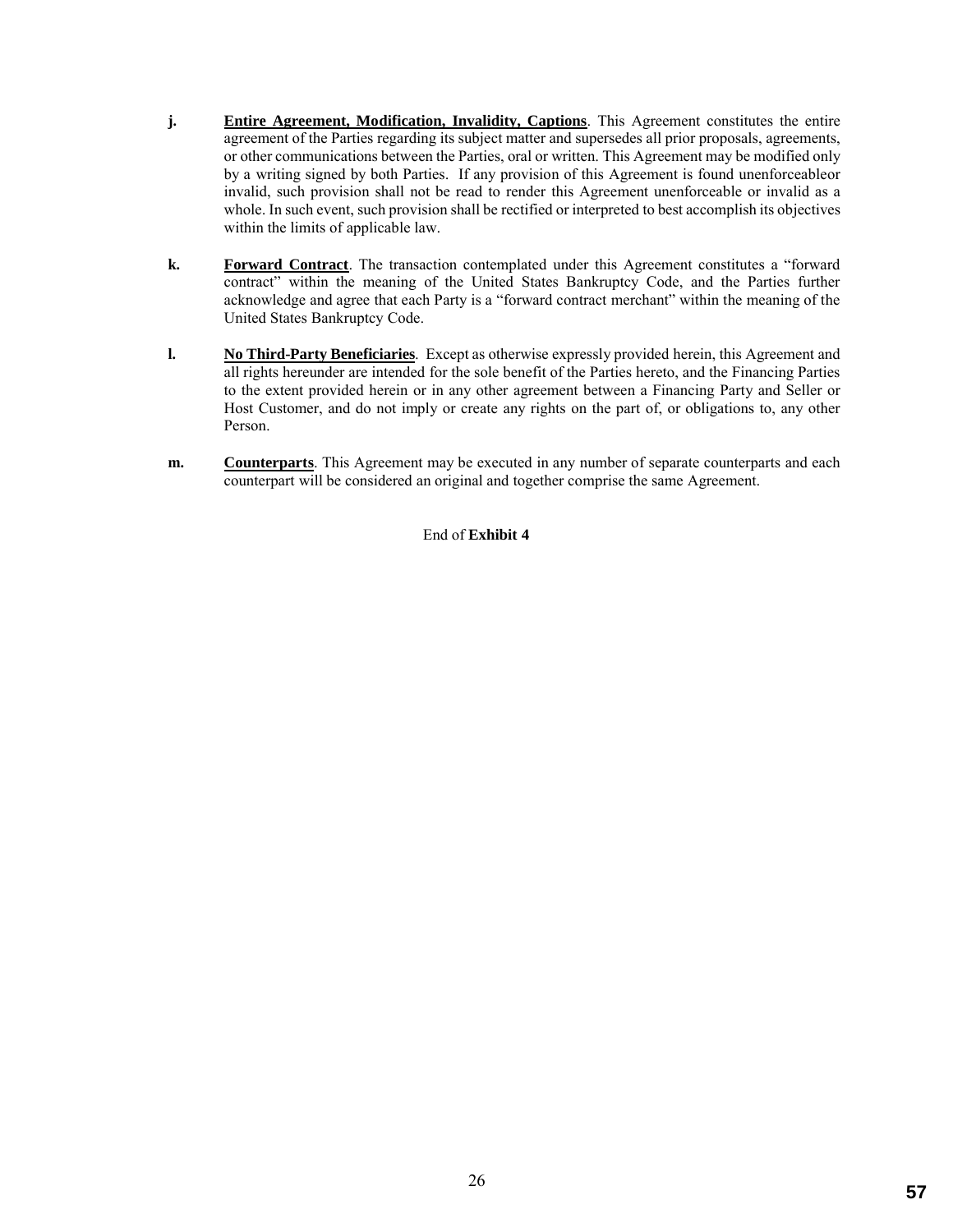**j.** **Entire Agreement, Modification, Invalidity, Captions**. This Agreement constitutes the entire agreement of the Parties regarding its subject matter and supersedes all prior proposals, agreements, or other communications between the Parties, oral or written. This Agreement may be modified only by a writing signed by both Parties. If any provision of this Agreement is found unenforceableor invalid, such provision shall not be read to render this Agreement unenforceable or invalid as a whole. In such event, such provision shall be rectified or interpreted to best accomplish its objectives within the limits of applicable law.

**k.** **Forward Contract**. The transaction contemplated under this Agreement constitutes a "forward contract" within the meaning of the United States Bankruptcy Code, and the Parties further acknowledge and agree that each Party is a "forward contract merchant" within the meaning of the United States Bankruptcy Code.

**l.** **No Third-Party Beneficiaries**. Except as otherwise expressly provided herein, this Agreement and all rights hereunder are intended for the sole benefit of the Parties hereto, and the Financing Parties to the extent provided herein or in any other agreement between a Financing Party and Seller or Host Customer, and do not imply or create any rights on the part of, or obligations to, any other Person.

**m.** **Counterparts**. This Agreement may be executed in any number of separate counterparts and each counterpart will be considered an original and together comprise the same Agreement.

End of **Exhibit 4**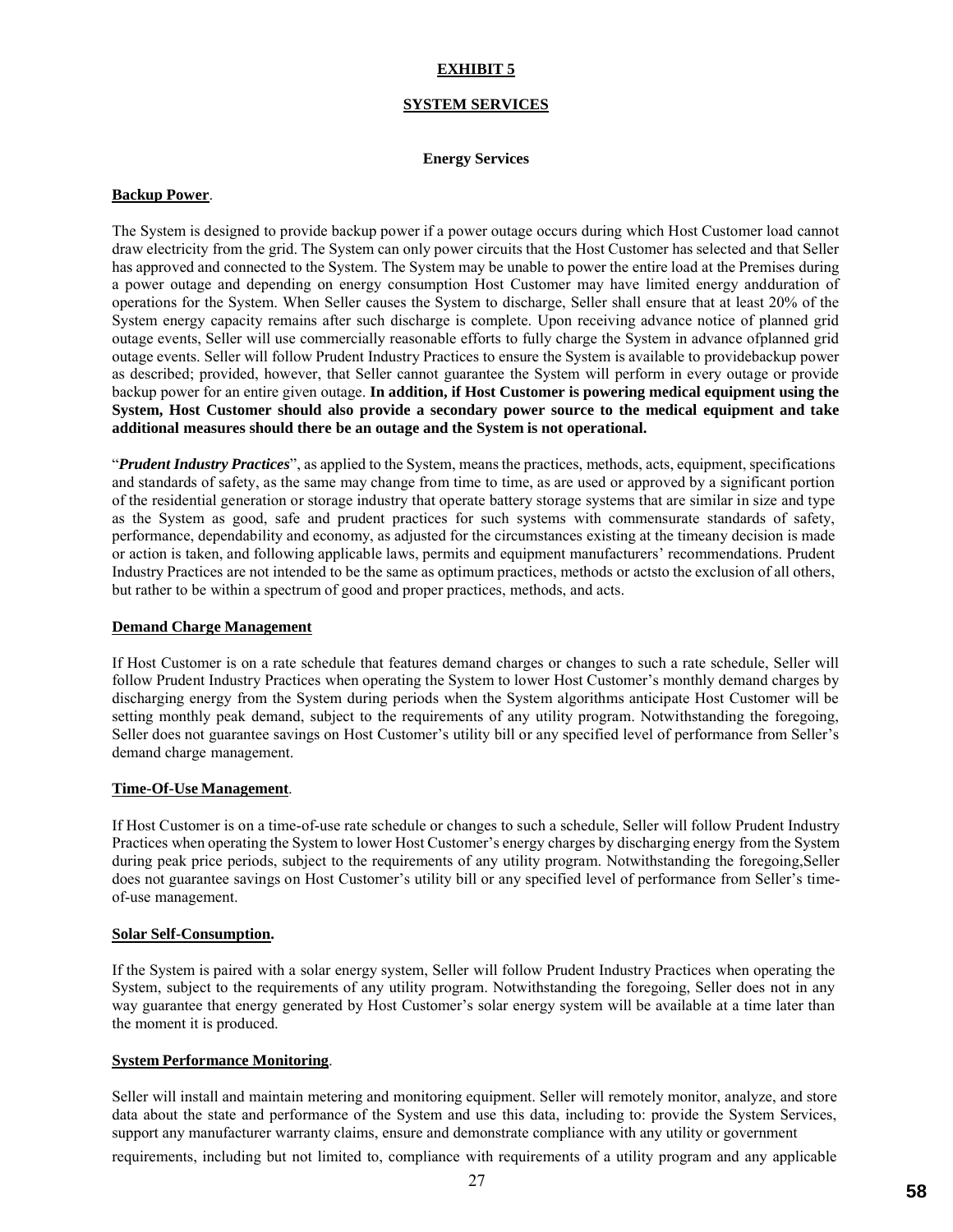# EXHIBIT 5

## SYSTEM SERVICES

### Energy Services

**Backup Power**.

The System is designed to provide backup power if a power outage occurs during which Host Customer load cannot draw electricity from the grid. The System can only power circuits that the Host Customer has selected and that Seller has approved and connected to the System. The System may be unable to power the entire load at the Premises during a power outage and depending on energy consumption Host Customer may have limited energy andduration of operations for the System. When Seller causes the System to discharge, Seller shall ensure that at least 20% of the System energy capacity remains after such discharge is complete. Upon receiving advance notice of planned grid outage events, Seller will use commercially reasonable efforts to fully charge the System in advance ofplanned grid outage events. Seller will follow Prudent Industry Practices to ensure the System is available to providebackup power as described; provided, however, that Seller cannot guarantee the System will perform in every outage or provide backup power for an entire given outage. **In addition, if Host Customer is powering medical equipment using the System, Host Customer should also provide a secondary power source to the medical equipment and take additional measures should there be an outage and the System is not operational.**

"***Prudent Industry Practices***", as applied to the System, means the practices, methods, acts, equipment, specifications and standards of safety, as the same may change from time to time, as are used or approved by a significant portion of the residential generation or storage industry that operate battery storage systems that are similar in size and type as the System as good, safe and prudent practices for such systems with commensurate standards of safety, performance, dependability and economy, as adjusted for the circumstances existing at the timeany decision is made or action is taken, and following applicable laws, permits and equipment manufacturers' recommendations. Prudent Industry Practices are not intended to be the same as optimum practices, methods or actsto the exclusion of all others, but rather to be within a spectrum of good and proper practices, methods, and acts.

**Demand Charge Management**

If Host Customer is on a rate schedule that features demand charges or changes to such a rate schedule, Seller will follow Prudent Industry Practices when operating the System to lower Host Customer's monthly demand charges by discharging energy from the System during periods when the System algorithms anticipate Host Customer will be setting monthly peak demand, subject to the requirements of any utility program. Notwithstanding the foregoing, Seller does not guarantee savings on Host Customer's utility bill or any specified level of performance from Seller's demand charge management.

**Time-Of-Use Management**.

If Host Customer is on a time-of-use rate schedule or changes to such a schedule, Seller will follow Prudent Industry Practices when operating the System to lower Host Customer's energy charges by discharging energy from the System during peak price periods, subject to the requirements of any utility program. Notwithstanding the foregoing,Seller does not guarantee savings on Host Customer's utility bill or any specified level of performance from Seller's time-of-use management.

**Solar Self-Consumption.**

If the System is paired with a solar energy system, Seller will follow Prudent Industry Practices when operating the System, subject to the requirements of any utility program. Notwithstanding the foregoing, Seller does not in any way guarantee that energy generated by Host Customer's solar energy system will be available at a time later than the moment it is produced.

**System Performance Monitoring**.

Seller will install and maintain metering and monitoring equipment. Seller will remotely monitor, analyze, and store data about the state and performance of the System and use this data, including to: provide the System Services, support any manufacturer warranty claims, ensure and demonstrate compliance with any utility or government requirements, including but not limited to, compliance with requirements of a utility program and any applicable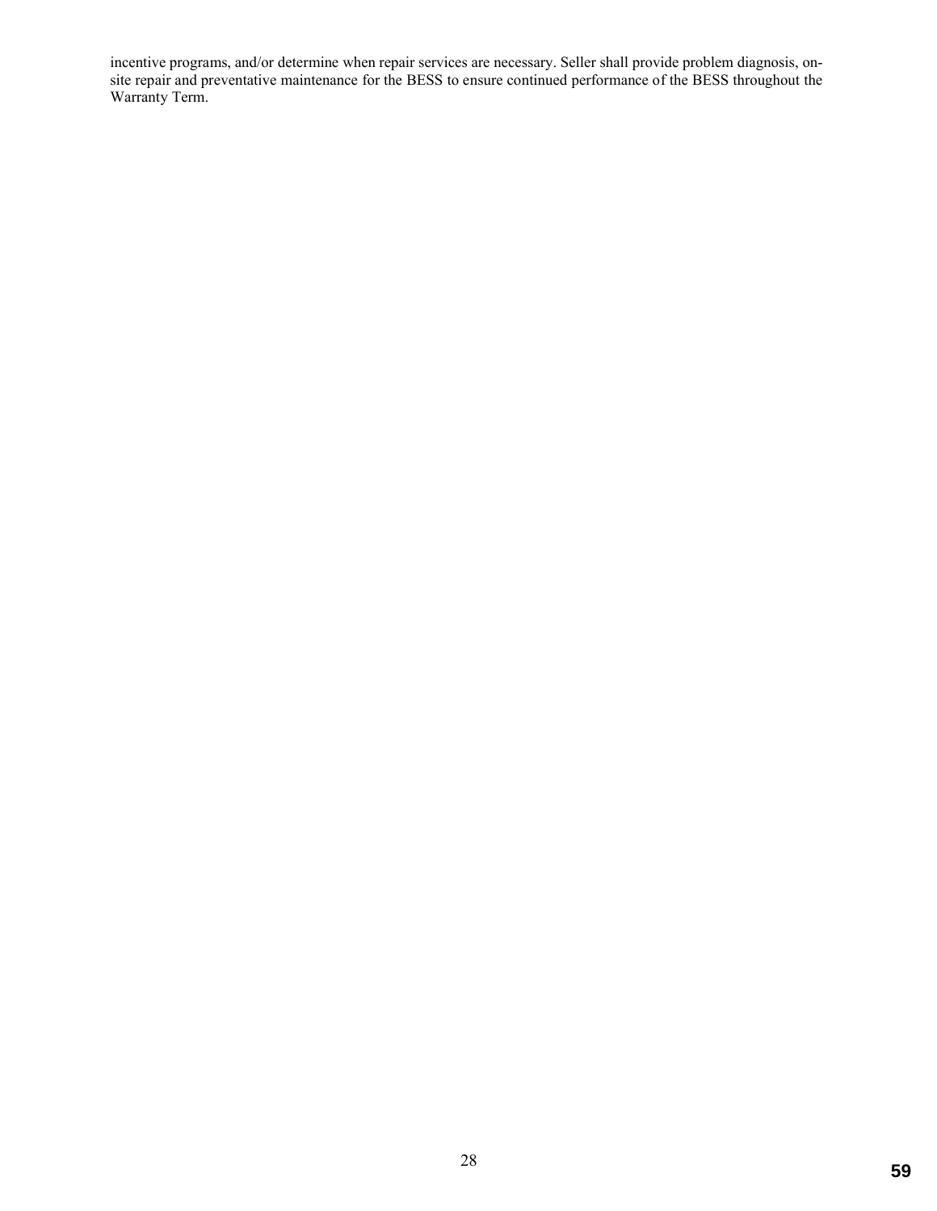incentive programs, and/or determine when repair services are necessary. Seller shall provide problem diagnosis, on-site repair and preventative maintenance for the BESS to ensure continued performance of the BESS throughout the Warranty Term.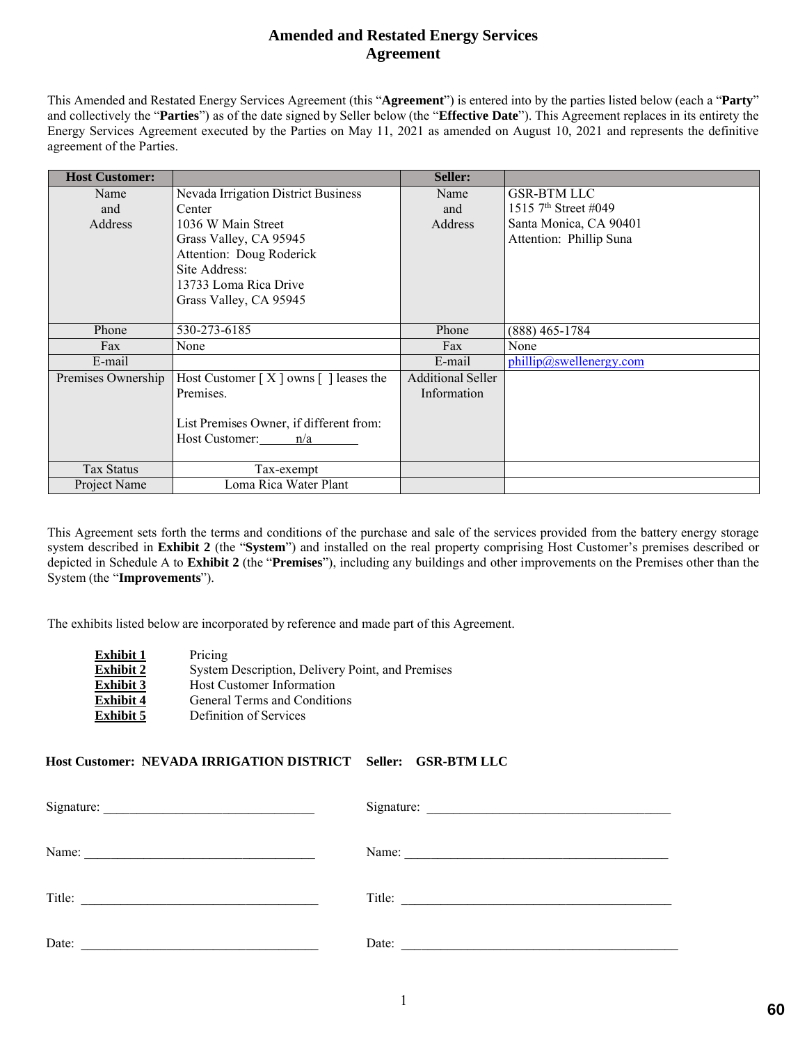# Amended and Restated Energy Services Agreement

This Amended and Restated Energy Services Agreement (this "**Agreement**") is entered into by the parties listed below (each a "**Party**" and collectively the "**Parties**") as of the date signed by Seller below (the "**Effective Date**"). This Agreement replaces in its entirety the Energy Services Agreement executed by the Parties on May 11, 2021 as amended on August 10, 2021 and represents the definitive agreement of the Parties.

| **Host Customer:** | | **Seller:** | |
|---|---|---|---|
| Name and Address | Nevada Irrigation District Business Center<br>1036 W Main Street<br>Grass Valley, CA 95945<br>Attention: Doug Roderick<br>Site Address:<br>13733 Loma Rica Drive<br>Grass Valley, CA 95945 | Name and Address | GSR-BTM LLC<br>1515 7th Street #049<br>Santa Monica, CA 90401<br>Attention: Phillip Suna |
| Phone | 530-273-6185 | Phone | (888) 465-1784 |
| Fax | None | Fax | None |
| E-mail | | E-mail | phillip@swellenergy.com |
| Premises Ownership | Host Customer [ X ] owns [ ] leases the Premises.<br><br>List Premises Owner, if different from: Host Customer: n/a | Additional Seller Information | |
| Tax Status | Tax-exempt | | |
| Project Name | Loma Rica Water Plant | | |

This Agreement sets forth the terms and conditions of the purchase and sale of the services provided from the battery energy storage system described in **Exhibit 2** (the "**System**") and installed on the real property comprising Host Customer's premises described or depicted in Schedule A to **Exhibit 2** (the "**Premises**"), including any buildings and other improvements on the Premises other than the System (the "**Improvements**").

The exhibits listed below are incorporated by reference and made part of this Agreement.

| | |
|---|---|
| **Exhibit 1** | Pricing |
| **Exhibit 2** | System Description, Delivery Point, and Premises |
| **Exhibit 3** | Host Customer Information |
| **Exhibit 4** | General Terms and Conditions |
| **Exhibit 5** | Definition of Services |

**Host Customer: NEVADA IRRIGATION DISTRICT** **Seller: GSR-BTM LLC**

Signature: ______________________ Signature: ______________________

Name: ______________________ Name: ______________________

Title: ______________________ Title: ______________________

Date: ______________________ Date: ______________________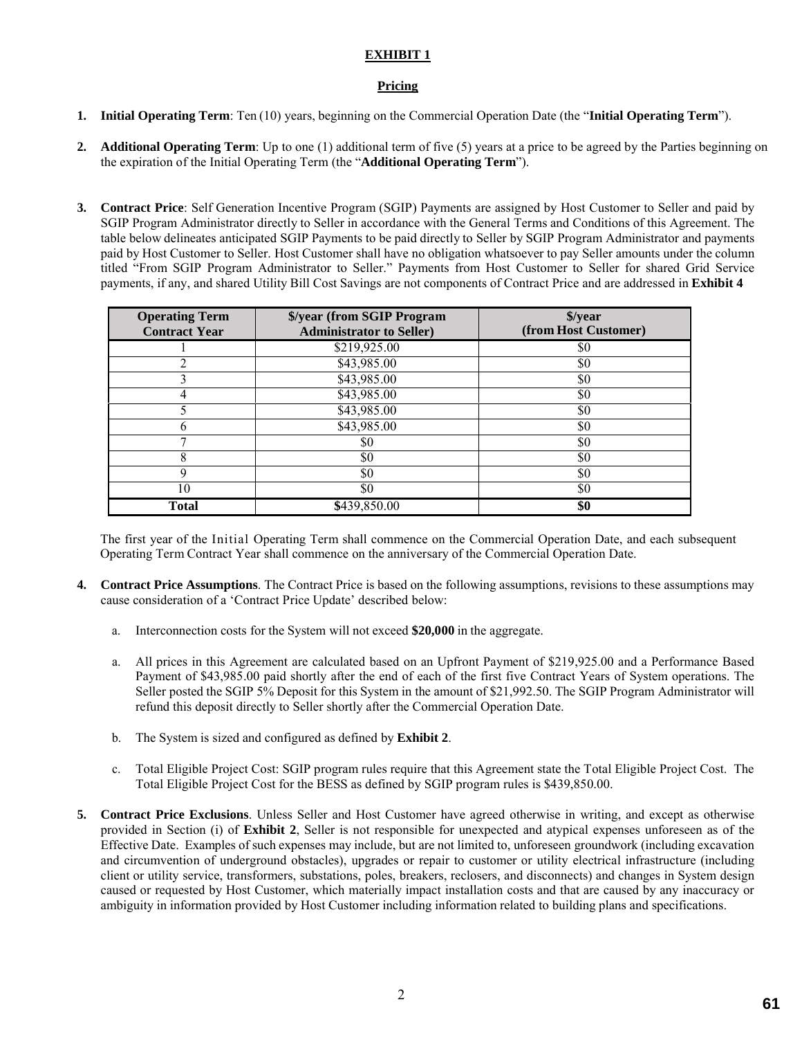**EXHIBIT 1**

**Pricing**

1. **Initial Operating Term**: Ten (10) years, beginning on the Commercial Operation Date (the "**Initial Operating Term**").

2. **Additional Operating Term**: Up to one (1) additional term of five (5) years at a price to be agreed by the Parties beginning on the expiration of the Initial Operating Term (the "**Additional Operating Term**").

3. **Contract Price**: Self Generation Incentive Program (SGIP) Payments are assigned by Host Customer to Seller and paid by SGIP Program Administrator directly to Seller in accordance with the General Terms and Conditions of this Agreement. The table below delineates anticipated SGIP Payments to be paid directly to Seller by SGIP Program Administrator and payments paid by Host Customer to Seller. Host Customer shall have no obligation whatsoever to pay Seller amounts under the column titled "From SGIP Program Administrator to Seller." Payments from Host Customer to Seller for shared Grid Service payments, if any, and shared Utility Bill Cost Savings are not components of Contract Price and are addressed in **Exhibit 4**

| Operating Term Contract Year | $/year (from SGIP Program Administrator to Seller) | $/year (from Host Customer) |
|---|---|---|
| 1 | $219,925.00 | $0 |
| 2 | $43,985.00 | $0 |
| 3 | $43,985.00 | $0 |
| 4 | $43,985.00 | $0 |
| 5 | $43,985.00 | $0 |
| 6 | $43,985.00 | $0 |
| 7 | $0 | $0 |
| 8 | $0 | $0 |
| 9 | $0 | $0 |
| 10 | $0 | $0 |
| **Total** | **$**439,850.00 | **$0** |

The first year of the Initial Operating Term shall commence on the Commercial Operation Date, and each subsequent Operating Term Contract Year shall commence on the anniversary of the Commercial Operation Date.

4. **Contract Price Assumptions**. The Contract Price is based on the following assumptions, revisions to these assumptions may cause consideration of a 'Contract Price Update' described below:

   a. Interconnection costs for the System will not exceed **$20,000** in the aggregate.

   a. All prices in this Agreement are calculated based on an Upfront Payment of $219,925.00 and a Performance Based Payment of $43,985.00 paid shortly after the end of each of the first five Contract Years of System operations. The Seller posted the SGIP 5% Deposit for this System in the amount of $21,992.50. The SGIP Program Administrator will refund this deposit directly to Seller shortly after the Commercial Operation Date.

   b. The System is sized and configured as defined by **Exhibit 2**.

   c. Total Eligible Project Cost: SGIP program rules require that this Agreement state the Total Eligible Project Cost. The Total Eligible Project Cost for the BESS as defined by SGIP program rules is $439,850.00.

5. **Contract Price Exclusions**. Unless Seller and Host Customer have agreed otherwise in writing, and except as otherwise provided in Section (i) of **Exhibit 2**, Seller is not responsible for unexpected and atypical expenses unforeseen as of the Effective Date. Examples of such expenses may include, but are not limited to, unforeseen groundwork (including excavation and circumvention of underground obstacles), upgrades or repair to customer or utility electrical infrastructure (including client or utility service, transformers, substations, poles, breakers, reclosers, and disconnects) and changes in System design caused or requested by Host Customer, which materially impact installation costs and that are caused by any inaccuracy or ambiguity in information provided by Host Customer including information related to building plans and specifications.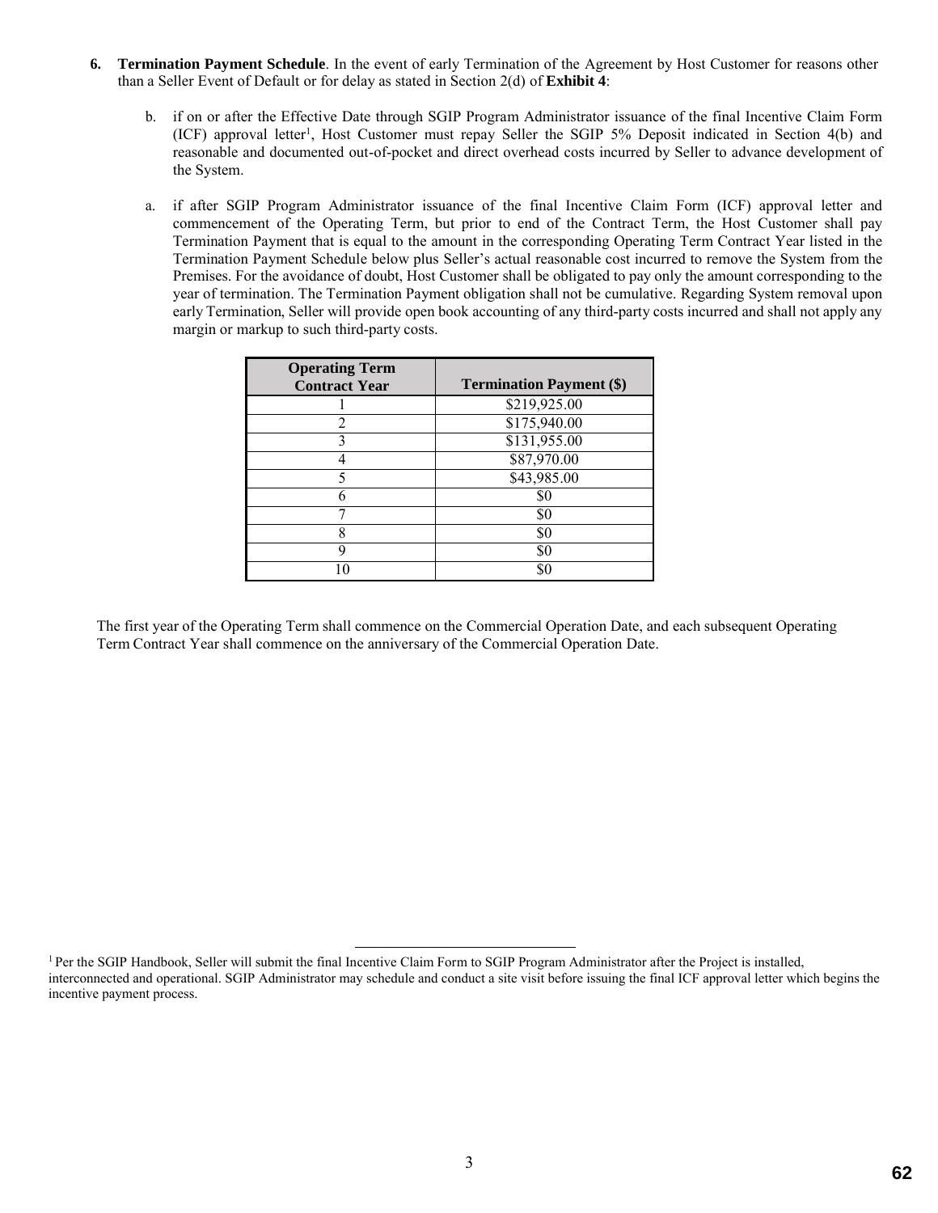6. **Termination Payment Schedule**. In the event of early Termination of the Agreement by Host Customer for reasons other than a Seller Event of Default or for delay as stated in Section 2(d) of **Exhibit 4**:

   b. if on or after the Effective Date through SGIP Program Administrator issuance of the final Incentive Claim Form (ICF) approval letter[1], Host Customer must repay Seller the SGIP 5% Deposit indicated in Section 4(b) and reasonable and documented out-of-pocket and direct overhead costs incurred by Seller to advance development of the System.

   a. if after SGIP Program Administrator issuance of the final Incentive Claim Form (ICF) approval letter and commencement of the Operating Term, but prior to end of the Contract Term, the Host Customer shall pay Termination Payment that is equal to the amount in the corresponding Operating Term Contract Year listed in the Termination Payment Schedule below plus Seller's actual reasonable cost incurred to remove the System from the Premises. For the avoidance of doubt, Host Customer shall be obligated to pay only the amount corresponding to the year of termination. The Termination Payment obligation shall not be cumulative. Regarding System removal upon early Termination, Seller will provide open book accounting of any third-party costs incurred and shall not apply any margin or markup to such third-party costs.

| Operating Term Contract Year | Termination Payment ($) |
|---|---|
| 1 | $219,925.00 |
| 2 | $175,940.00 |
| 3 | $131,955.00 |
| 4 | $87,970.00 |
| 5 | $43,985.00 |
| 6 | $0 |
| 7 | $0 |
| 8 | $0 |
| 9 | $0 |
| 10 | $0 |

The first year of the Operating Term shall commence on the Commercial Operation Date, and each subsequent Operating Term Contract Year shall commence on the anniversary of the Commercial Operation Date.

[1] Per the SGIP Handbook, Seller will submit the final Incentive Claim Form to SGIP Program Administrator after the Project is installed, interconnected and operational. SGIP Administrator may schedule and conduct a site visit before issuing the final ICF approval letter which begins the incentive payment process.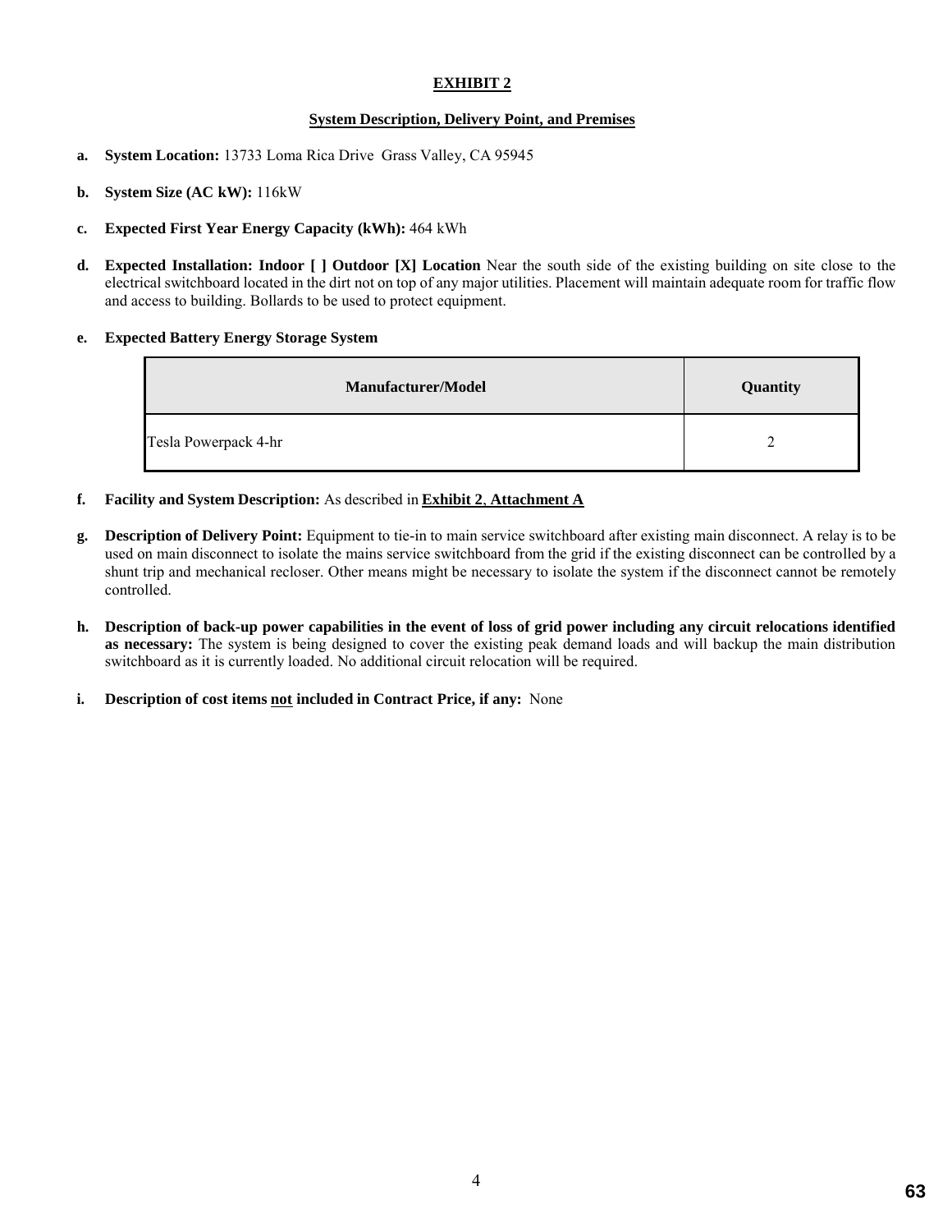# EXHIBIT 2

## System Description, Delivery Point, and Premises

**a. System Location:** 13733 Loma Rica Drive Grass Valley, CA 95945

**b. System Size (AC kW):** 116kW

**c. Expected First Year Energy Capacity (kWh):** 464 kWh

**d. Expected Installation: Indoor [ ] Outdoor [X] Location** Near the south side of the existing building on site close to the electrical switchboard located in the dirt not on top of any major utilities. Placement will maintain adequate room for traffic flow and access to building. Bollards to be used to protect equipment.

**e. Expected Battery Energy Storage System**

| Manufacturer/Model | Quantity |
|---|---|
| Tesla Powerpack 4-hr | 2 |

**f. Facility and System Description:** As described in **Exhibit 2**, **Attachment A**

**g. Description of Delivery Point:** Equipment to tie-in to main service switchboard after existing main disconnect. A relay is to be used on main disconnect to isolate the mains service switchboard from the grid if the existing disconnect can be controlled by a shunt trip and mechanical recloser. Other means might be necessary to isolate the system if the disconnect cannot be remotely controlled.

**h. Description of back-up power capabilities in the event of loss of grid power including any circuit relocations identified as necessary:** The system is being designed to cover the existing peak demand loads and will backup the main distribution switchboard as it is currently loaded. No additional circuit relocation will be required.

**i. Description of cost items not included in Contract Price, if any:** None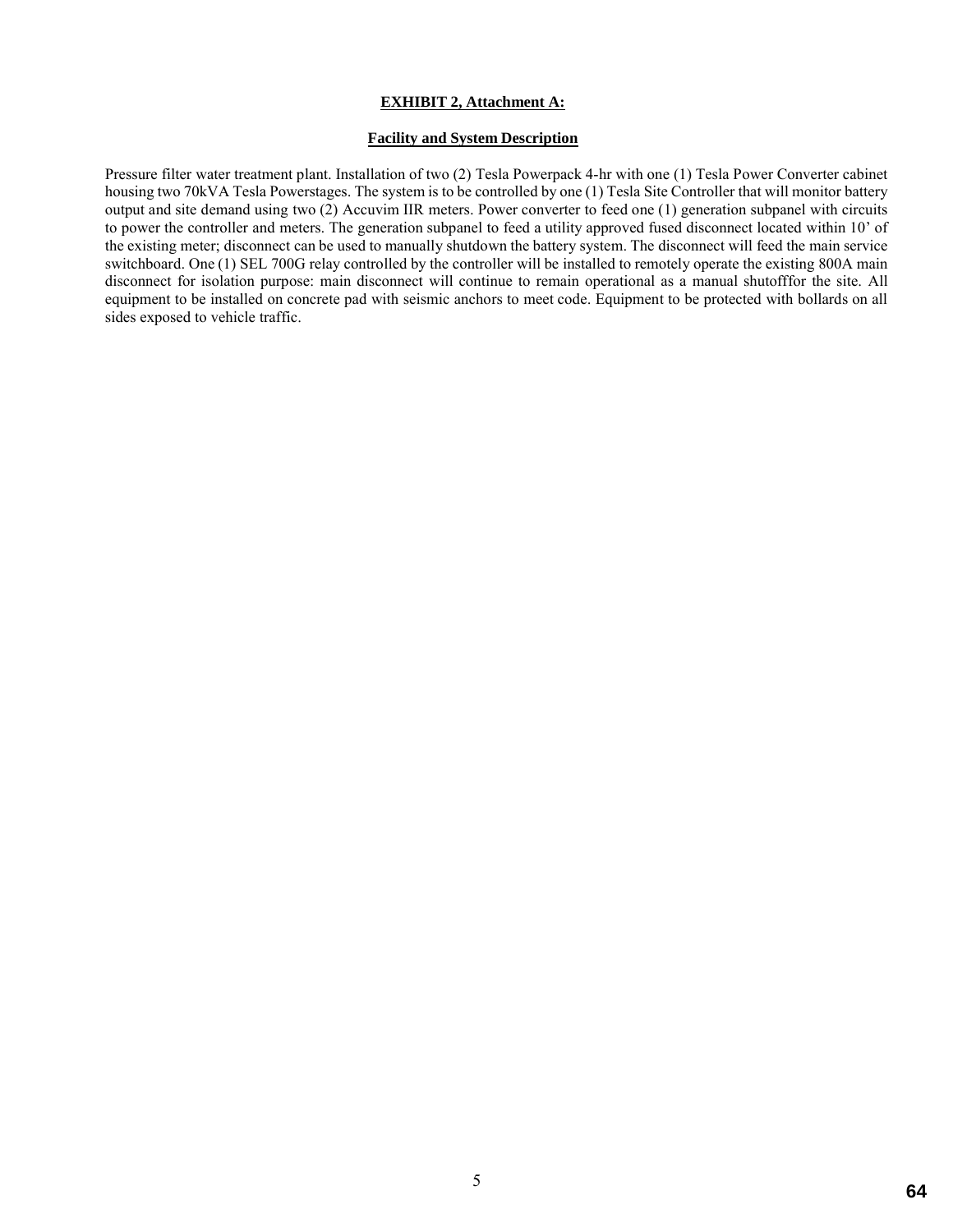**EXHIBIT 2, Attachment A:**

**Facility and System Description**

Pressure filter water treatment plant. Installation of two (2) Tesla Powerpack 4-hr with one (1) Tesla Power Converter cabinet housing two 70kVA Tesla Powerstages. The system is to be controlled by one (1) Tesla Site Controller that will monitor battery output and site demand using two (2) Accuvim IIR meters. Power converter to feed one (1) generation subpanel with circuits to power the controller and meters. The generation subpanel to feed a utility approved fused disconnect located within 10' of the existing meter; disconnect can be used to manually shutdown the battery system. The disconnect will feed the main service switchboard. One (1) SEL 700G relay controlled by the controller will be installed to remotely operate the existing 800A main disconnect for isolation purpose: main disconnect will continue to remain operational as a manual shutofffor the site. All equipment to be installed on concrete pad with seismic anchors to meet code. Equipment to be protected with bollards on all sides exposed to vehicle traffic.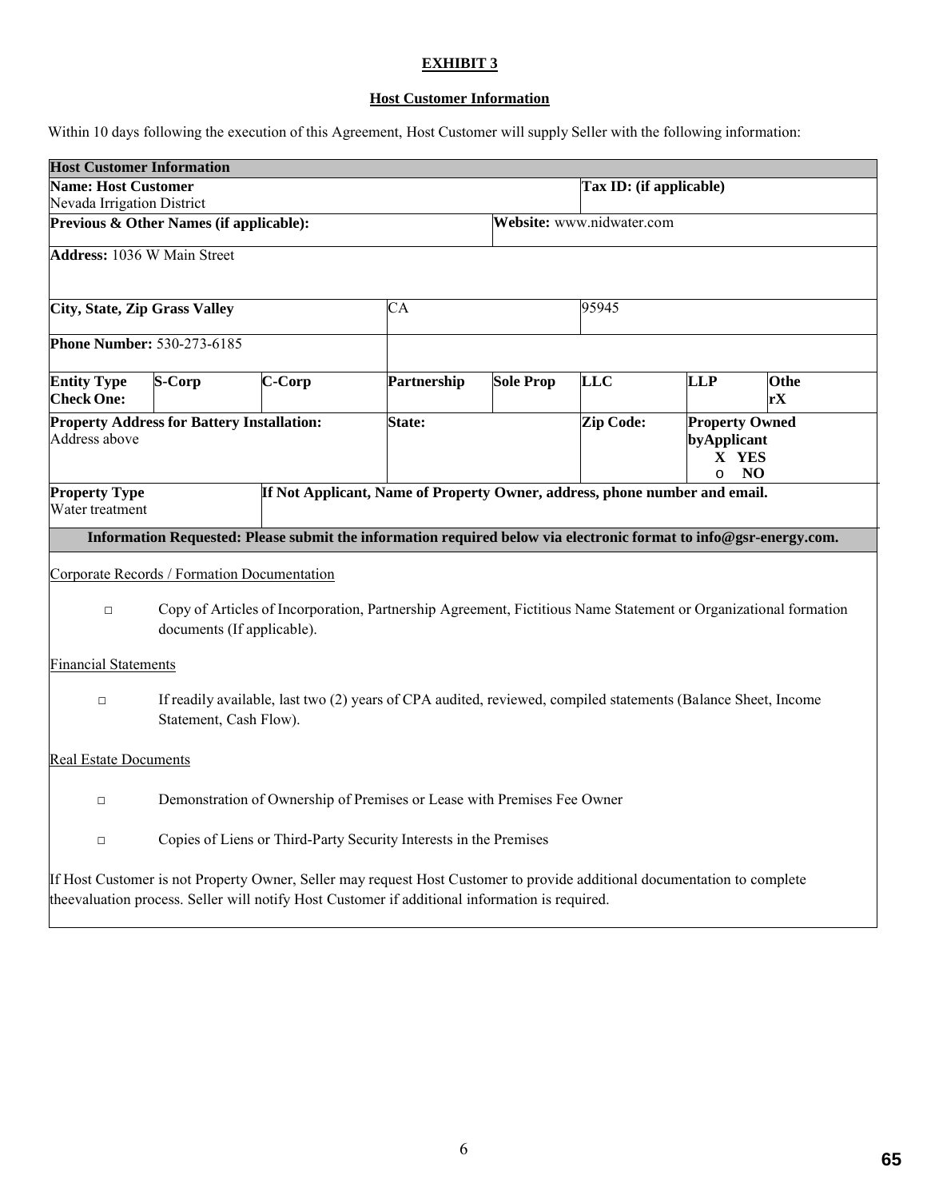**EXHIBIT 3**

**Host Customer Information**

Within 10 days following the execution of this Agreement, Host Customer will supply Seller with the following information:

| **Host Customer Information** | | | | | | | |
|---|---|---|---|---|---|---|---|
| **Name: Host Customer** Nevada Irrigation District | | | | | **Tax ID: (if applicable)** | | |
| **Previous & Other Names (if applicable):** | | | | **Website:** www.nidwater.com | | | |
| **Address:** 1036 W Main Street | | | | | | | |
| **City, State, Zip Grass Valley** | | | CA | | 95945 | | |
| **Phone Number:** 530-273-6185 | | | | | | | |
| **Entity Type Check One:** | **S-Corp** | **C-Corp** | **Partnership** | **Sole Prop** | **LLC** | **LLP** | **Other X** |
| **Property Address for Battery Installation:** Address above | | | **State:** | | **Zip Code:** | **Property Owned by Applicant** X YES o NO | |
| **Property Type** Water treatment | | **If Not Applicant, Name of Property Owner, address, phone number and email.** | | | | | |
| **Information Requested: Please submit the information required below via electronic format to info@gsr-energy.com.** | | | | | | | |

Corporate Records / Formation Documentation

- □ Copy of Articles of Incorporation, Partnership Agreement, Fictitious Name Statement or Organizational formation documents (If applicable).

Financial Statements

- □ If readily available, last two (2) years of CPA audited, reviewed, compiled statements (Balance Sheet, Income Statement, Cash Flow).

Real Estate Documents

- □ Demonstration of Ownership of Premises or Lease with Premises Fee Owner
- □ Copies of Liens or Third-Party Security Interests in the Premises

If Host Customer is not Property Owner, Seller may request Host Customer to provide additional documentation to complete theevaluation process. Seller will notify Host Customer if additional information is required.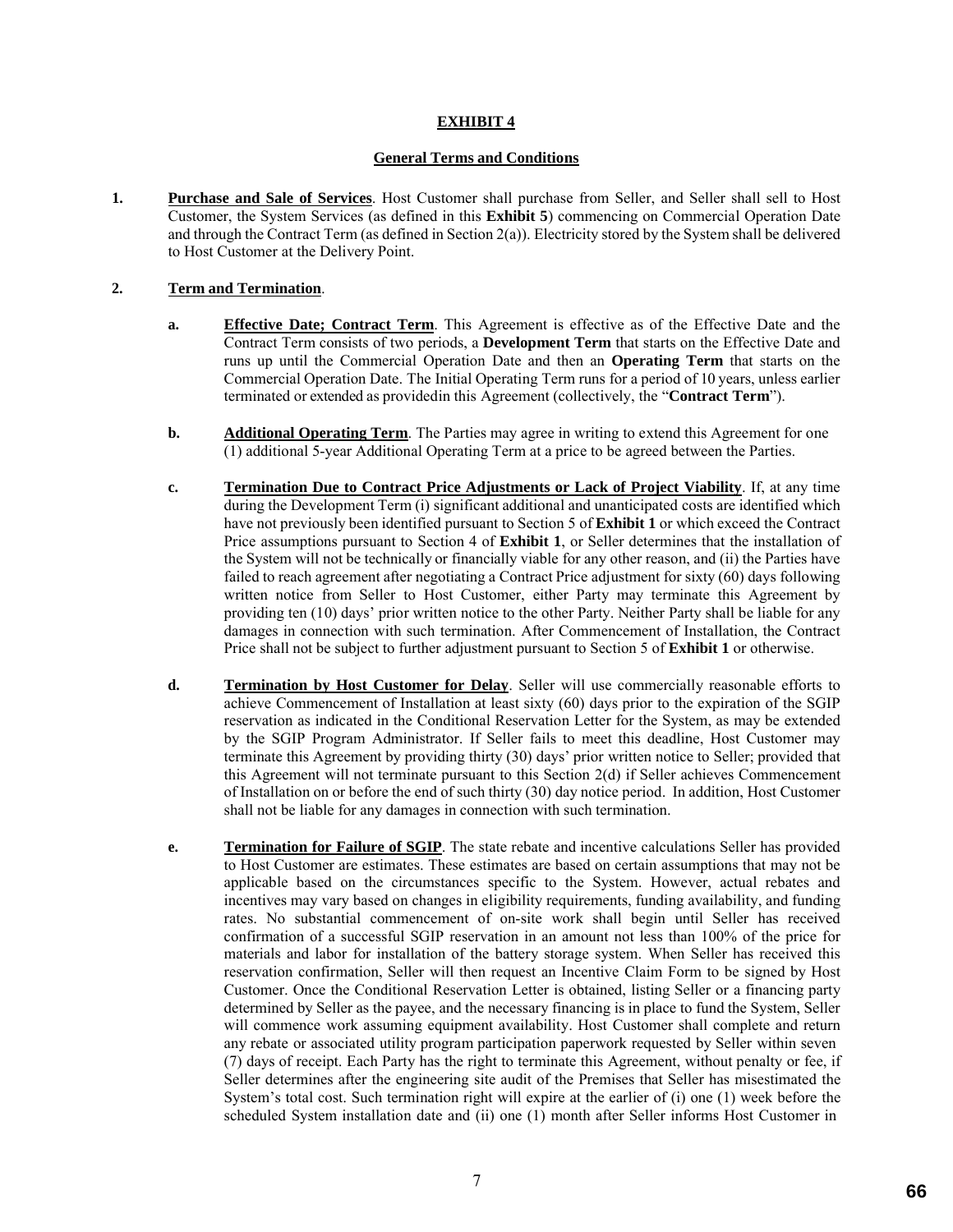## EXHIBIT 4

### General Terms and Conditions

1. **Purchase and Sale of Services**. Host Customer shall purchase from Seller, and Seller shall sell to Host Customer, the System Services (as defined in this **Exhibit 5**) commencing on Commercial Operation Date and through the Contract Term (as defined in Section 2(a)). Electricity stored by the System shall be delivered to Host Customer at the Delivery Point.

2. **Term and Termination**.

   a. **Effective Date; Contract Term**. This Agreement is effective as of the Effective Date and the Contract Term consists of two periods, a **Development Term** that starts on the Effective Date and runs up until the Commercial Operation Date and then an **Operating Term** that starts on the Commercial Operation Date. The Initial Operating Term runs for a period of 10 years, unless earlier terminated or extended as providedin this Agreement (collectively, the "**Contract Term**").

   b. **Additional Operating Term**. The Parties may agree in writing to extend this Agreement for one (1) additional 5-year Additional Operating Term at a price to be agreed between the Parties.

   c. **Termination Due to Contract Price Adjustments or Lack of Project Viability**. If, at any time during the Development Term (i) significant additional and unanticipated costs are identified which have not previously been identified pursuant to Section 5 of **Exhibit 1** or which exceed the Contract Price assumptions pursuant to Section 4 of **Exhibit 1**, or Seller determines that the installation of the System will not be technically or financially viable for any other reason, and (ii) the Parties have failed to reach agreement after negotiating a Contract Price adjustment for sixty (60) days following written notice from Seller to Host Customer, either Party may terminate this Agreement by providing ten (10) days' prior written notice to the other Party. Neither Party shall be liable for any damages in connection with such termination. After Commencement of Installation, the Contract Price shall not be subject to further adjustment pursuant to Section 5 of **Exhibit 1** or otherwise.

   d. **Termination by Host Customer for Delay**. Seller will use commercially reasonable efforts to achieve Commencement of Installation at least sixty (60) days prior to the expiration of the SGIP reservation as indicated in the Conditional Reservation Letter for the System, as may be extended by the SGIP Program Administrator. If Seller fails to meet this deadline, Host Customer may terminate this Agreement by providing thirty (30) days' prior written notice to Seller; provided that this Agreement will not terminate pursuant to this Section 2(d) if Seller achieves Commencement of Installation on or before the end of such thirty (30) day notice period. In addition, Host Customer shall not be liable for any damages in connection with such termination.

   e. **Termination for Failure of SGIP**. The state rebate and incentive calculations Seller has provided to Host Customer are estimates. These estimates are based on certain assumptions that may not be applicable based on the circumstances specific to the System. However, actual rebates and incentives may vary based on changes in eligibility requirements, funding availability, and funding rates. No substantial commencement of on-site work shall begin until Seller has received confirmation of a successful SGIP reservation in an amount not less than 100% of the price for materials and labor for installation of the battery storage system. When Seller has received this reservation confirmation, Seller will then request an Incentive Claim Form to be signed by Host Customer. Once the Conditional Reservation Letter is obtained, listing Seller or a financing party determined by Seller as the payee, and the necessary financing is in place to fund the System, Seller will commence work assuming equipment availability. Host Customer shall complete and return any rebate or associated utility program participation paperwork requested by Seller within seven (7) days of receipt. Each Party has the right to terminate this Agreement, without penalty or fee, if Seller determines after the engineering site audit of the Premises that Seller has misestimated the System's total cost. Such termination right will expire at the earlier of (i) one (1) week before the scheduled System installation date and (ii) one (1) month after Seller informs Host Customer in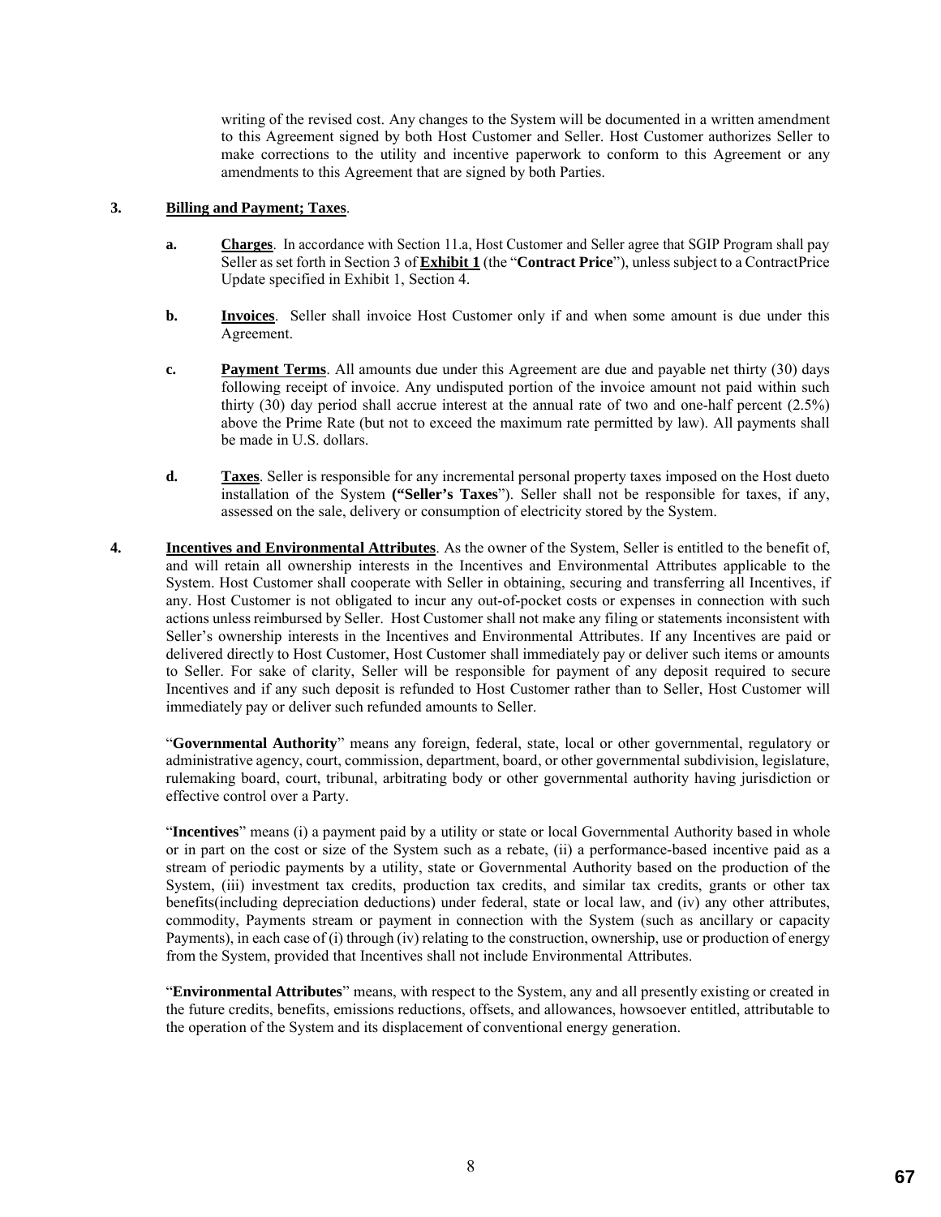writing of the revised cost. Any changes to the System will be documented in a written amendment to this Agreement signed by both Host Customer and Seller. Host Customer authorizes Seller to make corrections to the utility and incentive paperwork to conform to this Agreement or any amendments to this Agreement that are signed by both Parties.

**3. Billing and Payment; Taxes**.

**a. Charges**. In accordance with Section 11.a, Host Customer and Seller agree that SGIP Program shall pay Seller as set forth in Section 3 of **Exhibit 1** (the "**Contract Price**"), unless subject to a ContractPrice Update specified in Exhibit 1, Section 4.

**b. Invoices**. Seller shall invoice Host Customer only if and when some amount is due under this Agreement.

**c. Payment Terms**. All amounts due under this Agreement are due and payable net thirty (30) days following receipt of invoice. Any undisputed portion of the invoice amount not paid within such thirty (30) day period shall accrue interest at the annual rate of two and one-half percent (2.5%) above the Prime Rate (but not to exceed the maximum rate permitted by law). All payments shall be made in U.S. dollars.

**d. Taxes**. Seller is responsible for any incremental personal property taxes imposed on the Host dueto installation of the System **("Seller's Taxes**"). Seller shall not be responsible for taxes, if any, assessed on the sale, delivery or consumption of electricity stored by the System.

**4. Incentives and Environmental Attributes**. As the owner of the System, Seller is entitled to the benefit of, and will retain all ownership interests in the Incentives and Environmental Attributes applicable to the System. Host Customer shall cooperate with Seller in obtaining, securing and transferring all Incentives, if any. Host Customer is not obligated to incur any out-of-pocket costs or expenses in connection with such actions unless reimbursed by Seller. Host Customer shall not make any filing or statements inconsistent with Seller's ownership interests in the Incentives and Environmental Attributes. If any Incentives are paid or delivered directly to Host Customer, Host Customer shall immediately pay or deliver such items or amounts to Seller. For sake of clarity, Seller will be responsible for payment of any deposit required to secure Incentives and if any such deposit is refunded to Host Customer rather than to Seller, Host Customer will immediately pay or deliver such refunded amounts to Seller.

"**Governmental Authority**" means any foreign, federal, state, local or other governmental, regulatory or administrative agency, court, commission, department, board, or other governmental subdivision, legislature, rulemaking board, court, tribunal, arbitrating body or other governmental authority having jurisdiction or effective control over a Party.

"**Incentives**" means (i) a payment paid by a utility or state or local Governmental Authority based in whole or in part on the cost or size of the System such as a rebate, (ii) a performance-based incentive paid as a stream of periodic payments by a utility, state or Governmental Authority based on the production of the System, (iii) investment tax credits, production tax credits, and similar tax credits, grants or other tax benefits(including depreciation deductions) under federal, state or local law, and (iv) any other attributes, commodity, Payments stream or payment in connection with the System (such as ancillary or capacity Payments), in each case of (i) through (iv) relating to the construction, ownership, use or production of energy from the System, provided that Incentives shall not include Environmental Attributes.

"**Environmental Attributes**" means, with respect to the System, any and all presently existing or created in the future credits, benefits, emissions reductions, offsets, and allowances, howsoever entitled, attributable to the operation of the System and its displacement of conventional energy generation.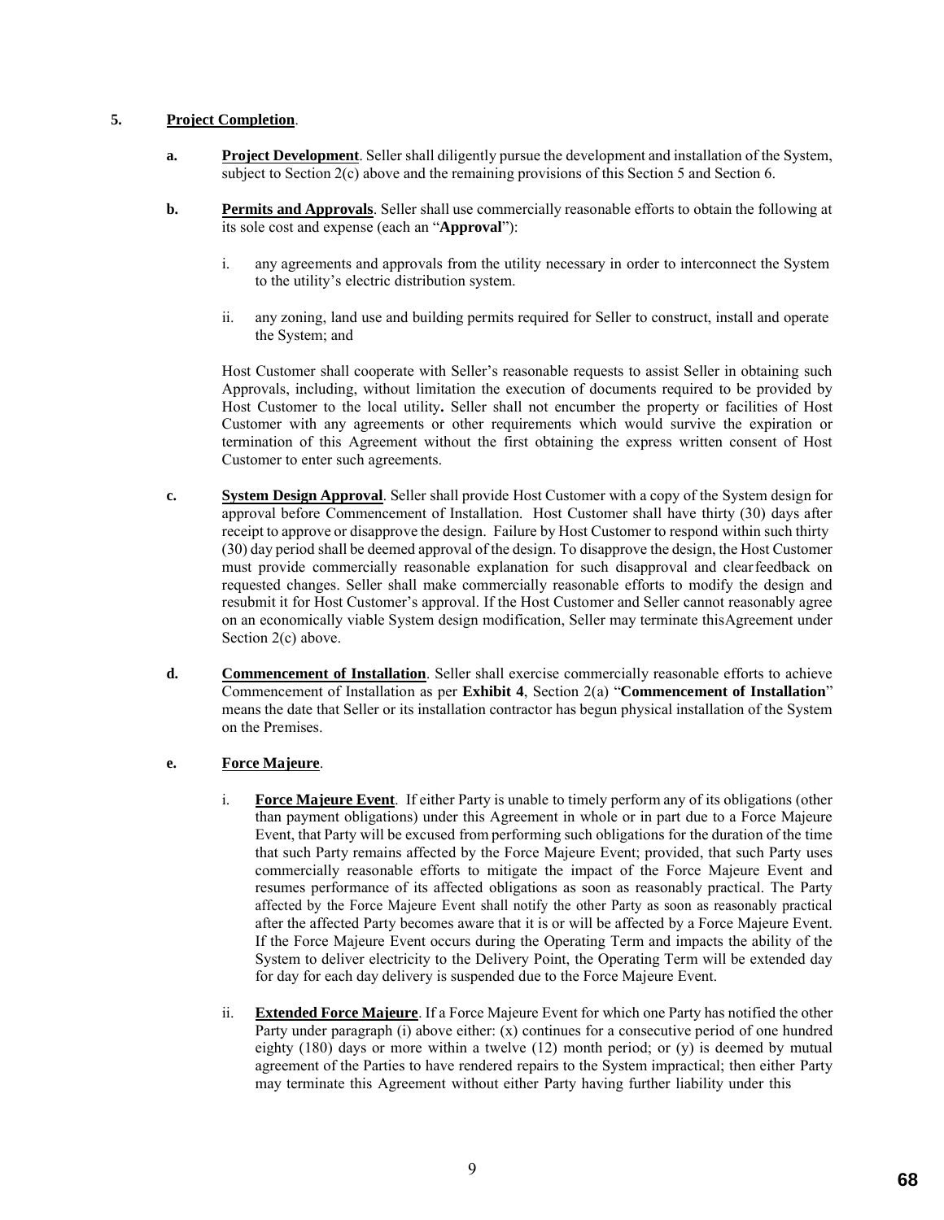**5.** **Project Completion**.

**a.** **Project Development**. Seller shall diligently pursue the development and installation of the System, subject to Section 2(c) above and the remaining provisions of this Section 5 and Section 6.

**b.** **Permits and Approvals**. Seller shall use commercially reasonable efforts to obtain the following at its sole cost and expense (each an "**Approval**"):

i. any agreements and approvals from the utility necessary in order to interconnect the System to the utility's electric distribution system.

ii. any zoning, land use and building permits required for Seller to construct, install and operate the System; and

Host Customer shall cooperate with Seller's reasonable requests to assist Seller in obtaining such Approvals, including, without limitation the execution of documents required to be provided by Host Customer to the local utility**.** Seller shall not encumber the property or facilities of Host Customer with any agreements or other requirements which would survive the expiration or termination of this Agreement without the first obtaining the express written consent of Host Customer to enter such agreements.

**c.** **System Design Approval**. Seller shall provide Host Customer with a copy of the System design for approval before Commencement of Installation. Host Customer shall have thirty (30) days after receipt to approve or disapprove the design. Failure by Host Customer to respond within such thirty (30) day period shall be deemed approval of the design. To disapprove the design, the Host Customer must provide commercially reasonable explanation for such disapproval and clear feedback on requested changes. Seller shall make commercially reasonable efforts to modify the design and resubmit it for Host Customer's approval. If the Host Customer and Seller cannot reasonably agree on an economically viable System design modification, Seller may terminate this Agreement under Section 2(c) above.

**d.** **Commencement of Installation**. Seller shall exercise commercially reasonable efforts to achieve Commencement of Installation as per **Exhibit 4**, Section 2(a) "**Commencement of Installation**" means the date that Seller or its installation contractor has begun physical installation of the System on the Premises.

**e.** **Force Majeure**.

i. **Force Majeure Event**. If either Party is unable to timely perform any of its obligations (other than payment obligations) under this Agreement in whole or in part due to a Force Majeure Event, that Party will be excused from performing such obligations for the duration of the time that such Party remains affected by the Force Majeure Event; provided, that such Party uses commercially reasonable efforts to mitigate the impact of the Force Majeure Event and resumes performance of its affected obligations as soon as reasonably practical. The Party affected by the Force Majeure Event shall notify the other Party as soon as reasonably practical after the affected Party becomes aware that it is or will be affected by a Force Majeure Event. If the Force Majeure Event occurs during the Operating Term and impacts the ability of the System to deliver electricity to the Delivery Point, the Operating Term will be extended day for day for each day delivery is suspended due to the Force Majeure Event.

ii. **Extended Force Majeure**. If a Force Majeure Event for which one Party has notified the other Party under paragraph (i) above either: (x) continues for a consecutive period of one hundred eighty (180) days or more within a twelve (12) month period; or (y) is deemed by mutual agreement of the Parties to have rendered repairs to the System impractical; then either Party may terminate this Agreement without either Party having further liability under this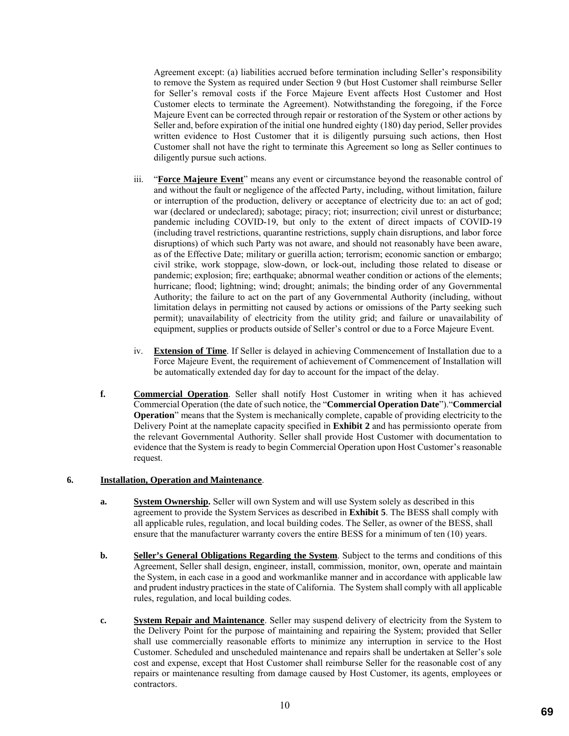Agreement except: (a) liabilities accrued before termination including Seller's responsibility to remove the System as required under Section 9 (but Host Customer shall reimburse Seller for Seller's removal costs if the Force Majeure Event affects Host Customer and Host Customer elects to terminate the Agreement). Notwithstanding the foregoing, if the Force Majeure Event can be corrected through repair or restoration of the System or other actions by Seller and, before expiration of the initial one hundred eighty (180) day period, Seller provides written evidence to Host Customer that it is diligently pursuing such actions, then Host Customer shall not have the right to terminate this Agreement so long as Seller continues to diligently pursue such actions.

iii. "**Force Majeure Event**" means any event or circumstance beyond the reasonable control of and without the fault or negligence of the affected Party, including, without limitation, failure or interruption of the production, delivery or acceptance of electricity due to: an act of god; war (declared or undeclared); sabotage; piracy; riot; insurrection; civil unrest or disturbance; pandemic including COVID-19, but only to the extent of direct impacts of COVID-19 (including travel restrictions, quarantine restrictions, supply chain disruptions, and labor force disruptions) of which such Party was not aware, and should not reasonably have been aware, as of the Effective Date; military or guerilla action; terrorism; economic sanction or embargo; civil strike, work stoppage, slow-down, or lock-out, including those related to disease or pandemic; explosion; fire; earthquake; abnormal weather condition or actions of the elements; hurricane; flood; lightning; wind; drought; animals; the binding order of any Governmental Authority; the failure to act on the part of any Governmental Authority (including, without limitation delays in permitting not caused by actions or omissions of the Party seeking such permit); unavailability of electricity from the utility grid; and failure or unavailability of equipment, supplies or products outside of Seller's control or due to a Force Majeure Event.

iv. **Extension of Time**. If Seller is delayed in achieving Commencement of Installation due to a Force Majeure Event, the requirement of achievement of Commencement of Installation will be automatically extended day for day to account for the impact of the delay.

**f.** **Commercial Operation**. Seller shall notify Host Customer in writing when it has achieved Commercial Operation (the date of such notice, the "**Commercial Operation Date**")."**Commercial Operation**" means that the System is mechanically complete, capable of providing electricity to the Delivery Point at the nameplate capacity specified in **Exhibit 2** and has permissionto operate from the relevant Governmental Authority. Seller shall provide Host Customer with documentation to evidence that the System is ready to begin Commercial Operation upon Host Customer's reasonable request.

**6.** **Installation, Operation and Maintenance**.

**a.** **System Ownership.** Seller will own System and will use System solely as described in this agreement to provide the System Services as described in **Exhibit 5**. The BESS shall comply with all applicable rules, regulation, and local building codes. The Seller, as owner of the BESS, shall ensure that the manufacturer warranty covers the entire BESS for a minimum of ten (10) years.

**b.** **Seller's General Obligations Regarding the System**. Subject to the terms and conditions of this Agreement, Seller shall design, engineer, install, commission, monitor, own, operate and maintain the System, in each case in a good and workmanlike manner and in accordance with applicable law and prudent industry practices in the state of California. The System shall comply with all applicable rules, regulation, and local building codes.

**c.** **System Repair and Maintenance**. Seller may suspend delivery of electricity from the System to the Delivery Point for the purpose of maintaining and repairing the System; provided that Seller shall use commercially reasonable efforts to minimize any interruption in service to the Host Customer. Scheduled and unscheduled maintenance and repairs shall be undertaken at Seller's sole cost and expense, except that Host Customer shall reimburse Seller for the reasonable cost of any repairs or maintenance resulting from damage caused by Host Customer, its agents, employees or contractors.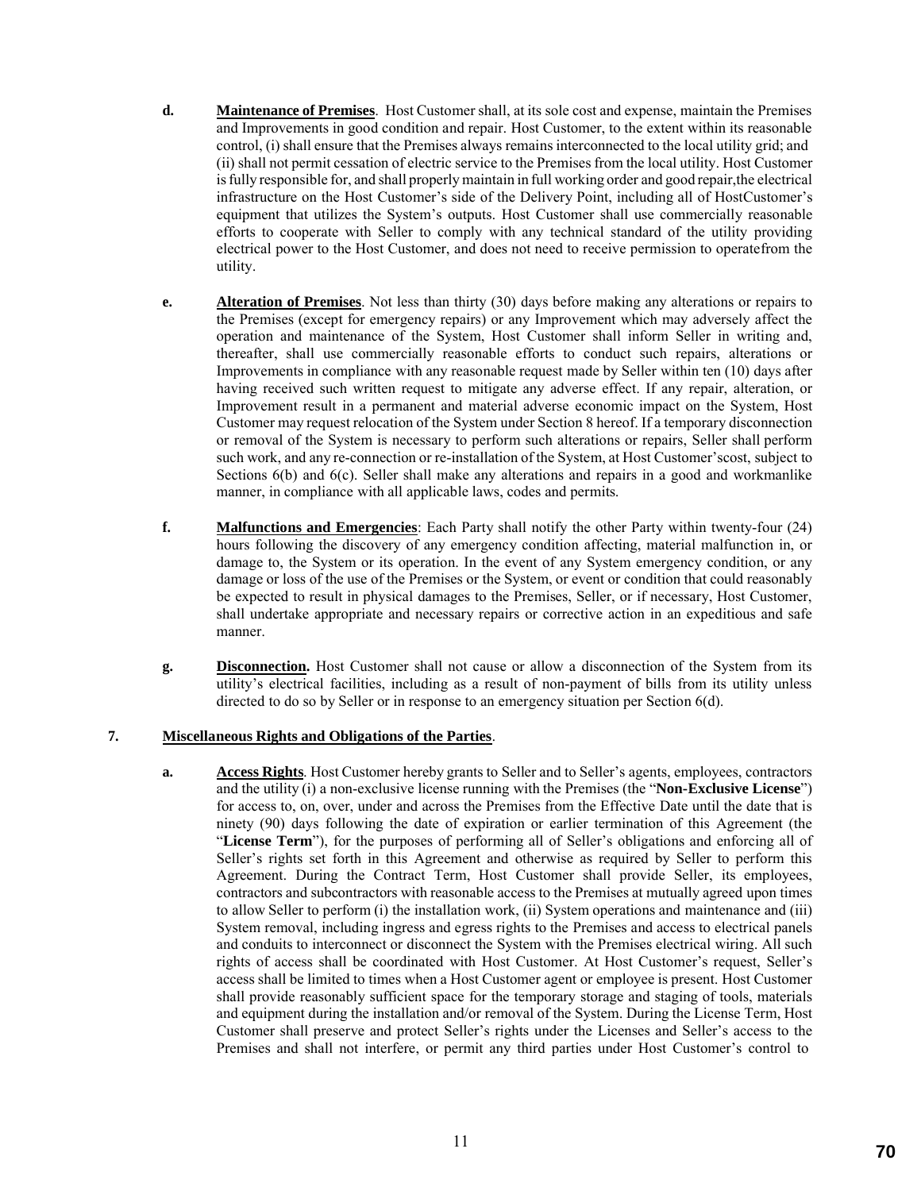**d.** **Maintenance of Premises**. Host Customer shall, at its sole cost and expense, maintain the Premises and Improvements in good condition and repair. Host Customer, to the extent within its reasonable control, (i) shall ensure that the Premises always remains interconnected to the local utility grid; and (ii) shall not permit cessation of electric service to the Premises from the local utility. Host Customer is fully responsible for, and shall properly maintain in full working order and good repair,the electrical infrastructure on the Host Customer's side of the Delivery Point, including all of HostCustomer's equipment that utilizes the System's outputs. Host Customer shall use commercially reasonable efforts to cooperate with Seller to comply with any technical standard of the utility providing electrical power to the Host Customer, and does not need to receive permission to operatefrom the utility.

**e.** **Alteration of Premises**. Not less than thirty (30) days before making any alterations or repairs to the Premises (except for emergency repairs) or any Improvement which may adversely affect the operation and maintenance of the System, Host Customer shall inform Seller in writing and, thereafter, shall use commercially reasonable efforts to conduct such repairs, alterations or Improvements in compliance with any reasonable request made by Seller within ten (10) days after having received such written request to mitigate any adverse effect. If any repair, alteration, or Improvement result in a permanent and material adverse economic impact on the System, Host Customer may request relocation of the System under Section 8 hereof. If a temporary disconnection or removal of the System is necessary to perform such alterations or repairs, Seller shall perform such work, and any re-connection or re-installation of the System, at Host Customer'scost, subject to Sections 6(b) and 6(c). Seller shall make any alterations and repairs in a good and workmanlike manner, in compliance with all applicable laws, codes and permits.

**f.** **Malfunctions and Emergencies**: Each Party shall notify the other Party within twenty-four (24) hours following the discovery of any emergency condition affecting, material malfunction in, or damage to, the System or its operation. In the event of any System emergency condition, or any damage or loss of the use of the Premises or the System, or event or condition that could reasonably be expected to result in physical damages to the Premises, Seller, or if necessary, Host Customer, shall undertake appropriate and necessary repairs or corrective action in an expeditious and safe manner.

**g.** **Disconnection.** Host Customer shall not cause or allow a disconnection of the System from its utility's electrical facilities, including as a result of non-payment of bills from its utility unless directed to do so by Seller or in response to an emergency situation per Section 6(d).

**7.** **Miscellaneous Rights and Obligations of the Parties**.

**a.** **Access Rights**. Host Customer hereby grants to Seller and to Seller's agents, employees, contractors and the utility (i) a non-exclusive license running with the Premises (the "**Non-Exclusive License**") for access to, on, over, under and across the Premises from the Effective Date until the date that is ninety (90) days following the date of expiration or earlier termination of this Agreement (the "**License Term**"), for the purposes of performing all of Seller's obligations and enforcing all of Seller's rights set forth in this Agreement and otherwise as required by Seller to perform this Agreement. During the Contract Term, Host Customer shall provide Seller, its employees, contractors and subcontractors with reasonable access to the Premises at mutually agreed upon times to allow Seller to perform (i) the installation work, (ii) System operations and maintenance and (iii) System removal, including ingress and egress rights to the Premises and access to electrical panels and conduits to interconnect or disconnect the System with the Premises electrical wiring. All such rights of access shall be coordinated with Host Customer. At Host Customer's request, Seller's access shall be limited to times when a Host Customer agent or employee is present. Host Customer shall provide reasonably sufficient space for the temporary storage and staging of tools, materials and equipment during the installation and/or removal of the System. During the License Term, Host Customer shall preserve and protect Seller's rights under the Licenses and Seller's access to the Premises and shall not interfere, or permit any third parties under Host Customer's control to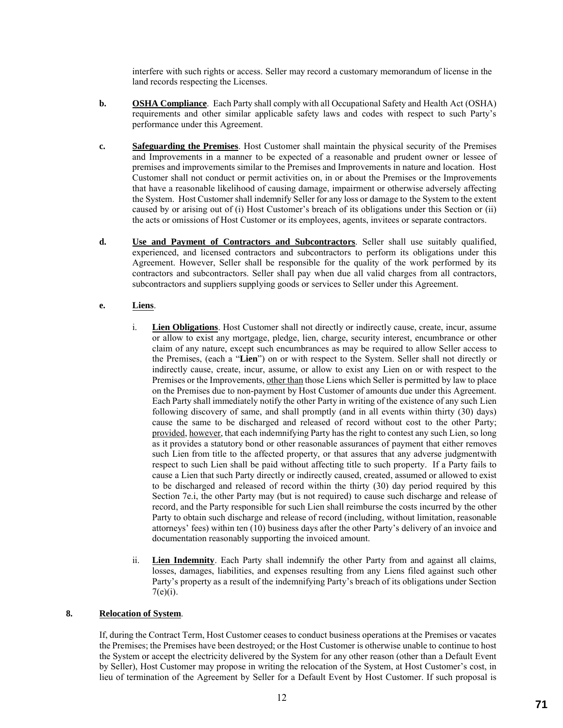interfere with such rights or access. Seller may record a customary memorandum of license in the land records respecting the Licenses.

**b.** **OSHA Compliance**. Each Party shall comply with all Occupational Safety and Health Act (OSHA) requirements and other similar applicable safety laws and codes with respect to such Party's performance under this Agreement.

**c.** **Safeguarding the Premises**. Host Customer shall maintain the physical security of the Premises and Improvements in a manner to be expected of a reasonable and prudent owner or lessee of premises and improvements similar to the Premises and Improvements in nature and location. Host Customer shall not conduct or permit activities on, in or about the Premises or the Improvements that have a reasonable likelihood of causing damage, impairment or otherwise adversely affecting the System. Host Customer shall indemnify Seller for any loss or damage to the System to the extent caused by or arising out of (i) Host Customer's breach of its obligations under this Section or (ii) the acts or omissions of Host Customer or its employees, agents, invitees or separate contractors.

**d.** **Use and Payment of Contractors and Subcontractors**. Seller shall use suitably qualified, experienced, and licensed contractors and subcontractors to perform its obligations under this Agreement. However, Seller shall be responsible for the quality of the work performed by its contractors and subcontractors. Seller shall pay when due all valid charges from all contractors, subcontractors and suppliers supplying goods or services to Seller under this Agreement.

**e.** **Liens**.

i. **Lien Obligations**. Host Customer shall not directly or indirectly cause, create, incur, assume or allow to exist any mortgage, pledge, lien, charge, security interest, encumbrance or other claim of any nature, except such encumbrances as may be required to allow Seller access to the Premises, (each a "**Lien**") on or with respect to the System. Seller shall not directly or indirectly cause, create, incur, assume, or allow to exist any Lien on or with respect to the Premises or the Improvements, other than those Liens which Seller is permitted by law to place on the Premises due to non-payment by Host Customer of amounts due under this Agreement. Each Party shall immediately notify the other Party in writing of the existence of any such Lien following discovery of same, and shall promptly (and in all events within thirty (30) days) cause the same to be discharged and released of record without cost to the other Party; provided, however, that each indemnifying Party has the right to contest any such Lien, so long as it provides a statutory bond or other reasonable assurances of payment that either removes such Lien from title to the affected property, or that assures that any adverse judgmentwith respect to such Lien shall be paid without affecting title to such property. If a Party fails to cause a Lien that such Party directly or indirectly caused, created, assumed or allowed to exist to be discharged and released of record within the thirty (30) day period required by this Section 7e.i, the other Party may (but is not required) to cause such discharge and release of record, and the Party responsible for such Lien shall reimburse the costs incurred by the other Party to obtain such discharge and release of record (including, without limitation, reasonable attorneys' fees) within ten (10) business days after the other Party's delivery of an invoice and documentation reasonably supporting the invoiced amount.

ii. **Lien Indemnity**. Each Party shall indemnify the other Party from and against all claims, losses, damages, liabilities, and expenses resulting from any Liens filed against such other Party's property as a result of the indemnifying Party's breach of its obligations under Section 7(e)(i).

**8.** **Relocation of System**.

If, during the Contract Term, Host Customer ceases to conduct business operations at the Premises or vacates the Premises; the Premises have been destroyed; or the Host Customer is otherwise unable to continue to host the System or accept the electricity delivered by the System for any other reason (other than a Default Event by Seller), Host Customer may propose in writing the relocation of the System, at Host Customer's cost, in lieu of termination of the Agreement by Seller for a Default Event by Host Customer. If such proposal is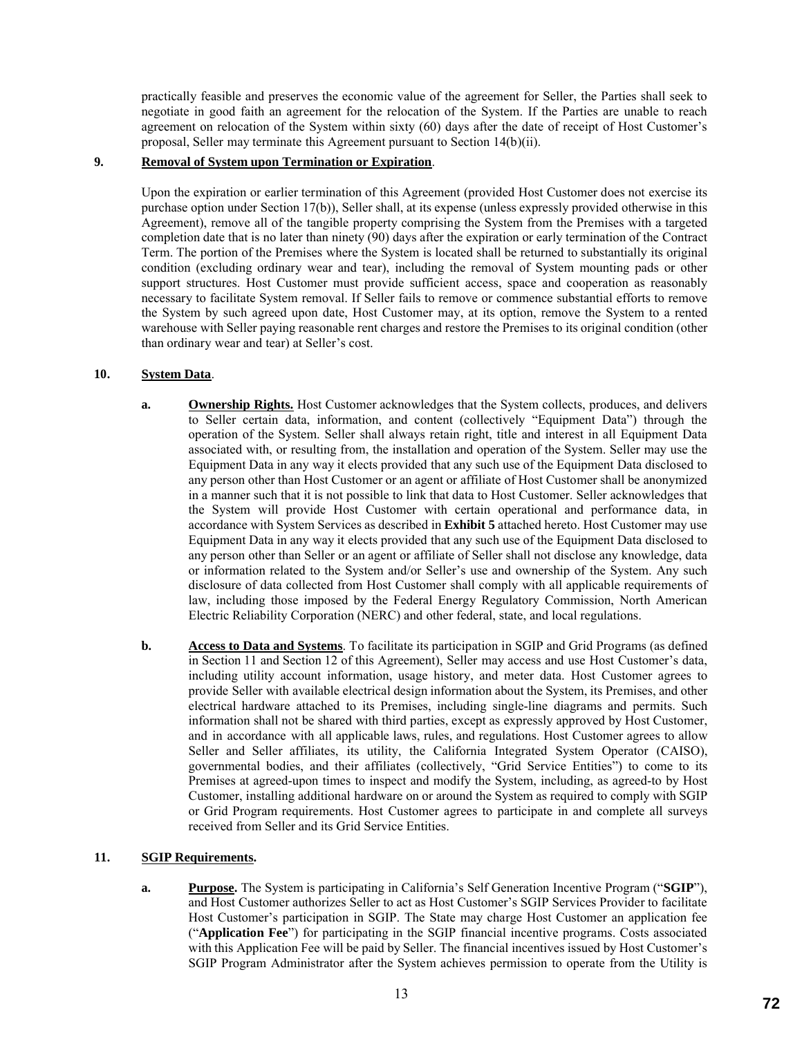practically feasible and preserves the economic value of the agreement for Seller, the Parties shall seek to negotiate in good faith an agreement for the relocation of the System. If the Parties are unable to reach agreement on relocation of the System within sixty (60) days after the date of receipt of Host Customer's proposal, Seller may terminate this Agreement pursuant to Section 14(b)(ii).

**9. Removal of System upon Termination or Expiration**.

Upon the expiration or earlier termination of this Agreement (provided Host Customer does not exercise its purchase option under Section 17(b)), Seller shall, at its expense (unless expressly provided otherwise in this Agreement), remove all of the tangible property comprising the System from the Premises with a targeted completion date that is no later than ninety (90) days after the expiration or early termination of the Contract Term. The portion of the Premises where the System is located shall be returned to substantially its original condition (excluding ordinary wear and tear), including the removal of System mounting pads or other support structures. Host Customer must provide sufficient access, space and cooperation as reasonably necessary to facilitate System removal. If Seller fails to remove or commence substantial efforts to remove the System by such agreed upon date, Host Customer may, at its option, remove the System to a rented warehouse with Seller paying reasonable rent charges and restore the Premises to its original condition (other than ordinary wear and tear) at Seller's cost.

**10. System Data**.

**a. Ownership Rights.** Host Customer acknowledges that the System collects, produces, and delivers to Seller certain data, information, and content (collectively "Equipment Data") through the operation of the System. Seller shall always retain right, title and interest in all Equipment Data associated with, or resulting from, the installation and operation of the System. Seller may use the Equipment Data in any way it elects provided that any such use of the Equipment Data disclosed to any person other than Host Customer or an agent or affiliate of Host Customer shall be anonymized in a manner such that it is not possible to link that data to Host Customer. Seller acknowledges that the System will provide Host Customer with certain operational and performance data, in accordance with System Services as described in **Exhibit 5** attached hereto. Host Customer may use Equipment Data in any way it elects provided that any such use of the Equipment Data disclosed to any person other than Seller or an agent or affiliate of Seller shall not disclose any knowledge, data or information related to the System and/or Seller's use and ownership of the System. Any such disclosure of data collected from Host Customer shall comply with all applicable requirements of law, including those imposed by the Federal Energy Regulatory Commission, North American Electric Reliability Corporation (NERC) and other federal, state, and local regulations.

**b. Access to Data and Systems**. To facilitate its participation in SGIP and Grid Programs (as defined in Section 11 and Section 12 of this Agreement), Seller may access and use Host Customer's data, including utility account information, usage history, and meter data. Host Customer agrees to provide Seller with available electrical design information about the System, its Premises, and other electrical hardware attached to its Premises, including single-line diagrams and permits. Such information shall not be shared with third parties, except as expressly approved by Host Customer, and in accordance with all applicable laws, rules, and regulations. Host Customer agrees to allow Seller and Seller affiliates, its utility, the California Integrated System Operator (CAISO), governmental bodies, and their affiliates (collectively, "Grid Service Entities") to come to its Premises at agreed-upon times to inspect and modify the System, including, as agreed-to by Host Customer, installing additional hardware on or around the System as required to comply with SGIP or Grid Program requirements. Host Customer agrees to participate in and complete all surveys received from Seller and its Grid Service Entities.

**11. SGIP Requirements.**

**a. Purpose.** The System is participating in California's Self Generation Incentive Program ("**SGIP**"), and Host Customer authorizes Seller to act as Host Customer's SGIP Services Provider to facilitate Host Customer's participation in SGIP. The State may charge Host Customer an application fee ("**Application Fee**") for participating in the SGIP financial incentive programs. Costs associated with this Application Fee will be paid by Seller. The financial incentives issued by Host Customer's SGIP Program Administrator after the System achieves permission to operate from the Utility is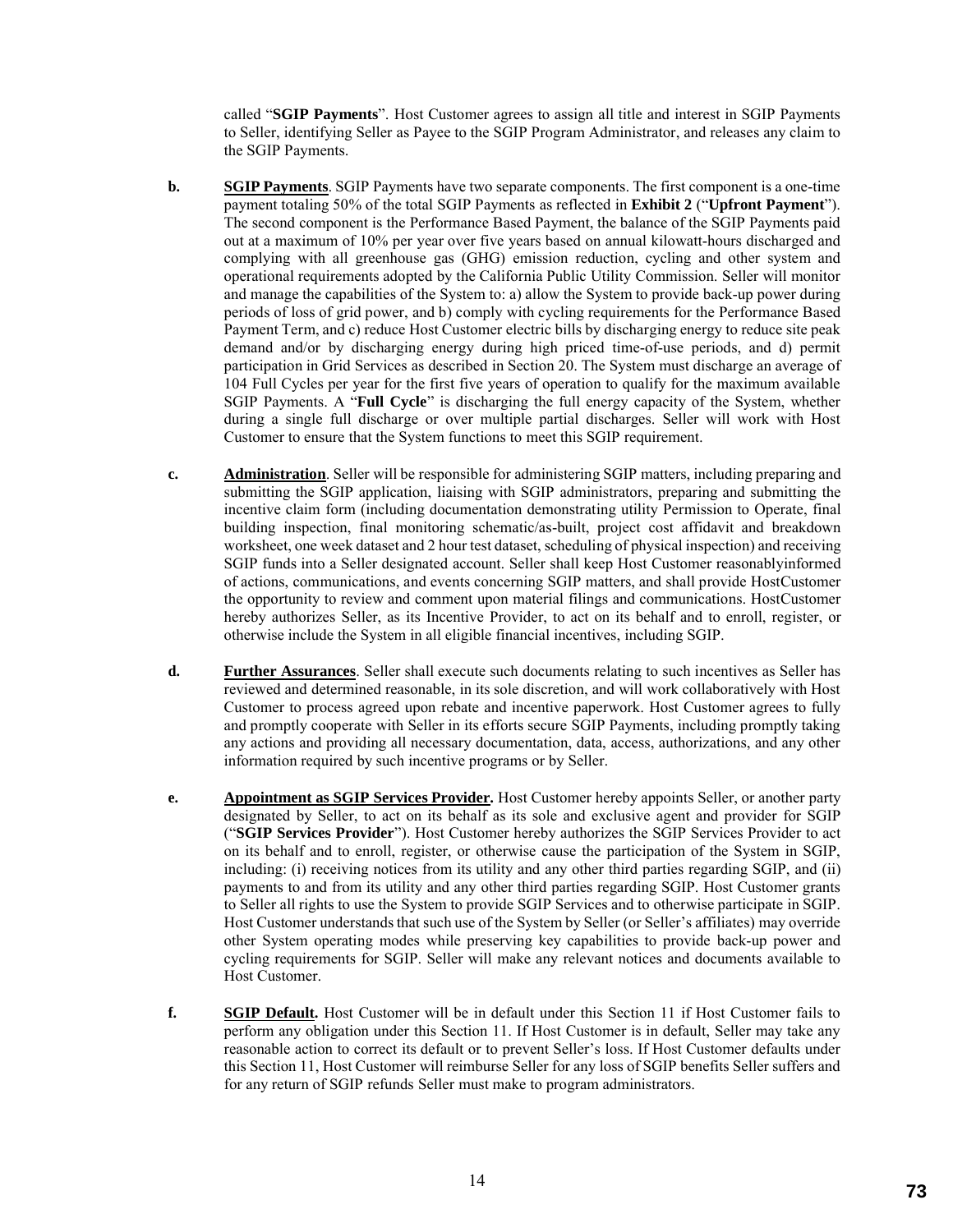called "**SGIP Payments**". Host Customer agrees to assign all title and interest in SGIP Payments to Seller, identifying Seller as Payee to the SGIP Program Administrator, and releases any claim to the SGIP Payments.

**b.** **SGIP Payments**. SGIP Payments have two separate components. The first component is a one-time payment totaling 50% of the total SGIP Payments as reflected in **Exhibit 2** ("**Upfront Payment**"). The second component is the Performance Based Payment, the balance of the SGIP Payments paid out at a maximum of 10% per year over five years based on annual kilowatt-hours discharged and complying with all greenhouse gas (GHG) emission reduction, cycling and other system and operational requirements adopted by the California Public Utility Commission. Seller will monitor and manage the capabilities of the System to: a) allow the System to provide back-up power during periods of loss of grid power, and b) comply with cycling requirements for the Performance Based Payment Term, and c) reduce Host Customer electric bills by discharging energy to reduce site peak demand and/or by discharging energy during high priced time-of-use periods, and d) permit participation in Grid Services as described in Section 20. The System must discharge an average of 104 Full Cycles per year for the first five years of operation to qualify for the maximum available SGIP Payments. A "**Full Cycle**" is discharging the full energy capacity of the System, whether during a single full discharge or over multiple partial discharges. Seller will work with Host Customer to ensure that the System functions to meet this SGIP requirement.

**c.** **Administration**. Seller will be responsible for administering SGIP matters, including preparing and submitting the SGIP application, liaising with SGIP administrators, preparing and submitting the incentive claim form (including documentation demonstrating utility Permission to Operate, final building inspection, final monitoring schematic/as-built, project cost affidavit and breakdown worksheet, one week dataset and 2 hour test dataset, scheduling of physical inspection) and receiving SGIP funds into a Seller designated account. Seller shall keep Host Customer reasonablyinformed of actions, communications, and events concerning SGIP matters, and shall provide HostCustomer the opportunity to review and comment upon material filings and communications. HostCustomer hereby authorizes Seller, as its Incentive Provider, to act on its behalf and to enroll, register, or otherwise include the System in all eligible financial incentives, including SGIP.

**d.** **Further Assurances**. Seller shall execute such documents relating to such incentives as Seller has reviewed and determined reasonable, in its sole discretion, and will work collaboratively with Host Customer to process agreed upon rebate and incentive paperwork. Host Customer agrees to fully and promptly cooperate with Seller in its efforts secure SGIP Payments, including promptly taking any actions and providing all necessary documentation, data, access, authorizations, and any other information required by such incentive programs or by Seller.

**e.** **Appointment as SGIP Services Provider.** Host Customer hereby appoints Seller, or another party designated by Seller, to act on its behalf as its sole and exclusive agent and provider for SGIP ("**SGIP Services Provider**"). Host Customer hereby authorizes the SGIP Services Provider to act on its behalf and to enroll, register, or otherwise cause the participation of the System in SGIP, including: (i) receiving notices from its utility and any other third parties regarding SGIP, and (ii) payments to and from its utility and any other third parties regarding SGIP. Host Customer grants to Seller all rights to use the System to provide SGIP Services and to otherwise participate in SGIP. Host Customer understands that such use of the System by Seller (or Seller's affiliates) may override other System operating modes while preserving key capabilities to provide back-up power and cycling requirements for SGIP. Seller will make any relevant notices and documents available to Host Customer.

**f.** **SGIP Default.** Host Customer will be in default under this Section 11 if Host Customer fails to perform any obligation under this Section 11. If Host Customer is in default, Seller may take any reasonable action to correct its default or to prevent Seller's loss. If Host Customer defaults under this Section 11, Host Customer will reimburse Seller for any loss of SGIP benefits Seller suffers and for any return of SGIP refunds Seller must make to program administrators.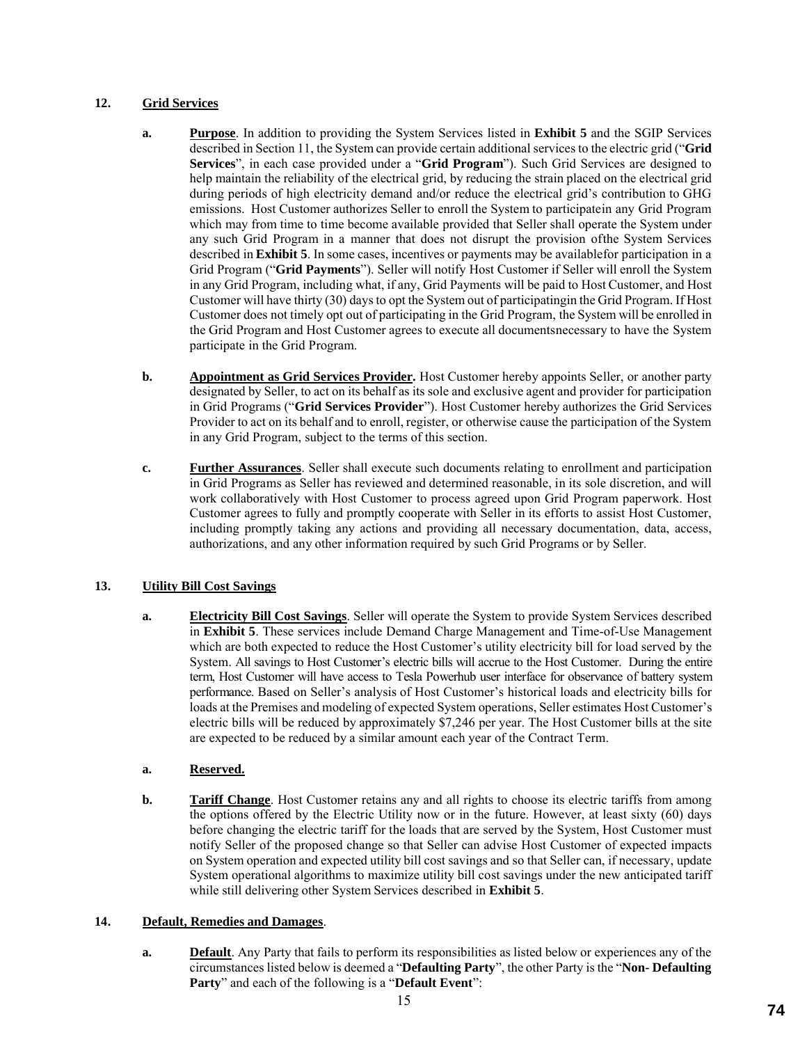## 12. Grid Services

**a. Purpose**. In addition to providing the System Services listed in **Exhibit 5** and the SGIP Services described in Section 11, the System can provide certain additional services to the electric grid ("**Grid Services**", in each case provided under a "**Grid Program**"). Such Grid Services are designed to help maintain the reliability of the electrical grid, by reducing the strain placed on the electrical grid during periods of high electricity demand and/or reduce the electrical grid's contribution to GHG emissions. Host Customer authorizes Seller to enroll the System to participatein any Grid Program which may from time to time become available provided that Seller shall operate the System under any such Grid Program in a manner that does not disrupt the provision ofthe System Services described in **Exhibit 5**. In some cases, incentives or payments may be availablefor participation in a Grid Program ("**Grid Payments**"). Seller will notify Host Customer if Seller will enroll the System in any Grid Program, including what, if any, Grid Payments will be paid to Host Customer, and Host Customer will have thirty (30) days to opt the System out of participatingin the Grid Program. If Host Customer does not timely opt out of participating in the Grid Program, the System will be enrolled in the Grid Program and Host Customer agrees to execute all documentsnecessary to have the System participate in the Grid Program.

**b. Appointment as Grid Services Provider.** Host Customer hereby appoints Seller, or another party designated by Seller, to act on its behalf as its sole and exclusive agent and provider for participation in Grid Programs ("**Grid Services Provider**"). Host Customer hereby authorizes the Grid Services Provider to act on its behalf and to enroll, register, or otherwise cause the participation of the System in any Grid Program, subject to the terms of this section.

**c. Further Assurances**. Seller shall execute such documents relating to enrollment and participation in Grid Programs as Seller has reviewed and determined reasonable, in its sole discretion, and will work collaboratively with Host Customer to process agreed upon Grid Program paperwork. Host Customer agrees to fully and promptly cooperate with Seller in its efforts to assist Host Customer, including promptly taking any actions and providing all necessary documentation, data, access, authorizations, and any other information required by such Grid Programs or by Seller.

## 13. Utility Bill Cost Savings

**a. Electricity Bill Cost Savings**. Seller will operate the System to provide System Services described in **Exhibit 5**. These services include Demand Charge Management and Time-of-Use Management which are both expected to reduce the Host Customer's utility electricity bill for load served by the System. All savings to Host Customer's electric bills will accrue to the Host Customer. During the entire term, Host Customer will have access to Tesla Powerhub user interface for observance of battery system performance. Based on Seller's analysis of Host Customer's historical loads and electricity bills for loads at the Premises and modeling of expected System operations, Seller estimates Host Customer's electric bills will be reduced by approximately $7,246 per year. The Host Customer bills at the site are expected to be reduced by a similar amount each year of the Contract Term.

**a. Reserved.**

**b. Tariff Change**. Host Customer retains any and all rights to choose its electric tariffs from among the options offered by the Electric Utility now or in the future. However, at least sixty (60) days before changing the electric tariff for the loads that are served by the System, Host Customer must notify Seller of the proposed change so that Seller can advise Host Customer of expected impacts on System operation and expected utility bill cost savings and so that Seller can, if necessary, update System operational algorithms to maximize utility bill cost savings under the new anticipated tariff while still delivering other System Services described in **Exhibit 5**.

## 14. Default, Remedies and Damages.

**a. Default**. Any Party that fails to perform its responsibilities as listed below or experiences any of the circumstances listed below is deemed a "**Defaulting Party**", the other Party is the "**Non- Defaulting Party**" and each of the following is a "**Default Event**":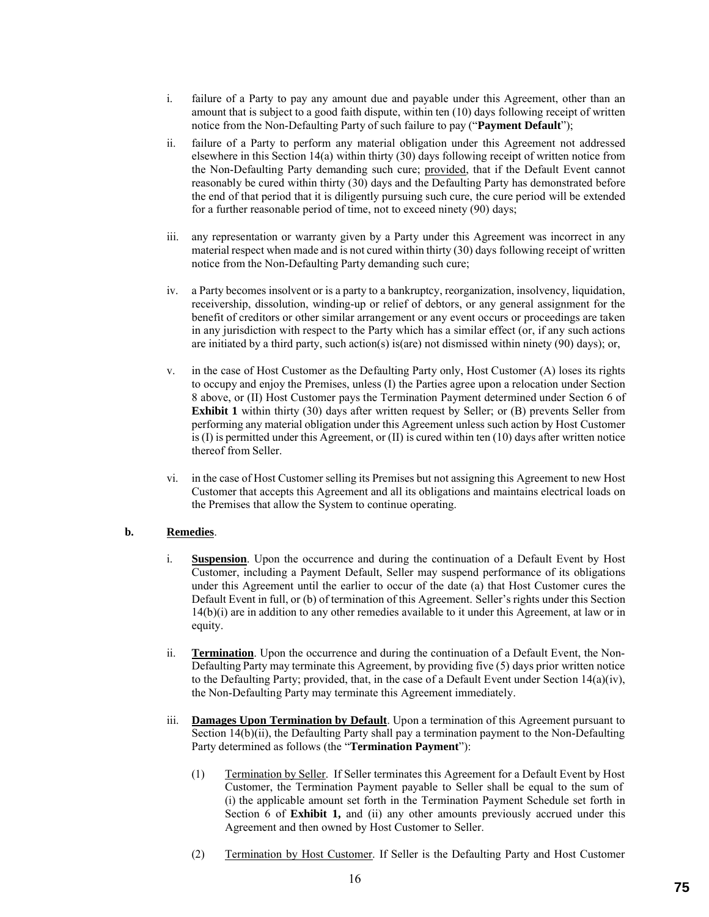i. failure of a Party to pay any amount due and payable under this Agreement, other than an amount that is subject to a good faith dispute, within ten (10) days following receipt of written notice from the Non-Defaulting Party of such failure to pay ("**Payment Default**");

ii. failure of a Party to perform any material obligation under this Agreement not addressed elsewhere in this Section 14(a) within thirty (30) days following receipt of written notice from the Non-Defaulting Party demanding such cure; provided, that if the Default Event cannot reasonably be cured within thirty (30) days and the Defaulting Party has demonstrated before the end of that period that it is diligently pursuing such cure, the cure period will be extended for a further reasonable period of time, not to exceed ninety (90) days;

iii. any representation or warranty given by a Party under this Agreement was incorrect in any material respect when made and is not cured within thirty (30) days following receipt of written notice from the Non-Defaulting Party demanding such cure;

iv. a Party becomes insolvent or is a party to a bankruptcy, reorganization, insolvency, liquidation, receivership, dissolution, winding-up or relief of debtors, or any general assignment for the benefit of creditors or other similar arrangement or any event occurs or proceedings are taken in any jurisdiction with respect to the Party which has a similar effect (or, if any such actions are initiated by a third party, such action(s) is(are) not dismissed within ninety (90) days); or,

v. in the case of Host Customer as the Defaulting Party only, Host Customer (A) loses its rights to occupy and enjoy the Premises, unless (I) the Parties agree upon a relocation under Section 8 above, or (II) Host Customer pays the Termination Payment determined under Section 6 of **Exhibit 1** within thirty (30) days after written request by Seller; or (B) prevents Seller from performing any material obligation under this Agreement unless such action by Host Customer is (I) is permitted under this Agreement, or (II) is cured within ten (10) days after written notice thereof from Seller.

vi. in the case of Host Customer selling its Premises but not assigning this Agreement to new Host Customer that accepts this Agreement and all its obligations and maintains electrical loads on the Premises that allow the System to continue operating.

**b. Remedies**.

i. **Suspension**. Upon the occurrence and during the continuation of a Default Event by Host Customer, including a Payment Default, Seller may suspend performance of its obligations under this Agreement until the earlier to occur of the date (a) that Host Customer cures the Default Event in full, or (b) of termination of this Agreement. Seller's rights under this Section 14(b)(i) are in addition to any other remedies available to it under this Agreement, at law or in equity.

ii. **Termination**. Upon the occurrence and during the continuation of a Default Event, the Non-Defaulting Party may terminate this Agreement, by providing five (5) days prior written notice to the Defaulting Party; provided, that, in the case of a Default Event under Section 14(a)(iv), the Non-Defaulting Party may terminate this Agreement immediately.

iii. **Damages Upon Termination by Default**. Upon a termination of this Agreement pursuant to Section 14(b)(ii), the Defaulting Party shall pay a termination payment to the Non-Defaulting Party determined as follows (the "**Termination Payment**"):

(1) Termination by Seller. If Seller terminates this Agreement for a Default Event by Host Customer, the Termination Payment payable to Seller shall be equal to the sum of (i) the applicable amount set forth in the Termination Payment Schedule set forth in Section 6 of **Exhibit 1,** and (ii) any other amounts previously accrued under this Agreement and then owned by Host Customer to Seller.

(2) Termination by Host Customer. If Seller is the Defaulting Party and Host Customer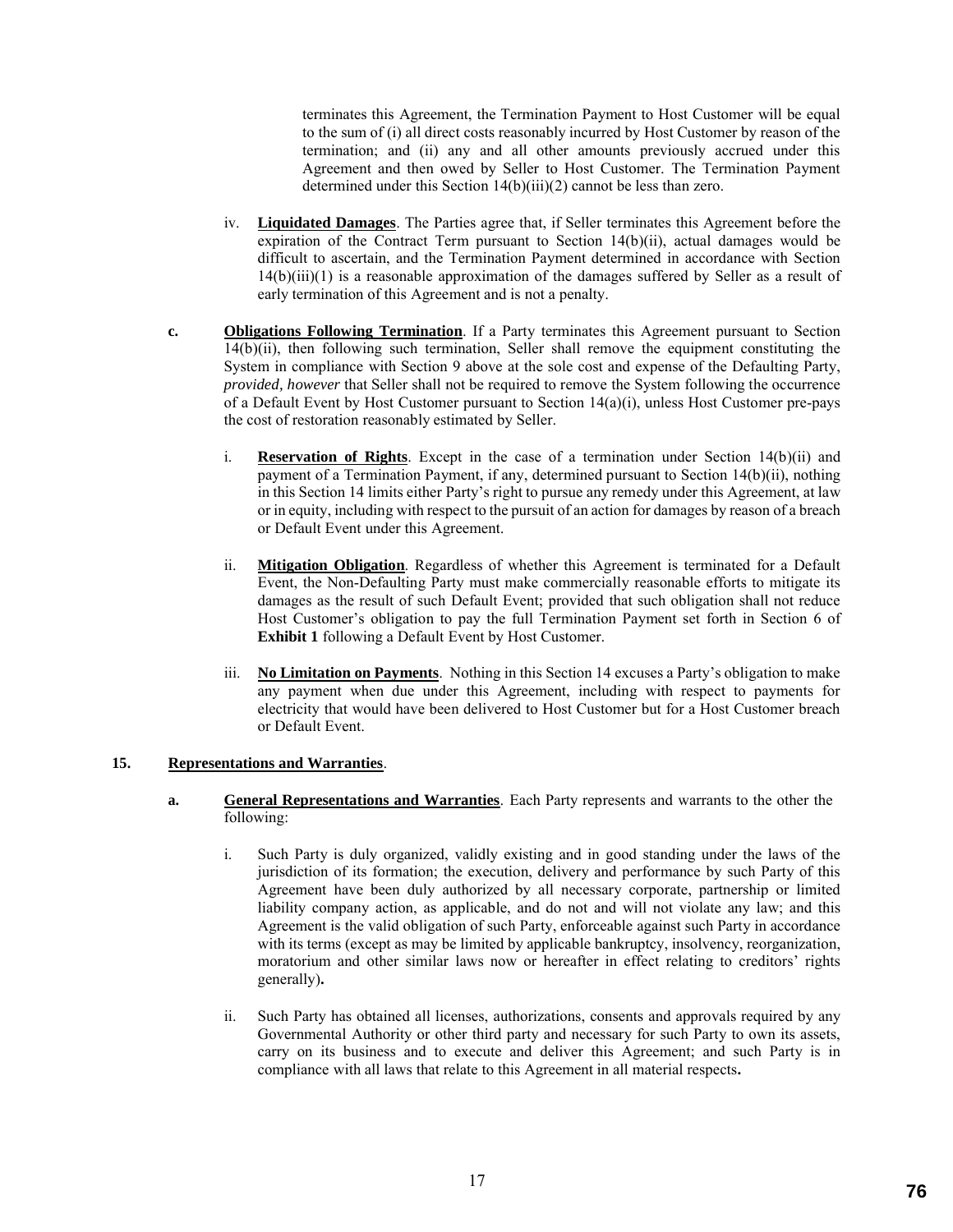terminates this Agreement, the Termination Payment to Host Customer will be equal to the sum of (i) all direct costs reasonably incurred by Host Customer by reason of the termination; and (ii) any and all other amounts previously accrued under this Agreement and then owed by Seller to Host Customer. The Termination Payment determined under this Section 14(b)(iii)(2) cannot be less than zero.

iv. **Liquidated Damages**. The Parties agree that, if Seller terminates this Agreement before the expiration of the Contract Term pursuant to Section 14(b)(ii), actual damages would be difficult to ascertain, and the Termination Payment determined in accordance with Section 14(b)(iii)(1) is a reasonable approximation of the damages suffered by Seller as a result of early termination of this Agreement and is not a penalty.

**c. Obligations Following Termination**. If a Party terminates this Agreement pursuant to Section 14(b)(ii), then following such termination, Seller shall remove the equipment constituting the System in compliance with Section 9 above at the sole cost and expense of the Defaulting Party, *provided, however* that Seller shall not be required to remove the System following the occurrence of a Default Event by Host Customer pursuant to Section 14(a)(i), unless Host Customer pre-pays the cost of restoration reasonably estimated by Seller.

i. **Reservation of Rights**. Except in the case of a termination under Section 14(b)(ii) and payment of a Termination Payment, if any, determined pursuant to Section 14(b)(ii), nothing in this Section 14 limits either Party's right to pursue any remedy under this Agreement, at law or in equity, including with respect to the pursuit of an action for damages by reason of a breach or Default Event under this Agreement.

ii. **Mitigation Obligation**. Regardless of whether this Agreement is terminated for a Default Event, the Non-Defaulting Party must make commercially reasonable efforts to mitigate its damages as the result of such Default Event; provided that such obligation shall not reduce Host Customer's obligation to pay the full Termination Payment set forth in Section 6 of **Exhibit 1** following a Default Event by Host Customer.

iii. **No Limitation on Payments**. Nothing in this Section 14 excuses a Party's obligation to make any payment when due under this Agreement, including with respect to payments for electricity that would have been delivered to Host Customer but for a Host Customer breach or Default Event.

## 15. Representations and Warranties.

**a. General Representations and Warranties**. Each Party represents and warrants to the other the following:

i. Such Party is duly organized, validly existing and in good standing under the laws of the jurisdiction of its formation; the execution, delivery and performance by such Party of this Agreement have been duly authorized by all necessary corporate, partnership or limited liability company action, as applicable, and do not and will not violate any law; and this Agreement is the valid obligation of such Party, enforceable against such Party in accordance with its terms (except as may be limited by applicable bankruptcy, insolvency, reorganization, moratorium and other similar laws now or hereafter in effect relating to creditors' rights generally).

ii. Such Party has obtained all licenses, authorizations, consents and approvals required by any Governmental Authority or other third party and necessary for such Party to own its assets, carry on its business and to execute and deliver this Agreement; and such Party is in compliance with all laws that relate to this Agreement in all material respects.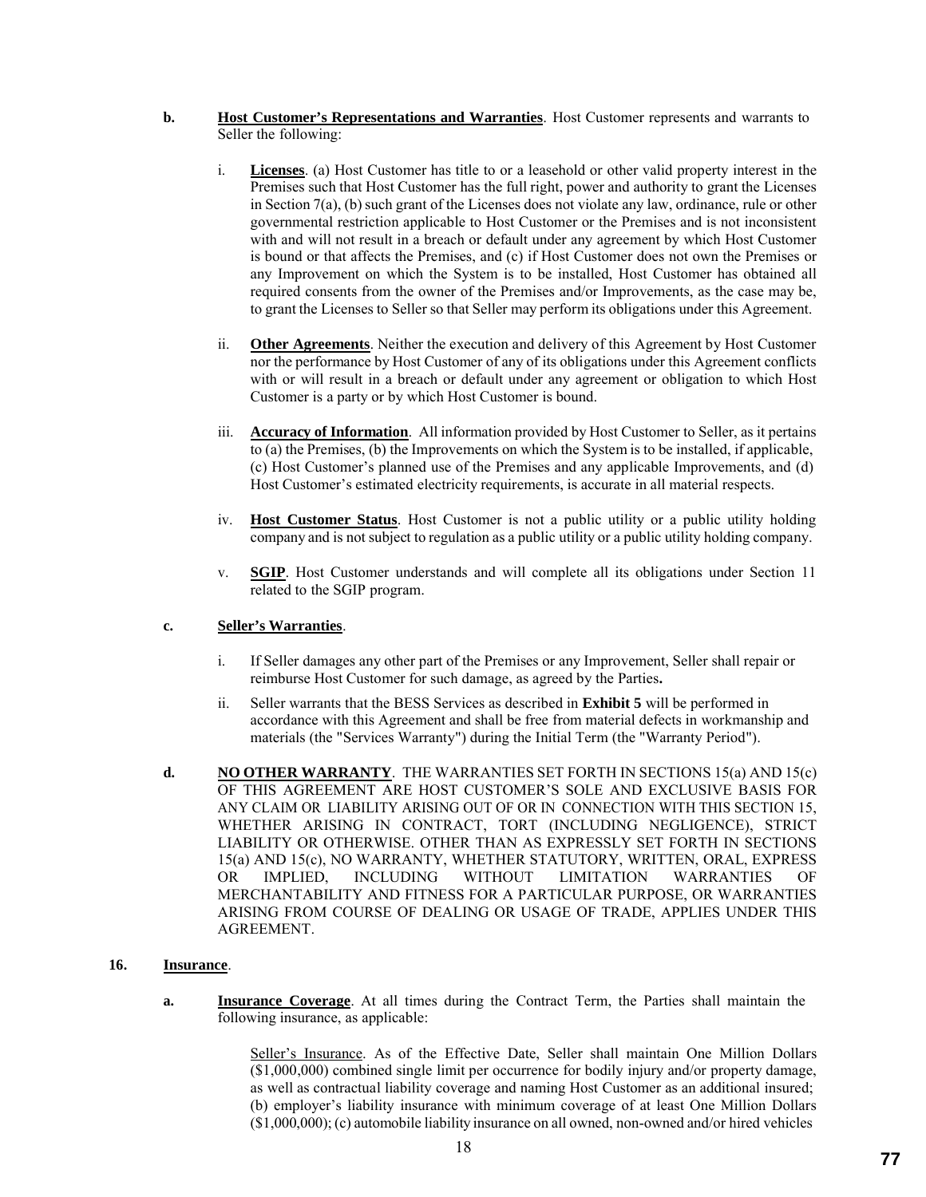**b.** **Host Customer's Representations and Warranties**. Host Customer represents and warrants to Seller the following:

i. **Licenses**. (a) Host Customer has title to or a leasehold or other valid property interest in the Premises such that Host Customer has the full right, power and authority to grant the Licenses in Section 7(a), (b) such grant of the Licenses does not violate any law, ordinance, rule or other governmental restriction applicable to Host Customer or the Premises and is not inconsistent with and will not result in a breach or default under any agreement by which Host Customer is bound or that affects the Premises, and (c) if Host Customer does not own the Premises or any Improvement on which the System is to be installed, Host Customer has obtained all required consents from the owner of the Premises and/or Improvements, as the case may be, to grant the Licenses to Seller so that Seller may perform its obligations under this Agreement.

ii. **Other Agreements**. Neither the execution and delivery of this Agreement by Host Customer nor the performance by Host Customer of any of its obligations under this Agreement conflicts with or will result in a breach or default under any agreement or obligation to which Host Customer is a party or by which Host Customer is bound.

iii. **Accuracy of Information**. All information provided by Host Customer to Seller, as it pertains to (a) the Premises, (b) the Improvements on which the System is to be installed, if applicable, (c) Host Customer's planned use of the Premises and any applicable Improvements, and (d) Host Customer's estimated electricity requirements, is accurate in all material respects.

iv. **Host Customer Status**. Host Customer is not a public utility or a public utility holding company and is not subject to regulation as a public utility or a public utility holding company.

v. **SGIP**. Host Customer understands and will complete all its obligations under Section 11 related to the SGIP program.

**c.** **Seller's Warranties**.

i. If Seller damages any other part of the Premises or any Improvement, Seller shall repair or reimburse Host Customer for such damage, as agreed by the Parties**.**

ii. Seller warrants that the BESS Services as described in **Exhibit 5** will be performed in accordance with this Agreement and shall be free from material defects in workmanship and materials (the "Services Warranty") during the Initial Term (the "Warranty Period").

**d.** **NO OTHER WARRANTY**. THE WARRANTIES SET FORTH IN SECTIONS 15(a) AND 15(c) OF THIS AGREEMENT ARE HOST CUSTOMER'S SOLE AND EXCLUSIVE BASIS FOR ANY CLAIM OR LIABILITY ARISING OUT OF OR IN CONNECTION WITH THIS SECTION 15, WHETHER ARISING IN CONTRACT, TORT (INCLUDING NEGLIGENCE), STRICT LIABILITY OR OTHERWISE. OTHER THAN AS EXPRESSLY SET FORTH IN SECTIONS 15(a) AND 15(c), NO WARRANTY, WHETHER STATUTORY, WRITTEN, ORAL, EXPRESS OR IMPLIED, INCLUDING WITHOUT LIMITATION WARRANTIES OF MERCHANTABILITY AND FITNESS FOR A PARTICULAR PURPOSE, OR WARRANTIES ARISING FROM COURSE OF DEALING OR USAGE OF TRADE, APPLIES UNDER THIS AGREEMENT.

**16.** **Insurance**.

**a.** **Insurance Coverage**. At all times during the Contract Term, the Parties shall maintain the following insurance, as applicable:

Seller's Insurance. As of the Effective Date, Seller shall maintain One Million Dollars ($1,000,000) combined single limit per occurrence for bodily injury and/or property damage, as well as contractual liability coverage and naming Host Customer as an additional insured; (b) employer's liability insurance with minimum coverage of at least One Million Dollars ($1,000,000); (c) automobile liability insurance on all owned, non-owned and/or hired vehicles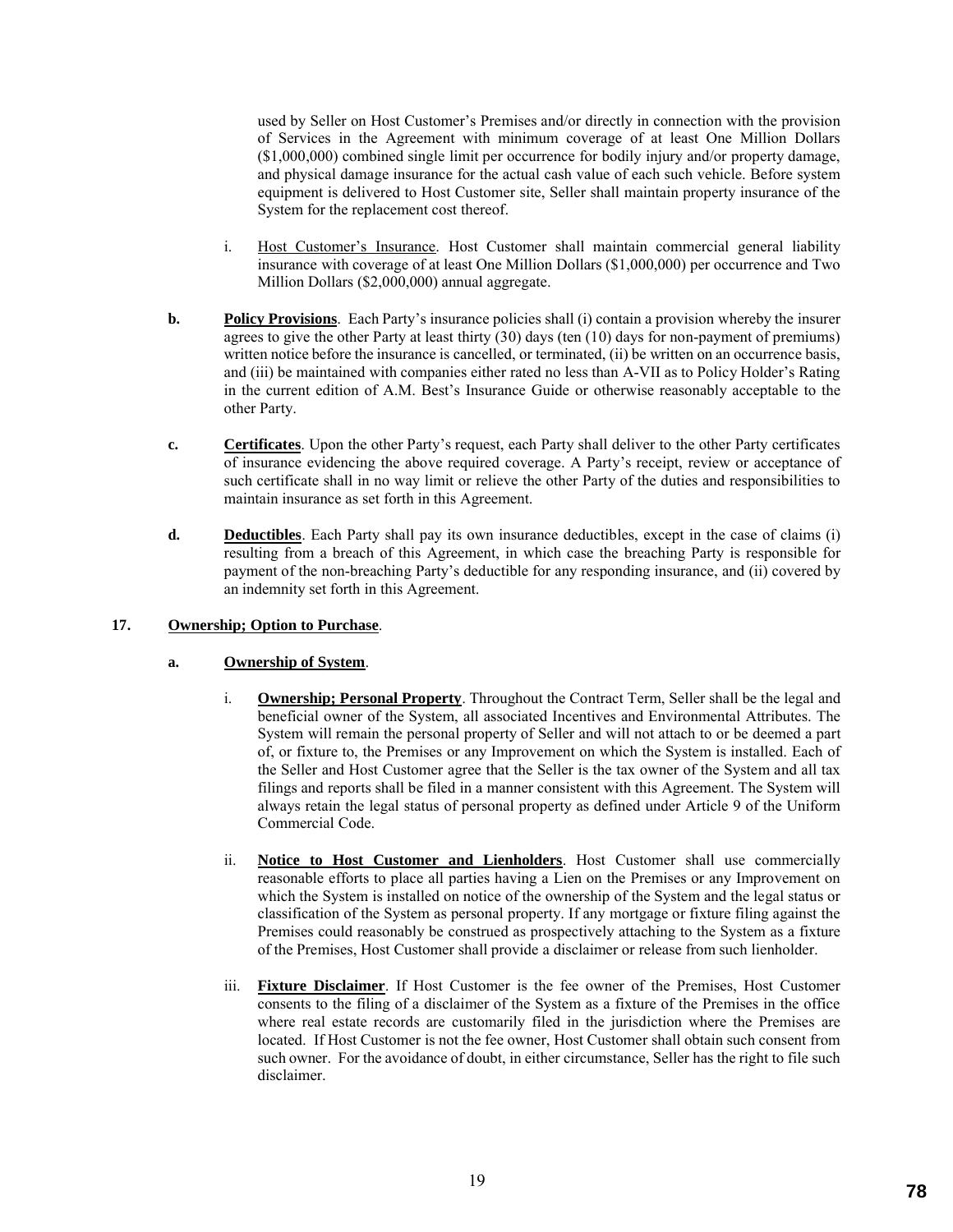used by Seller on Host Customer's Premises and/or directly in connection with the provision of Services in the Agreement with minimum coverage of at least One Million Dollars ($1,000,000) combined single limit per occurrence for bodily injury and/or property damage, and physical damage insurance for the actual cash value of each such vehicle. Before system equipment is delivered to Host Customer site, Seller shall maintain property insurance of the System for the replacement cost thereof.

i. Host Customer's Insurance. Host Customer shall maintain commercial general liability insurance with coverage of at least One Million Dollars ($1,000,000) per occurrence and Two Million Dollars ($2,000,000) annual aggregate.

**b. Policy Provisions**. Each Party's insurance policies shall (i) contain a provision whereby the insurer agrees to give the other Party at least thirty (30) days (ten (10) days for non-payment of premiums) written notice before the insurance is cancelled, or terminated, (ii) be written on an occurrence basis, and (iii) be maintained with companies either rated no less than A-VII as to Policy Holder's Rating in the current edition of A.M. Best's Insurance Guide or otherwise reasonably acceptable to the other Party.

**c. Certificates**. Upon the other Party's request, each Party shall deliver to the other Party certificates of insurance evidencing the above required coverage. A Party's receipt, review or acceptance of such certificate shall in no way limit or relieve the other Party of the duties and responsibilities to maintain insurance as set forth in this Agreement.

**d. Deductibles**. Each Party shall pay its own insurance deductibles, except in the case of claims (i) resulting from a breach of this Agreement, in which case the breaching Party is responsible for payment of the non-breaching Party's deductible for any responding insurance, and (ii) covered by an indemnity set forth in this Agreement.

**17. Ownership; Option to Purchase**.

**a. Ownership of System**.

i. **Ownership; Personal Property**. Throughout the Contract Term, Seller shall be the legal and beneficial owner of the System, all associated Incentives and Environmental Attributes. The System will remain the personal property of Seller and will not attach to or be deemed a part of, or fixture to, the Premises or any Improvement on which the System is installed. Each of the Seller and Host Customer agree that the Seller is the tax owner of the System and all tax filings and reports shall be filed in a manner consistent with this Agreement. The System will always retain the legal status of personal property as defined under Article 9 of the Uniform Commercial Code.

ii. **Notice to Host Customer and Lienholders**. Host Customer shall use commercially reasonable efforts to place all parties having a Lien on the Premises or any Improvement on which the System is installed on notice of the ownership of the System and the legal status or classification of the System as personal property. If any mortgage or fixture filing against the Premises could reasonably be construed as prospectively attaching to the System as a fixture of the Premises, Host Customer shall provide a disclaimer or release from such lienholder.

iii. **Fixture Disclaimer**. If Host Customer is the fee owner of the Premises, Host Customer consents to the filing of a disclaimer of the System as a fixture of the Premises in the office where real estate records are customarily filed in the jurisdiction where the Premises are located. If Host Customer is not the fee owner, Host Customer shall obtain such consent from such owner. For the avoidance of doubt, in either circumstance, Seller has the right to file such disclaimer.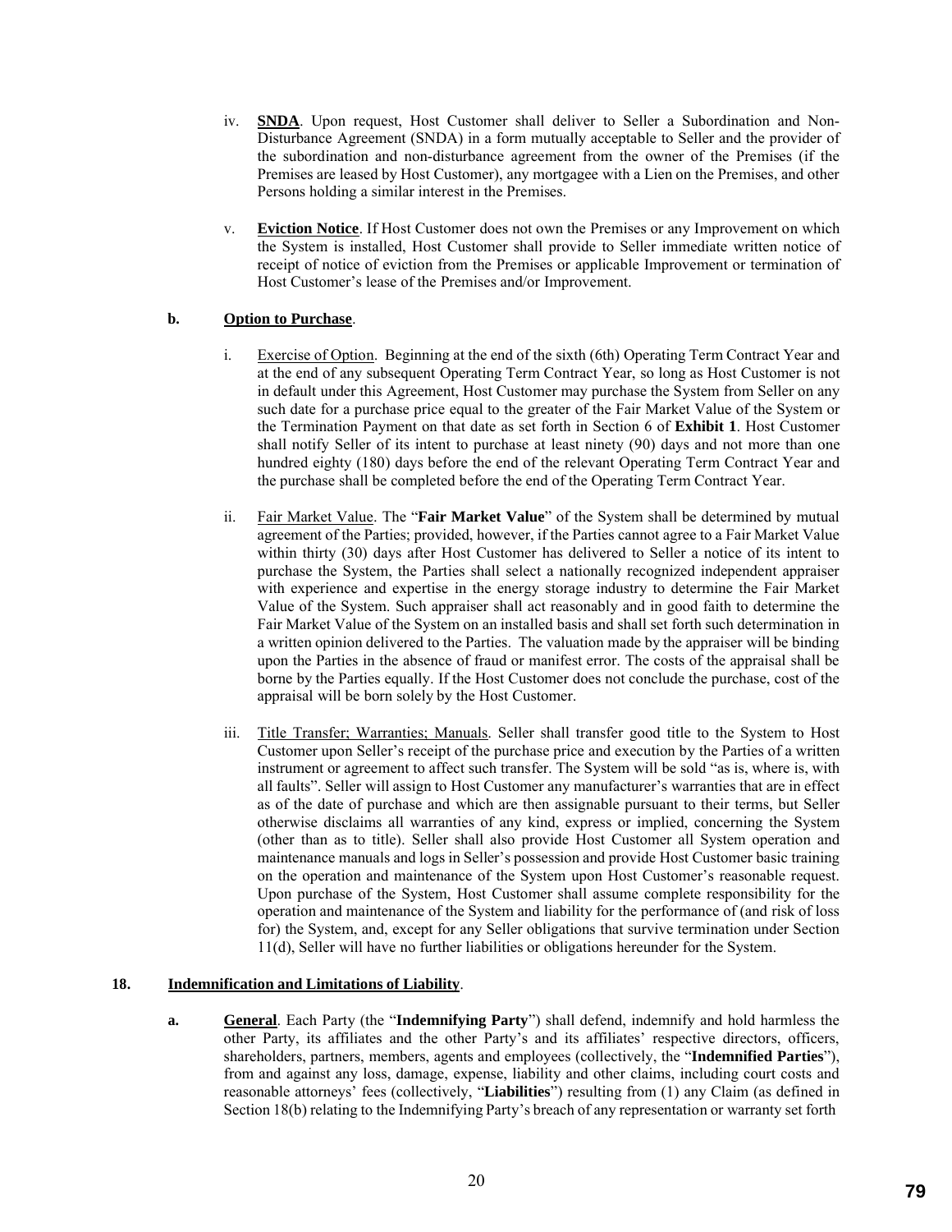iv. **SNDA**. Upon request, Host Customer shall deliver to Seller a Subordination and Non-Disturbance Agreement (SNDA) in a form mutually acceptable to Seller and the provider of the subordination and non-disturbance agreement from the owner of the Premises (if the Premises are leased by Host Customer), any mortgagee with a Lien on the Premises, and other Persons holding a similar interest in the Premises.

v. **Eviction Notice**. If Host Customer does not own the Premises or any Improvement on which the System is installed, Host Customer shall provide to Seller immediate written notice of receipt of notice of eviction from the Premises or applicable Improvement or termination of Host Customer's lease of the Premises and/or Improvement.

**b. Option to Purchase.**

i. Exercise of Option. Beginning at the end of the sixth (6th) Operating Term Contract Year and at the end of any subsequent Operating Term Contract Year, so long as Host Customer is not in default under this Agreement, Host Customer may purchase the System from Seller on any such date for a purchase price equal to the greater of the Fair Market Value of the System or the Termination Payment on that date as set forth in Section 6 of **Exhibit 1**. Host Customer shall notify Seller of its intent to purchase at least ninety (90) days and not more than one hundred eighty (180) days before the end of the relevant Operating Term Contract Year and the purchase shall be completed before the end of the Operating Term Contract Year.

ii. Fair Market Value. The "**Fair Market Value**" of the System shall be determined by mutual agreement of the Parties; provided, however, if the Parties cannot agree to a Fair Market Value within thirty (30) days after Host Customer has delivered to Seller a notice of its intent to purchase the System, the Parties shall select a nationally recognized independent appraiser with experience and expertise in the energy storage industry to determine the Fair Market Value of the System. Such appraiser shall act reasonably and in good faith to determine the Fair Market Value of the System on an installed basis and shall set forth such determination in a written opinion delivered to the Parties. The valuation made by the appraiser will be binding upon the Parties in the absence of fraud or manifest error. The costs of the appraisal shall be borne by the Parties equally. If the Host Customer does not conclude the purchase, cost of the appraisal will be born solely by the Host Customer.

iii. Title Transfer; Warranties; Manuals. Seller shall transfer good title to the System to Host Customer upon Seller's receipt of the purchase price and execution by the Parties of a written instrument or agreement to affect such transfer. The System will be sold "as is, where is, with all faults". Seller will assign to Host Customer any manufacturer's warranties that are in effect as of the date of purchase and which are then assignable pursuant to their terms, but Seller otherwise disclaims all warranties of any kind, express or implied, concerning the System (other than as to title). Seller shall also provide Host Customer all System operation and maintenance manuals and logs in Seller's possession and provide Host Customer basic training on the operation and maintenance of the System upon Host Customer's reasonable request. Upon purchase of the System, Host Customer shall assume complete responsibility for the operation and maintenance of the System and liability for the performance of (and risk of loss for) the System, and, except for any Seller obligations that survive termination under Section 11(d), Seller will have no further liabilities or obligations hereunder for the System.

**18. Indemnification and Limitations of Liability.**

**a. General.** Each Party (the "**Indemnifying Party**") shall defend, indemnify and hold harmless the other Party, its affiliates and the other Party's and its affiliates' respective directors, officers, shareholders, partners, members, agents and employees (collectively, the "**Indemnified Parties**"), from and against any loss, damage, expense, liability and other claims, including court costs and reasonable attorneys' fees (collectively, "**Liabilities**") resulting from (1) any Claim (as defined in Section 18(b) relating to the Indemnifying Party's breach of any representation or warranty set forth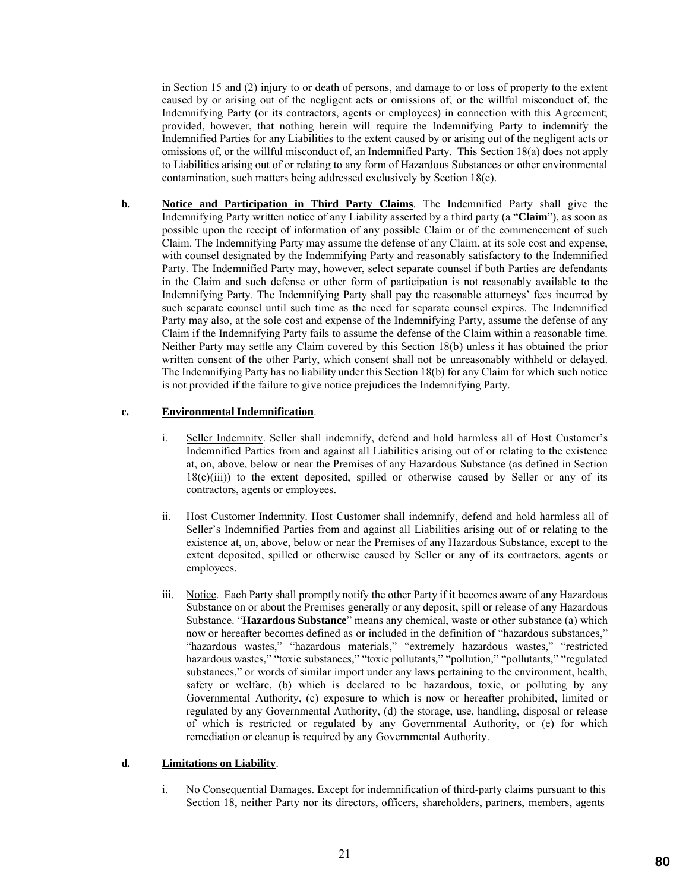in Section 15 and (2) injury to or death of persons, and damage to or loss of property to the extent caused by or arising out of the negligent acts or omissions of, or the willful misconduct of, the Indemnifying Party (or its contractors, agents or employees) in connection with this Agreement; provided, however, that nothing herein will require the Indemnifying Party to indemnify the Indemnified Parties for any Liabilities to the extent caused by or arising out of the negligent acts or omissions of, or the willful misconduct of, an Indemnified Party. This Section 18(a) does not apply to Liabilities arising out of or relating to any form of Hazardous Substances or other environmental contamination, such matters being addressed exclusively by Section 18(c).

**b. Notice and Participation in Third Party Claims**. The Indemnified Party shall give the Indemnifying Party written notice of any Liability asserted by a third party (a "**Claim**"), as soon as possible upon the receipt of information of any possible Claim or of the commencement of such Claim. The Indemnifying Party may assume the defense of any Claim, at its sole cost and expense, with counsel designated by the Indemnifying Party and reasonably satisfactory to the Indemnified Party. The Indemnified Party may, however, select separate counsel if both Parties are defendants in the Claim and such defense or other form of participation is not reasonably available to the Indemnifying Party. The Indemnifying Party shall pay the reasonable attorneys' fees incurred by such separate counsel until such time as the need for separate counsel expires. The Indemnified Party may also, at the sole cost and expense of the Indemnifying Party, assume the defense of any Claim if the Indemnifying Party fails to assume the defense of the Claim within a reasonable time. Neither Party may settle any Claim covered by this Section 18(b) unless it has obtained the prior written consent of the other Party, which consent shall not be unreasonably withheld or delayed. The Indemnifying Party has no liability under this Section 18(b) for any Claim for which such notice is not provided if the failure to give notice prejudices the Indemnifying Party.

**c. Environmental Indemnification**.

i. Seller Indemnity. Seller shall indemnify, defend and hold harmless all of Host Customer's Indemnified Parties from and against all Liabilities arising out of or relating to the existence at, on, above, below or near the Premises of any Hazardous Substance (as defined in Section 18(c)(iii)) to the extent deposited, spilled or otherwise caused by Seller or any of its contractors, agents or employees.

ii. Host Customer Indemnity. Host Customer shall indemnify, defend and hold harmless all of Seller's Indemnified Parties from and against all Liabilities arising out of or relating to the existence at, on, above, below or near the Premises of any Hazardous Substance, except to the extent deposited, spilled or otherwise caused by Seller or any of its contractors, agents or employees.

iii. Notice. Each Party shall promptly notify the other Party if it becomes aware of any Hazardous Substance on or about the Premises generally or any deposit, spill or release of any Hazardous Substance. "**Hazardous Substance**" means any chemical, waste or other substance (a) which now or hereafter becomes defined as or included in the definition of "hazardous substances," "hazardous wastes," "hazardous materials," "extremely hazardous wastes," "restricted hazardous wastes," "toxic substances," "toxic pollutants," "pollution," "pollutants," "regulated substances," or words of similar import under any laws pertaining to the environment, health, safety or welfare, (b) which is declared to be hazardous, toxic, or polluting by any Governmental Authority, (c) exposure to which is now or hereafter prohibited, limited or regulated by any Governmental Authority, (d) the storage, use, handling, disposal or release of which is restricted or regulated by any Governmental Authority, or (e) for which remediation or cleanup is required by any Governmental Authority.

**d. Limitations on Liability**.

i. No Consequential Damages. Except for indemnification of third-party claims pursuant to this Section 18, neither Party nor its directors, officers, shareholders, partners, members, agents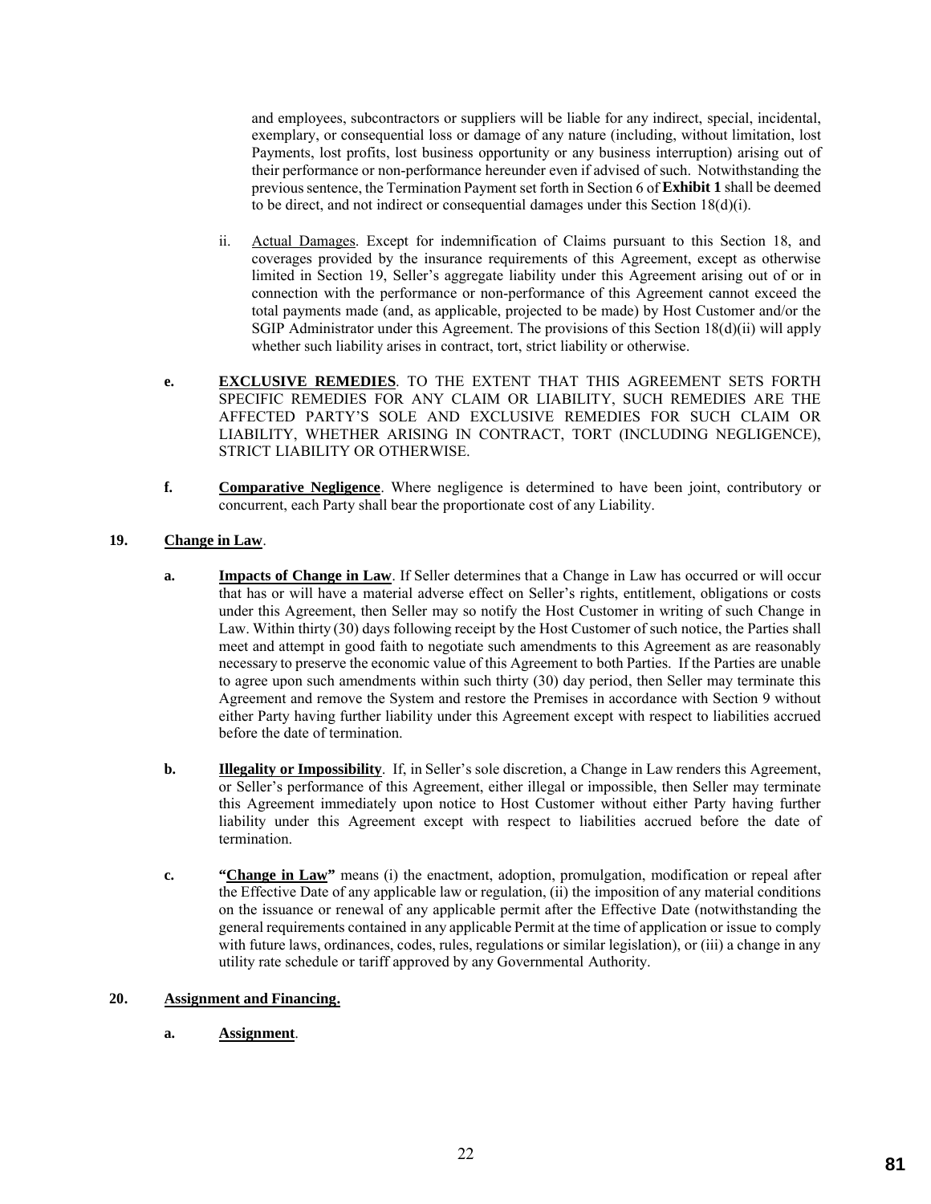and employees, subcontractors or suppliers will be liable for any indirect, special, incidental, exemplary, or consequential loss or damage of any nature (including, without limitation, lost Payments, lost profits, lost business opportunity or any business interruption) arising out of their performance or non-performance hereunder even if advised of such. Notwithstanding the previous sentence, the Termination Payment set forth in Section 6 of **Exhibit 1** shall be deemed to be direct, and not indirect or consequential damages under this Section 18(d)(i).

ii. Actual Damages. Except for indemnification of Claims pursuant to this Section 18, and coverages provided by the insurance requirements of this Agreement, except as otherwise limited in Section 19, Seller's aggregate liability under this Agreement arising out of or in connection with the performance or non-performance of this Agreement cannot exceed the total payments made (and, as applicable, projected to be made) by Host Customer and/or the SGIP Administrator under this Agreement. The provisions of this Section 18(d)(ii) will apply whether such liability arises in contract, tort, strict liability or otherwise.

**e. EXCLUSIVE REMEDIES**. TO THE EXTENT THAT THIS AGREEMENT SETS FORTH SPECIFIC REMEDIES FOR ANY CLAIM OR LIABILITY, SUCH REMEDIES ARE THE AFFECTED PARTY'S SOLE AND EXCLUSIVE REMEDIES FOR SUCH CLAIM OR LIABILITY, WHETHER ARISING IN CONTRACT, TORT (INCLUDING NEGLIGENCE), STRICT LIABILITY OR OTHERWISE.

**f. Comparative Negligence**. Where negligence is determined to have been joint, contributory or concurrent, each Party shall bear the proportionate cost of any Liability.

**19. Change in Law**.

**a. Impacts of Change in Law**. If Seller determines that a Change in Law has occurred or will occur that has or will have a material adverse effect on Seller's rights, entitlement, obligations or costs under this Agreement, then Seller may so notify the Host Customer in writing of such Change in Law. Within thirty (30) days following receipt by the Host Customer of such notice, the Parties shall meet and attempt in good faith to negotiate such amendments to this Agreement as are reasonably necessary to preserve the economic value of this Agreement to both Parties. If the Parties are unable to agree upon such amendments within such thirty (30) day period, then Seller may terminate this Agreement and remove the System and restore the Premises in accordance with Section 9 without either Party having further liability under this Agreement except with respect to liabilities accrued before the date of termination.

**b. Illegality or Impossibility**. If, in Seller's sole discretion, a Change in Law renders this Agreement, or Seller's performance of this Agreement, either illegal or impossible, then Seller may terminate this Agreement immediately upon notice to Host Customer without either Party having further liability under this Agreement except with respect to liabilities accrued before the date of termination.

**c. "Change in Law"** means (i) the enactment, adoption, promulgation, modification or repeal after the Effective Date of any applicable law or regulation, (ii) the imposition of any material conditions on the issuance or renewal of any applicable permit after the Effective Date (notwithstanding the general requirements contained in any applicable Permit at the time of application or issue to comply with future laws, ordinances, codes, rules, regulations or similar legislation), or (iii) a change in any utility rate schedule or tariff approved by any Governmental Authority.

**20. Assignment and Financing.**

**a. Assignment**.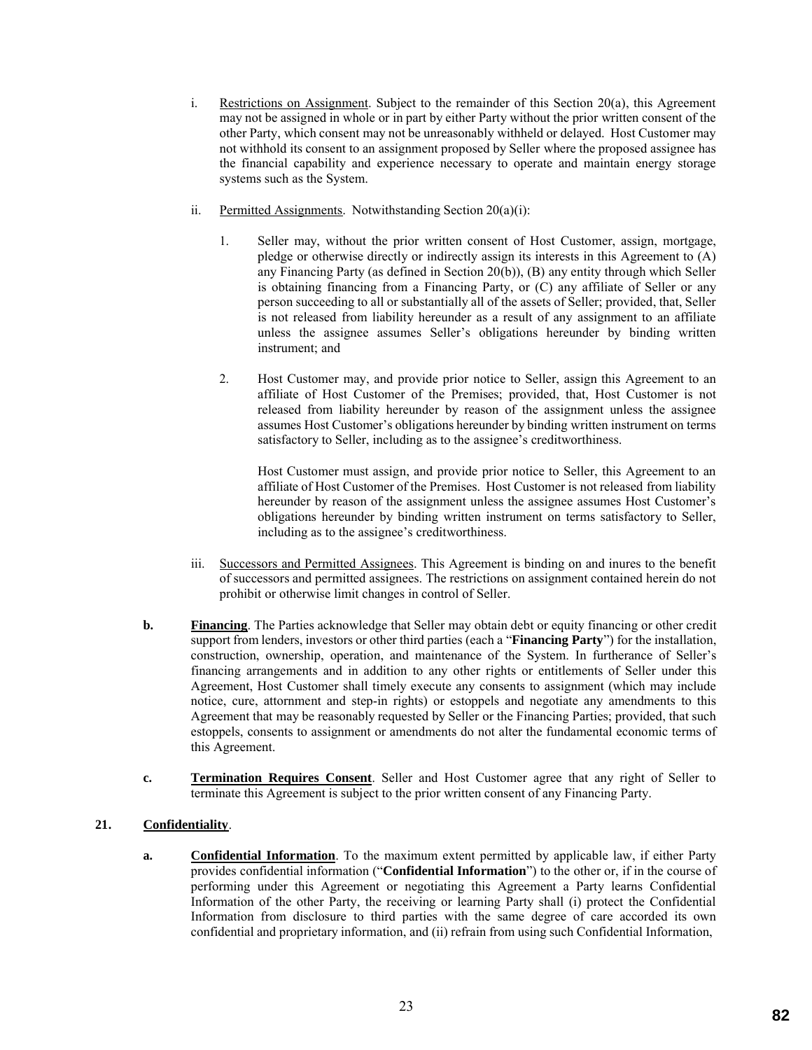i. Restrictions on Assignment. Subject to the remainder of this Section 20(a), this Agreement may not be assigned in whole or in part by either Party without the prior written consent of the other Party, which consent may not be unreasonably withheld or delayed. Host Customer may not withhold its consent to an assignment proposed by Seller where the proposed assignee has the financial capability and experience necessary to operate and maintain energy storage systems such as the System.

ii. Permitted Assignments. Notwithstanding Section 20(a)(i):

1. Seller may, without the prior written consent of Host Customer, assign, mortgage, pledge or otherwise directly or indirectly assign its interests in this Agreement to (A) any Financing Party (as defined in Section 20(b)), (B) any entity through which Seller is obtaining financing from a Financing Party, or (C) any affiliate of Seller or any person succeeding to all or substantially all of the assets of Seller; provided, that, Seller is not released from liability hereunder as a result of any assignment to an affiliate unless the assignee assumes Seller's obligations hereunder by binding written instrument; and

2. Host Customer may, and provide prior notice to Seller, assign this Agreement to an affiliate of Host Customer of the Premises; provided, that, Host Customer is not released from liability hereunder by reason of the assignment unless the assignee assumes Host Customer's obligations hereunder by binding written instrument on terms satisfactory to Seller, including as to the assignee's creditworthiness.

   Host Customer must assign, and provide prior notice to Seller, this Agreement to an affiliate of Host Customer of the Premises. Host Customer is not released from liability hereunder by reason of the assignment unless the assignee assumes Host Customer's obligations hereunder by binding written instrument on terms satisfactory to Seller, including as to the assignee's creditworthiness.

iii. Successors and Permitted Assignees. This Agreement is binding on and inures to the benefit of successors and permitted assignees. The restrictions on assignment contained herein do not prohibit or otherwise limit changes in control of Seller.

**b. Financing**. The Parties acknowledge that Seller may obtain debt or equity financing or other credit support from lenders, investors or other third parties (each a "**Financing Party**") for the installation, construction, ownership, operation, and maintenance of the System. In furtherance of Seller's financing arrangements and in addition to any other rights or entitlements of Seller under this Agreement, Host Customer shall timely execute any consents to assignment (which may include notice, cure, attornment and step-in rights) or estoppels and negotiate any amendments to this Agreement that may be reasonably requested by Seller or the Financing Parties; provided, that such estoppels, consents to assignment or amendments do not alter the fundamental economic terms of this Agreement.

**c. Termination Requires Consent**. Seller and Host Customer agree that any right of Seller to terminate this Agreement is subject to the prior written consent of any Financing Party.

## 21. Confidentiality.

**a. Confidential Information**. To the maximum extent permitted by applicable law, if either Party provides confidential information ("**Confidential Information**") to the other or, if in the course of performing under this Agreement or negotiating this Agreement a Party learns Confidential Information of the other Party, the receiving or learning Party shall (i) protect the Confidential Information from disclosure to third parties with the same degree of care accorded its own confidential and proprietary information, and (ii) refrain from using such Confidential Information,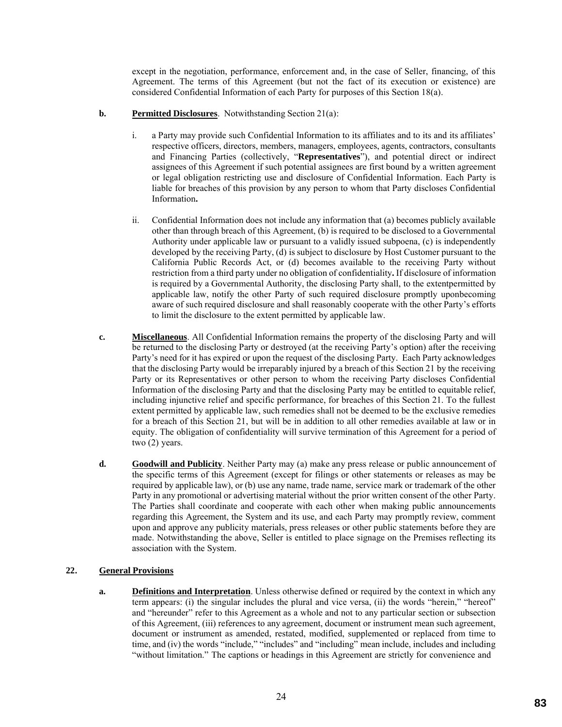except in the negotiation, performance, enforcement and, in the case of Seller, financing, of this Agreement. The terms of this Agreement (but not the fact of its execution or existence) are considered Confidential Information of each Party for purposes of this Section 18(a).

**b. Permitted Disclosures**. Notwithstanding Section 21(a):

i. a Party may provide such Confidential Information to its affiliates and to its and its affiliates' respective officers, directors, members, managers, employees, agents, contractors, consultants and Financing Parties (collectively, "**Representatives**"), and potential direct or indirect assignees of this Agreement if such potential assignees are first bound by a written agreement or legal obligation restricting use and disclosure of Confidential Information. Each Party is liable for breaches of this provision by any person to whom that Party discloses Confidential Information**.**

ii. Confidential Information does not include any information that (a) becomes publicly available other than through breach of this Agreement, (b) is required to be disclosed to a Governmental Authority under applicable law or pursuant to a validly issued subpoena, (c) is independently developed by the receiving Party, (d) is subject to disclosure by Host Customer pursuant to the California Public Records Act, or (d) becomes available to the receiving Party without restriction from a third party under no obligation of confidentiality**.** If disclosure of information is required by a Governmental Authority, the disclosing Party shall, to the extentpermitted by applicable law, notify the other Party of such required disclosure promptly uponbecoming aware of such required disclosure and shall reasonably cooperate with the other Party's efforts to limit the disclosure to the extent permitted by applicable law.

**c. Miscellaneous**. All Confidential Information remains the property of the disclosing Party and will be returned to the disclosing Party or destroyed (at the receiving Party's option) after the receiving Party's need for it has expired or upon the request of the disclosing Party. Each Party acknowledges that the disclosing Party would be irreparably injured by a breach of this Section 21 by the receiving Party or its Representatives or other person to whom the receiving Party discloses Confidential Information of the disclosing Party and that the disclosing Party may be entitled to equitable relief, including injunctive relief and specific performance, for breaches of this Section 21. To the fullest extent permitted by applicable law, such remedies shall not be deemed to be the exclusive remedies for a breach of this Section 21, but will be in addition to all other remedies available at law or in equity. The obligation of confidentiality will survive termination of this Agreement for a period of two (2) years.

**d. Goodwill and Publicity**. Neither Party may (a) make any press release or public announcement of the specific terms of this Agreement (except for filings or other statements or releases as may be required by applicable law), or (b) use any name, trade name, service mark or trademark of the other Party in any promotional or advertising material without the prior written consent of the other Party. The Parties shall coordinate and cooperate with each other when making public announcements regarding this Agreement, the System and its use, and each Party may promptly review, comment upon and approve any publicity materials, press releases or other public statements before they are made. Notwithstanding the above, Seller is entitled to place signage on the Premises reflecting its association with the System.

## 22. General Provisions

**a. Definitions and Interpretation**. Unless otherwise defined or required by the context in which any term appears: (i) the singular includes the plural and vice versa, (ii) the words "herein," "hereof" and "hereunder" refer to this Agreement as a whole and not to any particular section or subsection of this Agreement, (iii) references to any agreement, document or instrument mean such agreement, document or instrument as amended, restated, modified, supplemented or replaced from time to time, and (iv) the words "include," "includes" and "including" mean include, includes and including "without limitation." The captions or headings in this Agreement are strictly for convenience and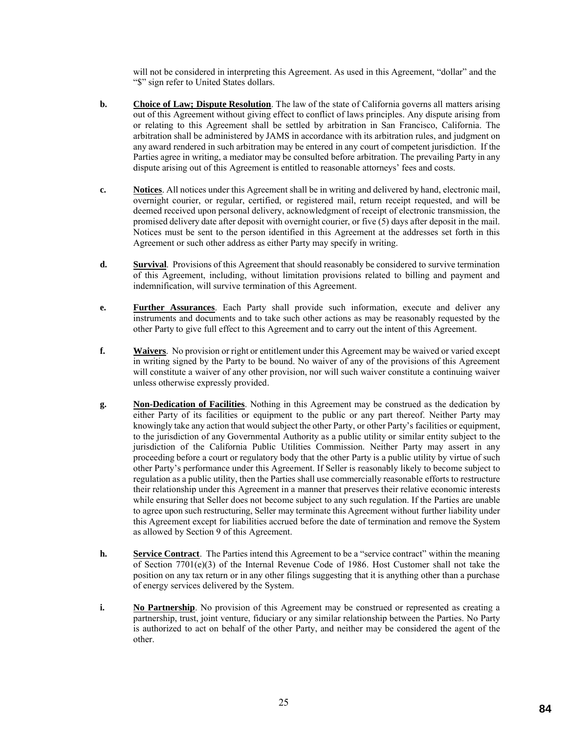will not be considered in interpreting this Agreement. As used in this Agreement, "dollar" and the "$" sign refer to United States dollars.

**b.** **Choice of Law; Dispute Resolution**. The law of the state of California governs all matters arising out of this Agreement without giving effect to conflict of laws principles. Any dispute arising from or relating to this Agreement shall be settled by arbitration in San Francisco, California. The arbitration shall be administered by JAMS in accordance with its arbitration rules, and judgment on any award rendered in such arbitration may be entered in any court of competent jurisdiction. If the Parties agree in writing, a mediator may be consulted before arbitration. The prevailing Party in any dispute arising out of this Agreement is entitled to reasonable attorneys' fees and costs.

**c.** **Notices**. All notices under this Agreement shall be in writing and delivered by hand, electronic mail, overnight courier, or regular, certified, or registered mail, return receipt requested, and will be deemed received upon personal delivery, acknowledgment of receipt of electronic transmission, the promised delivery date after deposit with overnight courier, or five (5) days after deposit in the mail. Notices must be sent to the person identified in this Agreement at the addresses set forth in this Agreement or such other address as either Party may specify in writing.

**d.** **Survival**. Provisions of this Agreement that should reasonably be considered to survive termination of this Agreement, including, without limitation provisions related to billing and payment and indemnification, will survive termination of this Agreement.

**e.** **Further Assurances**. Each Party shall provide such information, execute and deliver any instruments and documents and to take such other actions as may be reasonably requested by the other Party to give full effect to this Agreement and to carry out the intent of this Agreement.

**f.** **Waivers**. No provision or right or entitlement under this Agreement may be waived or varied except in writing signed by the Party to be bound. No waiver of any of the provisions of this Agreement will constitute a waiver of any other provision, nor will such waiver constitute a continuing waiver unless otherwise expressly provided.

**g.** **Non-Dedication of Facilities**. Nothing in this Agreement may be construed as the dedication by either Party of its facilities or equipment to the public or any part thereof. Neither Party may knowingly take any action that would subject the other Party, or other Party's facilities or equipment, to the jurisdiction of any Governmental Authority as a public utility or similar entity subject to the jurisdiction of the California Public Utilities Commission. Neither Party may assert in any proceeding before a court or regulatory body that the other Party is a public utility by virtue of such other Party's performance under this Agreement. If Seller is reasonably likely to become subject to regulation as a public utility, then the Parties shall use commercially reasonable efforts to restructure their relationship under this Agreement in a manner that preserves their relative economic interests while ensuring that Seller does not become subject to any such regulation. If the Parties are unable to agree upon such restructuring, Seller may terminate this Agreement without further liability under this Agreement except for liabilities accrued before the date of termination and remove the System as allowed by Section 9 of this Agreement.

**h.** **Service Contract**. The Parties intend this Agreement to be a "service contract" within the meaning of Section 7701(e)(3) of the Internal Revenue Code of 1986. Host Customer shall not take the position on any tax return or in any other filings suggesting that it is anything other than a purchase of energy services delivered by the System.

**i.** **No Partnership**. No provision of this Agreement may be construed or represented as creating a partnership, trust, joint venture, fiduciary or any similar relationship between the Parties. No Party is authorized to act on behalf of the other Party, and neither may be considered the agent of the other.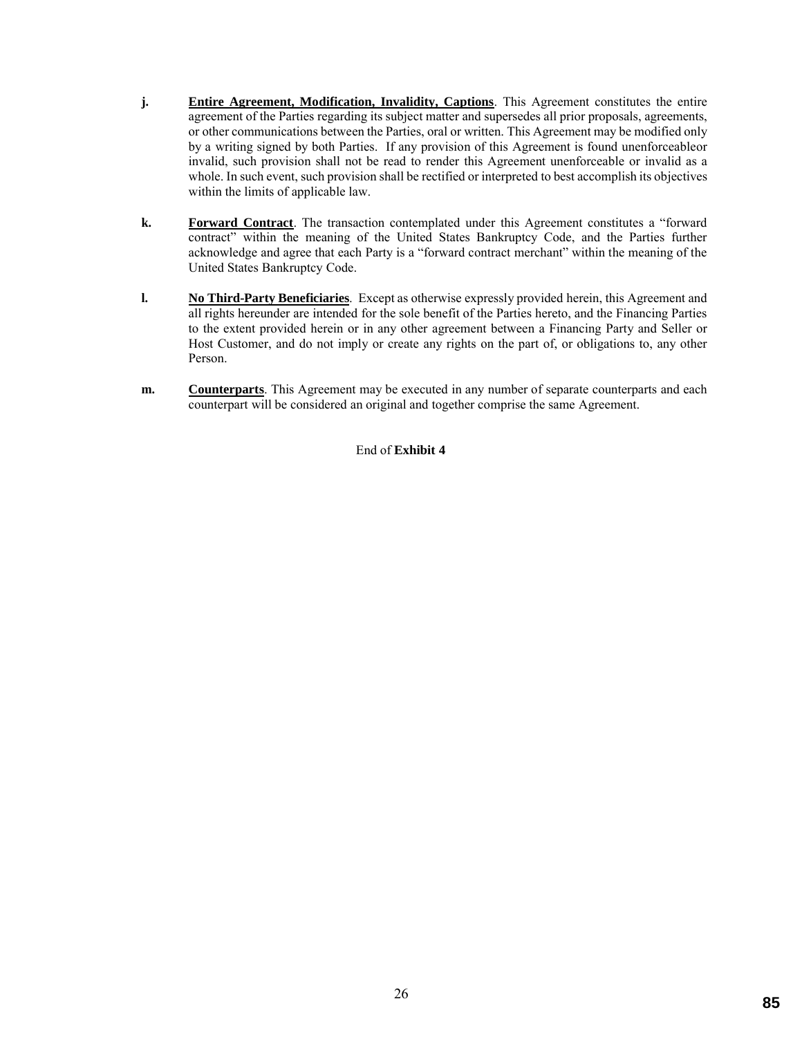**j.** **Entire Agreement, Modification, Invalidity, Captions**. This Agreement constitutes the entire agreement of the Parties regarding its subject matter and supersedes all prior proposals, agreements, or other communications between the Parties, oral or written. This Agreement may be modified only by a writing signed by both Parties. If any provision of this Agreement is found unenforceableor invalid, such provision shall not be read to render this Agreement unenforceable or invalid as a whole. In such event, such provision shall be rectified or interpreted to best accomplish its objectives within the limits of applicable law.

**k.** **Forward Contract**. The transaction contemplated under this Agreement constitutes a "forward contract" within the meaning of the United States Bankruptcy Code, and the Parties further acknowledge and agree that each Party is a "forward contract merchant" within the meaning of the United States Bankruptcy Code.

**l.** **No Third-Party Beneficiaries**. Except as otherwise expressly provided herein, this Agreement and all rights hereunder are intended for the sole benefit of the Parties hereto, and the Financing Parties to the extent provided herein or in any other agreement between a Financing Party and Seller or Host Customer, and do not imply or create any rights on the part of, or obligations to, any other Person.

**m.** **Counterparts**. This Agreement may be executed in any number of separate counterparts and each counterpart will be considered an original and together comprise the same Agreement.

End of **Exhibit 4**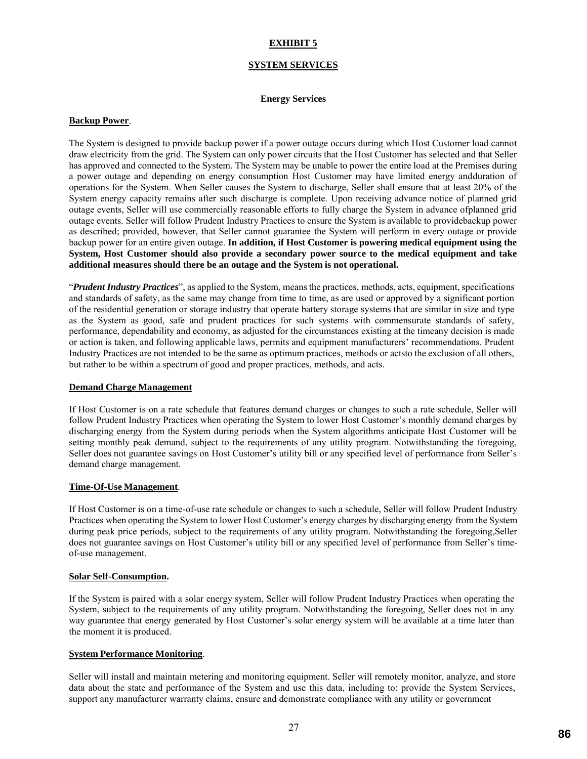# EXHIBIT 5

## SYSTEM SERVICES

### Energy Services

**Backup Power**.

The System is designed to provide backup power if a power outage occurs during which Host Customer load cannot draw electricity from the grid. The System can only power circuits that the Host Customer has selected and that Seller has approved and connected to the System. The System may be unable to power the entire load at the Premises during a power outage and depending on energy consumption Host Customer may have limited energy andduration of operations for the System. When Seller causes the System to discharge, Seller shall ensure that at least 20% of the System energy capacity remains after such discharge is complete. Upon receiving advance notice of planned grid outage events, Seller will use commercially reasonable efforts to fully charge the System in advance ofplanned grid outage events. Seller will follow Prudent Industry Practices to ensure the System is available to providebackup power as described; provided, however, that Seller cannot guarantee the System will perform in every outage or provide backup power for an entire given outage. **In addition, if Host Customer is powering medical equipment using the System, Host Customer should also provide a secondary power source to the medical equipment and take additional measures should there be an outage and the System is not operational.**

"***Prudent Industry Practices***", as applied to the System, means the practices, methods, acts, equipment, specifications and standards of safety, as the same may change from time to time, as are used or approved by a significant portion of the residential generation or storage industry that operate battery storage systems that are similar in size and type as the System as good, safe and prudent practices for such systems with commensurate standards of safety, performance, dependability and economy, as adjusted for the circumstances existing at the timeany decision is made or action is taken, and following applicable laws, permits and equipment manufacturers' recommendations. Prudent Industry Practices are not intended to be the same as optimum practices, methods or actsto the exclusion of all others, but rather to be within a spectrum of good and proper practices, methods, and acts.

**Demand Charge Management**

If Host Customer is on a rate schedule that features demand charges or changes to such a rate schedule, Seller will follow Prudent Industry Practices when operating the System to lower Host Customer's monthly demand charges by discharging energy from the System during periods when the System algorithms anticipate Host Customer will be setting monthly peak demand, subject to the requirements of any utility program. Notwithstanding the foregoing, Seller does not guarantee savings on Host Customer's utility bill or any specified level of performance from Seller's demand charge management.

**Time-Of-Use Management**.

If Host Customer is on a time-of-use rate schedule or changes to such a schedule, Seller will follow Prudent Industry Practices when operating the System to lower Host Customer's energy charges by discharging energy from the System during peak price periods, subject to the requirements of any utility program. Notwithstanding the foregoing,Seller does not guarantee savings on Host Customer's utility bill or any specified level of performance from Seller's time-of-use management.

**Solar Self-Consumption.**

If the System is paired with a solar energy system, Seller will follow Prudent Industry Practices when operating the System, subject to the requirements of any utility program. Notwithstanding the foregoing, Seller does not in any way guarantee that energy generated by Host Customer's solar energy system will be available at a time later than the moment it is produced.

**System Performance Monitoring**.

Seller will install and maintain metering and monitoring equipment. Seller will remotely monitor, analyze, and store data about the state and performance of the System and use this data, including to: provide the System Services, support any manufacturer warranty claims, ensure and demonstrate compliance with any utility or government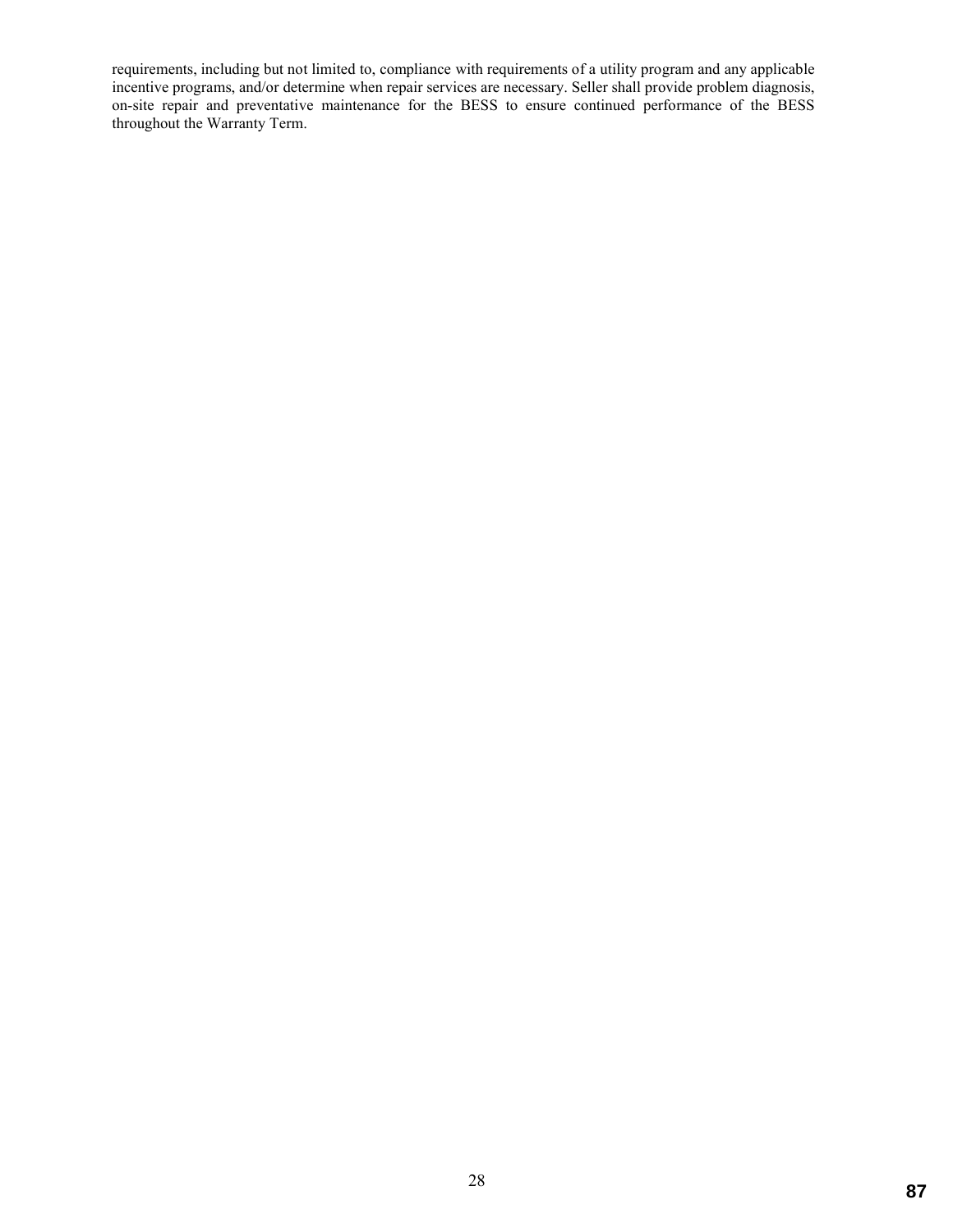requirements, including but not limited to, compliance with requirements of a utility program and any applicable incentive programs, and/or determine when repair services are necessary. Seller shall provide problem diagnosis, on-site repair and preventative maintenance for the BESS to ensure continued performance of the BESS throughout the Warranty Term.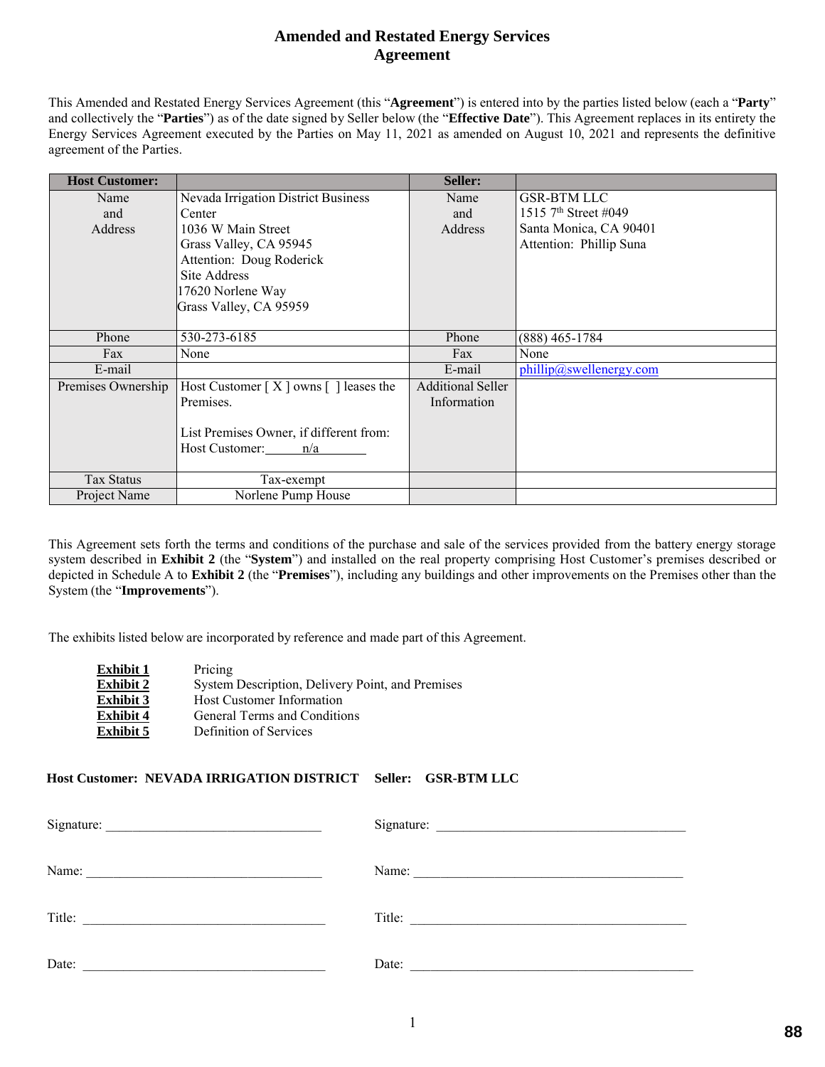# Amended and Restated Energy Services Agreement

This Amended and Restated Energy Services Agreement (this "**Agreement**") is entered into by the parties listed below (each a "**Party**" and collectively the "**Parties**") as of the date signed by Seller below (the "**Effective Date**"). This Agreement replaces in its entirety the Energy Services Agreement executed by the Parties on May 11, 2021 as amended on August 10, 2021 and represents the definitive agreement of the Parties.

| **Host Customer:** | | **Seller:** | |
|---|---|---|---|
| Name and Address | Nevada Irrigation District Business Center<br>1036 W Main Street<br>Grass Valley, CA 95945<br>Attention: Doug Roderick<br>Site Address<br>17620 Norlene Way<br>Grass Valley, CA 95959 | Name and Address | GSR-BTM LLC<br>1515 7th Street #049<br>Santa Monica, CA 90401<br>Attention: Phillip Suna |
| Phone | 530-273-6185 | Phone | (888) 465-1784 |
| Fax | None | Fax | None |
| E-mail | | E-mail | phillip@swellenergy.com |
| Premises Ownership | Host Customer [ X ] owns [ ] leases the Premises.<br><br>List Premises Owner, if different from: Host Customer: n/a | Additional Seller Information | |
| Tax Status | Tax-exempt | | |
| Project Name | Norlene Pump House | | |

This Agreement sets forth the terms and conditions of the purchase and sale of the services provided from the battery energy storage system described in **Exhibit 2** (the "**System**") and installed on the real property comprising Host Customer's premises described or depicted in Schedule A to **Exhibit 2** (the "**Premises**"), including any buildings and other improvements on the Premises other than the System (the "**Improvements**").

The exhibits listed below are incorporated by reference and made part of this Agreement.

| | |
|---|---|
| **Exhibit 1** | Pricing |
| **Exhibit 2** | System Description, Delivery Point, and Premises |
| **Exhibit 3** | Host Customer Information |
| **Exhibit 4** | General Terms and Conditions |
| **Exhibit 5** | Definition of Services |

**Host Customer: NEVADA IRRIGATION DISTRICT** **Seller: GSR-BTM LLC**

| | |
|---|---|
| Signature: ______________________ | Signature: ______________________ |
| Name: ______________________ | Name: ______________________ |
| Title: ______________________ | Title: ______________________ |
| Date: ______________________ | Date: ______________________ |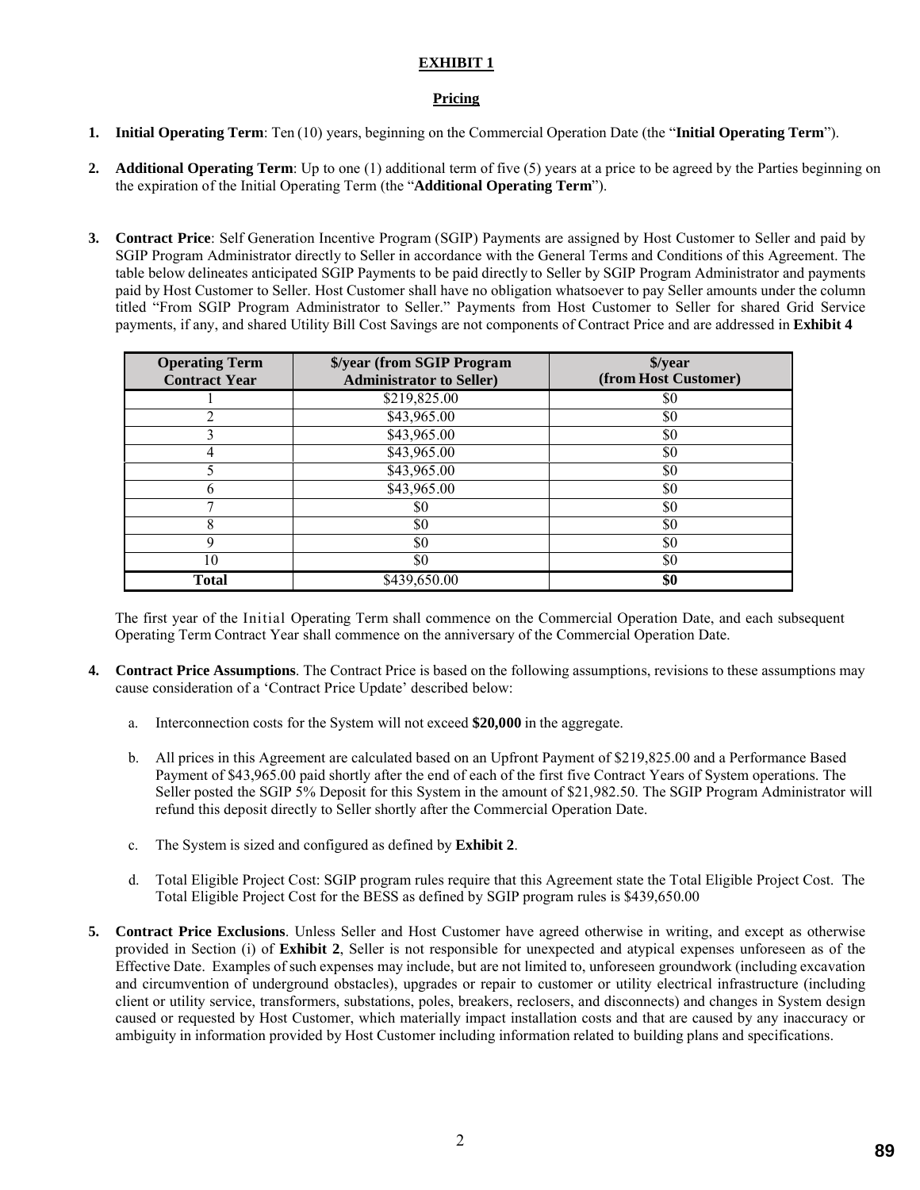**EXHIBIT 1**

**Pricing**

1. **Initial Operating Term**: Ten (10) years, beginning on the Commercial Operation Date (the "**Initial Operating Term**").

2. **Additional Operating Term**: Up to one (1) additional term of five (5) years at a price to be agreed by the Parties beginning on the expiration of the Initial Operating Term (the "**Additional Operating Term**").

3. **Contract Price**: Self Generation Incentive Program (SGIP) Payments are assigned by Host Customer to Seller and paid by SGIP Program Administrator directly to Seller in accordance with the General Terms and Conditions of this Agreement. The table below delineates anticipated SGIP Payments to be paid directly to Seller by SGIP Program Administrator and payments paid by Host Customer to Seller. Host Customer shall have no obligation whatsoever to pay Seller amounts under the column titled "From SGIP Program Administrator to Seller." Payments from Host Customer to Seller for shared Grid Service payments, if any, and shared Utility Bill Cost Savings are not components of Contract Price and are addressed in **Exhibit 4**

| Operating Term Contract Year | $/year (from SGIP Program Administrator to Seller) | $/year (from Host Customer) |
|---|---|---|
| 1 | $219,825.00 | $0 |
| 2 | $43,965.00 | $0 |
| 3 | $43,965.00 | $0 |
| 4 | $43,965.00 | $0 |
| 5 | $43,965.00 | $0 |
| 6 | $43,965.00 | $0 |
| 7 | $0 | $0 |
| 8 | $0 | $0 |
| 9 | $0 | $0 |
| 10 | $0 | $0 |
| **Total** | $439,650.00 | **$0** |

The first year of the Initial Operating Term shall commence on the Commercial Operation Date, and each subsequent Operating Term Contract Year shall commence on the anniversary of the Commercial Operation Date.

4. **Contract Price Assumptions**. The Contract Price is based on the following assumptions, revisions to these assumptions may cause consideration of a 'Contract Price Update' described below:

   a. Interconnection costs for the System will not exceed **$20,000** in the aggregate.

   b. All prices in this Agreement are calculated based on an Upfront Payment of $219,825.00 and a Performance Based Payment of $43,965.00 paid shortly after the end of each of the first five Contract Years of System operations. The Seller posted the SGIP 5% Deposit for this System in the amount of $21,982.50. The SGIP Program Administrator will refund this deposit directly to Seller shortly after the Commercial Operation Date.

   c. The System is sized and configured as defined by **Exhibit 2**.

   d. Total Eligible Project Cost: SGIP program rules require that this Agreement state the Total Eligible Project Cost. The Total Eligible Project Cost for the BESS as defined by SGIP program rules is $439,650.00

5. **Contract Price Exclusions**. Unless Seller and Host Customer have agreed otherwise in writing, and except as otherwise provided in Section (i) of **Exhibit 2**, Seller is not responsible for unexpected and atypical expenses unforeseen as of the Effective Date. Examples of such expenses may include, but are not limited to, unforeseen groundwork (including excavation and circumvention of underground obstacles), upgrades or repair to customer or utility electrical infrastructure (including client or utility service, transformers, substations, poles, breakers, reclosers, and disconnects) and changes in System design caused or requested by Host Customer, which materially impact installation costs and that are caused by any inaccuracy or ambiguity in information provided by Host Customer including information related to building plans and specifications.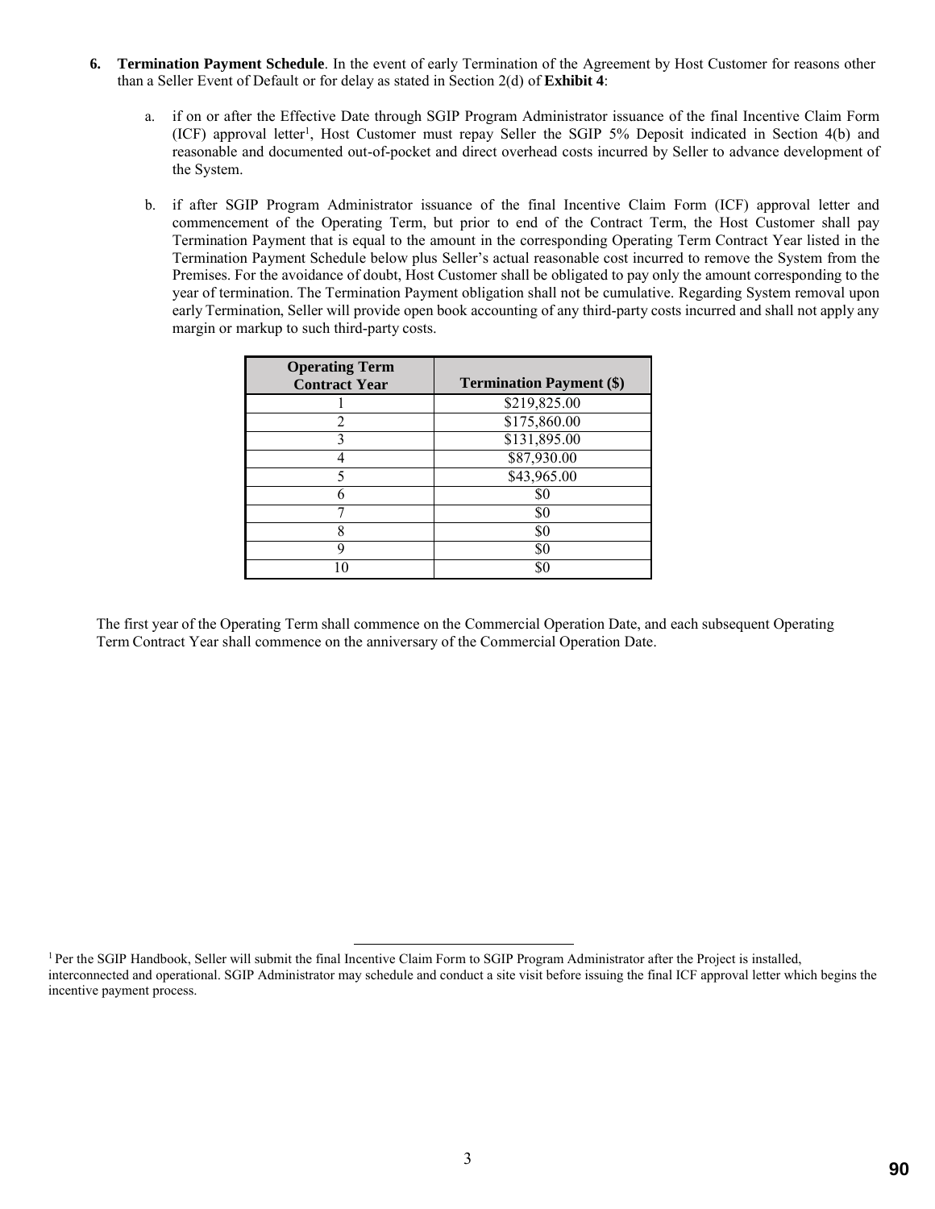6. **Termination Payment Schedule**. In the event of early Termination of the Agreement by Host Customer for reasons other than a Seller Event of Default or for delay as stated in Section 2(d) of **Exhibit 4**:

   a. if on or after the Effective Date through SGIP Program Administrator issuance of the final Incentive Claim Form (ICF) approval letter[1], Host Customer must repay Seller the SGIP 5% Deposit indicated in Section 4(b) and reasonable and documented out-of-pocket and direct overhead costs incurred by Seller to advance development of the System.

   b. if after SGIP Program Administrator issuance of the final Incentive Claim Form (ICF) approval letter and commencement of the Operating Term, but prior to end of the Contract Term, the Host Customer shall pay Termination Payment that is equal to the amount in the corresponding Operating Term Contract Year listed in the Termination Payment Schedule below plus Seller's actual reasonable cost incurred to remove the System from the Premises. For the avoidance of doubt, Host Customer shall be obligated to pay only the amount corresponding to the year of termination. The Termination Payment obligation shall not be cumulative. Regarding System removal upon early Termination, Seller will provide open book accounting of any third-party costs incurred and shall not apply any margin or markup to such third-party costs.

| Operating Term Contract Year | Termination Payment ($) |
|---|---|
| 1 | $219,825.00 |
| 2 | $175,860.00 |
| 3 | $131,895.00 |
| 4 | $87,930.00 |
| 5 | $43,965.00 |
| 6 | $0 |
| 7 | $0 |
| 8 | $0 |
| 9 | $0 |
| 10 | $0 |

The first year of the Operating Term shall commence on the Commercial Operation Date, and each subsequent Operating Term Contract Year shall commence on the anniversary of the Commercial Operation Date.

[1] Per the SGIP Handbook, Seller will submit the final Incentive Claim Form to SGIP Program Administrator after the Project is installed, interconnected and operational. SGIP Administrator may schedule and conduct a site visit before issuing the final ICF approval letter which begins the incentive payment process.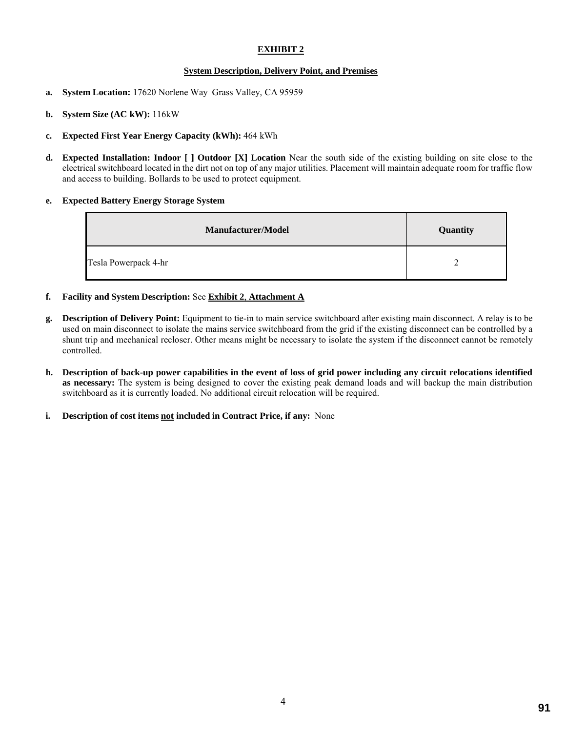# EXHIBIT 2

## System Description, Delivery Point, and Premises

**a. System Location:** 17620 Norlene Way Grass Valley, CA 95959

**b. System Size (AC kW):** 116kW

**c. Expected First Year Energy Capacity (kWh):** 464 kWh

**d. Expected Installation: Indoor [ ] Outdoor [X] Location** Near the south side of the existing building on site close to the electrical switchboard located in the dirt not on top of any major utilities. Placement will maintain adequate room for traffic flow and access to building. Bollards to be used to protect equipment.

**e. Expected Battery Energy Storage System**

| Manufacturer/Model | Quantity |
|---|---|
| Tesla Powerpack 4-hr | 2 |

**f. Facility and System Description:** See **Exhibit 2**, **Attachment A**

**g. Description of Delivery Point:** Equipment to tie-in to main service switchboard after existing main disconnect. A relay is to be used on main disconnect to isolate the mains service switchboard from the grid if the existing disconnect can be controlled by a shunt trip and mechanical recloser. Other means might be necessary to isolate the system if the disconnect cannot be remotely controlled.

**h. Description of back-up power capabilities in the event of loss of grid power including any circuit relocations identified as necessary:** The system is being designed to cover the existing peak demand loads and will backup the main distribution switchboard as it is currently loaded. No additional circuit relocation will be required.

**i. Description of cost items not included in Contract Price, if any:** None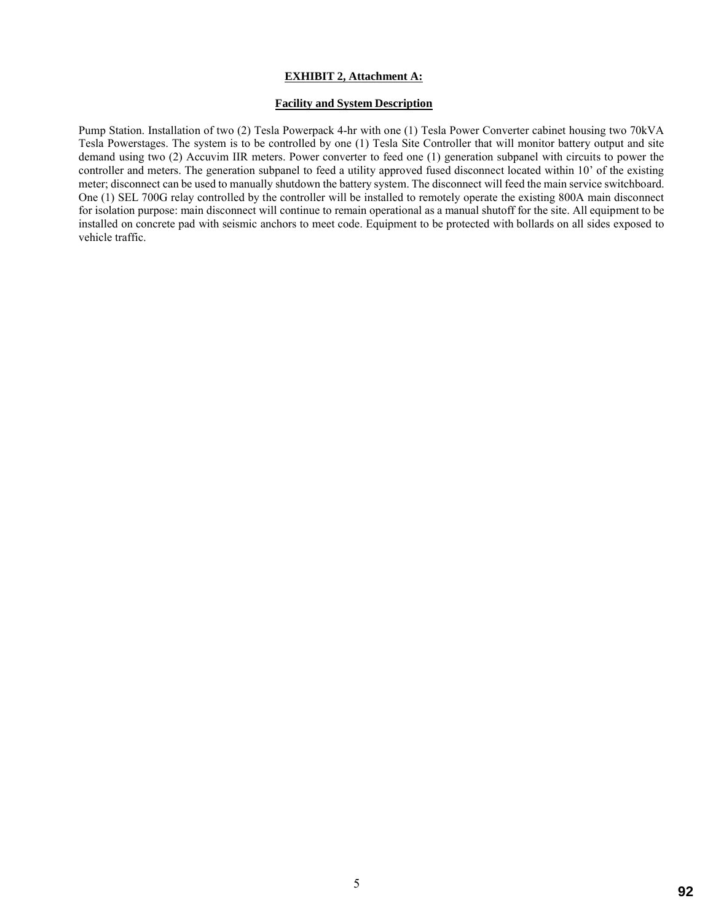**EXHIBIT 2, Attachment A:**

**Facility and System Description**

Pump Station. Installation of two (2) Tesla Powerpack 4-hr with one (1) Tesla Power Converter cabinet housing two 70kVA Tesla Powerstages. The system is to be controlled by one (1) Tesla Site Controller that will monitor battery output and site demand using two (2) Accuvim IIR meters. Power converter to feed one (1) generation subpanel with circuits to power the controller and meters. The generation subpanel to feed a utility approved fused disconnect located within 10' of the existing meter; disconnect can be used to manually shutdown the battery system. The disconnect will feed the main service switchboard. One (1) SEL 700G relay controlled by the controller will be installed to remotely operate the existing 800A main disconnect for isolation purpose: main disconnect will continue to remain operational as a manual shutoff for the site. All equipment to be installed on concrete pad with seismic anchors to meet code. Equipment to be protected with bollards on all sides exposed to vehicle traffic.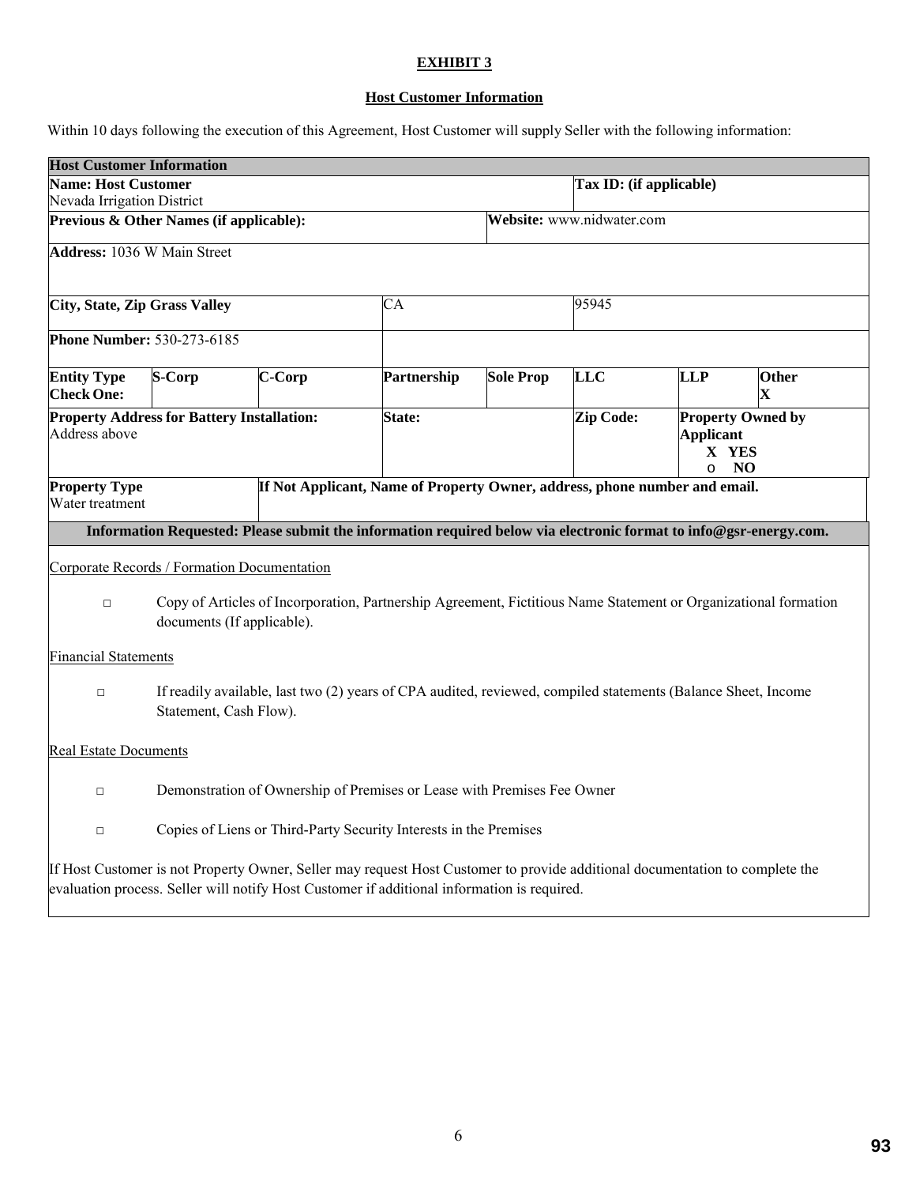**EXHIBIT 3**

**Host Customer Information**

Within 10 days following the execution of this Agreement, Host Customer will supply Seller with the following information:

| **Host Customer Information** | | | | | | | |
|---|---|---|---|---|---|---|---|
| **Name: Host Customer**<br>Nevada Irrigation District | | | | | **Tax ID: (if applicable)** | | |
| **Previous & Other Names (if applicable):** | | | | **Website:** www.nidwater.com | | | |
| **Address:** 1036 W Main Street | | | | | | | |
| **City, State, Zip Grass Valley** | | | CA | | 95945 | | |
| **Phone Number:** 530-273-6185 | | | | | | | |
| **Entity Type Check One:** | **S-Corp** | **C-Corp** | **Partnership** | **Sole Prop** | **LLC** | **LLP** | **Other**<br>**X** |
| **Property Address for Battery Installation:**<br>Address above | | | **State:** | | **Zip Code:** | **Property Owned by Applicant**<br>**X YES**<br>o **NO** | |
| **Property Type**<br>Water treatment | | **If Not Applicant, Name of Property Owner, address, phone number and email.** | | | | | |
| **Information Requested: Please submit the information required below via electronic format to info@gsr-energy.com.** | | | | | | | |

Corporate Records / Formation Documentation

- □ Copy of Articles of Incorporation, Partnership Agreement, Fictitious Name Statement or Organizational formation documents (If applicable).

Financial Statements

- □ If readily available, last two (2) years of CPA audited, reviewed, compiled statements (Balance Sheet, Income Statement, Cash Flow).

Real Estate Documents

- □ Demonstration of Ownership of Premises or Lease with Premises Fee Owner
- □ Copies of Liens or Third-Party Security Interests in the Premises

If Host Customer is not Property Owner, Seller may request Host Customer to provide additional documentation to complete the evaluation process. Seller will notify Host Customer if additional information is required.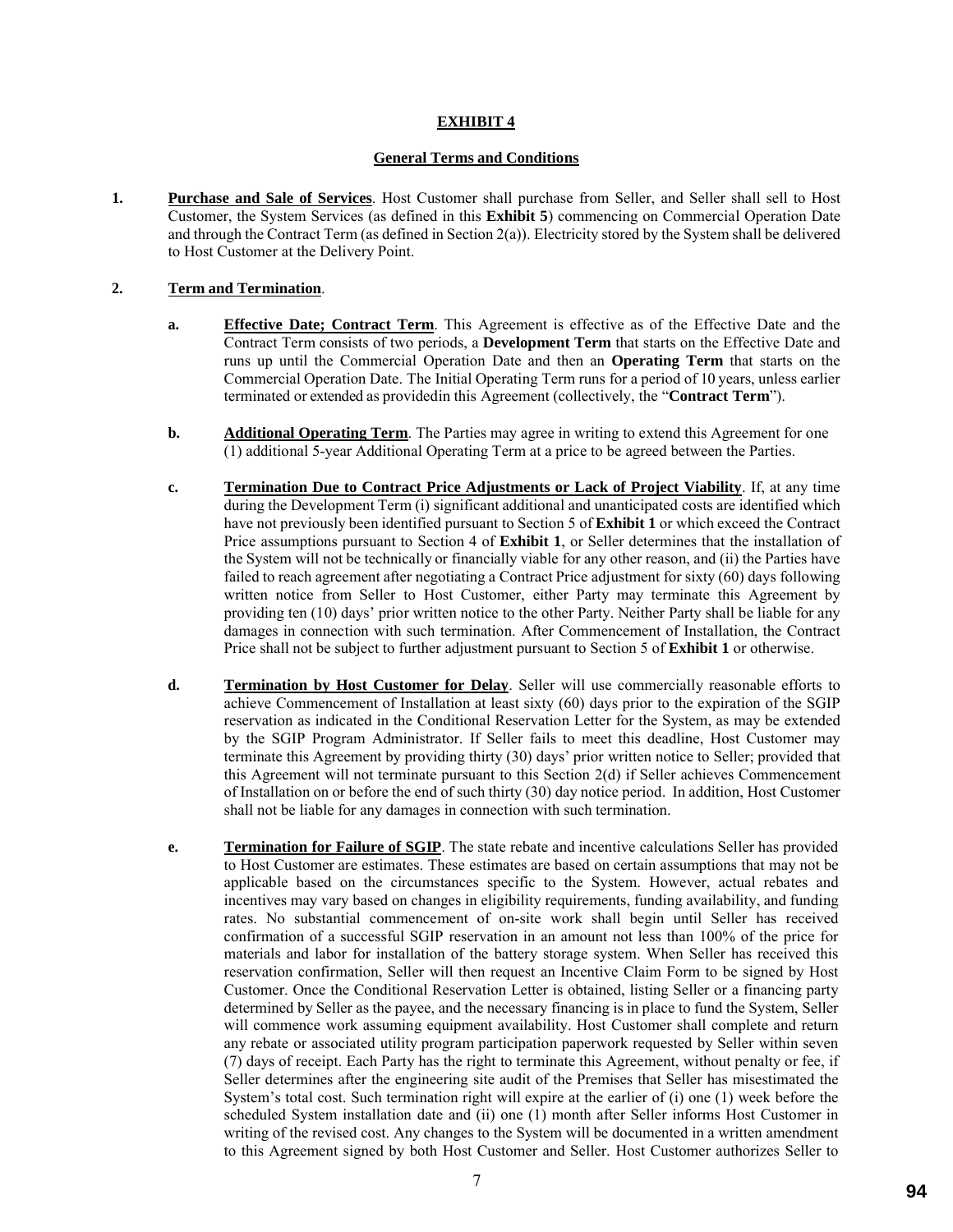# EXHIBIT 4

## General Terms and Conditions

1. **Purchase and Sale of Services**. Host Customer shall purchase from Seller, and Seller shall sell to Host Customer, the System Services (as defined in this **Exhibit 5**) commencing on Commercial Operation Date and through the Contract Term (as defined in Section 2(a)). Electricity stored by the System shall be delivered to Host Customer at the Delivery Point.

2. **Term and Termination**.

   a. **Effective Date; Contract Term**. This Agreement is effective as of the Effective Date and the Contract Term consists of two periods, a **Development Term** that starts on the Effective Date and runs up until the Commercial Operation Date and then an **Operating Term** that starts on the Commercial Operation Date. The Initial Operating Term runs for a period of 10 years, unless earlier terminated or extended as providedin this Agreement (collectively, the "**Contract Term**").

   b. **Additional Operating Term**. The Parties may agree in writing to extend this Agreement for one (1) additional 5-year Additional Operating Term at a price to be agreed between the Parties.

   c. **Termination Due to Contract Price Adjustments or Lack of Project Viability**. If, at any time during the Development Term (i) significant additional and unanticipated costs are identified which have not previously been identified pursuant to Section 5 of **Exhibit 1** or which exceed the Contract Price assumptions pursuant to Section 4 of **Exhibit 1**, or Seller determines that the installation of the System will not be technically or financially viable for any other reason, and (ii) the Parties have failed to reach agreement after negotiating a Contract Price adjustment for sixty (60) days following written notice from Seller to Host Customer, either Party may terminate this Agreement by providing ten (10) days' prior written notice to the other Party. Neither Party shall be liable for any damages in connection with such termination. After Commencement of Installation, the Contract Price shall not be subject to further adjustment pursuant to Section 5 of **Exhibit 1** or otherwise.

   d. **Termination by Host Customer for Delay**. Seller will use commercially reasonable efforts to achieve Commencement of Installation at least sixty (60) days prior to the expiration of the SGIP reservation as indicated in the Conditional Reservation Letter for the System, as may be extended by the SGIP Program Administrator. If Seller fails to meet this deadline, Host Customer may terminate this Agreement by providing thirty (30) days' prior written notice to Seller; provided that this Agreement will not terminate pursuant to this Section 2(d) if Seller achieves Commencement of Installation on or before the end of such thirty (30) day notice period. In addition, Host Customer shall not be liable for any damages in connection with such termination.

   e. **Termination for Failure of SGIP**. The state rebate and incentive calculations Seller has provided to Host Customer are estimates. These estimates are based on certain assumptions that may not be applicable based on the circumstances specific to the System. However, actual rebates and incentives may vary based on changes in eligibility requirements, funding availability, and funding rates. No substantial commencement of on-site work shall begin until Seller has received confirmation of a successful SGIP reservation in an amount not less than 100% of the price for materials and labor for installation of the battery storage system. When Seller has received this reservation confirmation, Seller will then request an Incentive Claim Form to be signed by Host Customer. Once the Conditional Reservation Letter is obtained, listing Seller or a financing party determined by Seller as the payee, and the necessary financing is in place to fund the System, Seller will commence work assuming equipment availability. Host Customer shall complete and return any rebate or associated utility program participation paperwork requested by Seller within seven (7) days of receipt. Each Party has the right to terminate this Agreement, without penalty or fee, if Seller determines after the engineering site audit of the Premises that Seller has misestimated the System's total cost. Such termination right will expire at the earlier of (i) one (1) week before the scheduled System installation date and (ii) one (1) month after Seller informs Host Customer in writing of the revised cost. Any changes to the System will be documented in a written amendment to this Agreement signed by both Host Customer and Seller. Host Customer authorizes Seller to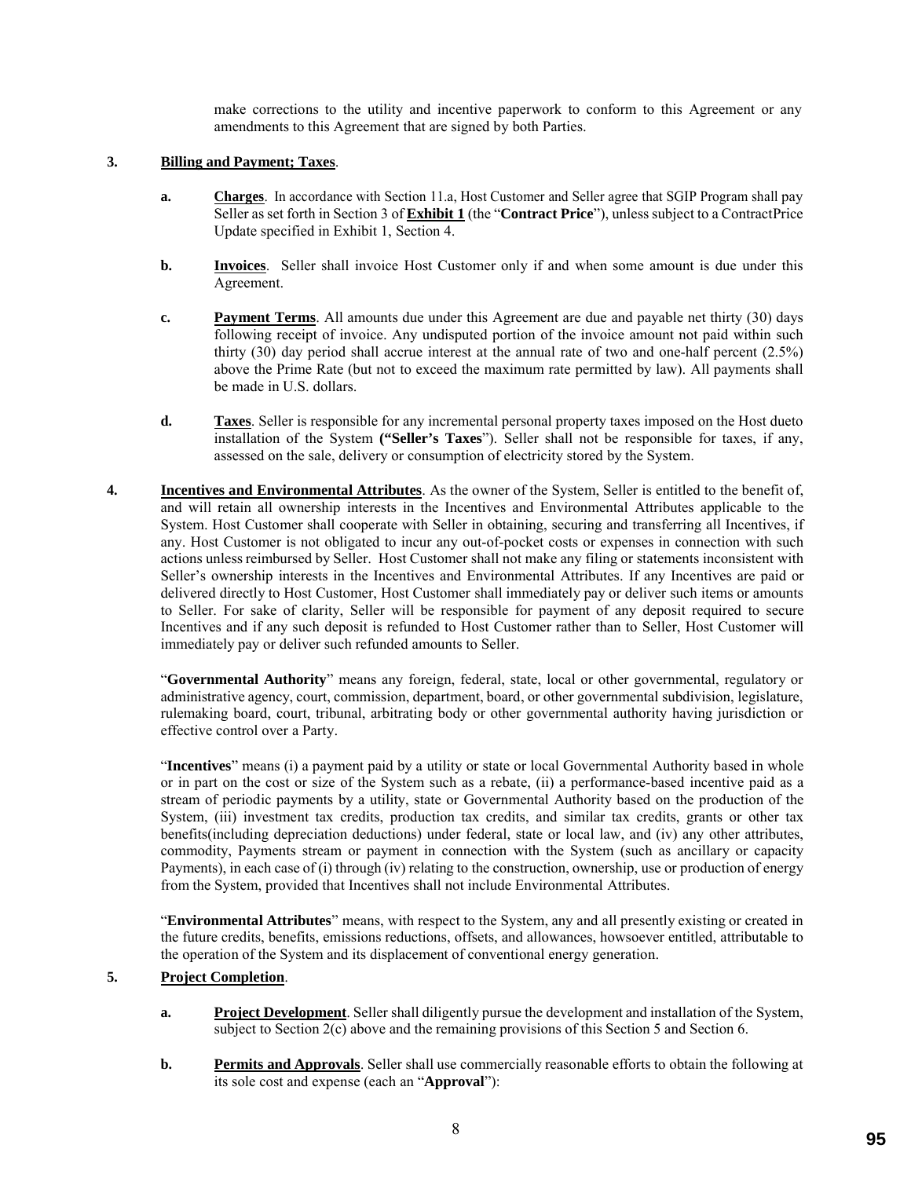make corrections to the utility and incentive paperwork to conform to this Agreement or any amendments to this Agreement that are signed by both Parties.

**3. Billing and Payment; Taxes**.

**a. Charges**. In accordance with Section 11.a, Host Customer and Seller agree that SGIP Program shall pay Seller as set forth in Section 3 of **Exhibit 1** (the "**Contract Price**"), unless subject to a ContractPrice Update specified in Exhibit 1, Section 4.

**b. Invoices**. Seller shall invoice Host Customer only if and when some amount is due under this Agreement.

**c. Payment Terms**. All amounts due under this Agreement are due and payable net thirty (30) days following receipt of invoice. Any undisputed portion of the invoice amount not paid within such thirty (30) day period shall accrue interest at the annual rate of two and one-half percent (2.5%) above the Prime Rate (but not to exceed the maximum rate permitted by law). All payments shall be made in U.S. dollars.

**d. Taxes**. Seller is responsible for any incremental personal property taxes imposed on the Host dueto installation of the System **("Seller's Taxes**"). Seller shall not be responsible for taxes, if any, assessed on the sale, delivery or consumption of electricity stored by the System.

**4. Incentives and Environmental Attributes**. As the owner of the System, Seller is entitled to the benefit of, and will retain all ownership interests in the Incentives and Environmental Attributes applicable to the System. Host Customer shall cooperate with Seller in obtaining, securing and transferring all Incentives, if any. Host Customer is not obligated to incur any out-of-pocket costs or expenses in connection with such actions unless reimbursed by Seller. Host Customer shall not make any filing or statements inconsistent with Seller's ownership interests in the Incentives and Environmental Attributes. If any Incentives are paid or delivered directly to Host Customer, Host Customer shall immediately pay or deliver such items or amounts to Seller. For sake of clarity, Seller will be responsible for payment of any deposit required to secure Incentives and if any such deposit is refunded to Host Customer rather than to Seller, Host Customer will immediately pay or deliver such refunded amounts to Seller.

"**Governmental Authority**" means any foreign, federal, state, local or other governmental, regulatory or administrative agency, court, commission, department, board, or other governmental subdivision, legislature, rulemaking board, court, tribunal, arbitrating body or other governmental authority having jurisdiction or effective control over a Party.

"**Incentives**" means (i) a payment paid by a utility or state or local Governmental Authority based in whole or in part on the cost or size of the System such as a rebate, (ii) a performance-based incentive paid as a stream of periodic payments by a utility, state or Governmental Authority based on the production of the System, (iii) investment tax credits, production tax credits, and similar tax credits, grants or other tax benefits(including depreciation deductions) under federal, state or local law, and (iv) any other attributes, commodity, Payments stream or payment in connection with the System (such as ancillary or capacity Payments), in each case of (i) through (iv) relating to the construction, ownership, use or production of energy from the System, provided that Incentives shall not include Environmental Attributes.

"**Environmental Attributes**" means, with respect to the System, any and all presently existing or created in the future credits, benefits, emissions reductions, offsets, and allowances, howsoever entitled, attributable to the operation of the System and its displacement of conventional energy generation.

**5. Project Completion**.

**a. Project Development**. Seller shall diligently pursue the development and installation of the System, subject to Section 2(c) above and the remaining provisions of this Section 5 and Section 6.

**b. Permits and Approvals**. Seller shall use commercially reasonable efforts to obtain the following at its sole cost and expense (each an "**Approval**"):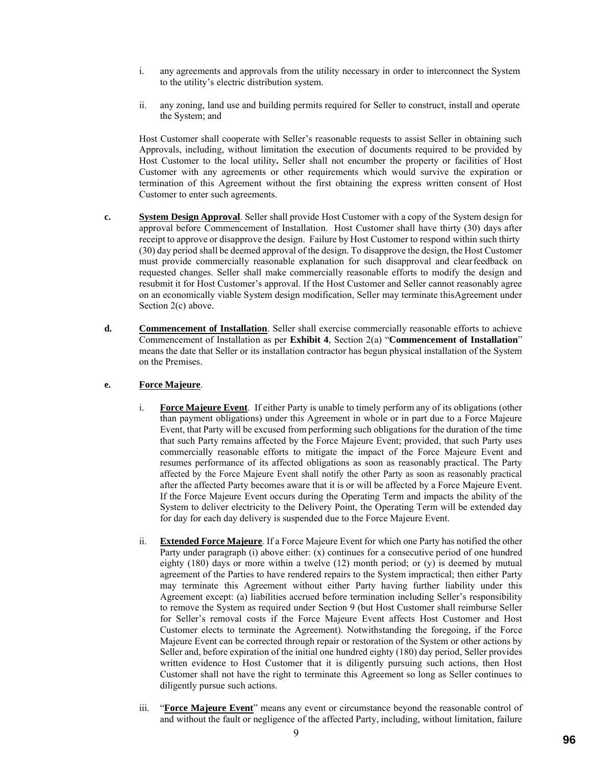i. any agreements and approvals from the utility necessary in order to interconnect the System to the utility's electric distribution system.

ii. any zoning, land use and building permits required for Seller to construct, install and operate the System; and

Host Customer shall cooperate with Seller's reasonable requests to assist Seller in obtaining such Approvals, including, without limitation the execution of documents required to be provided by Host Customer to the local utility**.** Seller shall not encumber the property or facilities of Host Customer with any agreements or other requirements which would survive the expiration or termination of this Agreement without the first obtaining the express written consent of Host Customer to enter such agreements.

**c.** **System Design Approval**. Seller shall provide Host Customer with a copy of the System design for approval before Commencement of Installation. Host Customer shall have thirty (30) days after receipt to approve or disapprove the design. Failure by Host Customer to respond within such thirty (30) day period shall be deemed approval of the design. To disapprove the design, the Host Customer must provide commercially reasonable explanation for such disapproval and clearfeedback on requested changes. Seller shall make commercially reasonable efforts to modify the design and resubmit it for Host Customer's approval. If the Host Customer and Seller cannot reasonably agree on an economically viable System design modification, Seller may terminate thisAgreement under Section 2(c) above.

**d.** **Commencement of Installation**. Seller shall exercise commercially reasonable efforts to achieve Commencement of Installation as per **Exhibit 4**, Section 2(a) "**Commencement of Installation**" means the date that Seller or its installation contractor has begun physical installation of the System on the Premises.

**e.** **Force Majeure**.

i. **Force Majeure Event**. If either Party is unable to timely perform any of its obligations (other than payment obligations) under this Agreement in whole or in part due to a Force Majeure Event, that Party will be excused from performing such obligations for the duration of the time that such Party remains affected by the Force Majeure Event; provided, that such Party uses commercially reasonable efforts to mitigate the impact of the Force Majeure Event and resumes performance of its affected obligations as soon as reasonably practical. The Party affected by the Force Majeure Event shall notify the other Party as soon as reasonably practical after the affected Party becomes aware that it is or will be affected by a Force Majeure Event. If the Force Majeure Event occurs during the Operating Term and impacts the ability of the System to deliver electricity to the Delivery Point, the Operating Term will be extended day for day for each day delivery is suspended due to the Force Majeure Event.

ii. **Extended Force Majeure**. If a Force Majeure Event for which one Party has notified the other Party under paragraph (i) above either: (x) continues for a consecutive period of one hundred eighty (180) days or more within a twelve (12) month period; or (y) is deemed by mutual agreement of the Parties to have rendered repairs to the System impractical; then either Party may terminate this Agreement without either Party having further liability under this Agreement except: (a) liabilities accrued before termination including Seller's responsibility to remove the System as required under Section 9 (but Host Customer shall reimburse Seller for Seller's removal costs if the Force Majeure Event affects Host Customer and Host Customer elects to terminate the Agreement). Notwithstanding the foregoing, if the Force Majeure Event can be corrected through repair or restoration of the System or other actions by Seller and, before expiration of the initial one hundred eighty (180) day period, Seller provides written evidence to Host Customer that it is diligently pursuing such actions, then Host Customer shall not have the right to terminate this Agreement so long as Seller continues to diligently pursue such actions.

iii. "**Force Majeure Event**" means any event or circumstance beyond the reasonable control of and without the fault or negligence of the affected Party, including, without limitation, failure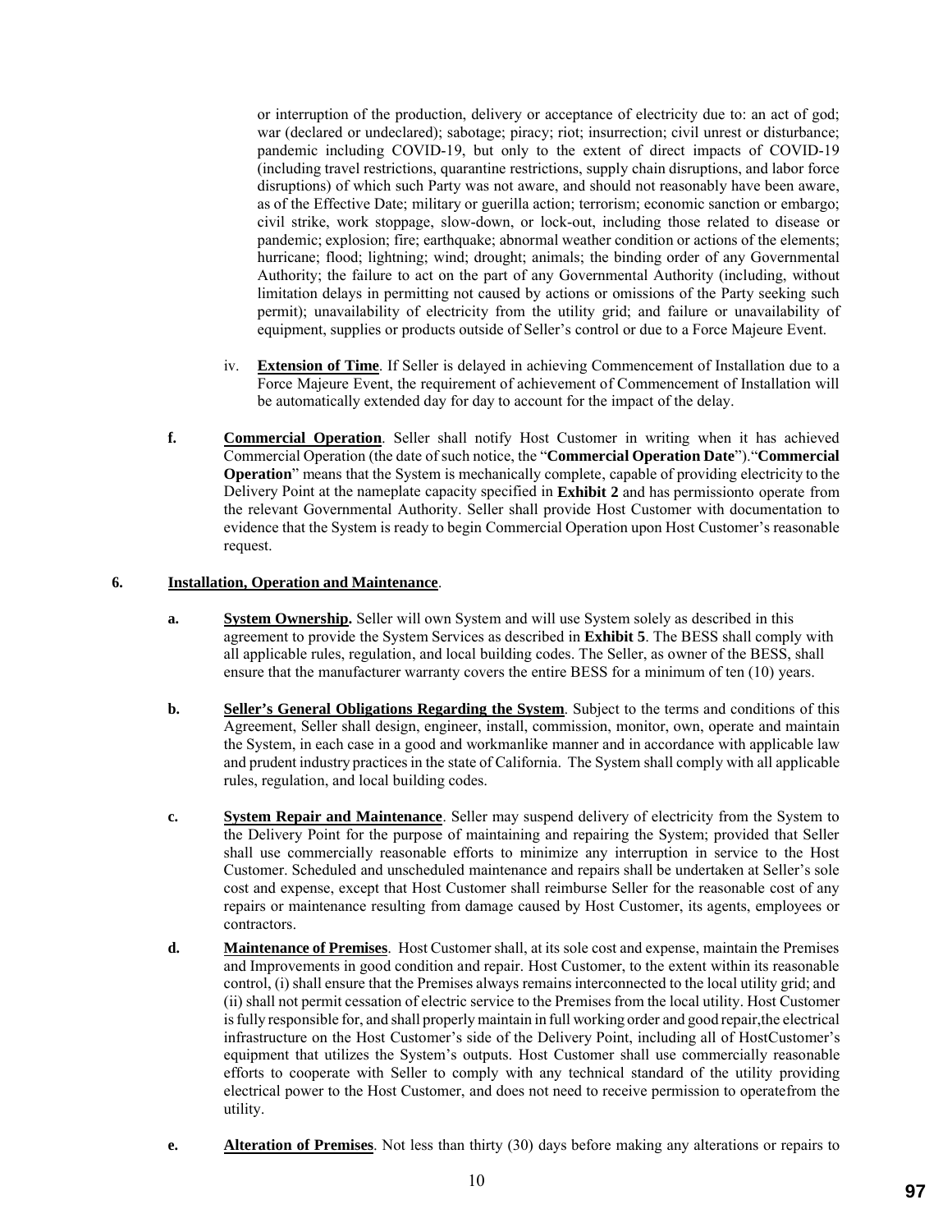or interruption of the production, delivery or acceptance of electricity due to: an act of god; war (declared or undeclared); sabotage; piracy; riot; insurrection; civil unrest or disturbance; pandemic including COVID-19, but only to the extent of direct impacts of COVID-19 (including travel restrictions, quarantine restrictions, supply chain disruptions, and labor force disruptions) of which such Party was not aware, and should not reasonably have been aware, as of the Effective Date; military or guerilla action; terrorism; economic sanction or embargo; civil strike, work stoppage, slow-down, or lock-out, including those related to disease or pandemic; explosion; fire; earthquake; abnormal weather condition or actions of the elements; hurricane; flood; lightning; wind; drought; animals; the binding order of any Governmental Authority; the failure to act on the part of any Governmental Authority (including, without limitation delays in permitting not caused by actions or omissions of the Party seeking such permit); unavailability of electricity from the utility grid; and failure or unavailability of equipment, supplies or products outside of Seller's control or due to a Force Majeure Event.

iv. **Extension of Time**. If Seller is delayed in achieving Commencement of Installation due to a Force Majeure Event, the requirement of achievement of Commencement of Installation will be automatically extended day for day to account for the impact of the delay.

**f.** **Commercial Operation**. Seller shall notify Host Customer in writing when it has achieved Commercial Operation (the date of such notice, the "**Commercial Operation Date**")."**Commercial Operation**" means that the System is mechanically complete, capable of providing electricity to the Delivery Point at the nameplate capacity specified in **Exhibit 2** and has permissionto operate from the relevant Governmental Authority. Seller shall provide Host Customer with documentation to evidence that the System is ready to begin Commercial Operation upon Host Customer's reasonable request.

**6.** **Installation, Operation and Maintenance**.

**a.** **System Ownership.** Seller will own System and will use System solely as described in this agreement to provide the System Services as described in **Exhibit 5**. The BESS shall comply with all applicable rules, regulation, and local building codes. The Seller, as owner of the BESS, shall ensure that the manufacturer warranty covers the entire BESS for a minimum of ten (10) years.

**b.** **Seller's General Obligations Regarding the System**. Subject to the terms and conditions of this Agreement, Seller shall design, engineer, install, commission, monitor, own, operate and maintain the System, in each case in a good and workmanlike manner and in accordance with applicable law and prudent industry practices in the state of California. The System shall comply with all applicable rules, regulation, and local building codes.

**c.** **System Repair and Maintenance**. Seller may suspend delivery of electricity from the System to the Delivery Point for the purpose of maintaining and repairing the System; provided that Seller shall use commercially reasonable efforts to minimize any interruption in service to the Host Customer. Scheduled and unscheduled maintenance and repairs shall be undertaken at Seller's sole cost and expense, except that Host Customer shall reimburse Seller for the reasonable cost of any repairs or maintenance resulting from damage caused by Host Customer, its agents, employees or contractors.

**d.** **Maintenance of Premises**. Host Customer shall, at its sole cost and expense, maintain the Premises and Improvements in good condition and repair. Host Customer, to the extent within its reasonable control, (i) shall ensure that the Premises always remains interconnected to the local utility grid; and (ii) shall not permit cessation of electric service to the Premises from the local utility. Host Customer is fully responsible for, and shall properly maintain in full working order and good repair,the electrical infrastructure on the Host Customer's side of the Delivery Point, including all of HostCustomer's equipment that utilizes the System's outputs. Host Customer shall use commercially reasonable efforts to cooperate with Seller to comply with any technical standard of the utility providing electrical power to the Host Customer, and does not need to receive permission to operatefrom the utility.

**e.** **Alteration of Premises**. Not less than thirty (30) days before making any alterations or repairs to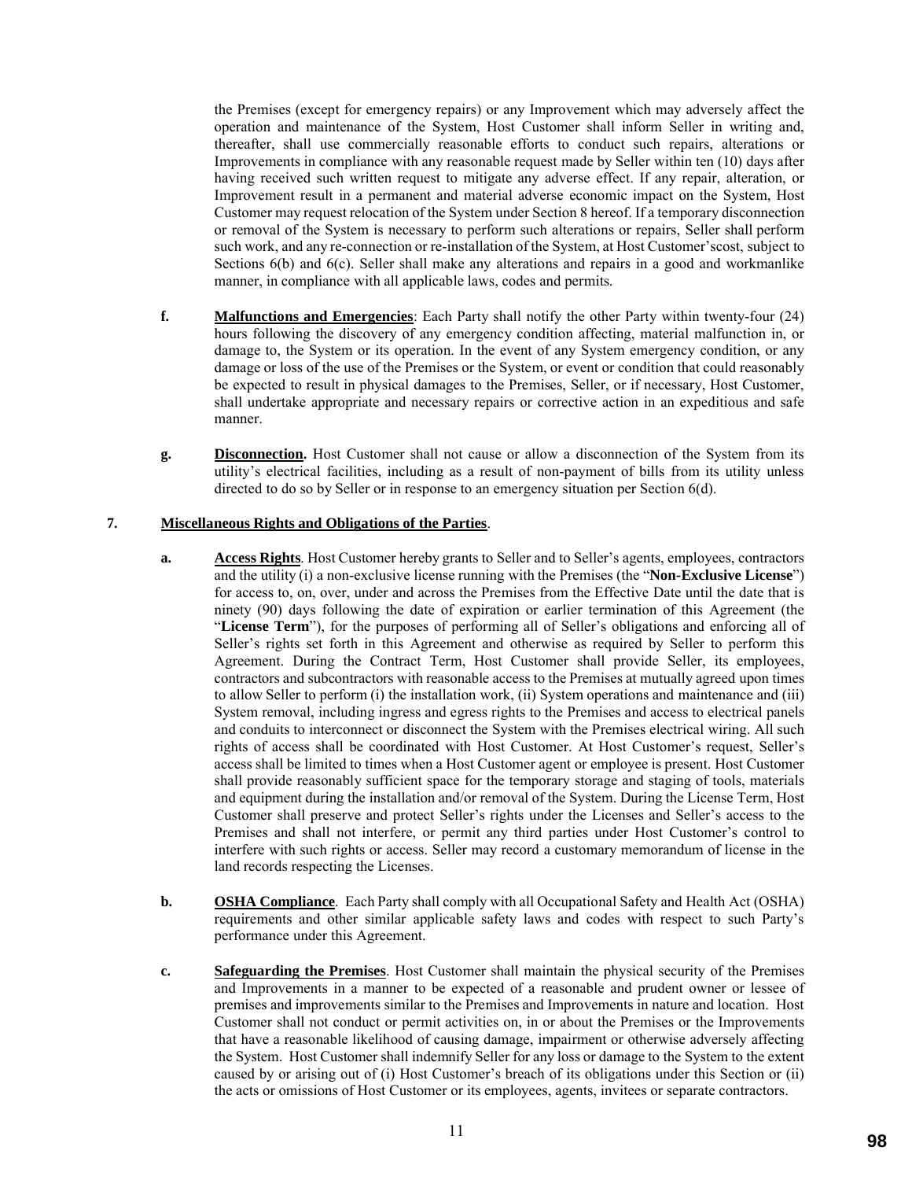the Premises (except for emergency repairs) or any Improvement which may adversely affect the operation and maintenance of the System, Host Customer shall inform Seller in writing and, thereafter, shall use commercially reasonable efforts to conduct such repairs, alterations or Improvements in compliance with any reasonable request made by Seller within ten (10) days after having received such written request to mitigate any adverse effect. If any repair, alteration, or Improvement result in a permanent and material adverse economic impact on the System, Host Customer may request relocation of the System under Section 8 hereof. If a temporary disconnection or removal of the System is necessary to perform such alterations or repairs, Seller shall perform such work, and any re-connection or re-installation of the System, at Host Customer'scost, subject to Sections 6(b) and 6(c). Seller shall make any alterations and repairs in a good and workmanlike manner, in compliance with all applicable laws, codes and permits.

**f.** **Malfunctions and Emergencies**: Each Party shall notify the other Party within twenty-four (24) hours following the discovery of any emergency condition affecting, material malfunction in, or damage to, the System or its operation. In the event of any System emergency condition, or any damage or loss of the use of the Premises or the System, or event or condition that could reasonably be expected to result in physical damages to the Premises, Seller, or if necessary, Host Customer, shall undertake appropriate and necessary repairs or corrective action in an expeditious and safe manner.

**g.** **Disconnection.** Host Customer shall not cause or allow a disconnection of the System from its utility's electrical facilities, including as a result of non-payment of bills from its utility unless directed to do so by Seller or in response to an emergency situation per Section 6(d).

**7. Miscellaneous Rights and Obligations of the Parties**.

**a.** **Access Rights**. Host Customer hereby grants to Seller and to Seller's agents, employees, contractors and the utility (i) a non-exclusive license running with the Premises (the "**Non-Exclusive License**") for access to, on, over, under and across the Premises from the Effective Date until the date that is ninety (90) days following the date of expiration or earlier termination of this Agreement (the "**License Term**"), for the purposes of performing all of Seller's obligations and enforcing all of Seller's rights set forth in this Agreement and otherwise as required by Seller to perform this Agreement. During the Contract Term, Host Customer shall provide Seller, its employees, contractors and subcontractors with reasonable access to the Premises at mutually agreed upon times to allow Seller to perform (i) the installation work, (ii) System operations and maintenance and (iii) System removal, including ingress and egress rights to the Premises and access to electrical panels and conduits to interconnect or disconnect the System with the Premises electrical wiring. All such rights of access shall be coordinated with Host Customer. At Host Customer's request, Seller's access shall be limited to times when a Host Customer agent or employee is present. Host Customer shall provide reasonably sufficient space for the temporary storage and staging of tools, materials and equipment during the installation and/or removal of the System. During the License Term, Host Customer shall preserve and protect Seller's rights under the Licenses and Seller's access to the Premises and shall not interfere, or permit any third parties under Host Customer's control to interfere with such rights or access. Seller may record a customary memorandum of license in the land records respecting the Licenses.

**b.** **OSHA Compliance**. Each Party shall comply with all Occupational Safety and Health Act (OSHA) requirements and other similar applicable safety laws and codes with respect to such Party's performance under this Agreement.

**c.** **Safeguarding the Premises**. Host Customer shall maintain the physical security of the Premises and Improvements in a manner to be expected of a reasonable and prudent owner or lessee of premises and improvements similar to the Premises and Improvements in nature and location. Host Customer shall not conduct or permit activities on, in or about the Premises or the Improvements that have a reasonable likelihood of causing damage, impairment or otherwise adversely affecting the System. Host Customer shall indemnify Seller for any loss or damage to the System to the extent caused by or arising out of (i) Host Customer's breach of its obligations under this Section or (ii) the acts or omissions of Host Customer or its employees, agents, invitees or separate contractors.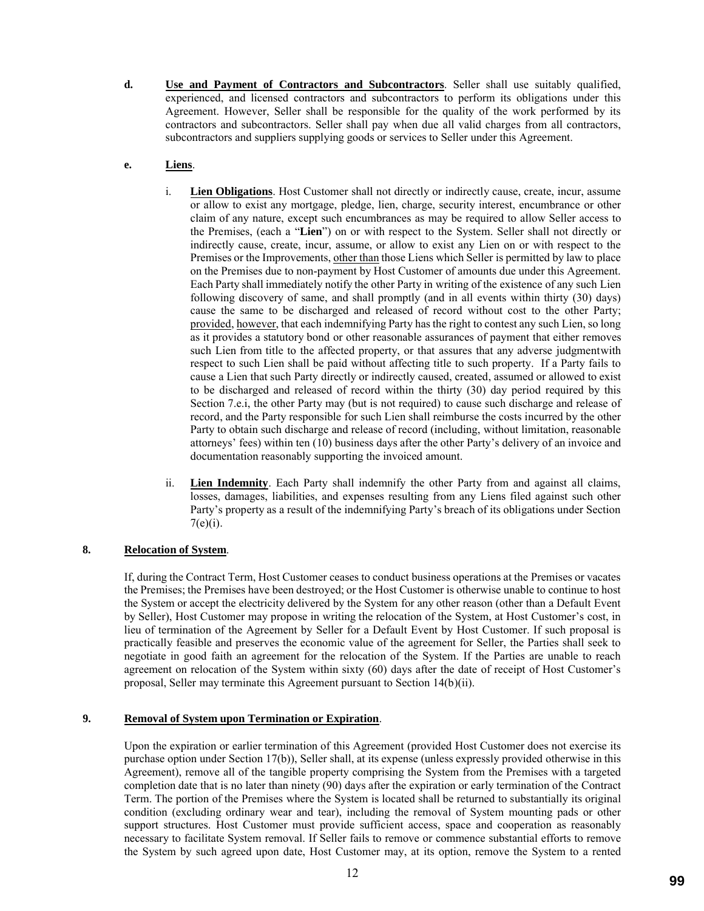**d.** **Use and Payment of Contractors and Subcontractors**. Seller shall use suitably qualified, experienced, and licensed contractors and subcontractors to perform its obligations under this Agreement. However, Seller shall be responsible for the quality of the work performed by its contractors and subcontractors. Seller shall pay when due all valid charges from all contractors, subcontractors and suppliers supplying goods or services to Seller under this Agreement.

**e.** **Liens**.

i. **Lien Obligations**. Host Customer shall not directly or indirectly cause, create, incur, assume or allow to exist any mortgage, pledge, lien, charge, security interest, encumbrance or other claim of any nature, except such encumbrances as may be required to allow Seller access to the Premises, (each a "**Lien**") on or with respect to the System. Seller shall not directly or indirectly cause, create, incur, assume, or allow to exist any Lien on or with respect to the Premises or the Improvements, other than those Liens which Seller is permitted by law to place on the Premises due to non-payment by Host Customer of amounts due under this Agreement. Each Party shall immediately notify the other Party in writing of the existence of any such Lien following discovery of same, and shall promptly (and in all events within thirty (30) days) cause the same to be discharged and released of record without cost to the other Party; provided, however, that each indemnifying Party has the right to contest any such Lien, so long as it provides a statutory bond or other reasonable assurances of payment that either removes such Lien from title to the affected property, or that assures that any adverse judgmentwith respect to such Lien shall be paid without affecting title to such property. If a Party fails to cause a Lien that such Party directly or indirectly caused, created, assumed or allowed to exist to be discharged and released of record within the thirty (30) day period required by this Section 7.e.i, the other Party may (but is not required) to cause such discharge and release of record, and the Party responsible for such Lien shall reimburse the costs incurred by the other Party to obtain such discharge and release of record (including, without limitation, reasonable attorneys' fees) within ten (10) business days after the other Party's delivery of an invoice and documentation reasonably supporting the invoiced amount.

ii. **Lien Indemnity**. Each Party shall indemnify the other Party from and against all claims, losses, damages, liabilities, and expenses resulting from any Liens filed against such other Party's property as a result of the indemnifying Party's breach of its obligations under Section 7(e)(i).

**8.** **Relocation of System**.

If, during the Contract Term, Host Customer ceases to conduct business operations at the Premises or vacates the Premises; the Premises have been destroyed; or the Host Customer is otherwise unable to continue to host the System or accept the electricity delivered by the System for any other reason (other than a Default Event by Seller), Host Customer may propose in writing the relocation of the System, at Host Customer's cost, in lieu of termination of the Agreement by Seller for a Default Event by Host Customer. If such proposal is practically feasible and preserves the economic value of the agreement for Seller, the Parties shall seek to negotiate in good faith an agreement for the relocation of the System. If the Parties are unable to reach agreement on relocation of the System within sixty (60) days after the date of receipt of Host Customer's proposal, Seller may terminate this Agreement pursuant to Section 14(b)(ii).

**9.** **Removal of System upon Termination or Expiration**.

Upon the expiration or earlier termination of this Agreement (provided Host Customer does not exercise its purchase option under Section 17(b)), Seller shall, at its expense (unless expressly provided otherwise in this Agreement), remove all of the tangible property comprising the System from the Premises with a targeted completion date that is no later than ninety (90) days after the expiration or early termination of the Contract Term. The portion of the Premises where the System is located shall be returned to substantially its original condition (excluding ordinary wear and tear), including the removal of System mounting pads or other support structures. Host Customer must provide sufficient access, space and cooperation as reasonably necessary to facilitate System removal. If Seller fails to remove or commence substantial efforts to remove the System by such agreed upon date, Host Customer may, at its option, remove the System to a rented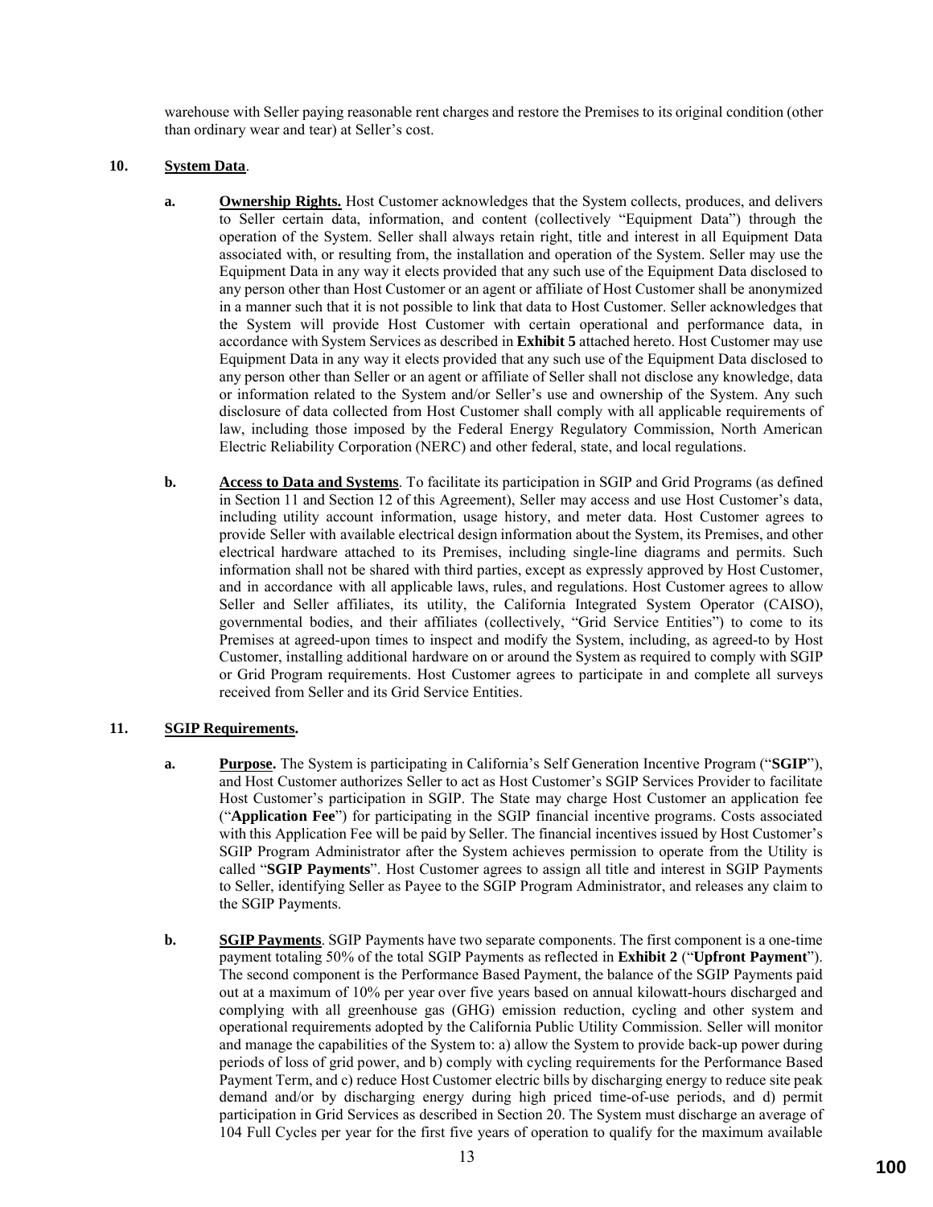warehouse with Seller paying reasonable rent charges and restore the Premises to its original condition (other than ordinary wear and tear) at Seller's cost.

**10. System Data**.

**a. Ownership Rights.** Host Customer acknowledges that the System collects, produces, and delivers to Seller certain data, information, and content (collectively "Equipment Data") through the operation of the System. Seller shall always retain right, title and interest in all Equipment Data associated with, or resulting from, the installation and operation of the System. Seller may use the Equipment Data in any way it elects provided that any such use of the Equipment Data disclosed to any person other than Host Customer or an agent or affiliate of Host Customer shall be anonymized in a manner such that it is not possible to link that data to Host Customer. Seller acknowledges that the System will provide Host Customer with certain operational and performance data, in accordance with System Services as described in **Exhibit 5** attached hereto. Host Customer may use Equipment Data in any way it elects provided that any such use of the Equipment Data disclosed to any person other than Seller or an agent or affiliate of Seller shall not disclose any knowledge, data or information related to the System and/or Seller's use and ownership of the System. Any such disclosure of data collected from Host Customer shall comply with all applicable requirements of law, including those imposed by the Federal Energy Regulatory Commission, North American Electric Reliability Corporation (NERC) and other federal, state, and local regulations.

**b. Access to Data and Systems**. To facilitate its participation in SGIP and Grid Programs (as defined in Section 11 and Section 12 of this Agreement), Seller may access and use Host Customer's data, including utility account information, usage history, and meter data. Host Customer agrees to provide Seller with available electrical design information about the System, its Premises, and other electrical hardware attached to its Premises, including single-line diagrams and permits. Such information shall not be shared with third parties, except as expressly approved by Host Customer, and in accordance with all applicable laws, rules, and regulations. Host Customer agrees to allow Seller and Seller affiliates, its utility, the California Integrated System Operator (CAISO), governmental bodies, and their affiliates (collectively, "Grid Service Entities") to come to its Premises at agreed-upon times to inspect and modify the System, including, as agreed-to by Host Customer, installing additional hardware on or around the System as required to comply with SGIP or Grid Program requirements. Host Customer agrees to participate in and complete all surveys received from Seller and its Grid Service Entities.

**11. SGIP Requirements.**

**a. Purpose.** The System is participating in California's Self Generation Incentive Program ("**SGIP**"), and Host Customer authorizes Seller to act as Host Customer's SGIP Services Provider to facilitate Host Customer's participation in SGIP. The State may charge Host Customer an application fee ("**Application Fee**") for participating in the SGIP financial incentive programs. Costs associated with this Application Fee will be paid by Seller. The financial incentives issued by Host Customer's SGIP Program Administrator after the System achieves permission to operate from the Utility is called "**SGIP Payments**". Host Customer agrees to assign all title and interest in SGIP Payments to Seller, identifying Seller as Payee to the SGIP Program Administrator, and releases any claim to the SGIP Payments.

**b. SGIP Payments**. SGIP Payments have two separate components. The first component is a one-time payment totaling 50% of the total SGIP Payments as reflected in **Exhibit 2** ("**Upfront Payment**"). The second component is the Performance Based Payment, the balance of the SGIP Payments paid out at a maximum of 10% per year over five years based on annual kilowatt-hours discharged and complying with all greenhouse gas (GHG) emission reduction, cycling and other system and operational requirements adopted by the California Public Utility Commission. Seller will monitor and manage the capabilities of the System to: a) allow the System to provide back-up power during periods of loss of grid power, and b) comply with cycling requirements for the Performance Based Payment Term, and c) reduce Host Customer electric bills by discharging energy to reduce site peak demand and/or by discharging energy during high priced time-of-use periods, and d) permit participation in Grid Services as described in Section 20. The System must discharge an average of 104 Full Cycles per year for the first five years of operation to qualify for the maximum available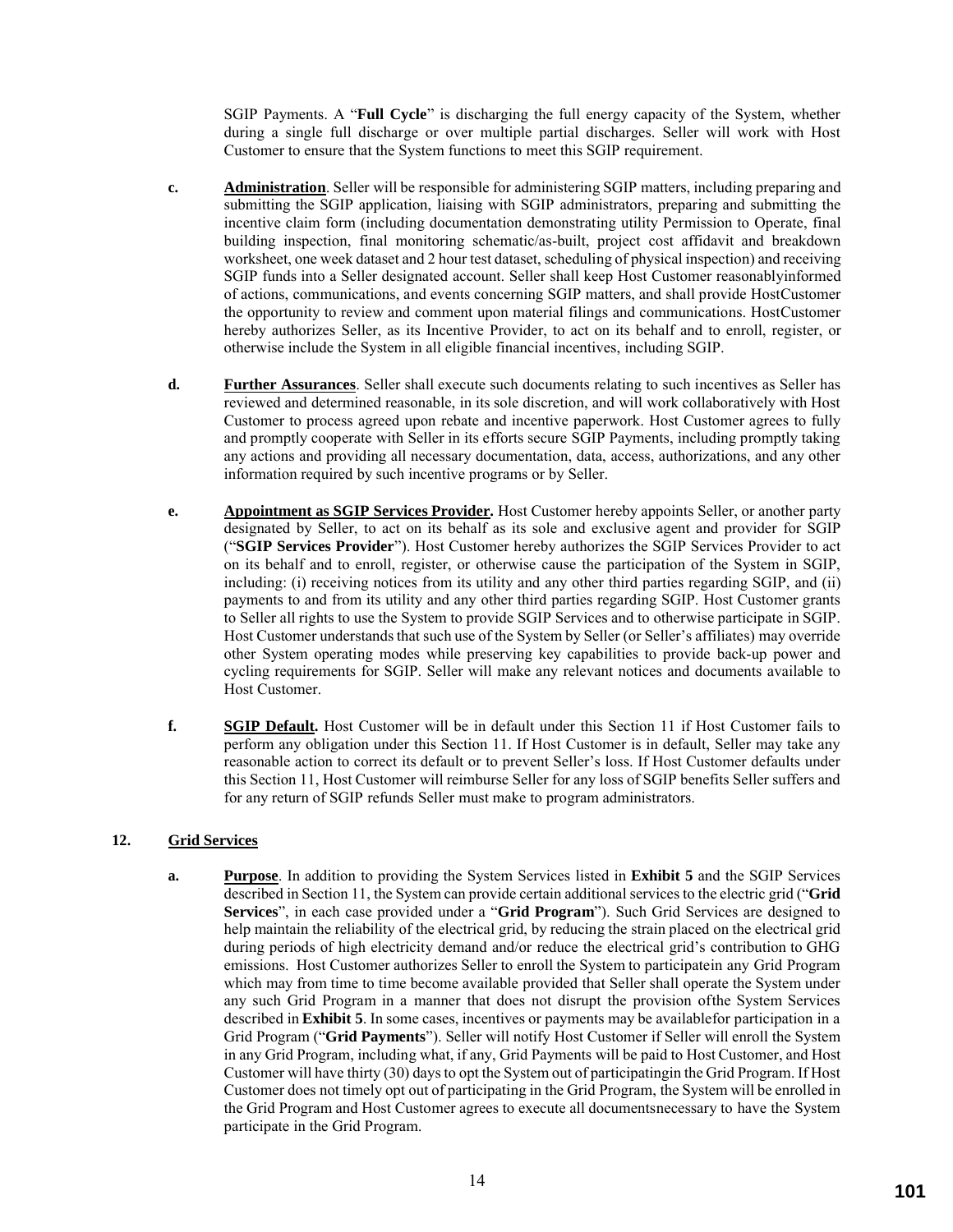SGIP Payments. A "**Full Cycle**" is discharging the full energy capacity of the System, whether during a single full discharge or over multiple partial discharges. Seller will work with Host Customer to ensure that the System functions to meet this SGIP requirement.

**c.** **Administration**. Seller will be responsible for administering SGIP matters, including preparing and submitting the SGIP application, liaising with SGIP administrators, preparing and submitting the incentive claim form (including documentation demonstrating utility Permission to Operate, final building inspection, final monitoring schematic/as-built, project cost affidavit and breakdown worksheet, one week dataset and 2 hour test dataset, scheduling of physical inspection) and receiving SGIP funds into a Seller designated account. Seller shall keep Host Customer reasonablyinformed of actions, communications, and events concerning SGIP matters, and shall provide HostCustomer the opportunity to review and comment upon material filings and communications. HostCustomer hereby authorizes Seller, as its Incentive Provider, to act on its behalf and to enroll, register, or otherwise include the System in all eligible financial incentives, including SGIP.

**d.** **Further Assurances**. Seller shall execute such documents relating to such incentives as Seller has reviewed and determined reasonable, in its sole discretion, and will work collaboratively with Host Customer to process agreed upon rebate and incentive paperwork. Host Customer agrees to fully and promptly cooperate with Seller in its efforts secure SGIP Payments, including promptly taking any actions and providing all necessary documentation, data, access, authorizations, and any other information required by such incentive programs or by Seller.

**e.** **Appointment as SGIP Services Provider.** Host Customer hereby appoints Seller, or another party designated by Seller, to act on its behalf as its sole and exclusive agent and provider for SGIP ("**SGIP Services Provider**"). Host Customer hereby authorizes the SGIP Services Provider to act on its behalf and to enroll, register, or otherwise cause the participation of the System in SGIP, including: (i) receiving notices from its utility and any other third parties regarding SGIP, and (ii) payments to and from its utility and any other third parties regarding SGIP. Host Customer grants to Seller all rights to use the System to provide SGIP Services and to otherwise participate in SGIP. Host Customer understands that such use of the System by Seller (or Seller's affiliates) may override other System operating modes while preserving key capabilities to provide back-up power and cycling requirements for SGIP. Seller will make any relevant notices and documents available to Host Customer.

**f.** **SGIP Default.** Host Customer will be in default under this Section 11 if Host Customer fails to perform any obligation under this Section 11. If Host Customer is in default, Seller may take any reasonable action to correct its default or to prevent Seller's loss. If Host Customer defaults under this Section 11, Host Customer will reimburse Seller for any loss of SGIP benefits Seller suffers and for any return of SGIP refunds Seller must make to program administrators.

**12.** **Grid Services**

**a.** **Purpose**. In addition to providing the System Services listed in **Exhibit 5** and the SGIP Services described in Section 11, the System can provide certain additional services to the electric grid ("**Grid Services**", in each case provided under a "**Grid Program**"). Such Grid Services are designed to help maintain the reliability of the electrical grid, by reducing the strain placed on the electrical grid during periods of high electricity demand and/or reduce the electrical grid's contribution to GHG emissions. Host Customer authorizes Seller to enroll the System to participatein any Grid Program which may from time to time become available provided that Seller shall operate the System under any such Grid Program in a manner that does not disrupt the provision ofthe System Services described in **Exhibit 5**. In some cases, incentives or payments may be availablefor participation in a Grid Program ("**Grid Payments**"). Seller will notify Host Customer if Seller will enroll the System in any Grid Program, including what, if any, Grid Payments will be paid to Host Customer, and Host Customer will have thirty (30) days to opt the System out of participatingin the Grid Program. If Host Customer does not timely opt out of participating in the Grid Program, the System will be enrolled in the Grid Program and Host Customer agrees to execute all documentsnecessary to have the System participate in the Grid Program.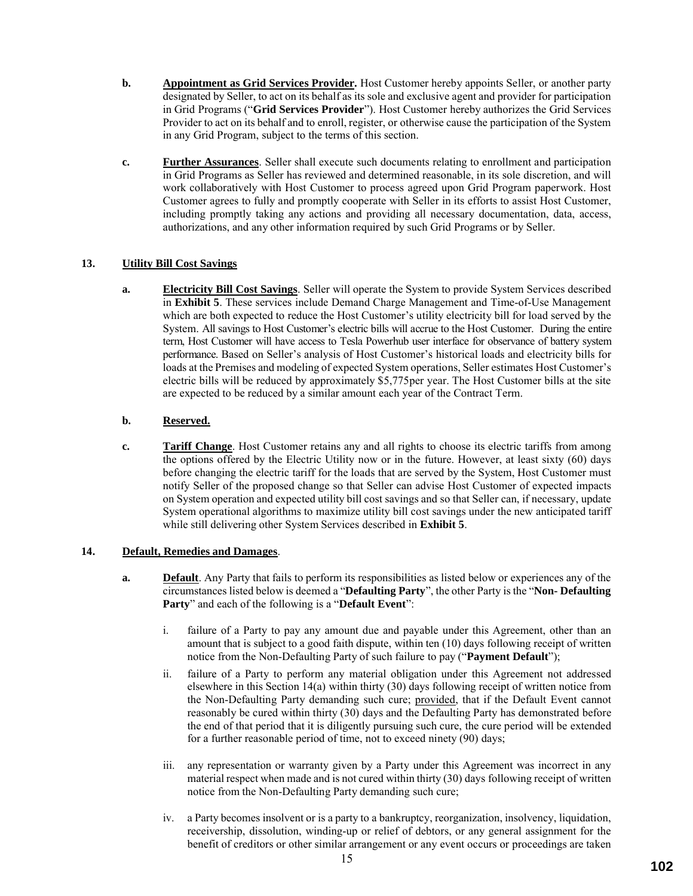**b.** **Appointment as Grid Services Provider.** Host Customer hereby appoints Seller, or another party designated by Seller, to act on its behalf as its sole and exclusive agent and provider for participation in Grid Programs ("**Grid Services Provider**"). Host Customer hereby authorizes the Grid Services Provider to act on its behalf and to enroll, register, or otherwise cause the participation of the System in any Grid Program, subject to the terms of this section.

**c.** **Further Assurances**. Seller shall execute such documents relating to enrollment and participation in Grid Programs as Seller has reviewed and determined reasonable, in its sole discretion, and will work collaboratively with Host Customer to process agreed upon Grid Program paperwork. Host Customer agrees to fully and promptly cooperate with Seller in its efforts to assist Host Customer, including promptly taking any actions and providing all necessary documentation, data, access, authorizations, and any other information required by such Grid Programs or by Seller.

**13. Utility Bill Cost Savings**

**a.** **Electricity Bill Cost Savings**. Seller will operate the System to provide System Services described in **Exhibit 5**. These services include Demand Charge Management and Time-of-Use Management which are both expected to reduce the Host Customer's utility electricity bill for load served by the System. All savings to Host Customer's electric bills will accrue to the Host Customer. During the entire term, Host Customer will have access to Tesla Powerhub user interface for observance of battery system performance. Based on Seller's analysis of Host Customer's historical loads and electricity bills for loads at the Premises and modeling of expected System operations, Seller estimates Host Customer's electric bills will be reduced by approximately $5,775per year. The Host Customer bills at the site are expected to be reduced by a similar amount each year of the Contract Term.

**b.** **Reserved.**

**c.** **Tariff Change**. Host Customer retains any and all rights to choose its electric tariffs from among the options offered by the Electric Utility now or in the future. However, at least sixty (60) days before changing the electric tariff for the loads that are served by the System, Host Customer must notify Seller of the proposed change so that Seller can advise Host Customer of expected impacts on System operation and expected utility bill cost savings and so that Seller can, if necessary, update System operational algorithms to maximize utility bill cost savings under the new anticipated tariff while still delivering other System Services described in **Exhibit 5**.

**14. Default, Remedies and Damages**.

**a.** **Default**. Any Party that fails to perform its responsibilities as listed below or experiences any of the circumstances listed below is deemed a "**Defaulting Party**", the other Party is the "**Non- Defaulting Party**" and each of the following is a "**Default Event**":

i. failure of a Party to pay any amount due and payable under this Agreement, other than an amount that is subject to a good faith dispute, within ten (10) days following receipt of written notice from the Non-Defaulting Party of such failure to pay ("**Payment Default**");

ii. failure of a Party to perform any material obligation under this Agreement not addressed elsewhere in this Section 14(a) within thirty (30) days following receipt of written notice from the Non-Defaulting Party demanding such cure; provided, that if the Default Event cannot reasonably be cured within thirty (30) days and the Defaulting Party has demonstrated before the end of that period that it is diligently pursuing such cure, the cure period will be extended for a further reasonable period of time, not to exceed ninety (90) days;

iii. any representation or warranty given by a Party under this Agreement was incorrect in any material respect when made and is not cured within thirty (30) days following receipt of written notice from the Non-Defaulting Party demanding such cure;

iv. a Party becomes insolvent or is a party to a bankruptcy, reorganization, insolvency, liquidation, receivership, dissolution, winding-up or relief of debtors, or any general assignment for the benefit of creditors or other similar arrangement or any event occurs or proceedings are taken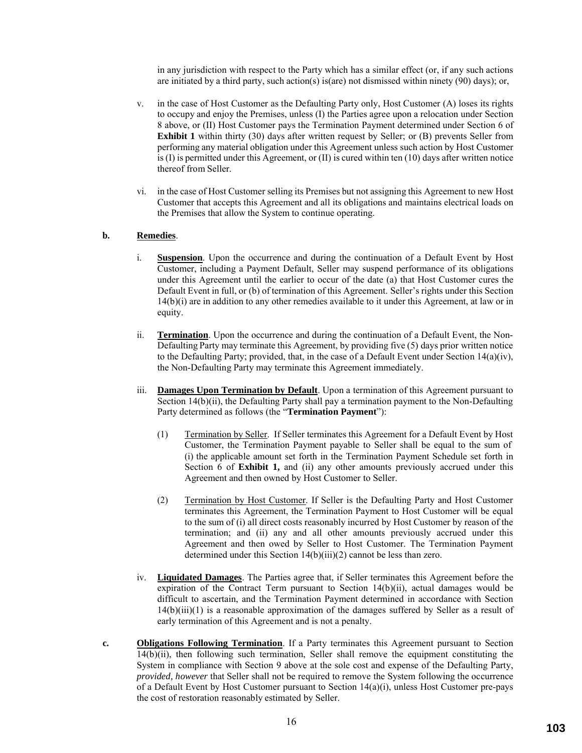in any jurisdiction with respect to the Party which has a similar effect (or, if any such actions are initiated by a third party, such action(s) is(are) not dismissed within ninety (90) days); or,

v. in the case of Host Customer as the Defaulting Party only, Host Customer (A) loses its rights to occupy and enjoy the Premises, unless (I) the Parties agree upon a relocation under Section 8 above, or (II) Host Customer pays the Termination Payment determined under Section 6 of **Exhibit 1** within thirty (30) days after written request by Seller; or (B) prevents Seller from performing any material obligation under this Agreement unless such action by Host Customer is (I) is permitted under this Agreement, or (II) is cured within ten (10) days after written notice thereof from Seller.

vi. in the case of Host Customer selling its Premises but not assigning this Agreement to new Host Customer that accepts this Agreement and all its obligations and maintains electrical loads on the Premises that allow the System to continue operating.

**b. Remedies**.

i. **Suspension**. Upon the occurrence and during the continuation of a Default Event by Host Customer, including a Payment Default, Seller may suspend performance of its obligations under this Agreement until the earlier to occur of the date (a) that Host Customer cures the Default Event in full, or (b) of termination of this Agreement. Seller's rights under this Section 14(b)(i) are in addition to any other remedies available to it under this Agreement, at law or in equity.

ii. **Termination**. Upon the occurrence and during the continuation of a Default Event, the Non-Defaulting Party may terminate this Agreement, by providing five (5) days prior written notice to the Defaulting Party; provided, that, in the case of a Default Event under Section 14(a)(iv), the Non-Defaulting Party may terminate this Agreement immediately.

iii. **Damages Upon Termination by Default**. Upon a termination of this Agreement pursuant to Section 14(b)(ii), the Defaulting Party shall pay a termination payment to the Non-Defaulting Party determined as follows (the "**Termination Payment**"):

(1) Termination by Seller. If Seller terminates this Agreement for a Default Event by Host Customer, the Termination Payment payable to Seller shall be equal to the sum of (i) the applicable amount set forth in the Termination Payment Schedule set forth in Section 6 of **Exhibit 1,** and (ii) any other amounts previously accrued under this Agreement and then owned by Host Customer to Seller.

(2) Termination by Host Customer. If Seller is the Defaulting Party and Host Customer terminates this Agreement, the Termination Payment to Host Customer will be equal to the sum of (i) all direct costs reasonably incurred by Host Customer by reason of the termination; and (ii) any and all other amounts previously accrued under this Agreement and then owed by Seller to Host Customer. The Termination Payment determined under this Section 14(b)(iii)(2) cannot be less than zero.

iv. **Liquidated Damages**. The Parties agree that, if Seller terminates this Agreement before the expiration of the Contract Term pursuant to Section 14(b)(ii), actual damages would be difficult to ascertain, and the Termination Payment determined in accordance with Section 14(b)(iii)(1) is a reasonable approximation of the damages suffered by Seller as a result of early termination of this Agreement and is not a penalty.

**c. Obligations Following Termination**. If a Party terminates this Agreement pursuant to Section 14(b)(ii), then following such termination, Seller shall remove the equipment constituting the System in compliance with Section 9 above at the sole cost and expense of the Defaulting Party, *provided, however* that Seller shall not be required to remove the System following the occurrence of a Default Event by Host Customer pursuant to Section 14(a)(i), unless Host Customer pre-pays the cost of restoration reasonably estimated by Seller.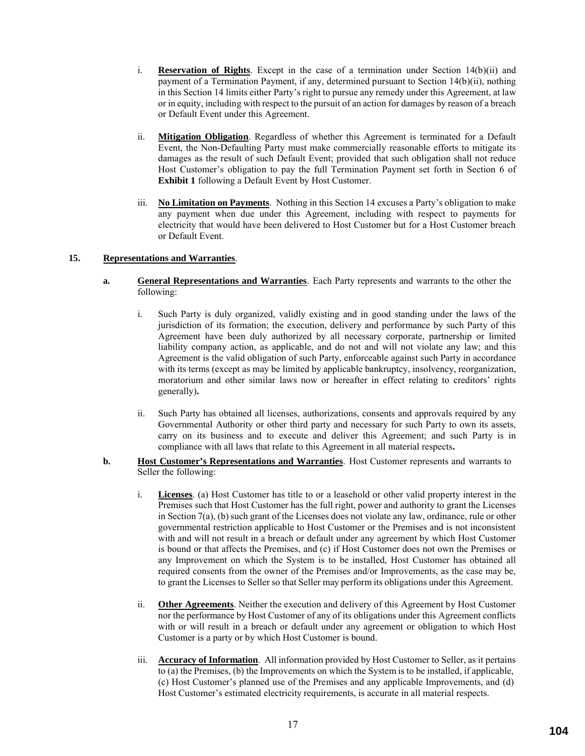i. **Reservation of Rights**. Except in the case of a termination under Section 14(b)(ii) and payment of a Termination Payment, if any, determined pursuant to Section 14(b)(ii), nothing in this Section 14 limits either Party's right to pursue any remedy under this Agreement, at law or in equity, including with respect to the pursuit of an action for damages by reason of a breach or Default Event under this Agreement.

ii. **Mitigation Obligation**. Regardless of whether this Agreement is terminated for a Default Event, the Non-Defaulting Party must make commercially reasonable efforts to mitigate its damages as the result of such Default Event; provided that such obligation shall not reduce Host Customer's obligation to pay the full Termination Payment set forth in Section 6 of **Exhibit 1** following a Default Event by Host Customer.

iii. **No Limitation on Payments**. Nothing in this Section 14 excuses a Party's obligation to make any payment when due under this Agreement, including with respect to payments for electricity that would have been delivered to Host Customer but for a Host Customer breach or Default Event.

**15. Representations and Warranties**.

**a. General Representations and Warranties**. Each Party represents and warrants to the other the following:

i. Such Party is duly organized, validly existing and in good standing under the laws of the jurisdiction of its formation; the execution, delivery and performance by such Party of this Agreement have been duly authorized by all necessary corporate, partnership or limited liability company action, as applicable, and do not and will not violate any law; and this Agreement is the valid obligation of such Party, enforceable against such Party in accordance with its terms (except as may be limited by applicable bankruptcy, insolvency, reorganization, moratorium and other similar laws now or hereafter in effect relating to creditors' rights generally)**.**

ii. Such Party has obtained all licenses, authorizations, consents and approvals required by any Governmental Authority or other third party and necessary for such Party to own its assets, carry on its business and to execute and deliver this Agreement; and such Party is in compliance with all laws that relate to this Agreement in all material respects**.**

**b. Host Customer's Representations and Warranties**. Host Customer represents and warrants to Seller the following:

i. **Licenses**. (a) Host Customer has title to or a leasehold or other valid property interest in the Premises such that Host Customer has the full right, power and authority to grant the Licenses in Section 7(a), (b) such grant of the Licenses does not violate any law, ordinance, rule or other governmental restriction applicable to Host Customer or the Premises and is not inconsistent with and will not result in a breach or default under any agreement by which Host Customer is bound or that affects the Premises, and (c) if Host Customer does not own the Premises or any Improvement on which the System is to be installed, Host Customer has obtained all required consents from the owner of the Premises and/or Improvements, as the case may be, to grant the Licenses to Seller so that Seller may perform its obligations under this Agreement.

ii. **Other Agreements**. Neither the execution and delivery of this Agreement by Host Customer nor the performance by Host Customer of any of its obligations under this Agreement conflicts with or will result in a breach or default under any agreement or obligation to which Host Customer is a party or by which Host Customer is bound.

iii. **Accuracy of Information**. All information provided by Host Customer to Seller, as it pertains to (a) the Premises, (b) the Improvements on which the System is to be installed, if applicable, (c) Host Customer's planned use of the Premises and any applicable Improvements, and (d) Host Customer's estimated electricity requirements, is accurate in all material respects.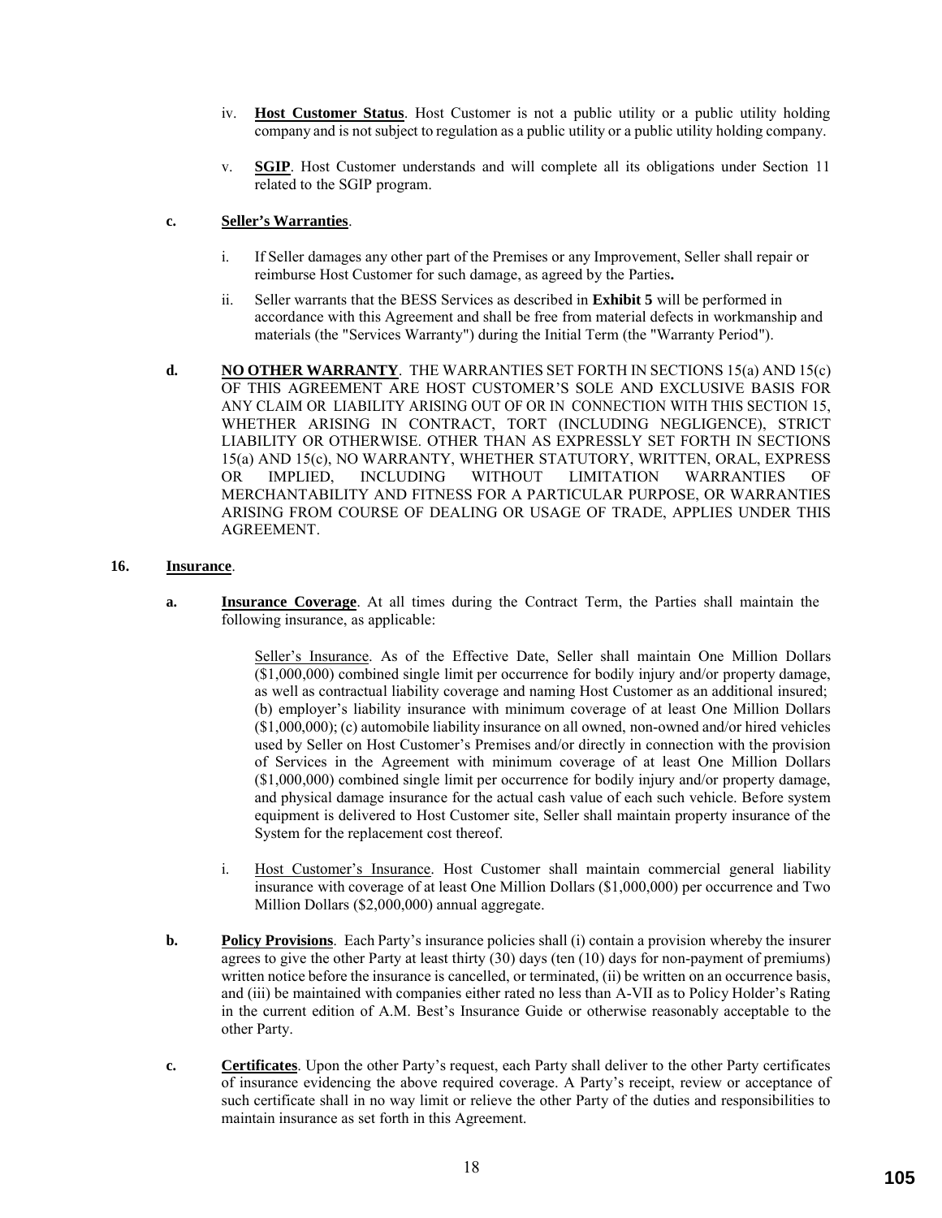iv. **Host Customer Status**. Host Customer is not a public utility or a public utility holding company and is not subject to regulation as a public utility or a public utility holding company.

v. **SGIP**. Host Customer understands and will complete all its obligations under Section 11 related to the SGIP program.

**c. Seller's Warranties**.

i. If Seller damages any other part of the Premises or any Improvement, Seller shall repair or reimburse Host Customer for such damage, as agreed by the Parties**.**

ii. Seller warrants that the BESS Services as described in **Exhibit 5** will be performed in accordance with this Agreement and shall be free from material defects in workmanship and materials (the "Services Warranty") during the Initial Term (the "Warranty Period").

**d. NO OTHER WARRANTY**. THE WARRANTIES SET FORTH IN SECTIONS 15(a) AND 15(c) OF THIS AGREEMENT ARE HOST CUSTOMER'S SOLE AND EXCLUSIVE BASIS FOR ANY CLAIM OR LIABILITY ARISING OUT OF OR IN CONNECTION WITH THIS SECTION 15, WHETHER ARISING IN CONTRACT, TORT (INCLUDING NEGLIGENCE), STRICT LIABILITY OR OTHERWISE. OTHER THAN AS EXPRESSLY SET FORTH IN SECTIONS 15(a) AND 15(c), NO WARRANTY, WHETHER STATUTORY, WRITTEN, ORAL, EXPRESS OR IMPLIED, INCLUDING WITHOUT LIMITATION WARRANTIES OF MERCHANTABILITY AND FITNESS FOR A PARTICULAR PURPOSE, OR WARRANTIES ARISING FROM COURSE OF DEALING OR USAGE OF TRADE, APPLIES UNDER THIS AGREEMENT.

**16. Insurance**.

**a. Insurance Coverage**. At all times during the Contract Term, the Parties shall maintain the following insurance, as applicable:

Seller's Insurance. As of the Effective Date, Seller shall maintain One Million Dollars ($1,000,000) combined single limit per occurrence for bodily injury and/or property damage, as well as contractual liability coverage and naming Host Customer as an additional insured; (b) employer's liability insurance with minimum coverage of at least One Million Dollars ($1,000,000); (c) automobile liability insurance on all owned, non-owned and/or hired vehicles used by Seller on Host Customer's Premises and/or directly in connection with the provision of Services in the Agreement with minimum coverage of at least One Million Dollars ($1,000,000) combined single limit per occurrence for bodily injury and/or property damage, and physical damage insurance for the actual cash value of each such vehicle. Before system equipment is delivered to Host Customer site, Seller shall maintain property insurance of the System for the replacement cost thereof.

i. Host Customer's Insurance. Host Customer shall maintain commercial general liability insurance with coverage of at least One Million Dollars ($1,000,000) per occurrence and Two Million Dollars ($2,000,000) annual aggregate.

**b. Policy Provisions**. Each Party's insurance policies shall (i) contain a provision whereby the insurer agrees to give the other Party at least thirty (30) days (ten (10) days for non-payment of premiums) written notice before the insurance is cancelled, or terminated, (ii) be written on an occurrence basis, and (iii) be maintained with companies either rated no less than A-VII as to Policy Holder's Rating in the current edition of A.M. Best's Insurance Guide or otherwise reasonably acceptable to the other Party.

**c. Certificates**. Upon the other Party's request, each Party shall deliver to the other Party certificates of insurance evidencing the above required coverage. A Party's receipt, review or acceptance of such certificate shall in no way limit or relieve the other Party of the duties and responsibilities to maintain insurance as set forth in this Agreement.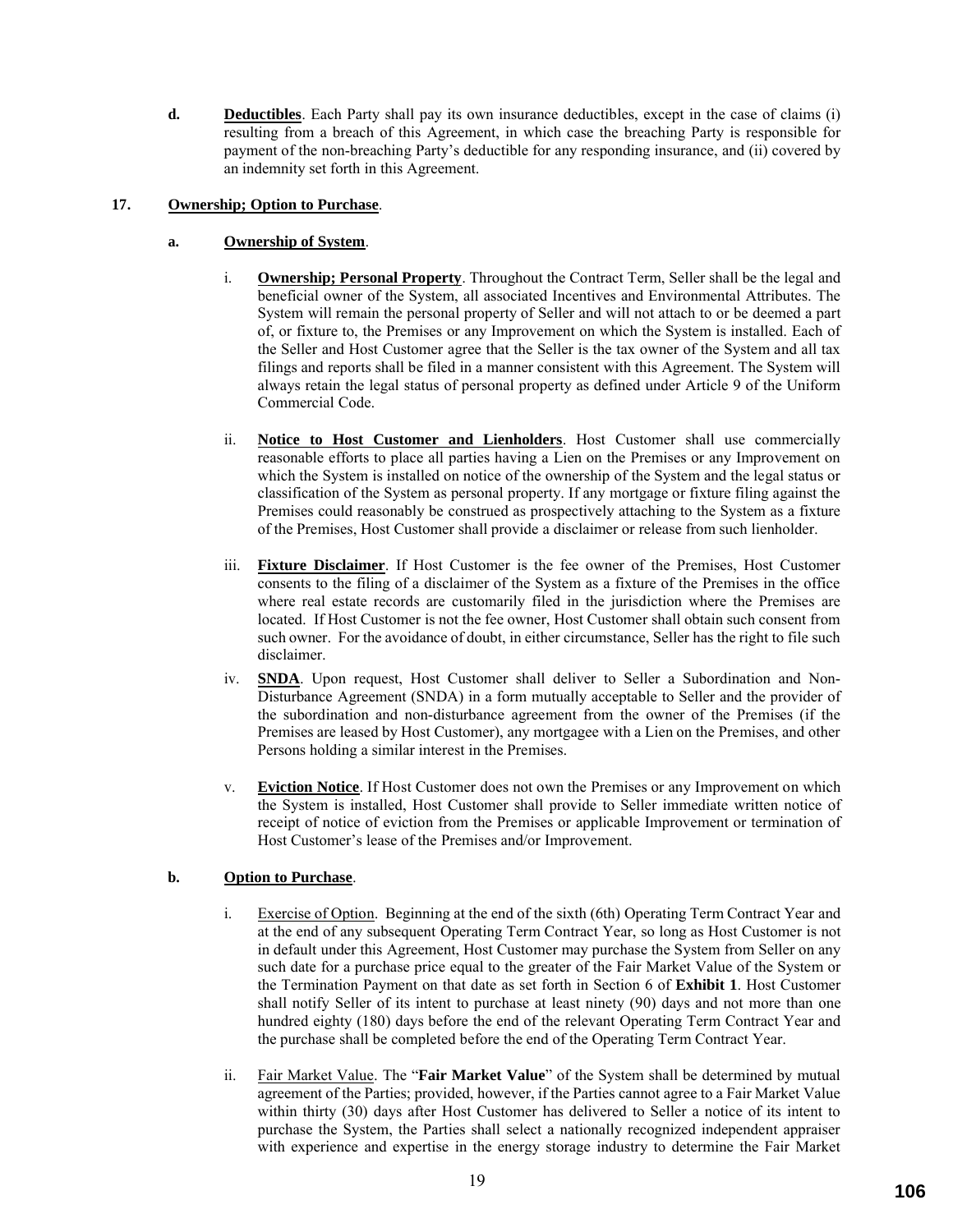**d. Deductibles**. Each Party shall pay its own insurance deductibles, except in the case of claims (i) resulting from a breach of this Agreement, in which case the breaching Party is responsible for payment of the non-breaching Party's deductible for any responding insurance, and (ii) covered by an indemnity set forth in this Agreement.

**17. Ownership; Option to Purchase**.

**a. Ownership of System**.

i. **Ownership; Personal Property**. Throughout the Contract Term, Seller shall be the legal and beneficial owner of the System, all associated Incentives and Environmental Attributes. The System will remain the personal property of Seller and will not attach to or be deemed a part of, or fixture to, the Premises or any Improvement on which the System is installed. Each of the Seller and Host Customer agree that the Seller is the tax owner of the System and all tax filings and reports shall be filed in a manner consistent with this Agreement. The System will always retain the legal status of personal property as defined under Article 9 of the Uniform Commercial Code.

ii. **Notice to Host Customer and Lienholders**. Host Customer shall use commercially reasonable efforts to place all parties having a Lien on the Premises or any Improvement on which the System is installed on notice of the ownership of the System and the legal status or classification of the System as personal property. If any mortgage or fixture filing against the Premises could reasonably be construed as prospectively attaching to the System as a fixture of the Premises, Host Customer shall provide a disclaimer or release from such lienholder.

iii. **Fixture Disclaimer**. If Host Customer is the fee owner of the Premises, Host Customer consents to the filing of a disclaimer of the System as a fixture of the Premises in the office where real estate records are customarily filed in the jurisdiction where the Premises are located. If Host Customer is not the fee owner, Host Customer shall obtain such consent from such owner. For the avoidance of doubt, in either circumstance, Seller has the right to file such disclaimer.

iv. **SNDA**. Upon request, Host Customer shall deliver to Seller a Subordination and Non-Disturbance Agreement (SNDA) in a form mutually acceptable to Seller and the provider of the subordination and non-disturbance agreement from the owner of the Premises (if the Premises are leased by Host Customer), any mortgagee with a Lien on the Premises, and other Persons holding a similar interest in the Premises.

v. **Eviction Notice**. If Host Customer does not own the Premises or any Improvement on which the System is installed, Host Customer shall provide to Seller immediate written notice of receipt of notice of eviction from the Premises or applicable Improvement or termination of Host Customer's lease of the Premises and/or Improvement.

**b. Option to Purchase**.

i. Exercise of Option. Beginning at the end of the sixth (6th) Operating Term Contract Year and at the end of any subsequent Operating Term Contract Year, so long as Host Customer is not in default under this Agreement, Host Customer may purchase the System from Seller on any such date for a purchase price equal to the greater of the Fair Market Value of the System or the Termination Payment on that date as set forth in Section 6 of **Exhibit 1**. Host Customer shall notify Seller of its intent to purchase at least ninety (90) days and not more than one hundred eighty (180) days before the end of the relevant Operating Term Contract Year and the purchase shall be completed before the end of the Operating Term Contract Year.

ii. Fair Market Value. The "**Fair Market Value**" of the System shall be determined by mutual agreement of the Parties; provided, however, if the Parties cannot agree to a Fair Market Value within thirty (30) days after Host Customer has delivered to Seller a notice of its intent to purchase the System, the Parties shall select a nationally recognized independent appraiser with experience and expertise in the energy storage industry to determine the Fair Market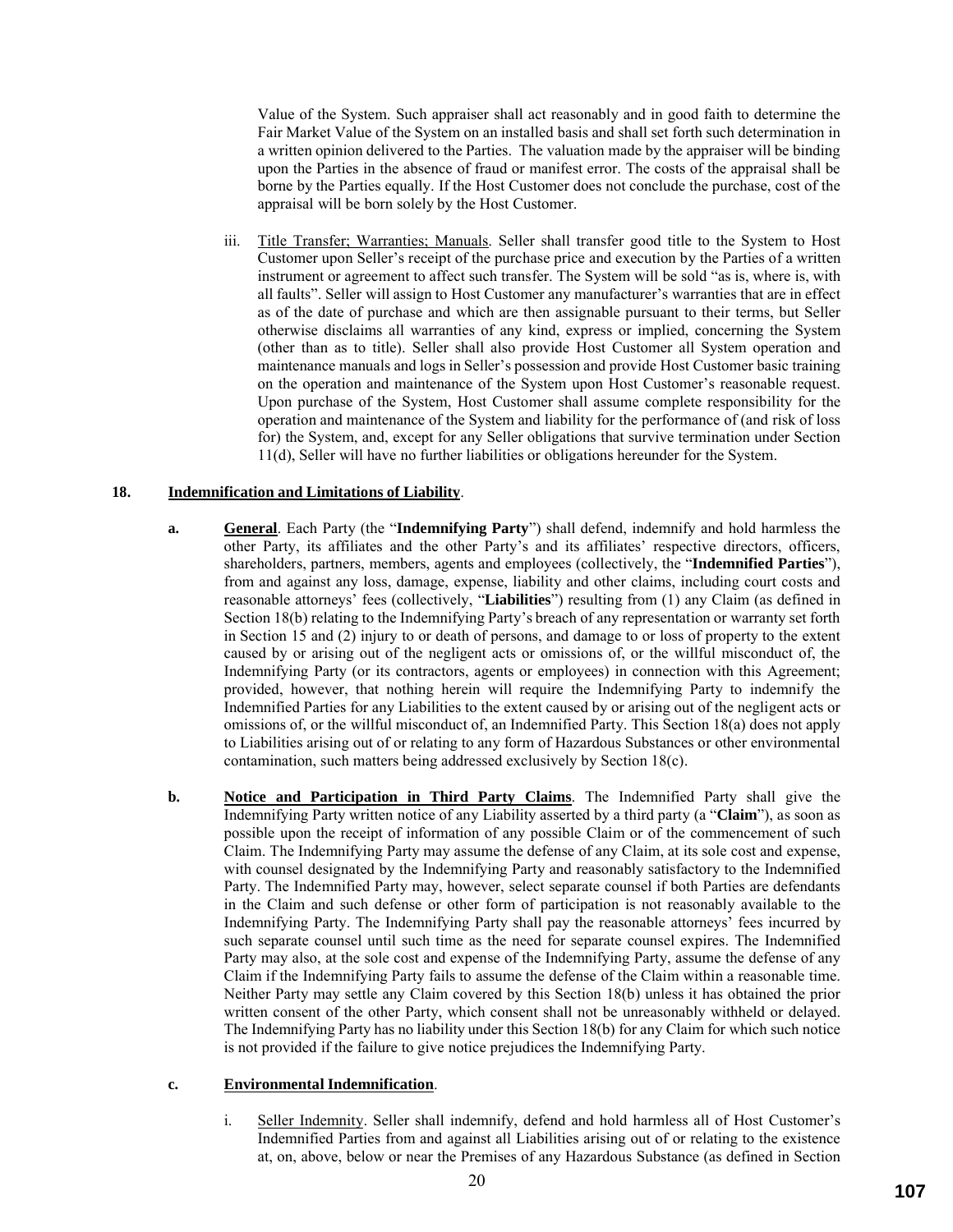Value of the System. Such appraiser shall act reasonably and in good faith to determine the Fair Market Value of the System on an installed basis and shall set forth such determination in a written opinion delivered to the Parties. The valuation made by the appraiser will be binding upon the Parties in the absence of fraud or manifest error. The costs of the appraisal shall be borne by the Parties equally. If the Host Customer does not conclude the purchase, cost of the appraisal will be born solely by the Host Customer.

iii. Title Transfer; Warranties; Manuals. Seller shall transfer good title to the System to Host Customer upon Seller's receipt of the purchase price and execution by the Parties of a written instrument or agreement to affect such transfer. The System will be sold "as is, where is, with all faults". Seller will assign to Host Customer any manufacturer's warranties that are in effect as of the date of purchase and which are then assignable pursuant to their terms, but Seller otherwise disclaims all warranties of any kind, express or implied, concerning the System (other than as to title). Seller shall also provide Host Customer all System operation and maintenance manuals and logs in Seller's possession and provide Host Customer basic training on the operation and maintenance of the System upon Host Customer's reasonable request. Upon purchase of the System, Host Customer shall assume complete responsibility for the operation and maintenance of the System and liability for the performance of (and risk of loss for) the System, and, except for any Seller obligations that survive termination under Section 11(d), Seller will have no further liabilities or obligations hereunder for the System.

**18. Indemnification and Limitations of Liability.**

**a. General**. Each Party (the "**Indemnifying Party**") shall defend, indemnify and hold harmless the other Party, its affiliates and the other Party's and its affiliates' respective directors, officers, shareholders, partners, members, agents and employees (collectively, the "**Indemnified Parties**"), from and against any loss, damage, expense, liability and other claims, including court costs and reasonable attorneys' fees (collectively, "**Liabilities**") resulting from (1) any Claim (as defined in Section 18(b) relating to the Indemnifying Party's breach of any representation or warranty set forth in Section 15 and (2) injury to or death of persons, and damage to or loss of property to the extent caused by or arising out of the negligent acts or omissions of, or the willful misconduct of, the Indemnifying Party (or its contractors, agents or employees) in connection with this Agreement; provided, however, that nothing herein will require the Indemnifying Party to indemnify the Indemnified Parties for any Liabilities to the extent caused by or arising out of the negligent acts or omissions of, or the willful misconduct of, an Indemnified Party. This Section 18(a) does not apply to Liabilities arising out of or relating to any form of Hazardous Substances or other environmental contamination, such matters being addressed exclusively by Section 18(c).

**b. Notice and Participation in Third Party Claims**. The Indemnified Party shall give the Indemnifying Party written notice of any Liability asserted by a third party (a "**Claim**"), as soon as possible upon the receipt of information of any possible Claim or of the commencement of such Claim. The Indemnifying Party may assume the defense of any Claim, at its sole cost and expense, with counsel designated by the Indemnifying Party and reasonably satisfactory to the Indemnified Party. The Indemnified Party may, however, select separate counsel if both Parties are defendants in the Claim and such defense or other form of participation is not reasonably available to the Indemnifying Party. The Indemnifying Party shall pay the reasonable attorneys' fees incurred by such separate counsel until such time as the need for separate counsel expires. The Indemnified Party may also, at the sole cost and expense of the Indemnifying Party, assume the defense of any Claim if the Indemnifying Party fails to assume the defense of the Claim within a reasonable time. Neither Party may settle any Claim covered by this Section 18(b) unless it has obtained the prior written consent of the other Party, which consent shall not be unreasonably withheld or delayed. The Indemnifying Party has no liability under this Section 18(b) for any Claim for which such notice is not provided if the failure to give notice prejudices the Indemnifying Party.

**c. Environmental Indemnification**.

i. Seller Indemnity. Seller shall indemnify, defend and hold harmless all of Host Customer's Indemnified Parties from and against all Liabilities arising out of or relating to the existence at, on, above, below or near the Premises of any Hazardous Substance (as defined in Section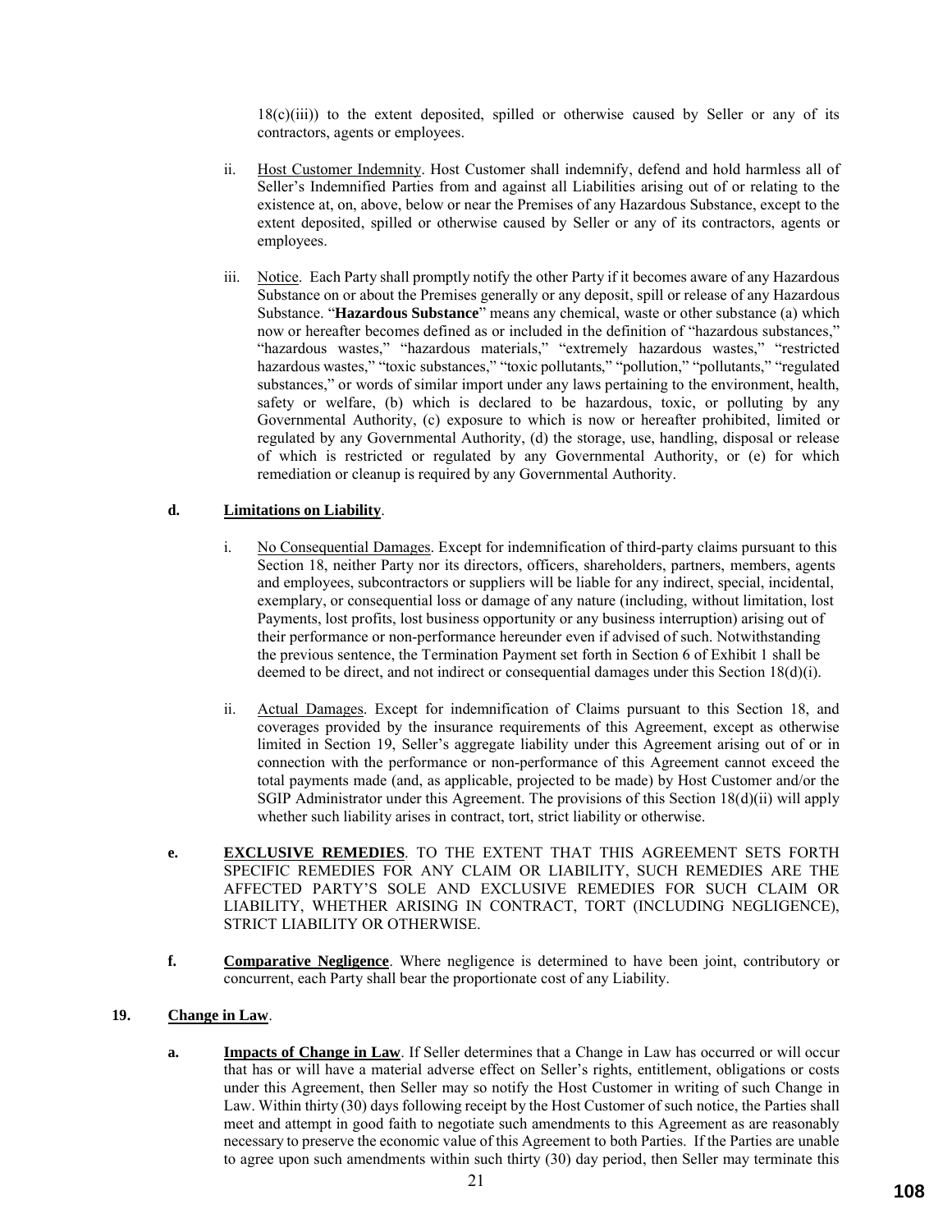18(c)(iii)) to the extent deposited, spilled or otherwise caused by Seller or any of its contractors, agents or employees.

ii. Host Customer Indemnity. Host Customer shall indemnify, defend and hold harmless all of Seller's Indemnified Parties from and against all Liabilities arising out of or relating to the existence at, on, above, below or near the Premises of any Hazardous Substance, except to the extent deposited, spilled or otherwise caused by Seller or any of its contractors, agents or employees.

iii. Notice. Each Party shall promptly notify the other Party if it becomes aware of any Hazardous Substance on or about the Premises generally or any deposit, spill or release of any Hazardous Substance. "**Hazardous Substance**" means any chemical, waste or other substance (a) which now or hereafter becomes defined as or included in the definition of "hazardous substances," "hazardous wastes," "hazardous materials," "extremely hazardous wastes," "restricted hazardous wastes," "toxic substances," "toxic pollutants," "pollution," "pollutants," "regulated substances," or words of similar import under any laws pertaining to the environment, health, safety or welfare, (b) which is declared to be hazardous, toxic, or polluting by any Governmental Authority, (c) exposure to which is now or hereafter prohibited, limited or regulated by any Governmental Authority, (d) the storage, use, handling, disposal or release of which is restricted or regulated by any Governmental Authority, or (e) for which remediation or cleanup is required by any Governmental Authority.

**d. Limitations on Liability**.

i. No Consequential Damages. Except for indemnification of third-party claims pursuant to this Section 18, neither Party nor its directors, officers, shareholders, partners, members, agents and employees, subcontractors or suppliers will be liable for any indirect, special, incidental, exemplary, or consequential loss or damage of any nature (including, without limitation, lost Payments, lost profits, lost business opportunity or any business interruption) arising out of their performance or non-performance hereunder even if advised of such. Notwithstanding the previous sentence, the Termination Payment set forth in Section 6 of Exhibit 1 shall be deemed to be direct, and not indirect or consequential damages under this Section 18(d)(i).

ii. Actual Damages. Except for indemnification of Claims pursuant to this Section 18, and coverages provided by the insurance requirements of this Agreement, except as otherwise limited in Section 19, Seller's aggregate liability under this Agreement arising out of or in connection with the performance or non-performance of this Agreement cannot exceed the total payments made (and, as applicable, projected to be made) by Host Customer and/or the SGIP Administrator under this Agreement. The provisions of this Section 18(d)(ii) will apply whether such liability arises in contract, tort, strict liability or otherwise.

**e. EXCLUSIVE REMEDIES**. TO THE EXTENT THAT THIS AGREEMENT SETS FORTH SPECIFIC REMEDIES FOR ANY CLAIM OR LIABILITY, SUCH REMEDIES ARE THE AFFECTED PARTY'S SOLE AND EXCLUSIVE REMEDIES FOR SUCH CLAIM OR LIABILITY, WHETHER ARISING IN CONTRACT, TORT (INCLUDING NEGLIGENCE), STRICT LIABILITY OR OTHERWISE.

**f. Comparative Negligence**. Where negligence is determined to have been joint, contributory or concurrent, each Party shall bear the proportionate cost of any Liability.

**19. Change in Law**.

**a. Impacts of Change in Law**. If Seller determines that a Change in Law has occurred or will occur that has or will have a material adverse effect on Seller's rights, entitlement, obligations or costs under this Agreement, then Seller may so notify the Host Customer in writing of such Change in Law. Within thirty (30) days following receipt by the Host Customer of such notice, the Parties shall meet and attempt in good faith to negotiate such amendments to this Agreement as are reasonably necessary to preserve the economic value of this Agreement to both Parties. If the Parties are unable to agree upon such amendments within such thirty (30) day period, then Seller may terminate this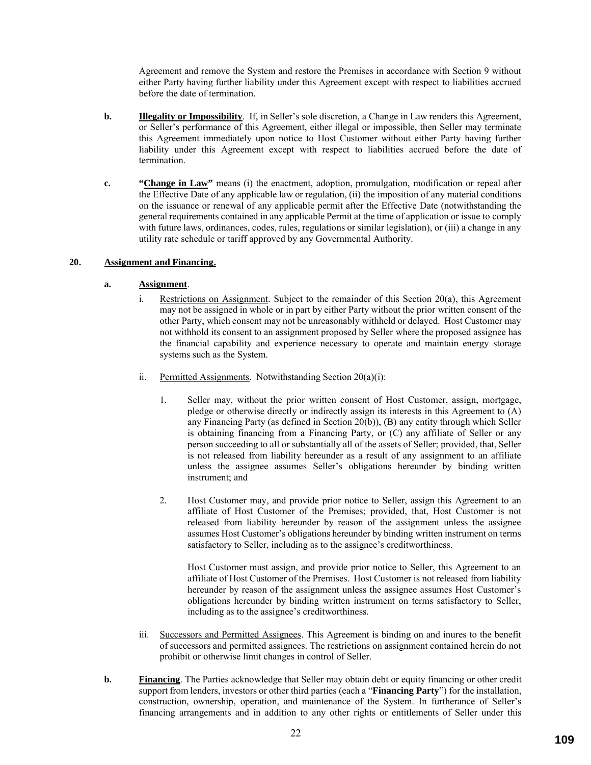Agreement and remove the System and restore the Premises in accordance with Section 9 without either Party having further liability under this Agreement except with respect to liabilities accrued before the date of termination.

**b.** **Illegality or Impossibility**. If, in Seller's sole discretion, a Change in Law renders this Agreement, or Seller's performance of this Agreement, either illegal or impossible, then Seller may terminate this Agreement immediately upon notice to Host Customer without either Party having further liability under this Agreement except with respect to liabilities accrued before the date of termination.

**c.** **"Change in Law"** means (i) the enactment, adoption, promulgation, modification or repeal after the Effective Date of any applicable law or regulation, (ii) the imposition of any material conditions on the issuance or renewal of any applicable permit after the Effective Date (notwithstanding the general requirements contained in any applicable Permit at the time of application or issue to comply with future laws, ordinances, codes, rules, regulations or similar legislation), or (iii) a change in any utility rate schedule or tariff approved by any Governmental Authority.

**20. Assignment and Financing.**

**a.** **Assignment**.

i. Restrictions on Assignment. Subject to the remainder of this Section 20(a), this Agreement may not be assigned in whole or in part by either Party without the prior written consent of the other Party, which consent may not be unreasonably withheld or delayed. Host Customer may not withhold its consent to an assignment proposed by Seller where the proposed assignee has the financial capability and experience necessary to operate and maintain energy storage systems such as the System.

ii. Permitted Assignments. Notwithstanding Section 20(a)(i):

1. Seller may, without the prior written consent of Host Customer, assign, mortgage, pledge or otherwise directly or indirectly assign its interests in this Agreement to (A) any Financing Party (as defined in Section 20(b)), (B) any entity through which Seller is obtaining financing from a Financing Party, or (C) any affiliate of Seller or any person succeeding to all or substantially all of the assets of Seller; provided, that, Seller is not released from liability hereunder as a result of any assignment to an affiliate unless the assignee assumes Seller's obligations hereunder by binding written instrument; and

2. Host Customer may, and provide prior notice to Seller, assign this Agreement to an affiliate of Host Customer of the Premises; provided, that, Host Customer is not released from liability hereunder by reason of the assignment unless the assignee assumes Host Customer's obligations hereunder by binding written instrument on terms satisfactory to Seller, including as to the assignee's creditworthiness.

   Host Customer must assign, and provide prior notice to Seller, this Agreement to an affiliate of Host Customer of the Premises. Host Customer is not released from liability hereunder by reason of the assignment unless the assignee assumes Host Customer's obligations hereunder by binding written instrument on terms satisfactory to Seller, including as to the assignee's creditworthiness.

iii. Successors and Permitted Assignees. This Agreement is binding on and inures to the benefit of successors and permitted assignees. The restrictions on assignment contained herein do not prohibit or otherwise limit changes in control of Seller.

**b.** **Financing**. The Parties acknowledge that Seller may obtain debt or equity financing or other credit support from lenders, investors or other third parties (each a "**Financing Party**") for the installation, construction, ownership, operation, and maintenance of the System. In furtherance of Seller's financing arrangements and in addition to any other rights or entitlements of Seller under this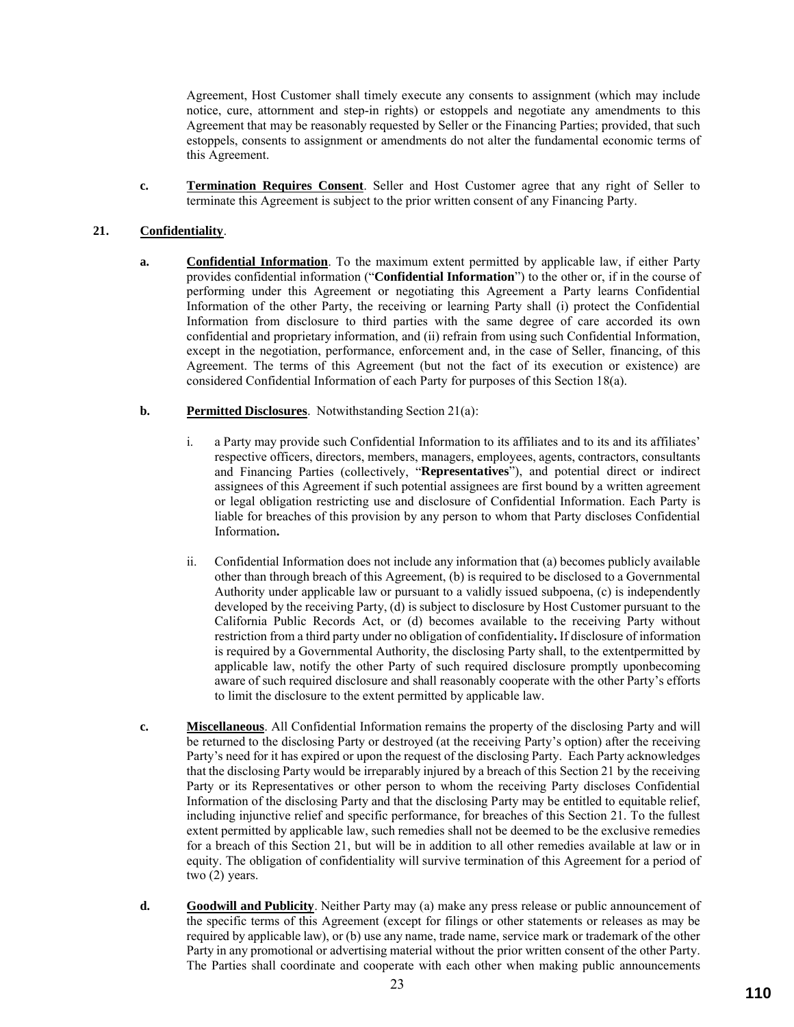Agreement, Host Customer shall timely execute any consents to assignment (which may include notice, cure, attornment and step-in rights) or estoppels and negotiate any amendments to this Agreement that may be reasonably requested by Seller or the Financing Parties; provided, that such estoppels, consents to assignment or amendments do not alter the fundamental economic terms of this Agreement.

**c.** **Termination Requires Consent**. Seller and Host Customer agree that any right of Seller to terminate this Agreement is subject to the prior written consent of any Financing Party.

**21.** **Confidentiality**.

**a.** **Confidential Information**. To the maximum extent permitted by applicable law, if either Party provides confidential information ("**Confidential Information**") to the other or, if in the course of performing under this Agreement or negotiating this Agreement a Party learns Confidential Information of the other Party, the receiving or learning Party shall (i) protect the Confidential Information from disclosure to third parties with the same degree of care accorded its own confidential and proprietary information, and (ii) refrain from using such Confidential Information, except in the negotiation, performance, enforcement and, in the case of Seller, financing, of this Agreement. The terms of this Agreement (but not the fact of its execution or existence) are considered Confidential Information of each Party for purposes of this Section 18(a).

**b.** **Permitted Disclosures**. Notwithstanding Section 21(a):

i. a Party may provide such Confidential Information to its affiliates and to its and its affiliates' respective officers, directors, members, managers, employees, agents, contractors, consultants and Financing Parties (collectively, "**Representatives**"), and potential direct or indirect assignees of this Agreement if such potential assignees are first bound by a written agreement or legal obligation restricting use and disclosure of Confidential Information. Each Party is liable for breaches of this provision by any person to whom that Party discloses Confidential Information**.**

ii. Confidential Information does not include any information that (a) becomes publicly available other than through breach of this Agreement, (b) is required to be disclosed to a Governmental Authority under applicable law or pursuant to a validly issued subpoena, (c) is independently developed by the receiving Party, (d) is subject to disclosure by Host Customer pursuant to the California Public Records Act, or (d) becomes available to the receiving Party without restriction from a third party under no obligation of confidentiality**.** If disclosure of information is required by a Governmental Authority, the disclosing Party shall, to the extentpermitted by applicable law, notify the other Party of such required disclosure promptly uponbecoming aware of such required disclosure and shall reasonably cooperate with the other Party's efforts to limit the disclosure to the extent permitted by applicable law.

**c.** **Miscellaneous**. All Confidential Information remains the property of the disclosing Party and will be returned to the disclosing Party or destroyed (at the receiving Party's option) after the receiving Party's need for it has expired or upon the request of the disclosing Party. Each Party acknowledges that the disclosing Party would be irreparably injured by a breach of this Section 21 by the receiving Party or its Representatives or other person to whom the receiving Party discloses Confidential Information of the disclosing Party and that the disclosing Party may be entitled to equitable relief, including injunctive relief and specific performance, for breaches of this Section 21. To the fullest extent permitted by applicable law, such remedies shall not be deemed to be the exclusive remedies for a breach of this Section 21, but will be in addition to all other remedies available at law or in equity. The obligation of confidentiality will survive termination of this Agreement for a period of two (2) years.

**d.** **Goodwill and Publicity**. Neither Party may (a) make any press release or public announcement of the specific terms of this Agreement (except for filings or other statements or releases as may be required by applicable law), or (b) use any name, trade name, service mark or trademark of the other Party in any promotional or advertising material without the prior written consent of the other Party. The Parties shall coordinate and cooperate with each other when making public announcements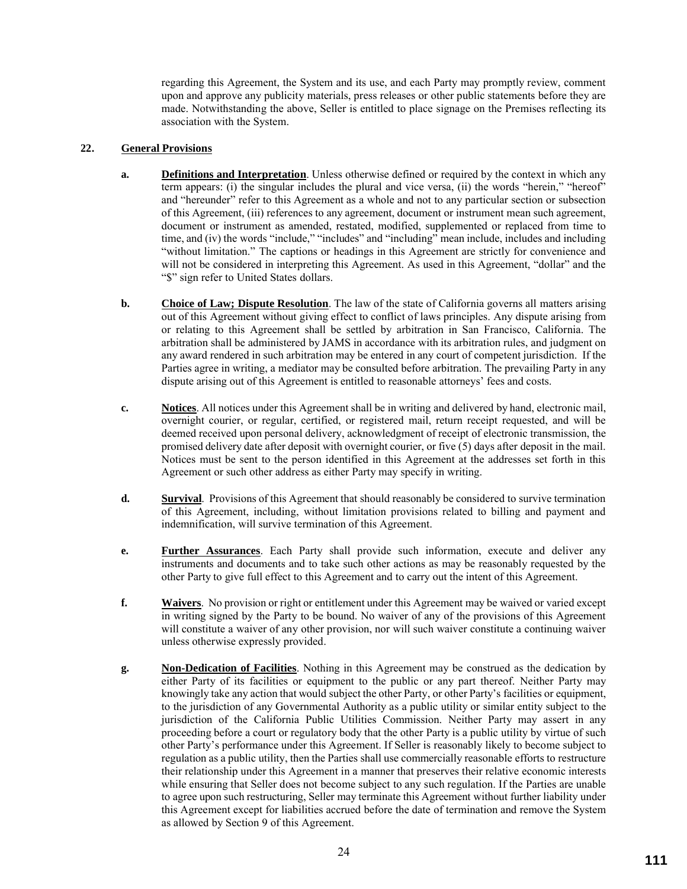regarding this Agreement, the System and its use, and each Party may promptly review, comment upon and approve any publicity materials, press releases or other public statements before they are made. Notwithstanding the above, Seller is entitled to place signage on the Premises reflecting its association with the System.

**22. General Provisions**

**a. Definitions and Interpretation**. Unless otherwise defined or required by the context in which any term appears: (i) the singular includes the plural and vice versa, (ii) the words "herein," "hereof" and "hereunder" refer to this Agreement as a whole and not to any particular section or subsection of this Agreement, (iii) references to any agreement, document or instrument mean such agreement, document or instrument as amended, restated, modified, supplemented or replaced from time to time, and (iv) the words "include," "includes" and "including" mean include, includes and including "without limitation." The captions or headings in this Agreement are strictly for convenience and will not be considered in interpreting this Agreement. As used in this Agreement, "dollar" and the "$" sign refer to United States dollars.

**b. Choice of Law; Dispute Resolution**. The law of the state of California governs all matters arising out of this Agreement without giving effect to conflict of laws principles. Any dispute arising from or relating to this Agreement shall be settled by arbitration in San Francisco, California. The arbitration shall be administered by JAMS in accordance with its arbitration rules, and judgment on any award rendered in such arbitration may be entered in any court of competent jurisdiction. If the Parties agree in writing, a mediator may be consulted before arbitration. The prevailing Party in any dispute arising out of this Agreement is entitled to reasonable attorneys' fees and costs.

**c. Notices**. All notices under this Agreement shall be in writing and delivered by hand, electronic mail, overnight courier, or regular, certified, or registered mail, return receipt requested, and will be deemed received upon personal delivery, acknowledgment of receipt of electronic transmission, the promised delivery date after deposit with overnight courier, or five (5) days after deposit in the mail. Notices must be sent to the person identified in this Agreement at the addresses set forth in this Agreement or such other address as either Party may specify in writing.

**d. Survival**. Provisions of this Agreement that should reasonably be considered to survive termination of this Agreement, including, without limitation provisions related to billing and payment and indemnification, will survive termination of this Agreement.

**e. Further Assurances**. Each Party shall provide such information, execute and deliver any instruments and documents and to take such other actions as may be reasonably requested by the other Party to give full effect to this Agreement and to carry out the intent of this Agreement.

**f. Waivers**. No provision or right or entitlement under this Agreement may be waived or varied except in writing signed by the Party to be bound. No waiver of any of the provisions of this Agreement will constitute a waiver of any other provision, nor will such waiver constitute a continuing waiver unless otherwise expressly provided.

**g. Non-Dedication of Facilities**. Nothing in this Agreement may be construed as the dedication by either Party of its facilities or equipment to the public or any part thereof. Neither Party may knowingly take any action that would subject the other Party, or other Party's facilities or equipment, to the jurisdiction of any Governmental Authority as a public utility or similar entity subject to the jurisdiction of the California Public Utilities Commission. Neither Party may assert in any proceeding before a court or regulatory body that the other Party is a public utility by virtue of such other Party's performance under this Agreement. If Seller is reasonably likely to become subject to regulation as a public utility, then the Parties shall use commercially reasonable efforts to restructure their relationship under this Agreement in a manner that preserves their relative economic interests while ensuring that Seller does not become subject to any such regulation. If the Parties are unable to agree upon such restructuring, Seller may terminate this Agreement without further liability under this Agreement except for liabilities accrued before the date of termination and remove the System as allowed by Section 9 of this Agreement.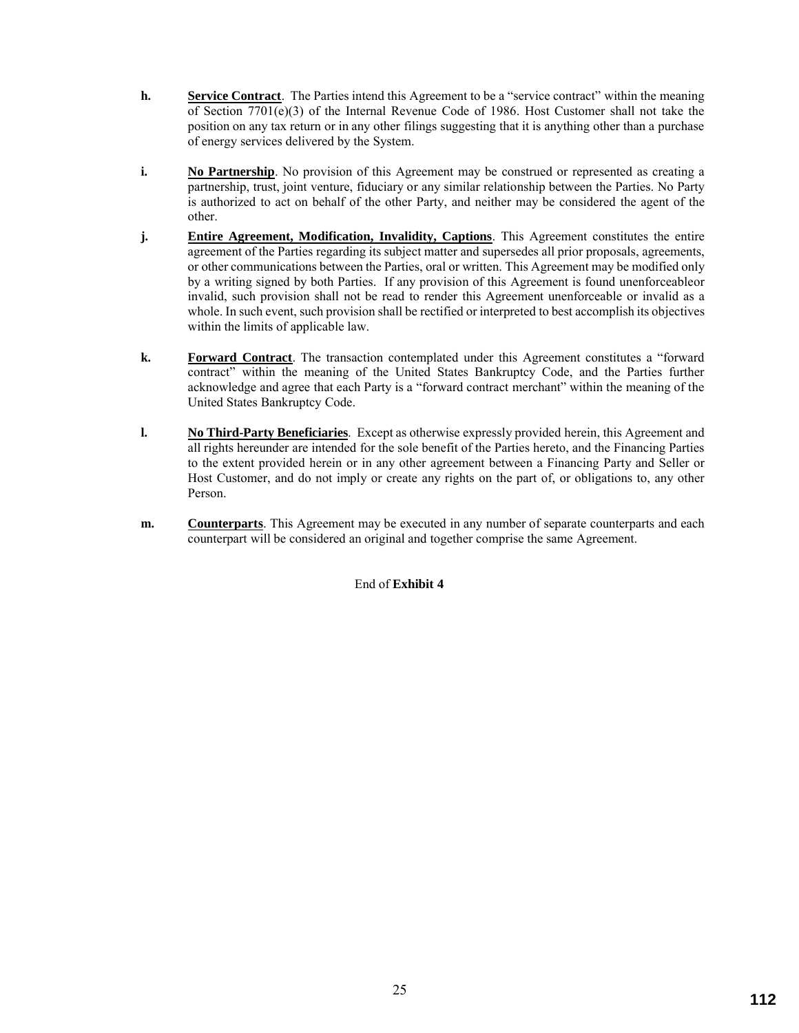**h.** **Service Contract**. The Parties intend this Agreement to be a "service contract" within the meaning of Section 7701(e)(3) of the Internal Revenue Code of 1986. Host Customer shall not take the position on any tax return or in any other filings suggesting that it is anything other than a purchase of energy services delivered by the System.

**i.** **No Partnership**. No provision of this Agreement may be construed or represented as creating a partnership, trust, joint venture, fiduciary or any similar relationship between the Parties. No Party is authorized to act on behalf of the other Party, and neither may be considered the agent of the other.

**j.** **Entire Agreement, Modification, Invalidity, Captions**. This Agreement constitutes the entire agreement of the Parties regarding its subject matter and supersedes all prior proposals, agreements, or other communications between the Parties, oral or written. This Agreement may be modified only by a writing signed by both Parties. If any provision of this Agreement is found unenforceableor invalid, such provision shall not be read to render this Agreement unenforceable or invalid as a whole. In such event, such provision shall be rectified or interpreted to best accomplish its objectives within the limits of applicable law.

**k.** **Forward Contract**. The transaction contemplated under this Agreement constitutes a "forward contract" within the meaning of the United States Bankruptcy Code, and the Parties further acknowledge and agree that each Party is a "forward contract merchant" within the meaning of the United States Bankruptcy Code.

**l.** **No Third-Party Beneficiaries**. Except as otherwise expressly provided herein, this Agreement and all rights hereunder are intended for the sole benefit of the Parties hereto, and the Financing Parties to the extent provided herein or in any other agreement between a Financing Party and Seller or Host Customer, and do not imply or create any rights on the part of, or obligations to, any other Person.

**m.** **Counterparts**. This Agreement may be executed in any number of separate counterparts and each counterpart will be considered an original and together comprise the same Agreement.

End of **Exhibit 4**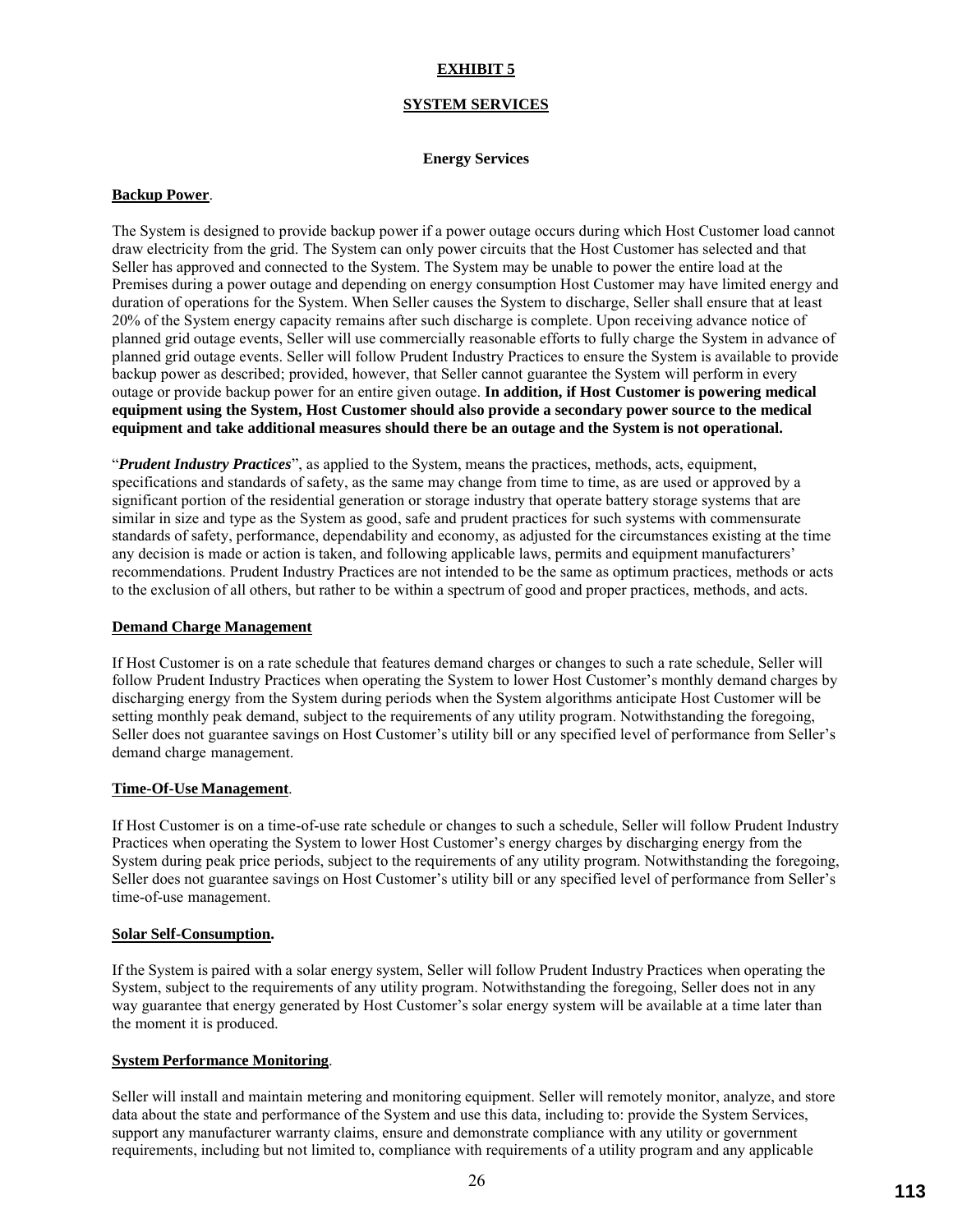# EXHIBIT 5

## SYSTEM SERVICES

### Energy Services

**Backup Power**.

The System is designed to provide backup power if a power outage occurs during which Host Customer load cannot draw electricity from the grid. The System can only power circuits that the Host Customer has selected and that Seller has approved and connected to the System. The System may be unable to power the entire load at the Premises during a power outage and depending on energy consumption Host Customer may have limited energy and duration of operations for the System. When Seller causes the System to discharge, Seller shall ensure that at least 20% of the System energy capacity remains after such discharge is complete. Upon receiving advance notice of planned grid outage events, Seller will use commercially reasonable efforts to fully charge the System in advance of planned grid outage events. Seller will follow Prudent Industry Practices to ensure the System is available to provide backup power as described; provided, however, that Seller cannot guarantee the System will perform in every outage or provide backup power for an entire given outage. **In addition, if Host Customer is powering medical equipment using the System, Host Customer should also provide a secondary power source to the medical equipment and take additional measures should there be an outage and the System is not operational.**

"***Prudent Industry Practices***", as applied to the System, means the practices, methods, acts, equipment, specifications and standards of safety, as the same may change from time to time, as are used or approved by a significant portion of the residential generation or storage industry that operate battery storage systems that are similar in size and type as the System as good, safe and prudent practices for such systems with commensurate standards of safety, performance, dependability and economy, as adjusted for the circumstances existing at the time any decision is made or action is taken, and following applicable laws, permits and equipment manufacturers' recommendations. Prudent Industry Practices are not intended to be the same as optimum practices, methods or acts to the exclusion of all others, but rather to be within a spectrum of good and proper practices, methods, and acts.

**Demand Charge Management**

If Host Customer is on a rate schedule that features demand charges or changes to such a rate schedule, Seller will follow Prudent Industry Practices when operating the System to lower Host Customer's monthly demand charges by discharging energy from the System during periods when the System algorithms anticipate Host Customer will be setting monthly peak demand, subject to the requirements of any utility program. Notwithstanding the foregoing, Seller does not guarantee savings on Host Customer's utility bill or any specified level of performance from Seller's demand charge management.

**Time-Of-Use Management**.

If Host Customer is on a time-of-use rate schedule or changes to such a schedule, Seller will follow Prudent Industry Practices when operating the System to lower Host Customer's energy charges by discharging energy from the System during peak price periods, subject to the requirements of any utility program. Notwithstanding the foregoing, Seller does not guarantee savings on Host Customer's utility bill or any specified level of performance from Seller's time-of-use management.

**Solar Self-Consumption.**

If the System is paired with a solar energy system, Seller will follow Prudent Industry Practices when operating the System, subject to the requirements of any utility program. Notwithstanding the foregoing, Seller does not in any way guarantee that energy generated by Host Customer's solar energy system will be available at a time later than the moment it is produced.

**System Performance Monitoring**.

Seller will install and maintain metering and monitoring equipment. Seller will remotely monitor, analyze, and store data about the state and performance of the System and use this data, including to: provide the System Services, support any manufacturer warranty claims, ensure and demonstrate compliance with any utility or government requirements, including but not limited to, compliance with requirements of a utility program and any applicable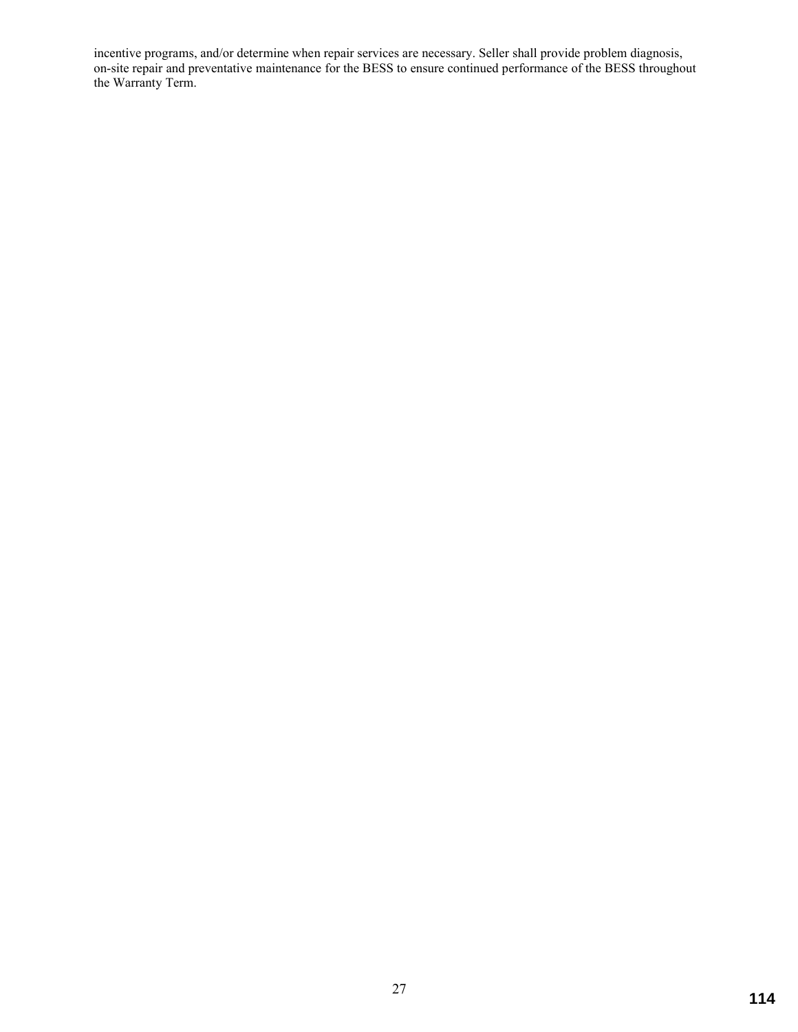incentive programs, and/or determine when repair services are necessary. Seller shall provide problem diagnosis, on-site repair and preventative maintenance for the BESS to ensure continued performance of the BESS throughout the Warranty Term.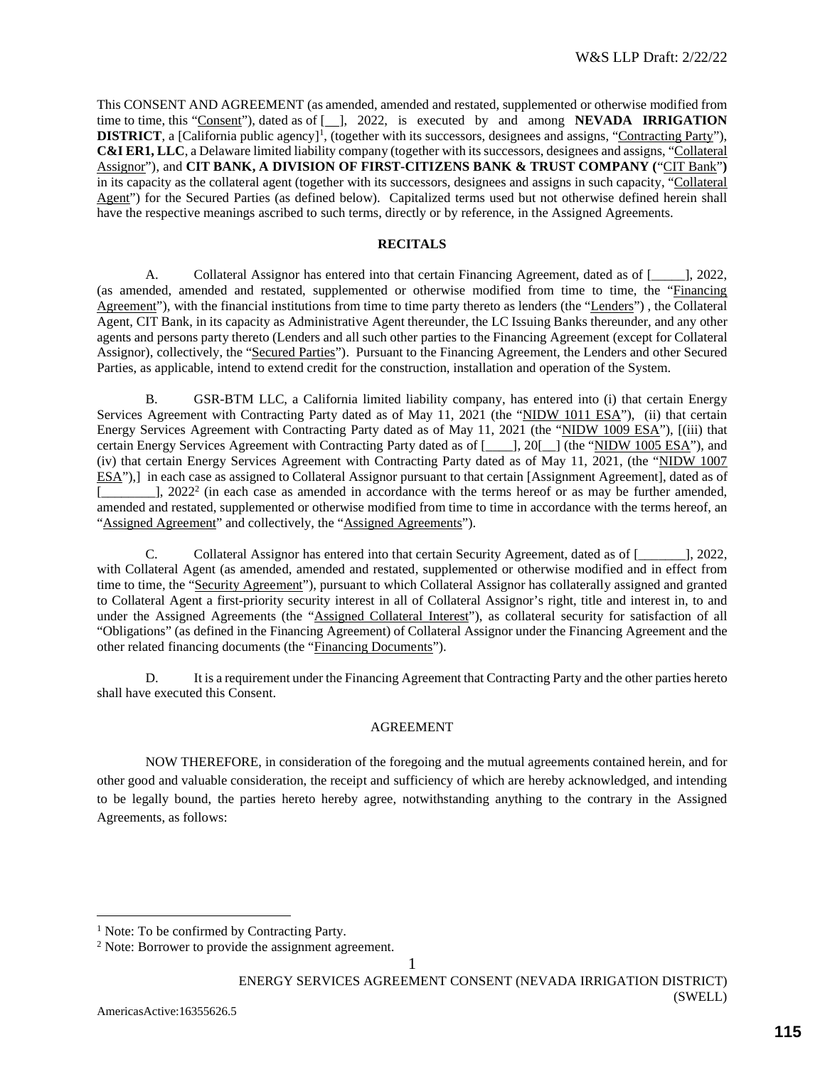This CONSENT AND AGREEMENT (as amended, amended and restated, supplemented or otherwise modified from time to time, this "Consent"), dated as of [__], 2022, is executed by and among **NEVADA IRRIGATION DISTRICT**, a [California public agency][1], (together with its successors, designees and assigns, "Contracting Party"), **C&I ER1, LLC**, a Delaware limited liability company (together with its successors, designees and assigns, "Collateral Assignor"), and **CIT BANK, A DIVISION OF FIRST-CITIZENS BANK & TRUST COMPANY (**"CIT Bank"**)** in its capacity as the collateral agent (together with its successors, designees and assigns in such capacity, "Collateral Agent") for the Secured Parties (as defined below). Capitalized terms used but not otherwise defined herein shall have the respective meanings ascribed to such terms, directly or by reference, in the Assigned Agreements.

## RECITALS

A. Collateral Assignor has entered into that certain Financing Agreement, dated as of [_____], 2022, (as amended, amended and restated, supplemented or otherwise modified from time to time, the "Financing Agreement"), with the financial institutions from time to time party thereto as lenders (the "Lenders") , the Collateral Agent, CIT Bank, in its capacity as Administrative Agent thereunder, the LC Issuing Banks thereunder, and any other agents and persons party thereto (Lenders and all such other parties to the Financing Agreement (except for Collateral Assignor), collectively, the "Secured Parties"). Pursuant to the Financing Agreement, the Lenders and other Secured Parties, as applicable, intend to extend credit for the construction, installation and operation of the System.

B. GSR-BTM LLC, a California limited liability company, has entered into (i) that certain Energy Services Agreement with Contracting Party dated as of May 11, 2021 (the "NIDW 1011 ESA"), (ii) that certain Energy Services Agreement with Contracting Party dated as of May 11, 2021 (the "NIDW 1009 ESA"), [(iii) that certain Energy Services Agreement with Contracting Party dated as of [____], 20[__] (the "NIDW 1005 ESA"), and (iv) that certain Energy Services Agreement with Contracting Party dated as of May 11, 2021, (the "NIDW 1007 ESA"),] in each case as assigned to Collateral Assignor pursuant to that certain [Assignment Agreement], dated as of [________], 2022[2] (in each case as amended in accordance with the terms hereof or as may be further amended, amended and restated, supplemented or otherwise modified from time to time in accordance with the terms hereof, an "Assigned Agreement" and collectively, the "Assigned Agreements").

C. Collateral Assignor has entered into that certain Security Agreement, dated as of [_______], 2022, with Collateral Agent (as amended, amended and restated, supplemented or otherwise modified and in effect from time to time, the "Security Agreement"), pursuant to which Collateral Assignor has collaterally assigned and granted to Collateral Agent a first-priority security interest in all of Collateral Assignor's right, title and interest in, to and under the Assigned Agreements (the "Assigned Collateral Interest"), as collateral security for satisfaction of all "Obligations" (as defined in the Financing Agreement) of Collateral Assignor under the Financing Agreement and the other related financing documents (the "Financing Documents").

D. It is a requirement under the Financing Agreement that Contracting Party and the other parties hereto shall have executed this Consent.

## AGREEMENT

NOW THEREFORE, in consideration of the foregoing and the mutual agreements contained herein, and for other good and valuable consideration, the receipt and sufficiency of which are hereby acknowledged, and intending to be legally bound, the parties hereto hereby agree, notwithstanding anything to the contrary in the Assigned Agreements, as follows:

---

[1] Note: To be confirmed by Contracting Party.

[2] Note: Borrower to provide the assignment agreement.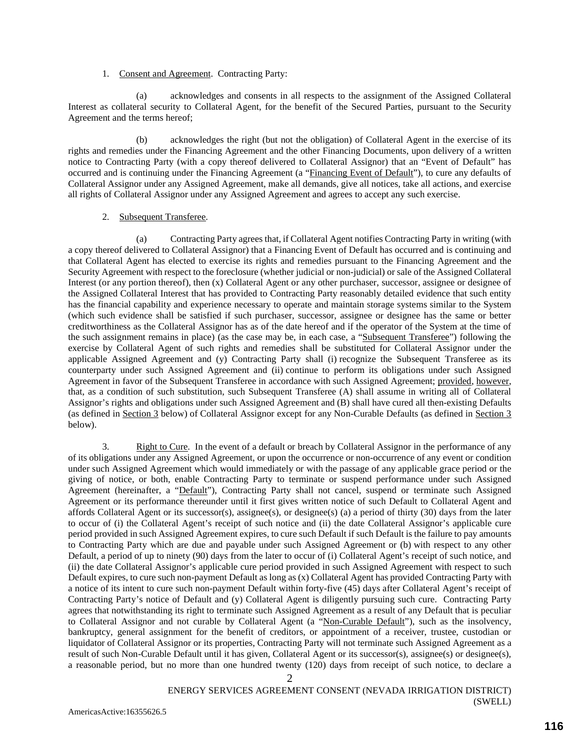1. Consent and Agreement. Contracting Party:

(a) acknowledges and consents in all respects to the assignment of the Assigned Collateral Interest as collateral security to Collateral Agent, for the benefit of the Secured Parties, pursuant to the Security Agreement and the terms hereof;

(b) acknowledges the right (but not the obligation) of Collateral Agent in the exercise of its rights and remedies under the Financing Agreement and the other Financing Documents, upon delivery of a written notice to Contracting Party (with a copy thereof delivered to Collateral Assignor) that an "Event of Default" has occurred and is continuing under the Financing Agreement (a "Financing Event of Default"), to cure any defaults of Collateral Assignor under any Assigned Agreement, make all demands, give all notices, take all actions, and exercise all rights of Collateral Assignor under any Assigned Agreement and agrees to accept any such exercise.

2. Subsequent Transferee.

(a) Contracting Party agrees that, if Collateral Agent notifies Contracting Party in writing (with a copy thereof delivered to Collateral Assignor) that a Financing Event of Default has occurred and is continuing and that Collateral Agent has elected to exercise its rights and remedies pursuant to the Financing Agreement and the Security Agreement with respect to the foreclosure (whether judicial or non-judicial) or sale of the Assigned Collateral Interest (or any portion thereof), then (x) Collateral Agent or any other purchaser, successor, assignee or designee of the Assigned Collateral Interest that has provided to Contracting Party reasonably detailed evidence that such entity has the financial capability and experience necessary to operate and maintain storage systems similar to the System (which such evidence shall be satisfied if such purchaser, successor, assignee or designee has the same or better creditworthiness as the Collateral Assignor has as of the date hereof and if the operator of the System at the time of the such assignment remains in place) (as the case may be, in each case, a "Subsequent Transferee") following the exercise by Collateral Agent of such rights and remedies shall be substituted for Collateral Assignor under the applicable Assigned Agreement and (y) Contracting Party shall (i) recognize the Subsequent Transferee as its counterparty under such Assigned Agreement and (ii) continue to perform its obligations under such Assigned Agreement in favor of the Subsequent Transferee in accordance with such Assigned Agreement; provided, however, that, as a condition of such substitution, such Subsequent Transferee (A) shall assume in writing all of Collateral Assignor's rights and obligations under such Assigned Agreement and (B) shall have cured all then-existing Defaults (as defined in Section 3 below) of Collateral Assignor except for any Non-Curable Defaults (as defined in Section 3 below).

3. Right to Cure. In the event of a default or breach by Collateral Assignor in the performance of any of its obligations under any Assigned Agreement, or upon the occurrence or non-occurrence of any event or condition under such Assigned Agreement which would immediately or with the passage of any applicable grace period or the giving of notice, or both, enable Contracting Party to terminate or suspend performance under such Assigned Agreement (hereinafter, a "Default"), Contracting Party shall not cancel, suspend or terminate such Assigned Agreement or its performance thereunder until it first gives written notice of such Default to Collateral Agent and affords Collateral Agent or its successor(s), assignee(s), or designee(s) (a) a period of thirty (30) days from the later to occur of (i) the Collateral Agent's receipt of such notice and (ii) the date Collateral Assignor's applicable cure period provided in such Assigned Agreement expires, to cure such Default if such Default is the failure to pay amounts to Contracting Party which are due and payable under such Assigned Agreement or (b) with respect to any other Default, a period of up to ninety (90) days from the later to occur of (i) Collateral Agent's receipt of such notice, and (ii) the date Collateral Assignor's applicable cure period provided in such Assigned Agreement with respect to such Default expires, to cure such non-payment Default as long as (x) Collateral Agent has provided Contracting Party with a notice of its intent to cure such non-payment Default within forty-five (45) days after Collateral Agent's receipt of Contracting Party's notice of Default and (y) Collateral Agent is diligently pursuing such cure. Contracting Party agrees that notwithstanding its right to terminate such Assigned Agreement as a result of any Default that is peculiar to Collateral Assignor and not curable by Collateral Agent (a "Non-Curable Default"), such as the insolvency, bankruptcy, general assignment for the benefit of creditors, or appointment of a receiver, trustee, custodian or liquidator of Collateral Assignor or its properties, Contracting Party will not terminate such Assigned Agreement as a result of such Non-Curable Default until it has given, Collateral Agent or its successor(s), assignee(s) or designee(s), a reasonable period, but no more than one hundred twenty (120) days from receipt of such notice, to declare a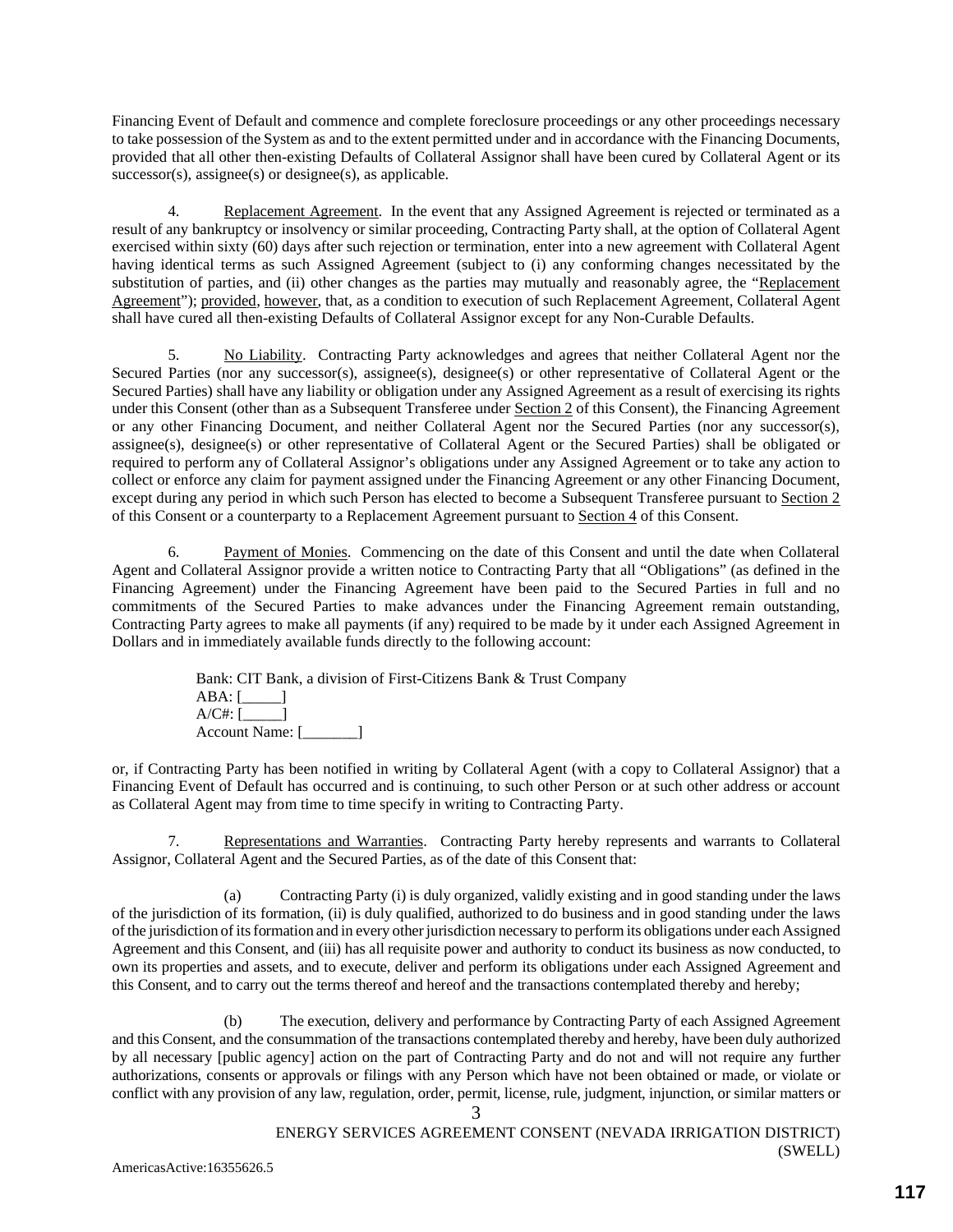Financing Event of Default and commence and complete foreclosure proceedings or any other proceedings necessary to take possession of the System as and to the extent permitted under and in accordance with the Financing Documents, provided that all other then-existing Defaults of Collateral Assignor shall have been cured by Collateral Agent or its successor(s), assignee(s) or designee(s), as applicable.

4. Replacement Agreement. In the event that any Assigned Agreement is rejected or terminated as a result of any bankruptcy or insolvency or similar proceeding, Contracting Party shall, at the option of Collateral Agent exercised within sixty (60) days after such rejection or termination, enter into a new agreement with Collateral Agent having identical terms as such Assigned Agreement (subject to (i) any conforming changes necessitated by the substitution of parties, and (ii) other changes as the parties may mutually and reasonably agree, the "Replacement Agreement"); provided, however, that, as a condition to execution of such Replacement Agreement, Collateral Agent shall have cured all then-existing Defaults of Collateral Assignor except for any Non-Curable Defaults.

5. No Liability. Contracting Party acknowledges and agrees that neither Collateral Agent nor the Secured Parties (nor any successor(s), assignee(s), designee(s) or other representative of Collateral Agent or the Secured Parties) shall have any liability or obligation under any Assigned Agreement as a result of exercising its rights under this Consent (other than as a Subsequent Transferee under Section 2 of this Consent), the Financing Agreement or any other Financing Document, and neither Collateral Agent nor the Secured Parties (nor any successor(s), assignee(s), designee(s) or other representative of Collateral Agent or the Secured Parties) shall be obligated or required to perform any of Collateral Assignor's obligations under any Assigned Agreement or to take any action to collect or enforce any claim for payment assigned under the Financing Agreement or any other Financing Document, except during any period in which such Person has elected to become a Subsequent Transferee pursuant to Section 2 of this Consent or a counterparty to a Replacement Agreement pursuant to Section 4 of this Consent.

6. Payment of Monies. Commencing on the date of this Consent and until the date when Collateral Agent and Collateral Assignor provide a written notice to Contracting Party that all "Obligations" (as defined in the Financing Agreement) under the Financing Agreement have been paid to the Secured Parties in full and no commitments of the Secured Parties to make advances under the Financing Agreement remain outstanding, Contracting Party agrees to make all payments (if any) required to be made by it under each Assigned Agreement in Dollars and in immediately available funds directly to the following account:

Bank: CIT Bank, a division of First-Citizens Bank & Trust Company
ABA: [_____]
A/C#: [_____]
Account Name: [_______]

or, if Contracting Party has been notified in writing by Collateral Agent (with a copy to Collateral Assignor) that a Financing Event of Default has occurred and is continuing, to such other Person or at such other address or account as Collateral Agent may from time to time specify in writing to Contracting Party.

7. Representations and Warranties. Contracting Party hereby represents and warrants to Collateral Assignor, Collateral Agent and the Secured Parties, as of the date of this Consent that:

(a) Contracting Party (i) is duly organized, validly existing and in good standing under the laws of the jurisdiction of its formation, (ii) is duly qualified, authorized to do business and in good standing under the laws of the jurisdiction of its formation and in every other jurisdiction necessary to perform its obligations under each Assigned Agreement and this Consent, and (iii) has all requisite power and authority to conduct its business as now conducted, to own its properties and assets, and to execute, deliver and perform its obligations under each Assigned Agreement and this Consent, and to carry out the terms thereof and hereof and the transactions contemplated thereby and hereby;

(b) The execution, delivery and performance by Contracting Party of each Assigned Agreement and this Consent, and the consummation of the transactions contemplated thereby and hereby, have been duly authorized by all necessary [public agency] action on the part of Contracting Party and do not and will not require any further authorizations, consents or approvals or filings with any Person which have not been obtained or made, or violate or conflict with any provision of any law, regulation, order, permit, license, rule, judgment, injunction, or similar matters or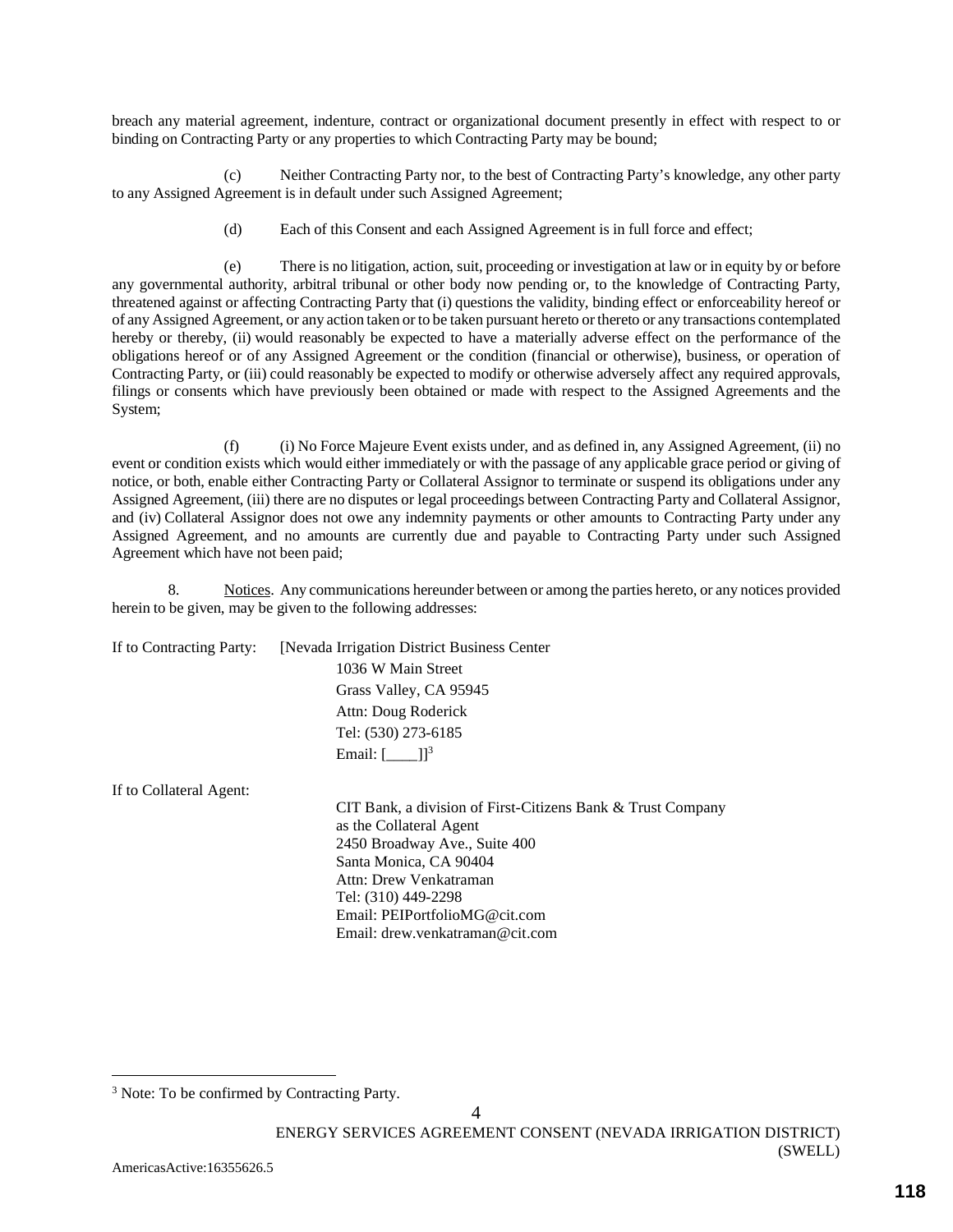breach any material agreement, indenture, contract or organizational document presently in effect with respect to or binding on Contracting Party or any properties to which Contracting Party may be bound;

(c) Neither Contracting Party nor, to the best of Contracting Party's knowledge, any other party to any Assigned Agreement is in default under such Assigned Agreement;

(d) Each of this Consent and each Assigned Agreement is in full force and effect;

(e) There is no litigation, action, suit, proceeding or investigation at law or in equity by or before any governmental authority, arbitral tribunal or other body now pending or, to the knowledge of Contracting Party, threatened against or affecting Contracting Party that (i) questions the validity, binding effect or enforceability hereof or of any Assigned Agreement, or any action taken or to be taken pursuant hereto or thereto or any transactions contemplated hereby or thereby, (ii) would reasonably be expected to have a materially adverse effect on the performance of the obligations hereof or of any Assigned Agreement or the condition (financial or otherwise), business, or operation of Contracting Party, or (iii) could reasonably be expected to modify or otherwise adversely affect any required approvals, filings or consents which have previously been obtained or made with respect to the Assigned Agreements and the System;

(f) (i) No Force Majeure Event exists under, and as defined in, any Assigned Agreement, (ii) no event or condition exists which would either immediately or with the passage of any applicable grace period or giving of notice, or both, enable either Contracting Party or Collateral Assignor to terminate or suspend its obligations under any Assigned Agreement, (iii) there are no disputes or legal proceedings between Contracting Party and Collateral Assignor, and (iv) Collateral Assignor does not owe any indemnity payments or other amounts to Contracting Party under any Assigned Agreement, and no amounts are currently due and payable to Contracting Party under such Assigned Agreement which have not been paid;

8. Notices. Any communications hereunder between or among the parties hereto, or any notices provided herein to be given, may be given to the following addresses:

If to Contracting Party: [Nevada Irrigation District Business Center
1036 W Main Street
Grass Valley, CA 95945
Attn: Doug Roderick
Tel: (530) 273-6185
Email: [____]][3]

If to Collateral Agent:
CIT Bank, a division of First-Citizens Bank & Trust Company
as the Collateral Agent
2450 Broadway Ave., Suite 400
Santa Monica, CA 90404
Attn: Drew Venkatraman
Tel: (310) 449-2298
Email: PEIPortfolioMG@cit.com
Email: drew.venkatraman@cit.com

[3] Note: To be confirmed by Contracting Party.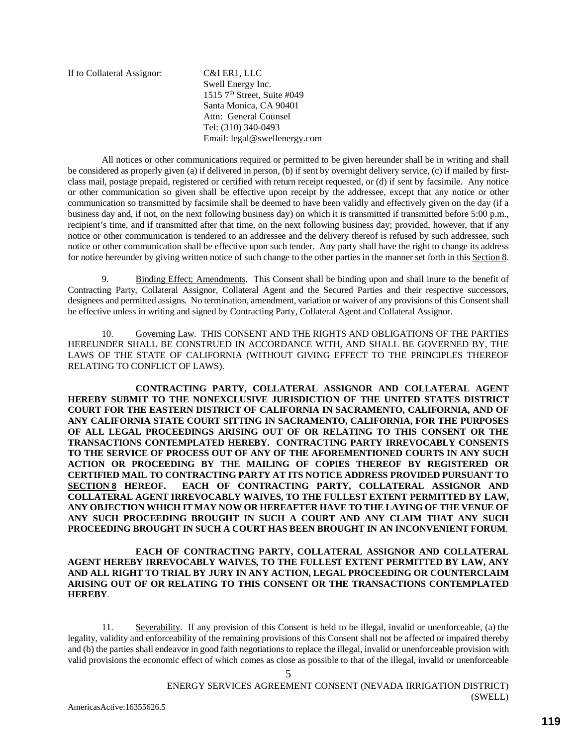If to Collateral Assignor: C&I ER1, LLC
Swell Energy Inc.
1515 7th Street, Suite #049
Santa Monica, CA 90401
Attn: General Counsel
Tel: (310) 340-0493
Email: legal@swellenergy.com

All notices or other communications required or permitted to be given hereunder shall be in writing and shall be considered as properly given (a) if delivered in person, (b) if sent by overnight delivery service, (c) if mailed by first-class mail, postage prepaid, registered or certified with return receipt requested, or (d) if sent by facsimile. Any notice or other communication so given shall be effective upon receipt by the addressee, except that any notice or other communication so transmitted by facsimile shall be deemed to have been validly and effectively given on the day (if a business day and, if not, on the next following business day) on which it is transmitted if transmitted before 5:00 p.m., recipient's time, and if transmitted after that time, on the next following business day; provided, however, that if any notice or other communication is tendered to an addressee and the delivery thereof is refused by such addressee, such notice or other communication shall be effective upon such tender. Any party shall have the right to change its address for notice hereunder by giving written notice of such change to the other parties in the manner set forth in this Section 8.

9. Binding Effect; Amendments. This Consent shall be binding upon and shall inure to the benefit of Contracting Party, Collateral Assignor, Collateral Agent and the Secured Parties and their respective successors, designees and permitted assigns. No termination, amendment, variation or waiver of any provisions of this Consent shall be effective unless in writing and signed by Contracting Party, Collateral Agent and Collateral Assignor.

10. Governing Law. THIS CONSENT AND THE RIGHTS AND OBLIGATIONS OF THE PARTIES HEREUNDER SHALL BE CONSTRUED IN ACCORDANCE WITH, AND SHALL BE GOVERNED BY, THE LAWS OF THE STATE OF CALIFORNIA (WITHOUT GIVING EFFECT TO THE PRINCIPLES THEREOF RELATING TO CONFLICT OF LAWS).

**CONTRACTING PARTY, COLLATERAL ASSIGNOR AND COLLATERAL AGENT HEREBY SUBMIT TO THE NONEXCLUSIVE JURISDICTION OF THE UNITED STATES DISTRICT COURT FOR THE EASTERN DISTRICT OF CALIFORNIA IN SACRAMENTO, CALIFORNIA, AND OF ANY CALIFORNIA STATE COURT SITTING IN SACRAMENTO, CALIFORNIA, FOR THE PURPOSES OF ALL LEGAL PROCEEDINGS ARISING OUT OF OR RELATING TO THIS CONSENT OR THE TRANSACTIONS CONTEMPLATED HEREBY. CONTRACTING PARTY IRREVOCABLY CONSENTS TO THE SERVICE OF PROCESS OUT OF ANY OF THE AFOREMENTIONED COURTS IN ANY SUCH ACTION OR PROCEEDING BY THE MAILING OF COPIES THEREOF BY REGISTERED OR CERTIFIED MAIL TO CONTRACTING PARTY AT ITS NOTICE ADDRESS PROVIDED PURSUANT TO SECTION 8 HEREOF. EACH OF CONTRACTING PARTY, COLLATERAL ASSIGNOR AND COLLATERAL AGENT IRREVOCABLY WAIVES, TO THE FULLEST EXTENT PERMITTED BY LAW, ANY OBJECTION WHICH IT MAY NOW OR HEREAFTER HAVE TO THE LAYING OF THE VENUE OF ANY SUCH PROCEEDING BROUGHT IN SUCH A COURT AND ANY CLAIM THAT ANY SUCH PROCEEDING BROUGHT IN SUCH A COURT HAS BEEN BROUGHT IN AN INCONVENIENT FORUM**.

**EACH OF CONTRACTING PARTY, COLLATERAL ASSIGNOR AND COLLATERAL AGENT HEREBY IRREVOCABLY WAIVES, TO THE FULLEST EXTENT PERMITTED BY LAW, ANY AND ALL RIGHT TO TRIAL BY JURY IN ANY ACTION, LEGAL PROCEEDING OR COUNTERCLAIM ARISING OUT OF OR RELATING TO THIS CONSENT OR THE TRANSACTIONS CONTEMPLATED HEREBY**.

11. Severability. If any provision of this Consent is held to be illegal, invalid or unenforceable, (a) the legality, validity and enforceability of the remaining provisions of this Consent shall not be affected or impaired thereby and (b) the parties shall endeavor in good faith negotiations to replace the illegal, invalid or unenforceable provision with valid provisions the economic effect of which comes as close as possible to that of the illegal, invalid or unenforceable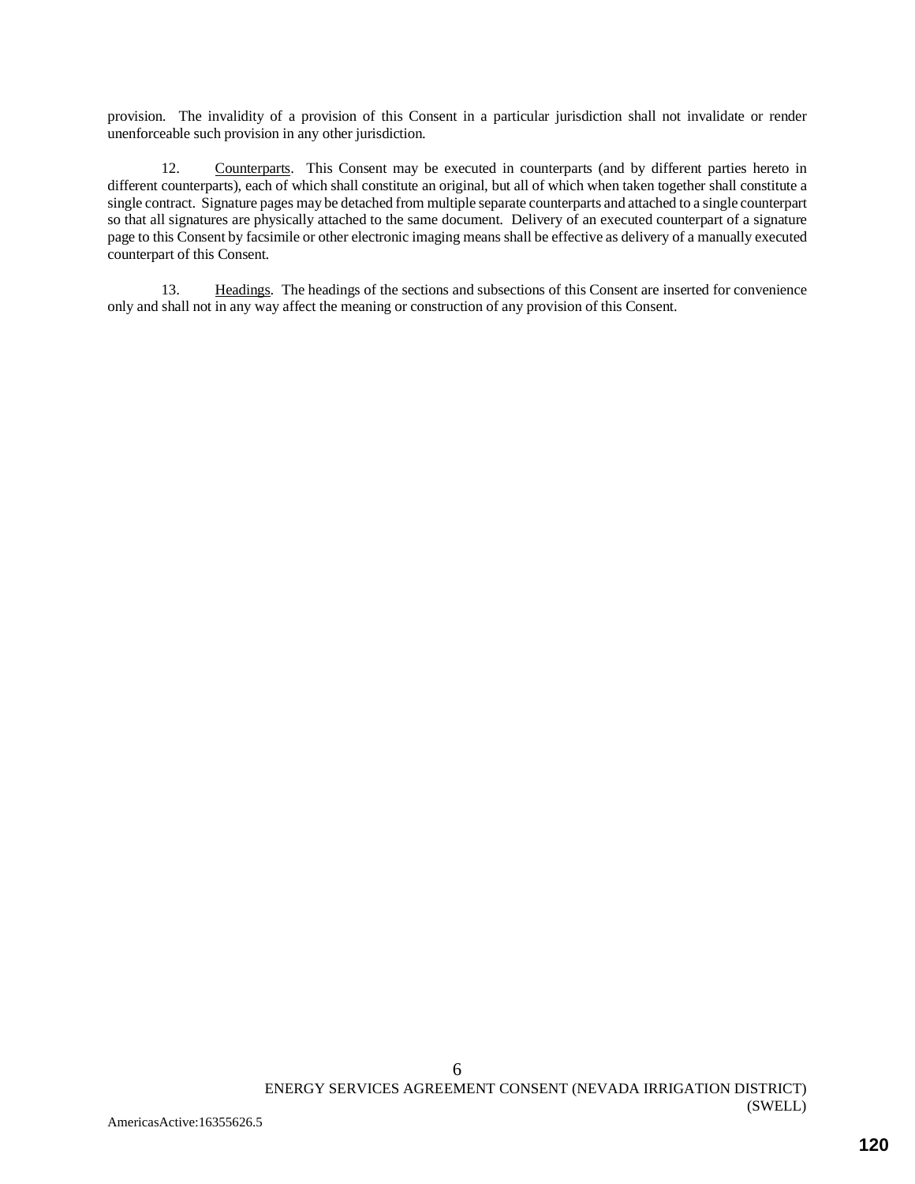provision. The invalidity of a provision of this Consent in a particular jurisdiction shall not invalidate or render unenforceable such provision in any other jurisdiction.

12. Counterparts. This Consent may be executed in counterparts (and by different parties hereto in different counterparts), each of which shall constitute an original, but all of which when taken together shall constitute a single contract. Signature pages may be detached from multiple separate counterparts and attached to a single counterpart so that all signatures are physically attached to the same document. Delivery of an executed counterpart of a signature page to this Consent by facsimile or other electronic imaging means shall be effective as delivery of a manually executed counterpart of this Consent.

13. Headings. The headings of the sections and subsections of this Consent are inserted for convenience only and shall not in any way affect the meaning or construction of any provision of this Consent.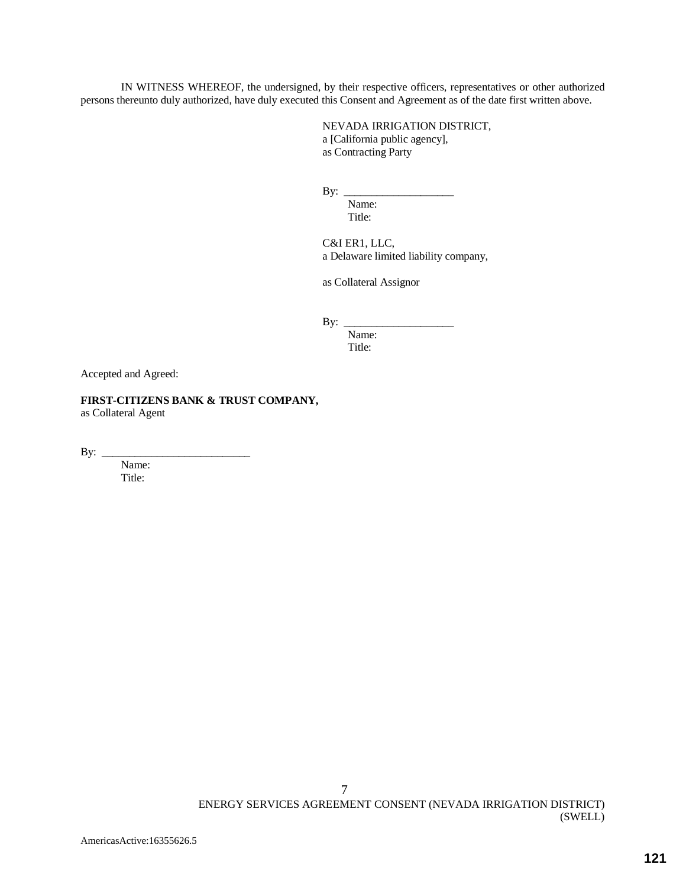IN WITNESS WHEREOF, the undersigned, by their respective officers, representatives or other authorized persons thereunto duly authorized, have duly executed this Consent and Agreement as of the date first written above.

NEVADA IRRIGATION DISTRICT,
a [California public agency],
as Contracting Party

By: ____________________
Name:
Title:

C&I ER1, LLC,
a Delaware limited liability company,

as Collateral Assignor

By: ____________________
Name:
Title:

Accepted and Agreed:

**FIRST-CITIZENS BANK & TRUST COMPANY,**
as Collateral Agent

By: ___________________________
Name:
Title:

ENERGY SERVICES AGREEMENT CONSENT (NEVADA IRRIGATION DISTRICT)
(SWELL)

AmericasActive:16355626.5